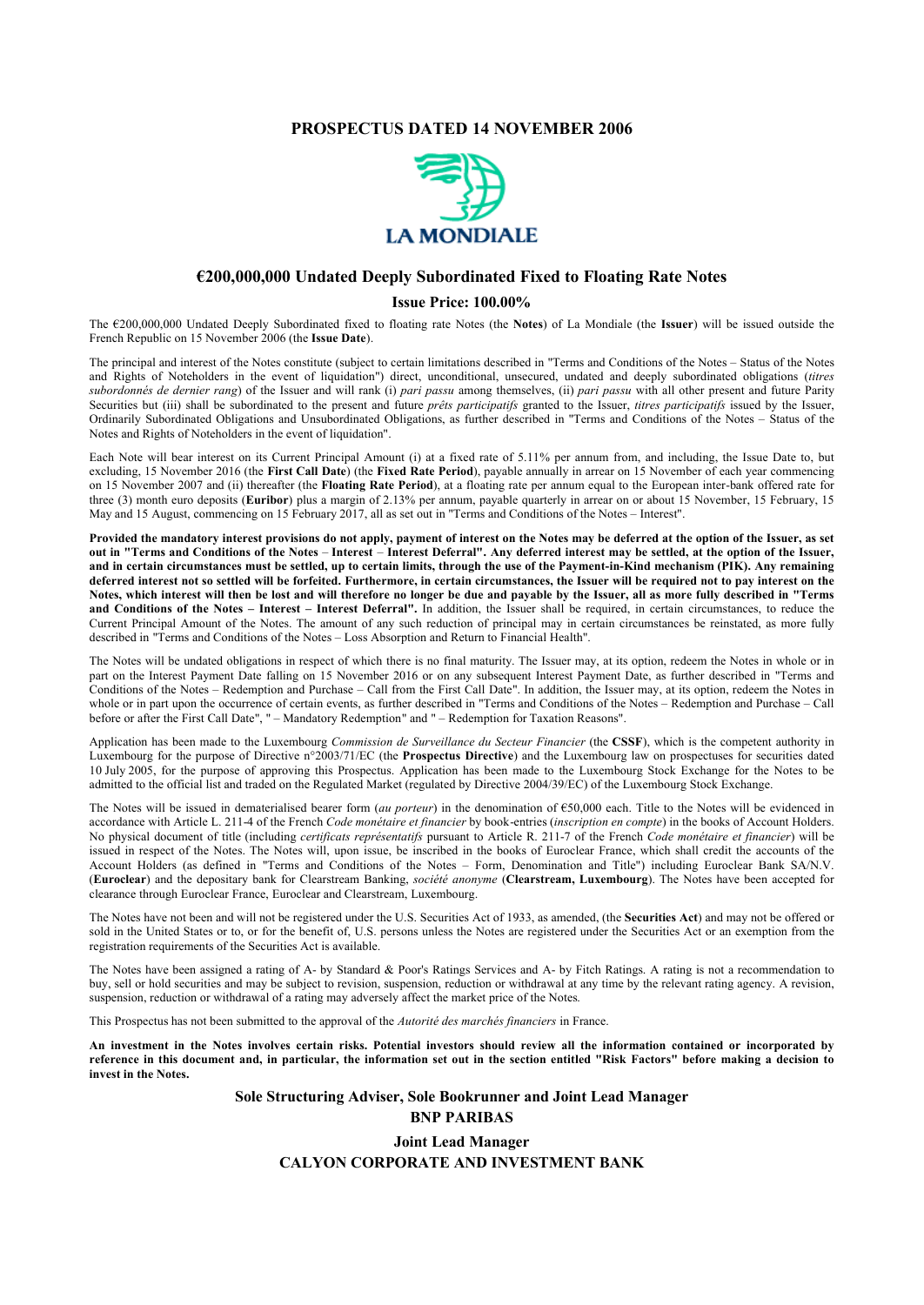# PROSPECTUS DATED 14 NOVEMBER 2006

LA MONDIALE

## €200,000,000 Undated Deeply Subordinated Fixed to Floating Rate Notes

### Issue Price: 100.00%

The €200,000,000 Undated Deeply Subordinated fixed to floating rate Notes (the **Notes**) of La Mondiale (the **Issuer**) will be issued outside the French Republic on 15 November 2006 (the **Issue Date**).

The principal and interest of the Notes constitute (subject to certain limitations described in "Terms and Conditions of the Notes – Status of the Notes and Rights of Noteholders in the event of liquidation") direct, unconditional, unsecured, undated and deeply subordinated obligations (*titres subordonnés de dernier rang*) of the Issuer and will rank (i) *pari passu* among themselves, (ii) *pari passu* with all other present and future Parity Securities but (iii) shall be subordinated to the present and future *prêts participatifs* granted to the Issuer, *titres participatifs* issued by the Issuer, Ordinarily Subordinated Obligations and Unsubordinated Obligations, as further described in "Terms and Conditions of the Notes – Status of the Notes and Rights of Noteholders in the event of liquidation".

Each Note will bear interest on its Current Principal Amount (i) at a fixed rate of 5.11% per annum from, and including, the Issue Date to, but excluding, 15 November 2016 (the **First Call Date**) (the **Fixed Rate Period**), payable annually in arrear on 15 November of each year commencing on 15 November 2007 and (ii) thereafter (the **Floating Rate Period**), at a floating rate per annum equal to the European inter-bank offered rate for three (3) month euro deposits (**Euribor**) plus a margin of 2.13% per annum, payable quarterly in arrear on or about 15 November, 15 February, 15 May and 15 August, commencing on 15 February 2017, all as set out in "Terms and Conditions of the Notes – Interest".

**Provided the mandatory interest provisions do not apply, payment of interest on the Notes may be deferred at the option of the Issuer, as set out in "Terms and Conditions of the Notes – Interest – Interest Deferral". Any deferred interest may be settled, at the option of the Issuer, and in certain circumstances must be settled, up to certain limits, through the use of the Payment-in-Kind mechanism (PIK). Any remaining deferred interest not so settled will be forfeited. Furthermore, in certain circumstances, the Issuer will be required not to pay interest on the Notes, which interest will then be lost and will therefore no longer be due and payable by the Issuer, all as more fully described in "Terms and Conditions of the Notes – Interest – Interest Deferral".** In addition, the Issuer shall be required, in certain circumstances, to reduce the Current Principal Amount of the Notes. The amount of any such reduction of principal may in certain circumstances be reinstated, as more fully described in "Terms and Conditions of the Notes – Loss Absorption and Return to Financial Health".

The Notes will be undated obligations in respect of which there is no final maturity. The Issuer may, at its option, redeem the Notes in whole or in part on the Interest Payment Date falling on 15 November 2016 or on any subsequent Interest Payment Date, as further described in "Terms and Conditions of the Notes – Redemption and Purchase – Call from the First Call Date". In addition, the Issuer may, at its option, redeem the Notes in whole or in part upon the occurrence of certain events, as further described in "Terms and Conditions of the Notes – Redemption and Purchase – Call before or after the First Call Date", " – Mandatory Redemption" and " – Redemption for Taxation Reasons".

Application has been made to the Luxembourg *Commission de Surveillance du Secteur Financier* (the **CSSF**), which is the competent authority in Luxembourg for the purpose of Directive n°2003/71/EC (the **Prospectus Directive**) and the Luxembourg law on prospectuses for securities dated 10 July 2005, for the purpose of approving this Prospectus. Application has been made to the Luxembourg Stock Exchange for the Notes to be admitted to the official list and traded on the Regulated Market (regulated by Directive 2004/39/EC) of the Luxembourg Stock Exchange.

The Notes will be issued in dematerialised bearer form (*au porteur*) in the denomination of €50,000 each. Title to the Notes will be evidenced in accordance with Article L. 211-4 of the French *Code monétaire et financier* by book-entries (*inscription en compte*) in the books of Account Holders. No physical document of title (including *certificats représentatifs* pursuant to Article R. 211-7 of the French *Code monétaire et financier*) will be issued in respect of the Notes. The Notes will, upon issue, be inscribed in the books of Euroclear France, which shall credit the accounts of the Account Holders (as defined in "Terms and Conditions of the Notes – Form, Denomination and Title") including Euroclear Bank SA/N.V. (**Euroclear**) and the depositary bank for Clearstream Banking, *société anonyme* (**Clearstream, Luxembourg**). The Notes have been accepted for clearance through Euroclear France, Euroclear and Clearstream, Luxembourg.

The Notes have not been and will not be registered under the U.S. Securities Act of 1933, as amended, (the **Securities Act**) and may not be offered or sold in the United States or to, or for the benefit of, U.S. persons unless the Notes are registered under the Securities Act or an exemption from the registration requirements of the Securities Act is available.

The Notes have been assigned a rating of A- by Standard & Poor's Ratings Services and A- by Fitch Ratings. A rating is not a recommendation to buy, sell or hold securities and may be subject to revision, suspension, reduction or withdrawal at any time by the relevant rating agency. A revision, suspension, reduction or withdrawal of a rating may adversely affect the market price of the Notes.

This Prospectus has not been submitted to the approval of the *Autorité des marchés financiers* in France.

**An investment in the Notes involves certain risks. Potential investors should review all the information contained or incorporated by reference in this document and, in particular, the information set out in the section entitled "Risk Factors" before making a decision to invest in the Notes.**

**Sole Structuring Adviser, Sole Bookrunner and Joint Lead Manager**
**BNP PARIBAS**

**Joint Lead Manager**
**CALYON CORPORATE AND INVESTMENT BANK**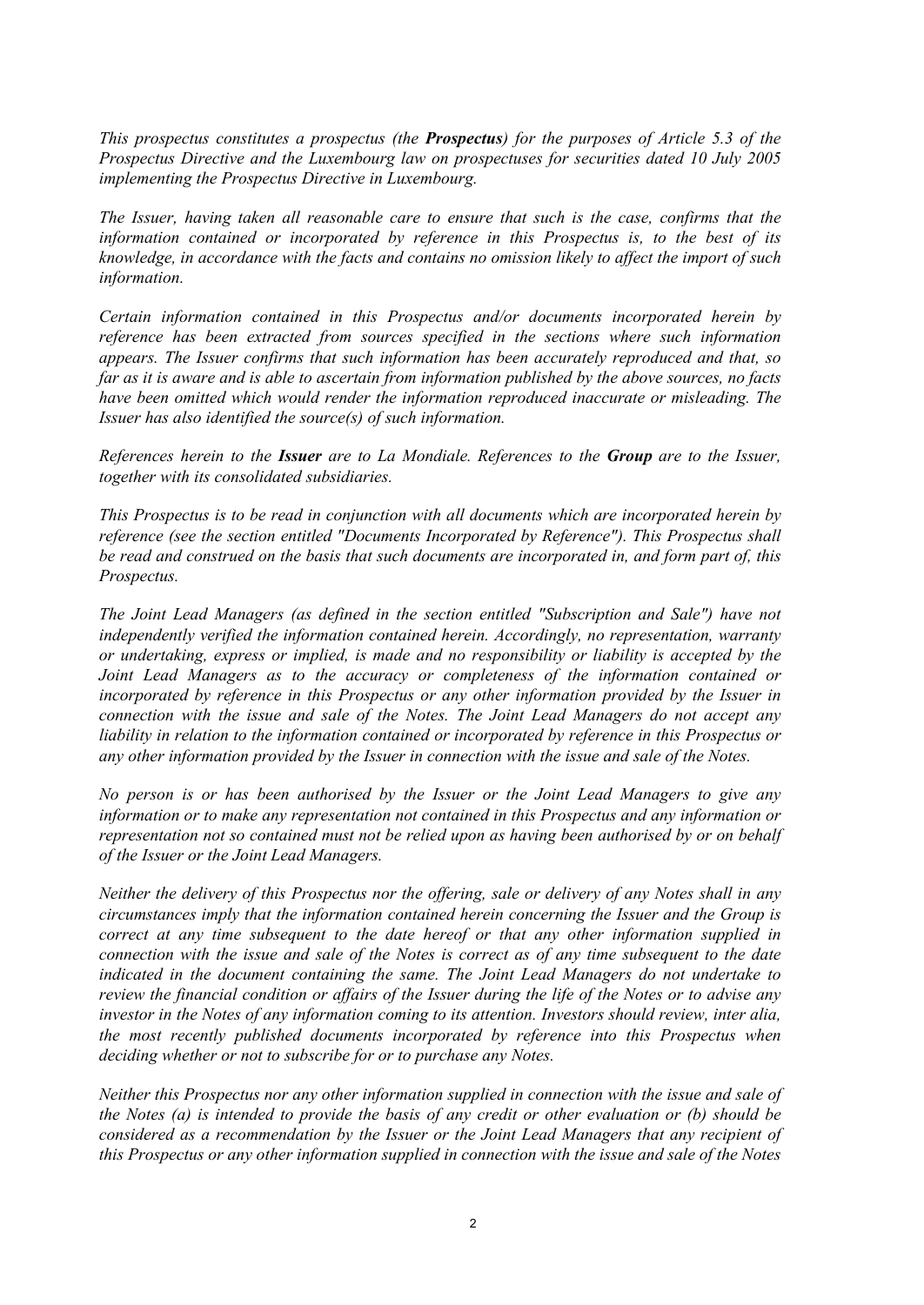*This prospectus constitutes a prospectus (the* ***Prospectus****) for the purposes of Article 5.3 of the Prospectus Directive and the Luxembourg law on prospectuses for securities dated 10 July 2005 implementing the Prospectus Directive in Luxembourg.*

*The Issuer, having taken all reasonable care to ensure that such is the case, confirms that the information contained or incorporated by reference in this Prospectus is, to the best of its knowledge, in accordance with the facts and contains no omission likely to affect the import of such information.*

*Certain information contained in this Prospectus and/or documents incorporated herein by reference has been extracted from sources specified in the sections where such information appears. The Issuer confirms that such information has been accurately reproduced and that, so far as it is aware and is able to ascertain from information published by the above sources, no facts have been omitted which would render the information reproduced inaccurate or misleading. The Issuer has also identified the source(s) of such information.*

*References herein to the* ***Issuer*** *are to La Mondiale. References to the* ***Group*** *are to the Issuer, together with its consolidated subsidiaries.*

*This Prospectus is to be read in conjunction with all documents which are incorporated herein by reference (see the section entitled "Documents Incorporated by Reference"). This Prospectus shall be read and construed on the basis that such documents are incorporated in, and form part of, this Prospectus.*

*The Joint Lead Managers (as defined in the section entitled "Subscription and Sale") have not independently verified the information contained herein. Accordingly, no representation, warranty or undertaking, express or implied, is made and no responsibility or liability is accepted by the Joint Lead Managers as to the accuracy or completeness of the information contained or incorporated by reference in this Prospectus or any other information provided by the Issuer in connection with the issue and sale of the Notes. The Joint Lead Managers do not accept any liability in relation to the information contained or incorporated by reference in this Prospectus or any other information provided by the Issuer in connection with the issue and sale of the Notes.*

*No person is or has been authorised by the Issuer or the Joint Lead Managers to give any information or to make any representation not contained in this Prospectus and any information or representation not so contained must not be relied upon as having been authorised by or on behalf of the Issuer or the Joint Lead Managers.*

*Neither the delivery of this Prospectus nor the offering, sale or delivery of any Notes shall in any circumstances imply that the information contained herein concerning the Issuer and the Group is correct at any time subsequent to the date hereof or that any other information supplied in connection with the issue and sale of the Notes is correct as of any time subsequent to the date indicated in the document containing the same. The Joint Lead Managers do not undertake to review the financial condition or affairs of the Issuer during the life of the Notes or to advise any investor in the Notes of any information coming to its attention. Investors should review, inter alia, the most recently published documents incorporated by reference into this Prospectus when deciding whether or not to subscribe for or to purchase any Notes.*

*Neither this Prospectus nor any other information supplied in connection with the issue and sale of the Notes (a) is intended to provide the basis of any credit or other evaluation or (b) should be considered as a recommendation by the Issuer or the Joint Lead Managers that any recipient of this Prospectus or any other information supplied in connection with the issue and sale of the Notes*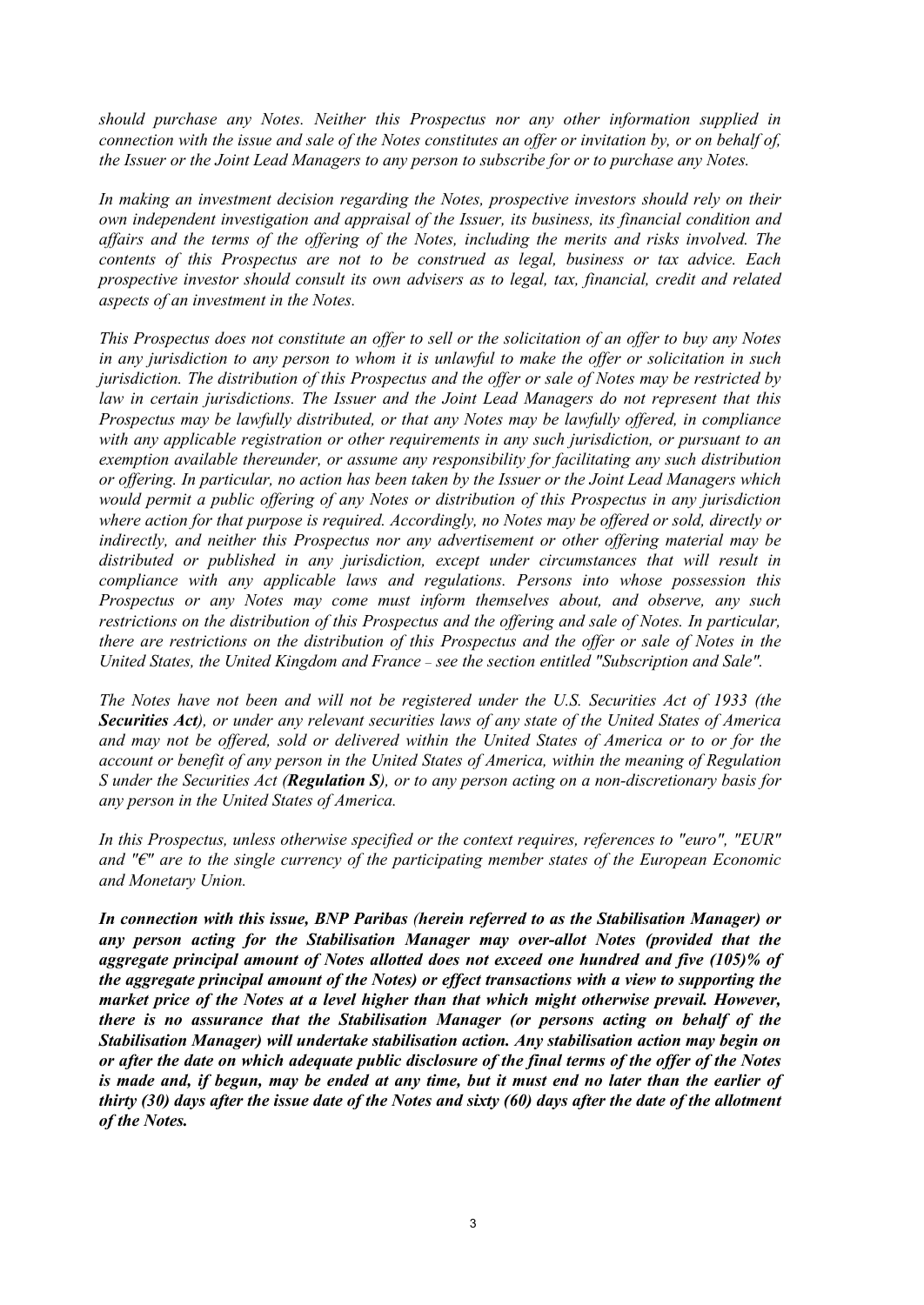*should purchase any Notes. Neither this Prospectus nor any other information supplied in connection with the issue and sale of the Notes constitutes an offer or invitation by, or on behalf of, the Issuer or the Joint Lead Managers to any person to subscribe for or to purchase any Notes.*

*In making an investment decision regarding the Notes, prospective investors should rely on their own independent investigation and appraisal of the Issuer, its business, its financial condition and affairs and the terms of the offering of the Notes, including the merits and risks involved. The contents of this Prospectus are not to be construed as legal, business or tax advice. Each prospective investor should consult its own advisers as to legal, tax, financial, credit and related aspects of an investment in the Notes.*

*This Prospectus does not constitute an offer to sell or the solicitation of an offer to buy any Notes in any jurisdiction to any person to whom it is unlawful to make the offer or solicitation in such jurisdiction. The distribution of this Prospectus and the offer or sale of Notes may be restricted by law in certain jurisdictions. The Issuer and the Joint Lead Managers do not represent that this Prospectus may be lawfully distributed, or that any Notes may be lawfully offered, in compliance with any applicable registration or other requirements in any such jurisdiction, or pursuant to an exemption available thereunder, or assume any responsibility for facilitating any such distribution or offering. In particular, no action has been taken by the Issuer or the Joint Lead Managers which would permit a public offering of any Notes or distribution of this Prospectus in any jurisdiction where action for that purpose is required. Accordingly, no Notes may be offered or sold, directly or indirectly, and neither this Prospectus nor any advertisement or other offering material may be distributed or published in any jurisdiction, except under circumstances that will result in compliance with any applicable laws and regulations. Persons into whose possession this Prospectus or any Notes may come must inform themselves about, and observe, any such restrictions on the distribution of this Prospectus and the offering and sale of Notes. In particular, there are restrictions on the distribution of this Prospectus and the offer or sale of Notes in the United States, the United Kingdom and France – see the section entitled "Subscription and Sale".*

*The Notes have not been and will not be registered under the U.S. Securities Act of 1933 (the* ***Securities Act****), or under any relevant securities laws of any state of the United States of America and may not be offered, sold or delivered within the United States of America or to or for the account or benefit of any person in the United States of America, within the meaning of Regulation S under the Securities Act (****Regulation S****), or to any person acting on a non-discretionary basis for any person in the United States of America.*

*In this Prospectus, unless otherwise specified or the context requires, references to "euro", "EUR" and "€" are to the single currency of the participating member states of the European Economic and Monetary Union.*

***In connection with this issue, BNP Paribas (herein referred to as the Stabilisation Manager) or any person acting for the Stabilisation Manager may over-allot Notes (provided that the aggregate principal amount of Notes allotted does not exceed one hundred and five (105)% of the aggregate principal amount of the Notes) or effect transactions with a view to supporting the market price of the Notes at a level higher than that which might otherwise prevail. However, there is no assurance that the Stabilisation Manager (or persons acting on behalf of the Stabilisation Manager) will undertake stabilisation action. Any stabilisation action may begin on or after the date on which adequate public disclosure of the final terms of the offer of the Notes is made and, if begun, may be ended at any time, but it must end no later than the earlier of thirty (30) days after the issue date of the Notes and sixty (60) days after the date of the allotment of the Notes.***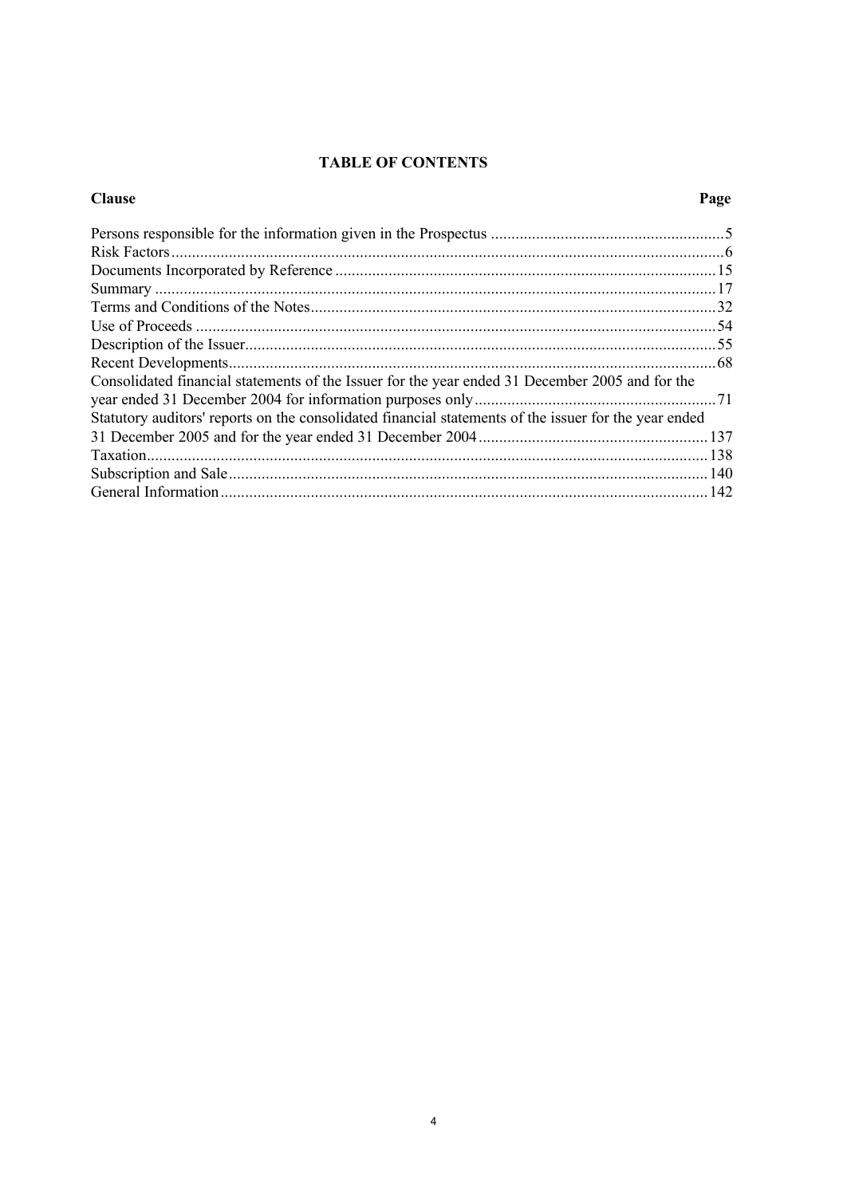# TABLE OF CONTENTS

| Clause | Page |
|---|---|
| Persons responsible for the information given in the Prospectus | 5 |
| Risk Factors | 6 |
| Documents Incorporated by Reference | 15 |
| Summary | 17 |
| Terms and Conditions of the Notes | 32 |
| Use of Proceeds | 54 |
| Description of the Issuer | 55 |
| Recent Developments | 68 |
| Consolidated financial statements of the Issuer for the year ended 31 December 2005 and for the year ended 31 December 2004 for information purposes only | 71 |
| Statutory auditors' reports on the consolidated financial statements of the issuer for the year ended 31 December 2005 and for the year ended 31 December 2004 | 137 |
| Taxation | 138 |
| Subscription and Sale | 140 |
| General Information | 142 |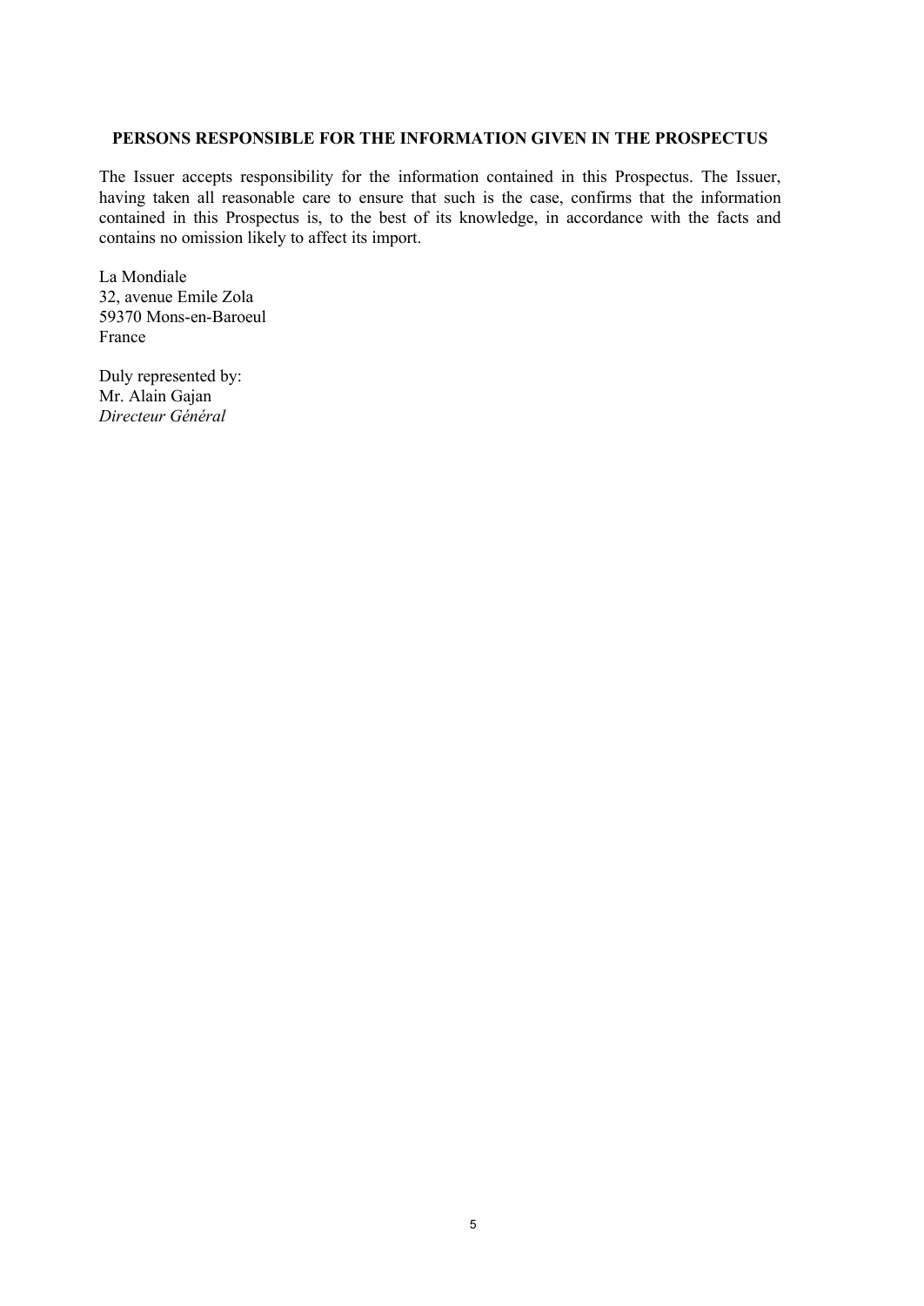## PERSONS RESPONSIBLE FOR THE INFORMATION GIVEN IN THE PROSPECTUS

The Issuer accepts responsibility for the information contained in this Prospectus. The Issuer, having taken all reasonable care to ensure that such is the case, confirms that the information contained in this Prospectus is, to the best of its knowledge, in accordance with the facts and contains no omission likely to affect its import.

La Mondiale
32, avenue Emile Zola
59370 Mons-en-Baroeul
France

Duly represented by:
Mr. Alain Gajan
*Directeur Général*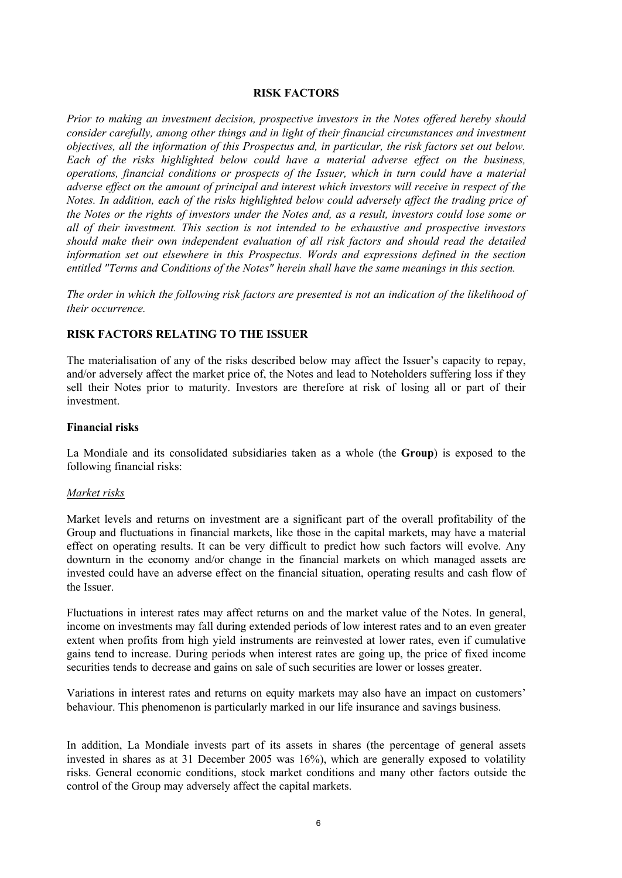# RISK FACTORS

*Prior to making an investment decision, prospective investors in the Notes offered hereby should consider carefully, among other things and in light of their financial circumstances and investment objectives, all the information of this Prospectus and, in particular, the risk factors set out below. Each of the risks highlighted below could have a material adverse effect on the business, operations, financial conditions or prospects of the Issuer, which in turn could have a material adverse effect on the amount of principal and interest which investors will receive in respect of the Notes. In addition, each of the risks highlighted below could adversely affect the trading price of the Notes or the rights of investors under the Notes and, as a result, investors could lose some or all of their investment. This section is not intended to be exhaustive and prospective investors should make their own independent evaluation of all risk factors and should read the detailed information set out elsewhere in this Prospectus. Words and expressions defined in the section entitled "Terms and Conditions of the Notes" herein shall have the same meanings in this section.*

*The order in which the following risk factors are presented is not an indication of the likelihood of their occurrence.*

## RISK FACTORS RELATING TO THE ISSUER

The materialisation of any of the risks described below may affect the Issuer's capacity to repay, and/or adversely affect the market price of, the Notes and lead to Noteholders suffering loss if they sell their Notes prior to maturity. Investors are therefore at risk of losing all or part of their investment.

### Financial risks

La Mondiale and its consolidated subsidiaries taken as a whole (the **Group**) is exposed to the following financial risks:

#### *Market risks*

Market levels and returns on investment are a significant part of the overall profitability of the Group and fluctuations in financial markets, like those in the capital markets, may have a material effect on operating results. It can be very difficult to predict how such factors will evolve. Any downturn in the economy and/or change in the financial markets on which managed assets are invested could have an adverse effect on the financial situation, operating results and cash flow of the Issuer.

Fluctuations in interest rates may affect returns on and the market value of the Notes. In general, income on investments may fall during extended periods of low interest rates and to an even greater extent when profits from high yield instruments are reinvested at lower rates, even if cumulative gains tend to increase. During periods when interest rates are going up, the price of fixed income securities tends to decrease and gains on sale of such securities are lower or losses greater.

Variations in interest rates and returns on equity markets may also have an impact on customers' behaviour. This phenomenon is particularly marked in our life insurance and savings business.

In addition, La Mondiale invests part of its assets in shares (the percentage of general assets invested in shares as at 31 December 2005 was 16%), which are generally exposed to volatility risks. General economic conditions, stock market conditions and many other factors outside the control of the Group may adversely affect the capital markets.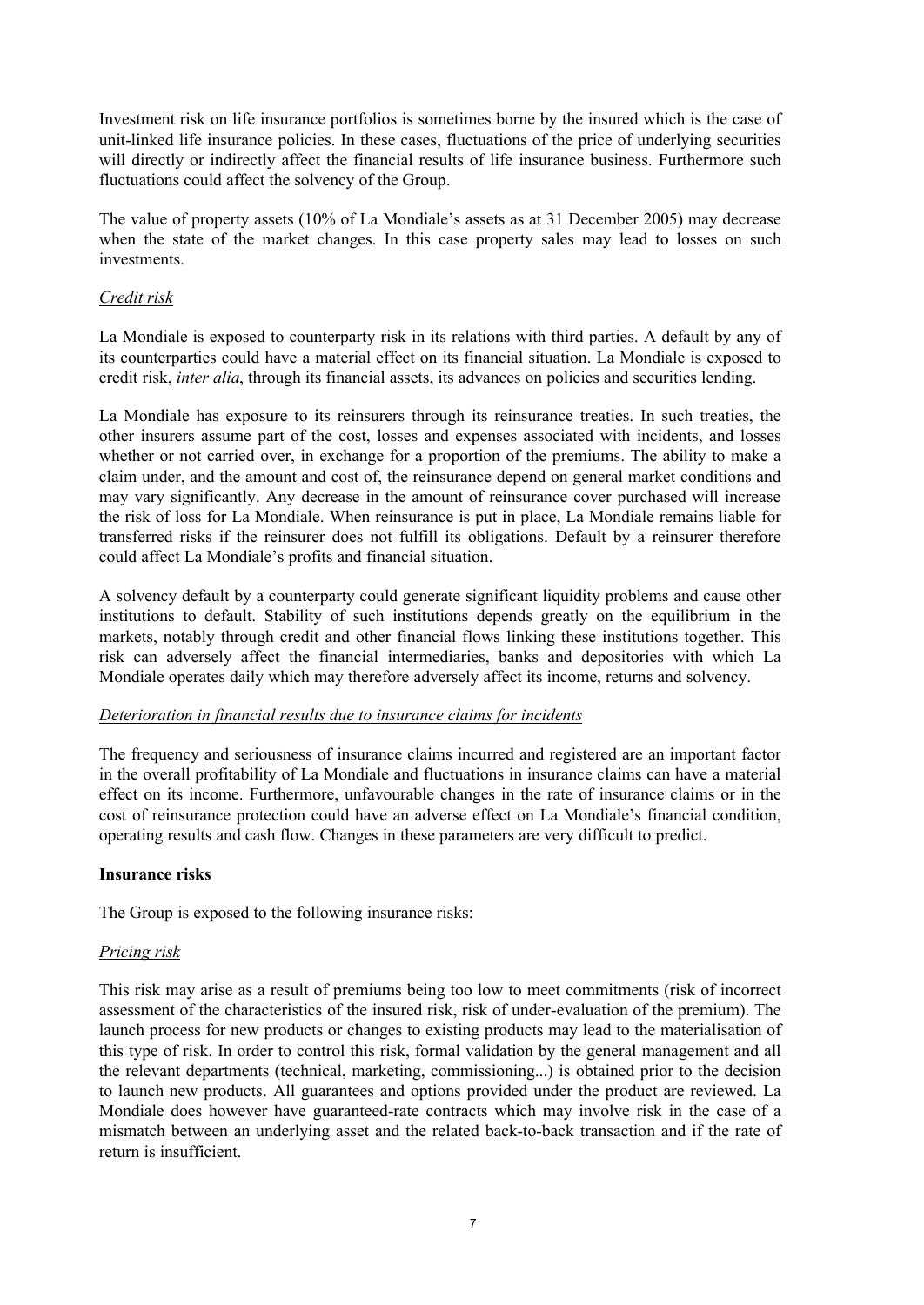Investment risk on life insurance portfolios is sometimes borne by the insured which is the case of unit-linked life insurance policies. In these cases, fluctuations of the price of underlying securities will directly or indirectly affect the financial results of life insurance business. Furthermore such fluctuations could affect the solvency of the Group.

The value of property assets (10% of La Mondiale's assets as at 31 December 2005) may decrease when the state of the market changes. In this case property sales may lead to losses on such investments.

*Credit risk*

La Mondiale is exposed to counterparty risk in its relations with third parties. A default by any of its counterparties could have a material effect on its financial situation. La Mondiale is exposed to credit risk, *inter alia*, through its financial assets, its advances on policies and securities lending.

La Mondiale has exposure to its reinsurers through its reinsurance treaties. In such treaties, the other insurers assume part of the cost, losses and expenses associated with incidents, and losses whether or not carried over, in exchange for a proportion of the premiums. The ability to make a claim under, and the amount and cost of, the reinsurance depend on general market conditions and may vary significantly. Any decrease in the amount of reinsurance cover purchased will increase the risk of loss for La Mondiale. When reinsurance is put in place, La Mondiale remains liable for transferred risks if the reinsurer does not fulfill its obligations. Default by a reinsurer therefore could affect La Mondiale's profits and financial situation.

A solvency default by a counterparty could generate significant liquidity problems and cause other institutions to default. Stability of such institutions depends greatly on the equilibrium in the markets, notably through credit and other financial flows linking these institutions together. This risk can adversely affect the financial intermediaries, banks and depositories with which La Mondiale operates daily which may therefore adversely affect its income, returns and solvency.

*Deterioration in financial results due to insurance claims for incidents*

The frequency and seriousness of insurance claims incurred and registered are an important factor in the overall profitability of La Mondiale and fluctuations in insurance claims can have a material effect on its income. Furthermore, unfavourable changes in the rate of insurance claims or in the cost of reinsurance protection could have an adverse effect on La Mondiale's financial condition, operating results and cash flow. Changes in these parameters are very difficult to predict.

**Insurance risks**

The Group is exposed to the following insurance risks:

*Pricing risk*

This risk may arise as a result of premiums being too low to meet commitments (risk of incorrect assessment of the characteristics of the insured risk, risk of under-evaluation of the premium). The launch process for new products or changes to existing products may lead to the materialisation of this type of risk. In order to control this risk, formal validation by the general management and all the relevant departments (technical, marketing, commissioning...) is obtained prior to the decision to launch new products. All guarantees and options provided under the product are reviewed. La Mondiale does however have guaranteed-rate contracts which may involve risk in the case of a mismatch between an underlying asset and the related back-to-back transaction and if the rate of return is insufficient.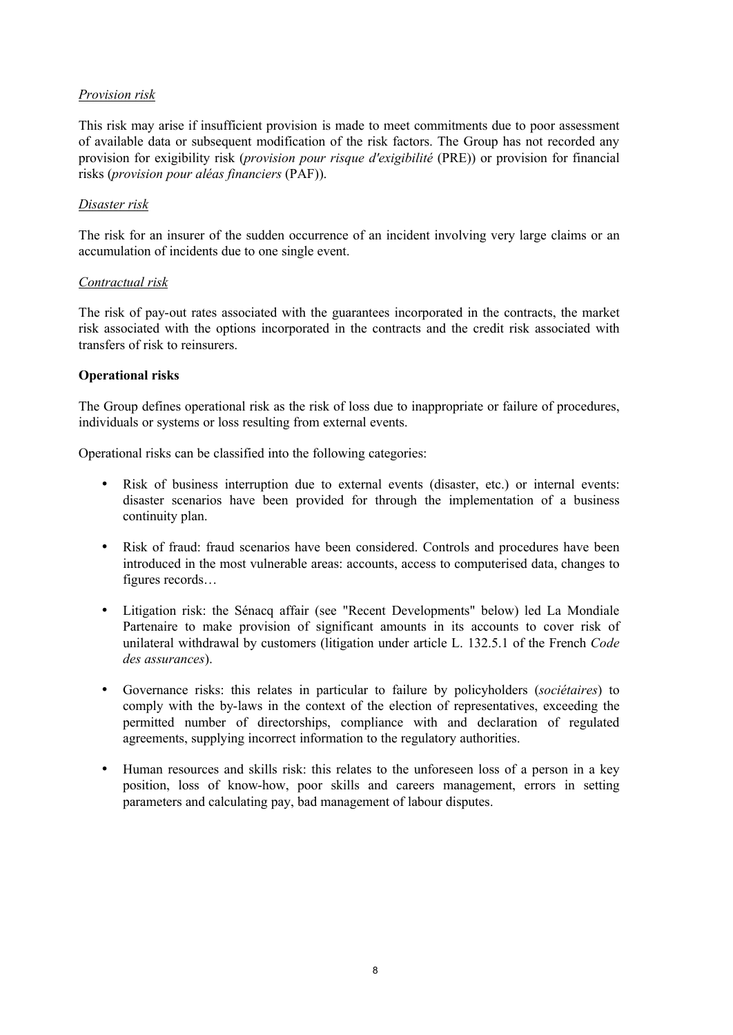*Provision risk*

This risk may arise if insufficient provision is made to meet commitments due to poor assessment of available data or subsequent modification of the risk factors. The Group has not recorded any provision for exigibility risk (*provision pour risque d'exigibilité* (PRE)) or provision for financial risks (*provision pour aléas financiers* (PAF)).

*Disaster risk*

The risk for an insurer of the sudden occurrence of an incident involving very large claims or an accumulation of incidents due to one single event.

*Contractual risk*

The risk of pay-out rates associated with the guarantees incorporated in the contracts, the market risk associated with the options incorporated in the contracts and the credit risk associated with transfers of risk to reinsurers.

**Operational risks**

The Group defines operational risk as the risk of loss due to inappropriate or failure of procedures, individuals or systems or loss resulting from external events.

Operational risks can be classified into the following categories:

- Risk of business interruption due to external events (disaster, etc.) or internal events: disaster scenarios have been provided for through the implementation of a business continuity plan.
- Risk of fraud: fraud scenarios have been considered. Controls and procedures have been introduced in the most vulnerable areas: accounts, access to computerised data, changes to figures records…
- Litigation risk: the Sénacq affair (see "Recent Developments" below) led La Mondiale Partenaire to make provision of significant amounts in its accounts to cover risk of unilateral withdrawal by customers (litigation under article L. 132.5.1 of the French *Code des assurances*).
- Governance risks: this relates in particular to failure by policyholders (*sociétaires*) to comply with the by-laws in the context of the election of representatives, exceeding the permitted number of directorships, compliance with and declaration of regulated agreements, supplying incorrect information to the regulatory authorities.
- Human resources and skills risk: this relates to the unforeseen loss of a person in a key position, loss of know-how, poor skills and careers management, errors in setting parameters and calculating pay, bad management of labour disputes.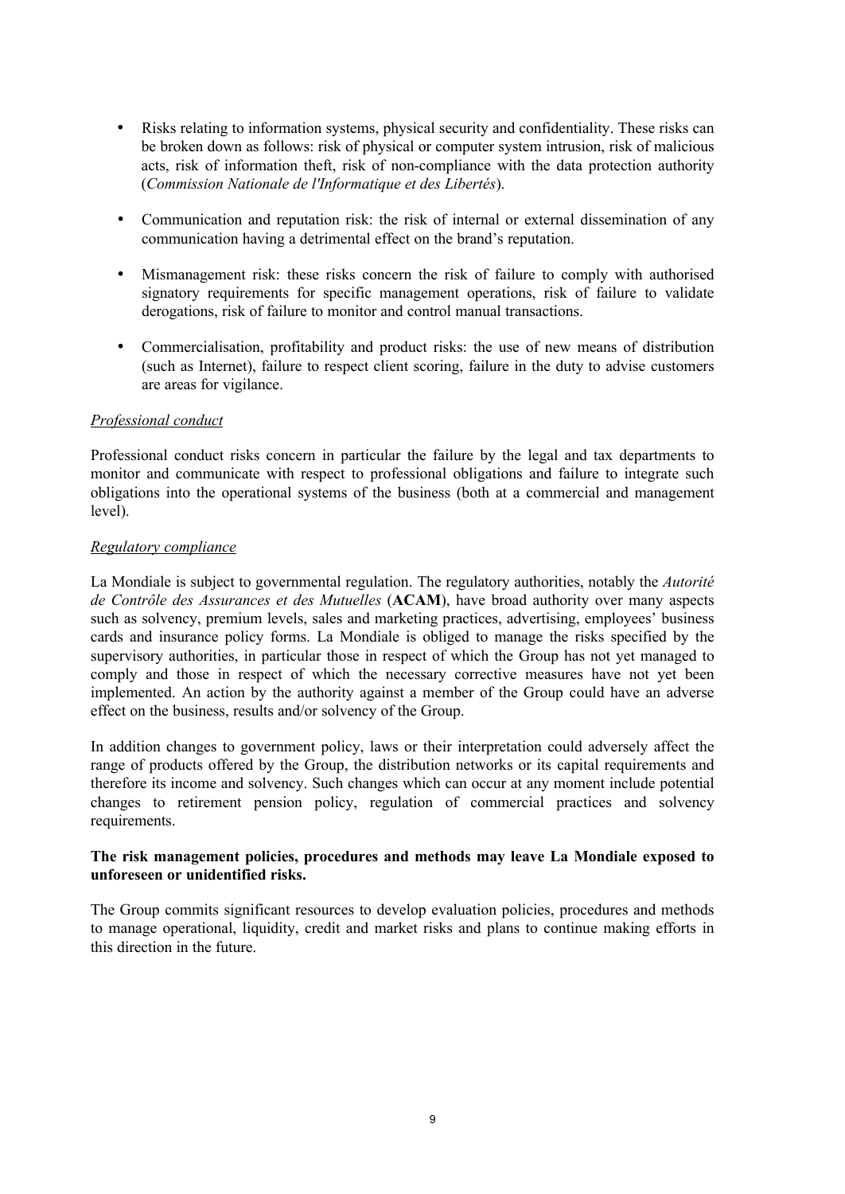- Risks relating to information systems, physical security and confidentiality. These risks can be broken down as follows: risk of physical or computer system intrusion, risk of malicious acts, risk of information theft, risk of non-compliance with the data protection authority (*Commission Nationale de l'Informatique et des Libertés*).

- Communication and reputation risk: the risk of internal or external dissemination of any communication having a detrimental effect on the brand's reputation.

- Mismanagement risk: these risks concern the risk of failure to comply with authorised signatory requirements for specific management operations, risk of failure to validate derogations, risk of failure to monitor and control manual transactions.

- Commercialisation, profitability and product risks: the use of new means of distribution (such as Internet), failure to respect client scoring, failure in the duty to advise customers are areas for vigilance.

*Professional conduct*

Professional conduct risks concern in particular the failure by the legal and tax departments to monitor and communicate with respect to professional obligations and failure to integrate such obligations into the operational systems of the business (both at a commercial and management level).

*Regulatory compliance*

La Mondiale is subject to governmental regulation. The regulatory authorities, notably the *Autorité de Contrôle des Assurances et des Mutuelles* (**ACAM**), have broad authority over many aspects such as solvency, premium levels, sales and marketing practices, advertising, employees' business cards and insurance policy forms. La Mondiale is obliged to manage the risks specified by the supervisory authorities, in particular those in respect of which the Group has not yet managed to comply and those in respect of which the necessary corrective measures have not yet been implemented. An action by the authority against a member of the Group could have an adverse effect on the business, results and/or solvency of the Group.

In addition changes to government policy, laws or their interpretation could adversely affect the range of products offered by the Group, the distribution networks or its capital requirements and therefore its income and solvency. Such changes which can occur at any moment include potential changes to retirement pension policy, regulation of commercial practices and solvency requirements.

**The risk management policies, procedures and methods may leave La Mondiale exposed to unforeseen or unidentified risks.**

The Group commits significant resources to develop evaluation policies, procedures and methods to manage operational, liquidity, credit and market risks and plans to continue making efforts in this direction in the future.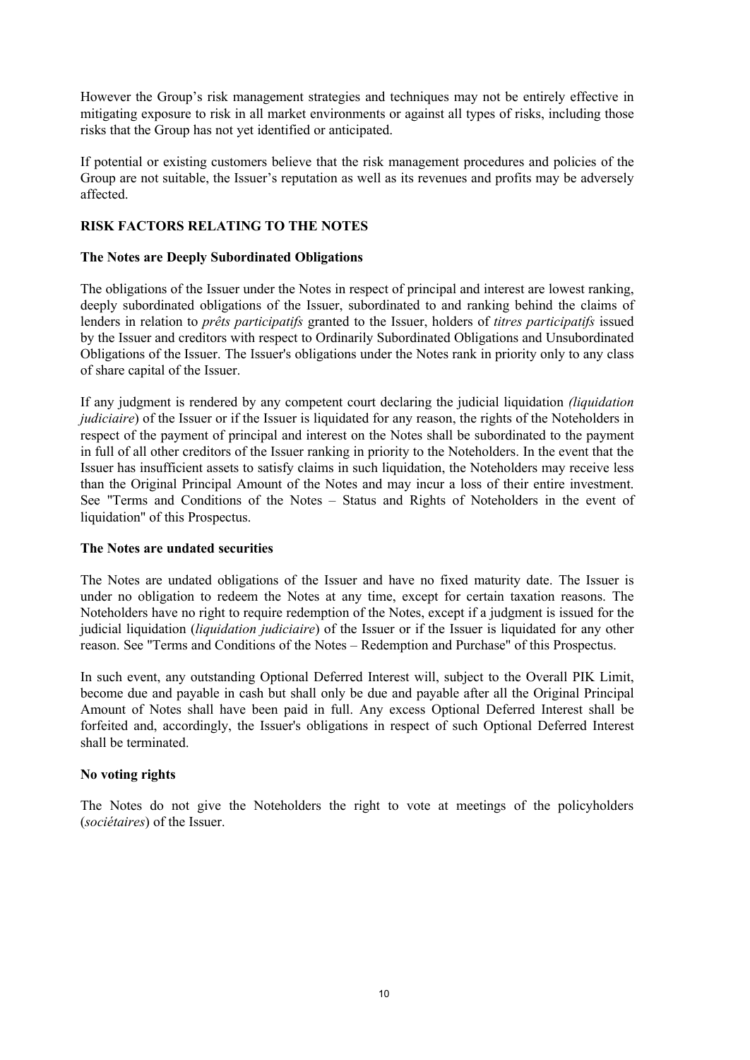However the Group's risk management strategies and techniques may not be entirely effective in mitigating exposure to risk in all market environments or against all types of risks, including those risks that the Group has not yet identified or anticipated.

If potential or existing customers believe that the risk management procedures and policies of the Group are not suitable, the Issuer's reputation as well as its revenues and profits may be adversely affected.

## RISK FACTORS RELATING TO THE NOTES

### The Notes are Deeply Subordinated Obligations

The obligations of the Issuer under the Notes in respect of principal and interest are lowest ranking, deeply subordinated obligations of the Issuer, subordinated to and ranking behind the claims of lenders in relation to *prêts participatifs* granted to the Issuer, holders of *titres participatifs* issued by the Issuer and creditors with respect to Ordinarily Subordinated Obligations and Unsubordinated Obligations of the Issuer. The Issuer's obligations under the Notes rank in priority only to any class of share capital of the Issuer.

If any judgment is rendered by any competent court declaring the judicial liquidation *(liquidation judiciaire*) of the Issuer or if the Issuer is liquidated for any reason, the rights of the Noteholders in respect of the payment of principal and interest on the Notes shall be subordinated to the payment in full of all other creditors of the Issuer ranking in priority to the Noteholders. In the event that the Issuer has insufficient assets to satisfy claims in such liquidation, the Noteholders may receive less than the Original Principal Amount of the Notes and may incur a loss of their entire investment. See "Terms and Conditions of the Notes – Status and Rights of Noteholders in the event of liquidation" of this Prospectus.

### The Notes are undated securities

The Notes are undated obligations of the Issuer and have no fixed maturity date. The Issuer is under no obligation to redeem the Notes at any time, except for certain taxation reasons. The Noteholders have no right to require redemption of the Notes, except if a judgment is issued for the judicial liquidation (*liquidation judiciaire*) of the Issuer or if the Issuer is liquidated for any other reason. See "Terms and Conditions of the Notes – Redemption and Purchase" of this Prospectus.

In such event, any outstanding Optional Deferred Interest will, subject to the Overall PIK Limit, become due and payable in cash but shall only be due and payable after all the Original Principal Amount of Notes shall have been paid in full. Any excess Optional Deferred Interest shall be forfeited and, accordingly, the Issuer's obligations in respect of such Optional Deferred Interest shall be terminated.

### No voting rights

The Notes do not give the Noteholders the right to vote at meetings of the policyholders (*sociétaires*) of the Issuer.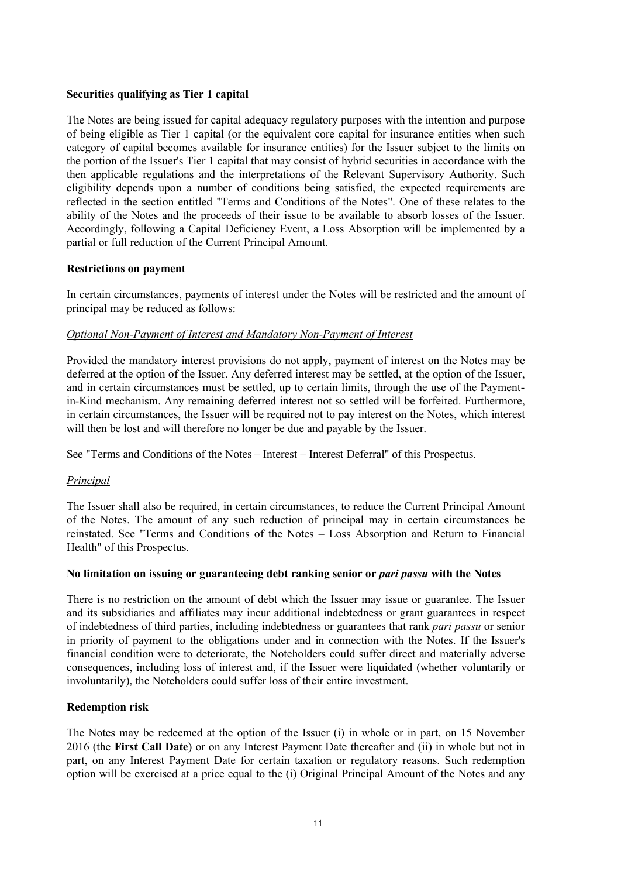**Securities qualifying as Tier 1 capital**

The Notes are being issued for capital adequacy regulatory purposes with the intention and purpose of being eligible as Tier 1 capital (or the equivalent core capital for insurance entities when such category of capital becomes available for insurance entities) for the Issuer subject to the limits on the portion of the Issuer's Tier 1 capital that may consist of hybrid securities in accordance with the then applicable regulations and the interpretations of the Relevant Supervisory Authority. Such eligibility depends upon a number of conditions being satisfied, the expected requirements are reflected in the section entitled "Terms and Conditions of the Notes". One of these relates to the ability of the Notes and the proceeds of their issue to be available to absorb losses of the Issuer. Accordingly, following a Capital Deficiency Event, a Loss Absorption will be implemented by a partial or full reduction of the Current Principal Amount.

**Restrictions on payment**

In certain circumstances, payments of interest under the Notes will be restricted and the amount of principal may be reduced as follows:

*Optional Non-Payment of Interest and Mandatory Non-Payment of Interest*

Provided the mandatory interest provisions do not apply, payment of interest on the Notes may be deferred at the option of the Issuer. Any deferred interest may be settled, at the option of the Issuer, and in certain circumstances must be settled, up to certain limits, through the use of the Payment-in-Kind mechanism. Any remaining deferred interest not so settled will be forfeited. Furthermore, in certain circumstances, the Issuer will be required not to pay interest on the Notes, which interest will then be lost and will therefore no longer be due and payable by the Issuer.

See "Terms and Conditions of the Notes – Interest – Interest Deferral" of this Prospectus.

*Principal*

The Issuer shall also be required, in certain circumstances, to reduce the Current Principal Amount of the Notes. The amount of any such reduction of principal may in certain circumstances be reinstated. See "Terms and Conditions of the Notes – Loss Absorption and Return to Financial Health" of this Prospectus.

**No limitation on issuing or guaranteeing debt ranking senior or *pari passu* with the Notes**

There is no restriction on the amount of debt which the Issuer may issue or guarantee. The Issuer and its subsidiaries and affiliates may incur additional indebtedness or grant guarantees in respect of indebtedness of third parties, including indebtedness or guarantees that rank *pari passu* or senior in priority of payment to the obligations under and in connection with the Notes. If the Issuer's financial condition were to deteriorate, the Noteholders could suffer direct and materially adverse consequences, including loss of interest and, if the Issuer were liquidated (whether voluntarily or involuntarily), the Noteholders could suffer loss of their entire investment.

**Redemption risk**

The Notes may be redeemed at the option of the Issuer (i) in whole or in part, on 15 November 2016 (the **First Call Date**) or on any Interest Payment Date thereafter and (ii) in whole but not in part, on any Interest Payment Date for certain taxation or regulatory reasons. Such redemption option will be exercised at a price equal to the (i) Original Principal Amount of the Notes and any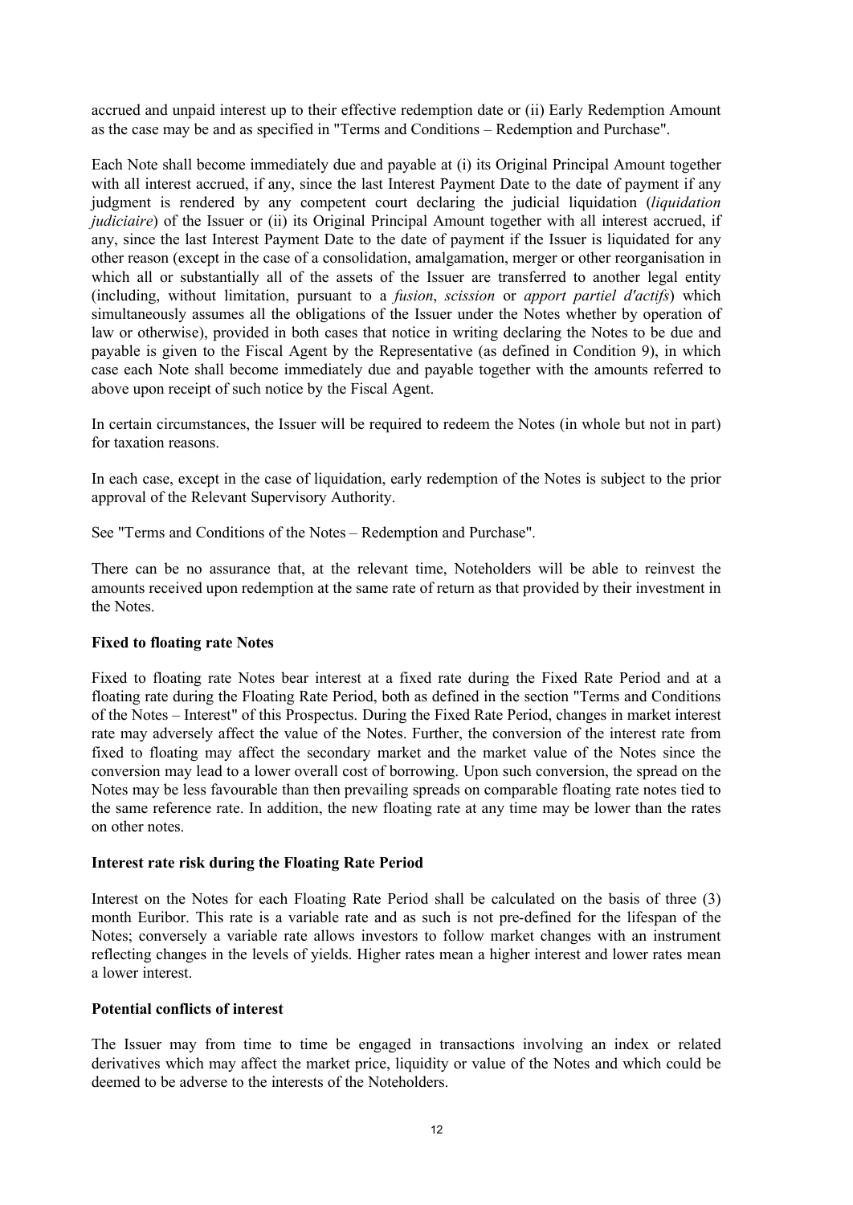accrued and unpaid interest up to their effective redemption date or (ii) Early Redemption Amount as the case may be and as specified in "Terms and Conditions – Redemption and Purchase".

Each Note shall become immediately due and payable at (i) its Original Principal Amount together with all interest accrued, if any, since the last Interest Payment Date to the date of payment if any judgment is rendered by any competent court declaring the judicial liquidation (*liquidation judiciaire*) of the Issuer or (ii) its Original Principal Amount together with all interest accrued, if any, since the last Interest Payment Date to the date of payment if the Issuer is liquidated for any other reason (except in the case of a consolidation, amalgamation, merger or other reorganisation in which all or substantially all of the assets of the Issuer are transferred to another legal entity (including, without limitation, pursuant to a *fusion*, *scission* or *apport partiel d'actifs*) which simultaneously assumes all the obligations of the Issuer under the Notes whether by operation of law or otherwise), provided in both cases that notice in writing declaring the Notes to be due and payable is given to the Fiscal Agent by the Representative (as defined in Condition 9), in which case each Note shall become immediately due and payable together with the amounts referred to above upon receipt of such notice by the Fiscal Agent.

In certain circumstances, the Issuer will be required to redeem the Notes (in whole but not in part) for taxation reasons.

In each case, except in the case of liquidation, early redemption of the Notes is subject to the prior approval of the Relevant Supervisory Authority.

See "Terms and Conditions of the Notes – Redemption and Purchase".

There can be no assurance that, at the relevant time, Noteholders will be able to reinvest the amounts received upon redemption at the same rate of return as that provided by their investment in the Notes.

**Fixed to floating rate Notes**

Fixed to floating rate Notes bear interest at a fixed rate during the Fixed Rate Period and at a floating rate during the Floating Rate Period, both as defined in the section "Terms and Conditions of the Notes – Interest" of this Prospectus. During the Fixed Rate Period, changes in market interest rate may adversely affect the value of the Notes. Further, the conversion of the interest rate from fixed to floating may affect the secondary market and the market value of the Notes since the conversion may lead to a lower overall cost of borrowing. Upon such conversion, the spread on the Notes may be less favourable than then prevailing spreads on comparable floating rate notes tied to the same reference rate. In addition, the new floating rate at any time may be lower than the rates on other notes.

**Interest rate risk during the Floating Rate Period**

Interest on the Notes for each Floating Rate Period shall be calculated on the basis of three (3) month Euribor. This rate is a variable rate and as such is not pre-defined for the lifespan of the Notes; conversely a variable rate allows investors to follow market changes with an instrument reflecting changes in the levels of yields. Higher rates mean a higher interest and lower rates mean a lower interest.

**Potential conflicts of interest**

The Issuer may from time to time be engaged in transactions involving an index or related derivatives which may affect the market price, liquidity or value of the Notes and which could be deemed to be adverse to the interests of the Noteholders.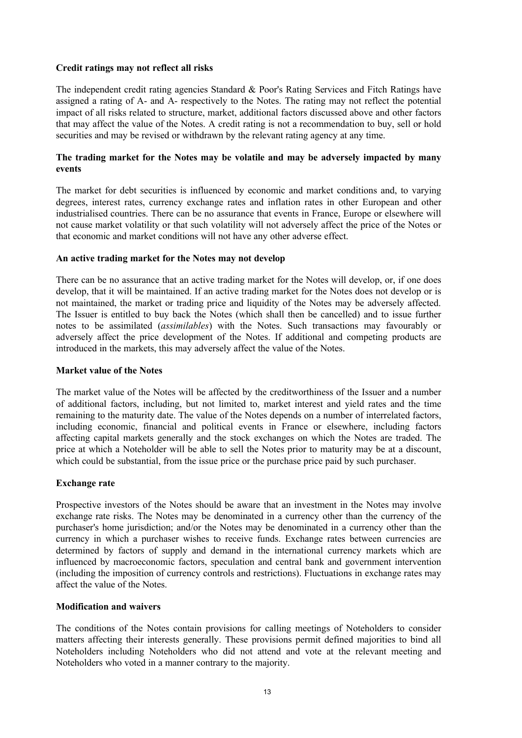**Credit ratings may not reflect all risks**

The independent credit rating agencies Standard & Poor's Rating Services and Fitch Ratings have assigned a rating of A- and A- respectively to the Notes. The rating may not reflect the potential impact of all risks related to structure, market, additional factors discussed above and other factors that may affect the value of the Notes. A credit rating is not a recommendation to buy, sell or hold securities and may be revised or withdrawn by the relevant rating agency at any time.

**The trading market for the Notes may be volatile and may be adversely impacted by many events**

The market for debt securities is influenced by economic and market conditions and, to varying degrees, interest rates, currency exchange rates and inflation rates in other European and other industrialised countries. There can be no assurance that events in France, Europe or elsewhere will not cause market volatility or that such volatility will not adversely affect the price of the Notes or that economic and market conditions will not have any other adverse effect.

**An active trading market for the Notes may not develop**

There can be no assurance that an active trading market for the Notes will develop, or, if one does develop, that it will be maintained. If an active trading market for the Notes does not develop or is not maintained, the market or trading price and liquidity of the Notes may be adversely affected. The Issuer is entitled to buy back the Notes (which shall then be cancelled) and to issue further notes to be assimilated (*assimilables*) with the Notes. Such transactions may favourably or adversely affect the price development of the Notes. If additional and competing products are introduced in the markets, this may adversely affect the value of the Notes.

**Market value of the Notes**

The market value of the Notes will be affected by the creditworthiness of the Issuer and a number of additional factors, including, but not limited to, market interest and yield rates and the time remaining to the maturity date. The value of the Notes depends on a number of interrelated factors, including economic, financial and political events in France or elsewhere, including factors affecting capital markets generally and the stock exchanges on which the Notes are traded. The price at which a Noteholder will be able to sell the Notes prior to maturity may be at a discount, which could be substantial, from the issue price or the purchase price paid by such purchaser.

**Exchange rate**

Prospective investors of the Notes should be aware that an investment in the Notes may involve exchange rate risks. The Notes may be denominated in a currency other than the currency of the purchaser's home jurisdiction; and/or the Notes may be denominated in a currency other than the currency in which a purchaser wishes to receive funds. Exchange rates between currencies are determined by factors of supply and demand in the international currency markets which are influenced by macroeconomic factors, speculation and central bank and government intervention (including the imposition of currency controls and restrictions). Fluctuations in exchange rates may affect the value of the Notes.

**Modification and waivers**

The conditions of the Notes contain provisions for calling meetings of Noteholders to consider matters affecting their interests generally. These provisions permit defined majorities to bind all Noteholders including Noteholders who did not attend and vote at the relevant meeting and Noteholders who voted in a manner contrary to the majority.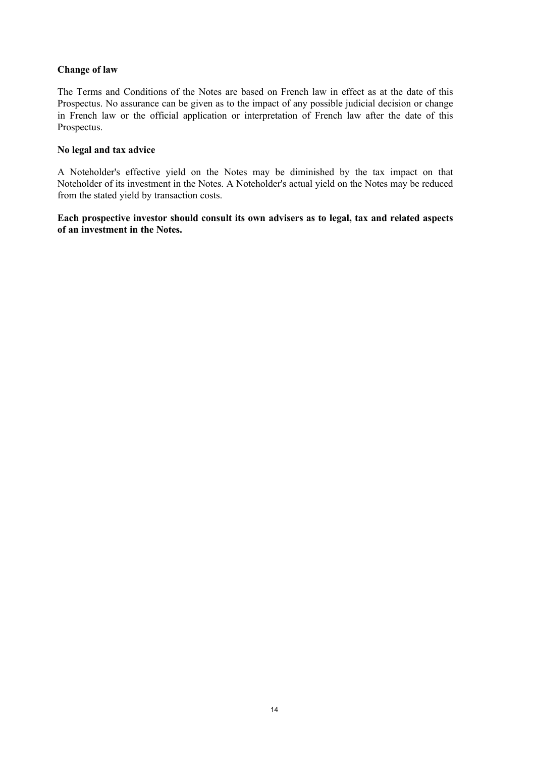**Change of law**

The Terms and Conditions of the Notes are based on French law in effect as at the date of this Prospectus. No assurance can be given as to the impact of any possible judicial decision or change in French law or the official application or interpretation of French law after the date of this Prospectus.

**No legal and tax advice**

A Noteholder's effective yield on the Notes may be diminished by the tax impact on that Noteholder of its investment in the Notes. A Noteholder's actual yield on the Notes may be reduced from the stated yield by transaction costs.

**Each prospective investor should consult its own advisers as to legal, tax and related aspects of an investment in the Notes.**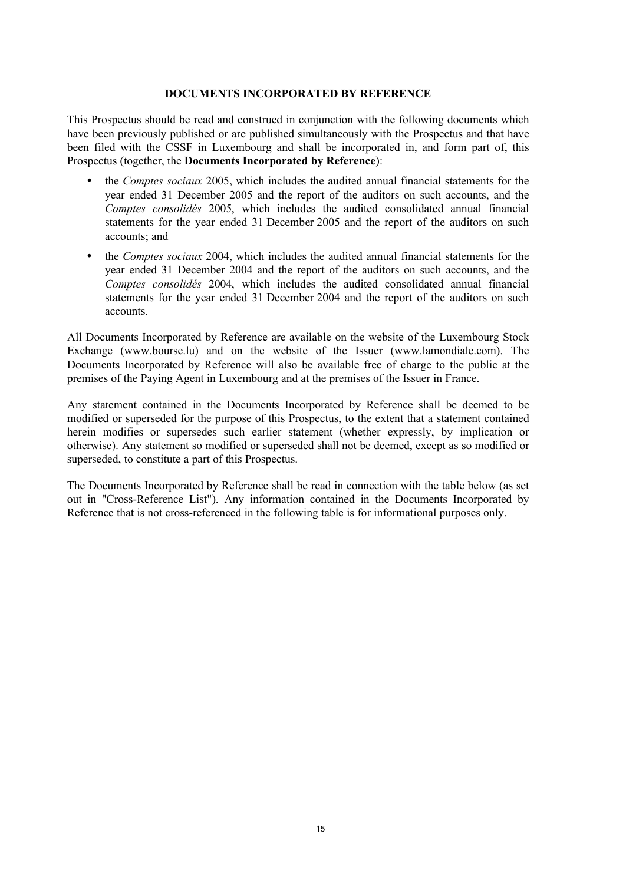## DOCUMENTS INCORPORATED BY REFERENCE

This Prospectus should be read and construed in conjunction with the following documents which have been previously published or are published simultaneously with the Prospectus and that have been filed with the CSSF in Luxembourg and shall be incorporated in, and form part of, this Prospectus (together, the **Documents Incorporated by Reference**):

- the *Comptes sociaux* 2005, which includes the audited annual financial statements for the year ended 31 December 2005 and the report of the auditors on such accounts, and the *Comptes consolidés* 2005, which includes the audited consolidated annual financial statements for the year ended 31 December 2005 and the report of the auditors on such accounts; and
- the *Comptes sociaux* 2004, which includes the audited annual financial statements for the year ended 31 December 2004 and the report of the auditors on such accounts, and the *Comptes consolidés* 2004, which includes the audited consolidated annual financial statements for the year ended 31 December 2004 and the report of the auditors on such accounts.

All Documents Incorporated by Reference are available on the website of the Luxembourg Stock Exchange (www.bourse.lu) and on the website of the Issuer (www.lamondiale.com). The Documents Incorporated by Reference will also be available free of charge to the public at the premises of the Paying Agent in Luxembourg and at the premises of the Issuer in France.

Any statement contained in the Documents Incorporated by Reference shall be deemed to be modified or superseded for the purpose of this Prospectus, to the extent that a statement contained herein modifies or supersedes such earlier statement (whether expressly, by implication or otherwise). Any statement so modified or superseded shall not be deemed, except as so modified or superseded, to constitute a part of this Prospectus.

The Documents Incorporated by Reference shall be read in connection with the table below (as set out in "Cross-Reference List"). Any information contained in the Documents Incorporated by Reference that is not cross-referenced in the following table is for informational purposes only.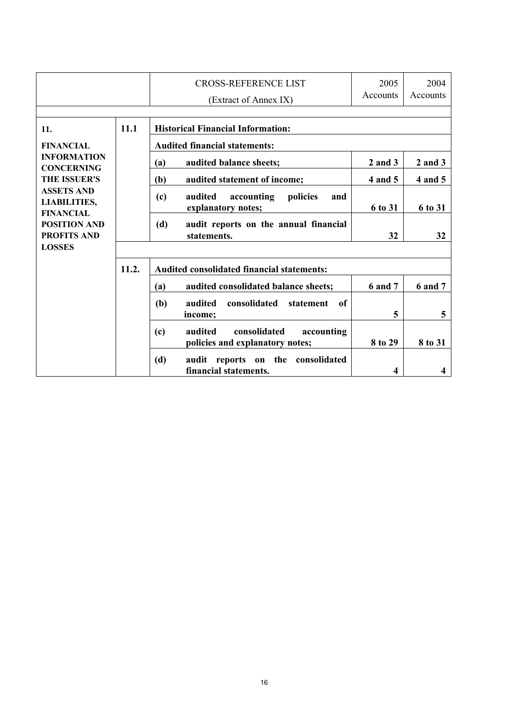| | | CROSS-REFERENCE LIST (Extract of Annex IX) | | 2005 Accounts | 2004 Accounts |
|---|---|---|---|---|---|
| **11. FINANCIAL INFORMATION CONCERNING THE ISSUER'S ASSETS AND LIABILITIES, FINANCIAL POSITION AND PROFITS AND LOSSES** | **11.1** | **Historical Financial Information:** | | | |
| | | **Audited financial statements:** | | | |
| | | **(a)** | **audited balance sheets;** | **2 and 3** | **2 and 3** |
| | | **(b)** | **audited statement of income;** | **4 and 5** | **4 and 5** |
| | | **(c)** | **audited accounting policies and explanatory notes;** | **6 to 31** | **6 to 31** |
| | | **(d)** | **audit reports on the annual financial statements.** | **32** | **32** |
| | **11.2.** | **Audited consolidated financial statements:** | | | |
| | | **(a)** | **audited consolidated balance sheets;** | **6 and 7** | **6 and 7** |
| | | **(b)** | **audited consolidated statement of income;** | **5** | **5** |
| | | **(c)** | **audited consolidated accounting policies and explanatory notes;** | **8 to 29** | **8 to 31** |
| | | **(d)** | **audit reports on the consolidated financial statements.** | **4** | **4** |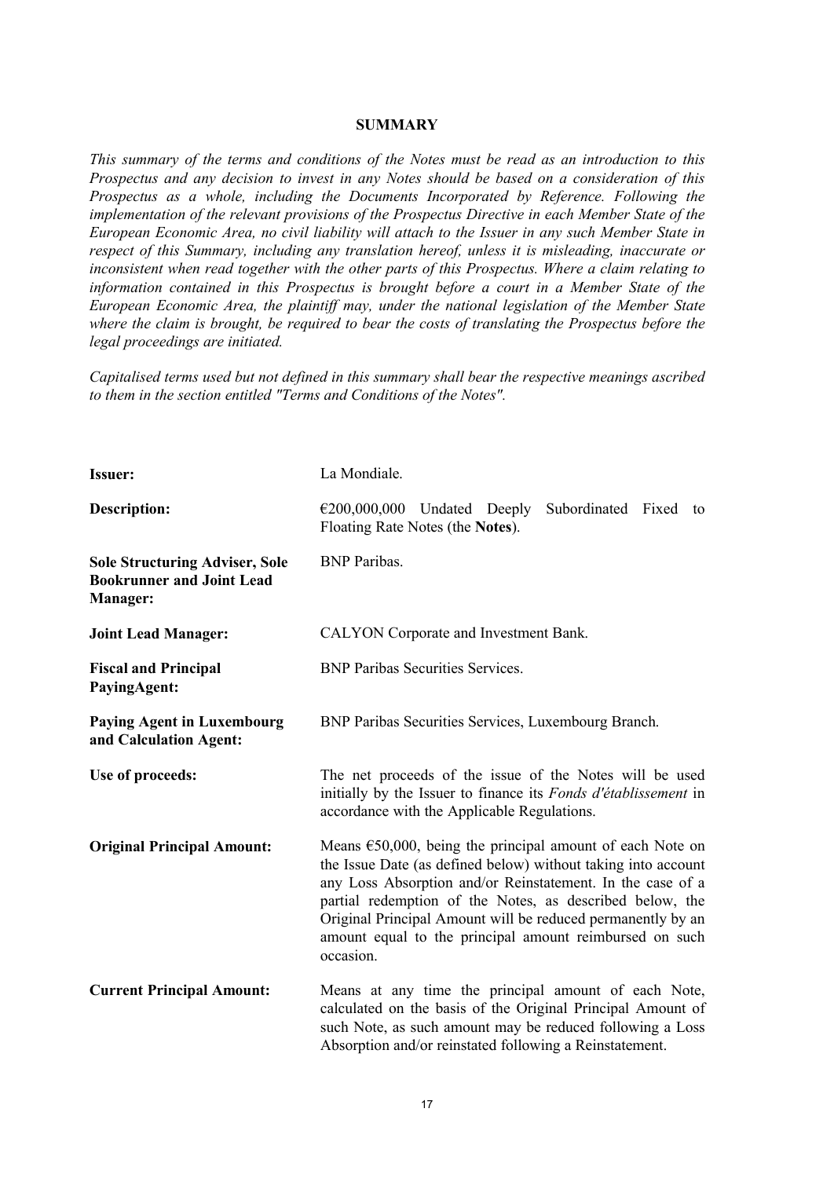## SUMMARY

*This summary of the terms and conditions of the Notes must be read as an introduction to this Prospectus and any decision to invest in any Notes should be based on a consideration of this Prospectus as a whole, including the Documents Incorporated by Reference. Following the implementation of the relevant provisions of the Prospectus Directive in each Member State of the European Economic Area, no civil liability will attach to the Issuer in any such Member State in respect of this Summary, including any translation hereof, unless it is misleading, inaccurate or inconsistent when read together with the other parts of this Prospectus. Where a claim relating to information contained in this Prospectus is brought before a court in a Member State of the European Economic Area, the plaintiff may, under the national legislation of the Member State where the claim is brought, be required to bear the costs of translating the Prospectus before the legal proceedings are initiated.*

*Capitalised terms used but not defined in this summary shall bear the respective meanings ascribed to them in the section entitled "Terms and Conditions of the Notes".*

| | |
|---|---|
| **Issuer:** | La Mondiale. |
| **Description:** | €200,000,000 Undated Deeply Subordinated Fixed to Floating Rate Notes (the **Notes**). |
| **Sole Structuring Adviser, Sole Bookrunner and Joint Lead Manager:** | BNP Paribas. |
| **Joint Lead Manager:** | CALYON Corporate and Investment Bank. |
| **Fiscal and Principal PayingAgent:** | BNP Paribas Securities Services. |
| **Paying Agent in Luxembourg and Calculation Agent:** | BNP Paribas Securities Services, Luxembourg Branch. |
| **Use of proceeds:** | The net proceeds of the issue of the Notes will be used initially by the Issuer to finance its *Fonds d'établissement* in accordance with the Applicable Regulations. |
| **Original Principal Amount:** | Means €50,000, being the principal amount of each Note on the Issue Date (as defined below) without taking into account any Loss Absorption and/or Reinstatement. In the case of a partial redemption of the Notes, as described below, the Original Principal Amount will be reduced permanently by an amount equal to the principal amount reimbursed on such occasion. |
| **Current Principal Amount:** | Means at any time the principal amount of each Note, calculated on the basis of the Original Principal Amount of such Note, as such amount may be reduced following a Loss Absorption and/or reinstated following a Reinstatement. |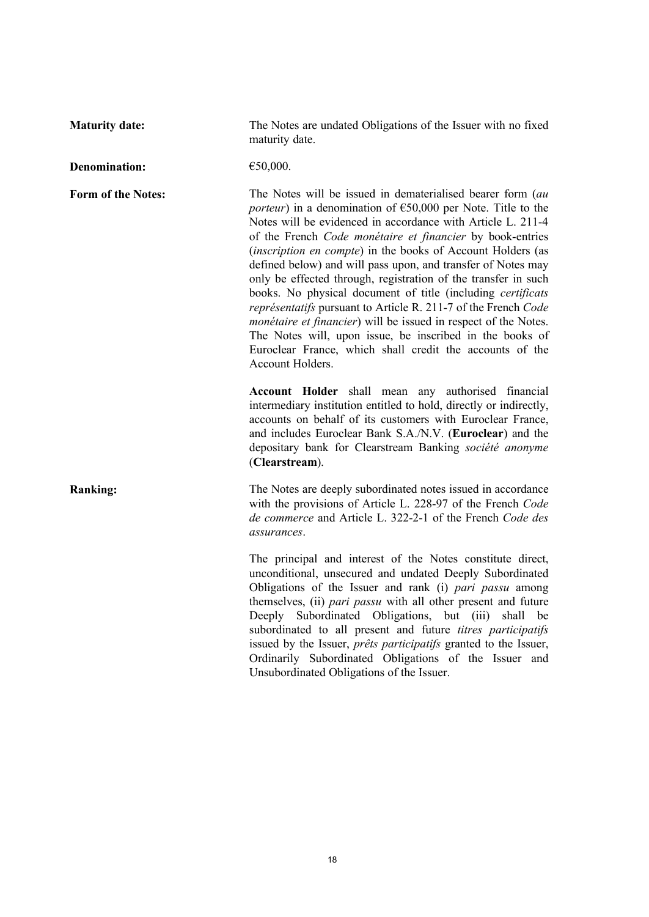**Maturity date:** The Notes are undated Obligations of the Issuer with no fixed maturity date.

**Denomination:** €50,000.

**Form of the Notes:** The Notes will be issued in dematerialised bearer form (*au porteur*) in a denomination of €50,000 per Note. Title to the Notes will be evidenced in accordance with Article L. 211-4 of the French *Code monétaire et financier* by book-entries (*inscription en compte*) in the books of Account Holders (as defined below) and will pass upon, and transfer of Notes may only be effected through, registration of the transfer in such books. No physical document of title (including *certificats représentatifs* pursuant to Article R. 211-7 of the French *Code monétaire et financier*) will be issued in respect of the Notes. The Notes will, upon issue, be inscribed in the books of Euroclear France, which shall credit the accounts of the Account Holders.

**Account Holder** shall mean any authorised financial intermediary institution entitled to hold, directly or indirectly, accounts on behalf of its customers with Euroclear France, and includes Euroclear Bank S.A./N.V. (**Euroclear**) and the depositary bank for Clearstream Banking *société anonyme* (**Clearstream**).

**Ranking:** The Notes are deeply subordinated notes issued in accordance with the provisions of Article L. 228-97 of the French *Code de commerce* and Article L. 322-2-1 of the French *Code des assurances*.

The principal and interest of the Notes constitute direct, unconditional, unsecured and undated Deeply Subordinated Obligations of the Issuer and rank (i) *pari passu* among themselves, (ii) *pari passu* with all other present and future Deeply Subordinated Obligations, but (iii) shall be subordinated to all present and future *titres participatifs* issued by the Issuer, *prêts participatifs* granted to the Issuer, Ordinarily Subordinated Obligations of the Issuer and Unsubordinated Obligations of the Issuer.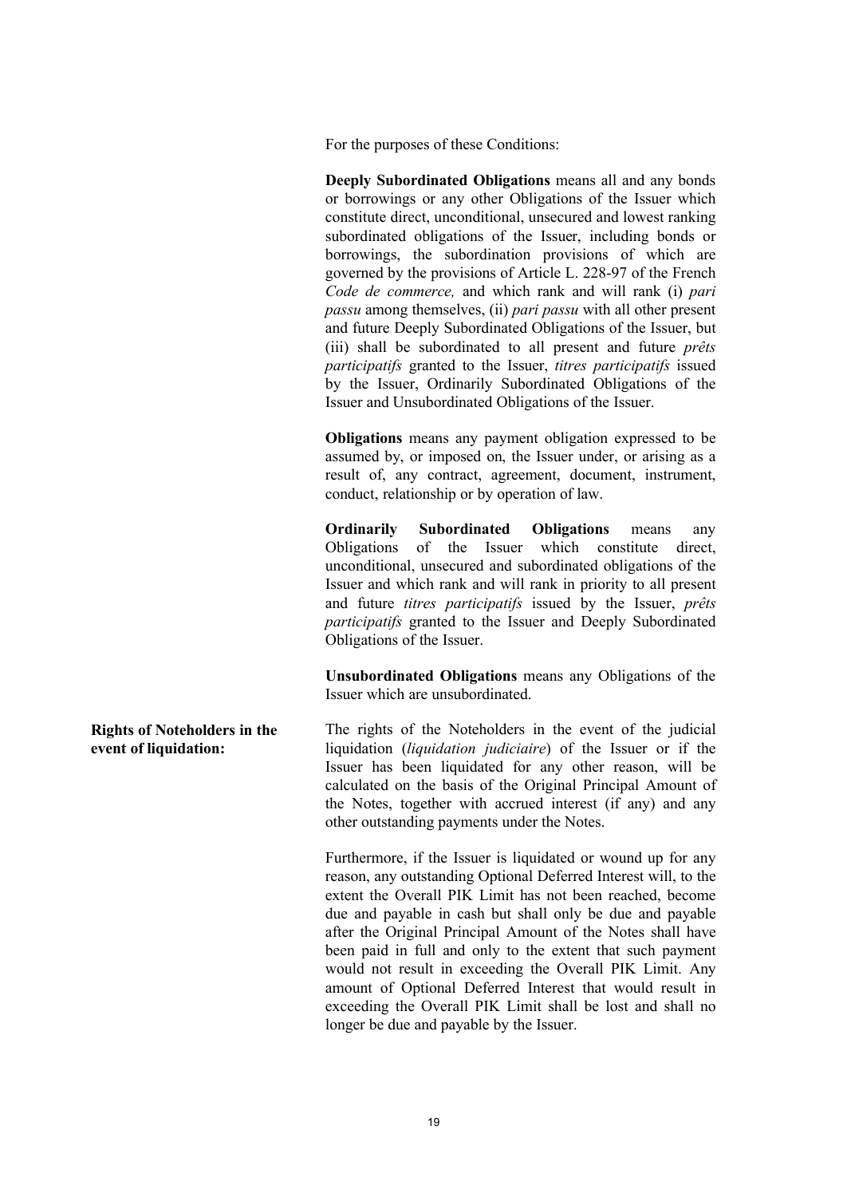For the purposes of these Conditions:

**Deeply Subordinated Obligations** means all and any bonds or borrowings or any other Obligations of the Issuer which constitute direct, unconditional, unsecured and lowest ranking subordinated obligations of the Issuer, including bonds or borrowings, the subordination provisions of which are governed by the provisions of Article L. 228-97 of the French *Code de commerce,* and which rank and will rank (i) *pari passu* among themselves, (ii) *pari passu* with all other present and future Deeply Subordinated Obligations of the Issuer, but (iii) shall be subordinated to all present and future *prêts participatifs* granted to the Issuer, *titres participatifs* issued by the Issuer, Ordinarily Subordinated Obligations of the Issuer and Unsubordinated Obligations of the Issuer.

**Obligations** means any payment obligation expressed to be assumed by, or imposed on, the Issuer under, or arising as a result of, any contract, agreement, document, instrument, conduct, relationship or by operation of law.

**Ordinarily Subordinated Obligations** means any Obligations of the Issuer which constitute direct, unconditional, unsecured and subordinated obligations of the Issuer and which rank and will rank in priority to all present and future *titres participatifs* issued by the Issuer, *prêts participatifs* granted to the Issuer and Deeply Subordinated Obligations of the Issuer.

**Unsubordinated Obligations** means any Obligations of the Issuer which are unsubordinated.

**Rights of Noteholders in the event of liquidation:**

The rights of the Noteholders in the event of the judicial liquidation (*liquidation judiciaire*) of the Issuer or if the Issuer has been liquidated for any other reason, will be calculated on the basis of the Original Principal Amount of the Notes, together with accrued interest (if any) and any other outstanding payments under the Notes.

Furthermore, if the Issuer is liquidated or wound up for any reason, any outstanding Optional Deferred Interest will, to the extent the Overall PIK Limit has not been reached, become due and payable in cash but shall only be due and payable after the Original Principal Amount of the Notes shall have been paid in full and only to the extent that such payment would not result in exceeding the Overall PIK Limit. Any amount of Optional Deferred Interest that would result in exceeding the Overall PIK Limit shall be lost and shall no longer be due and payable by the Issuer.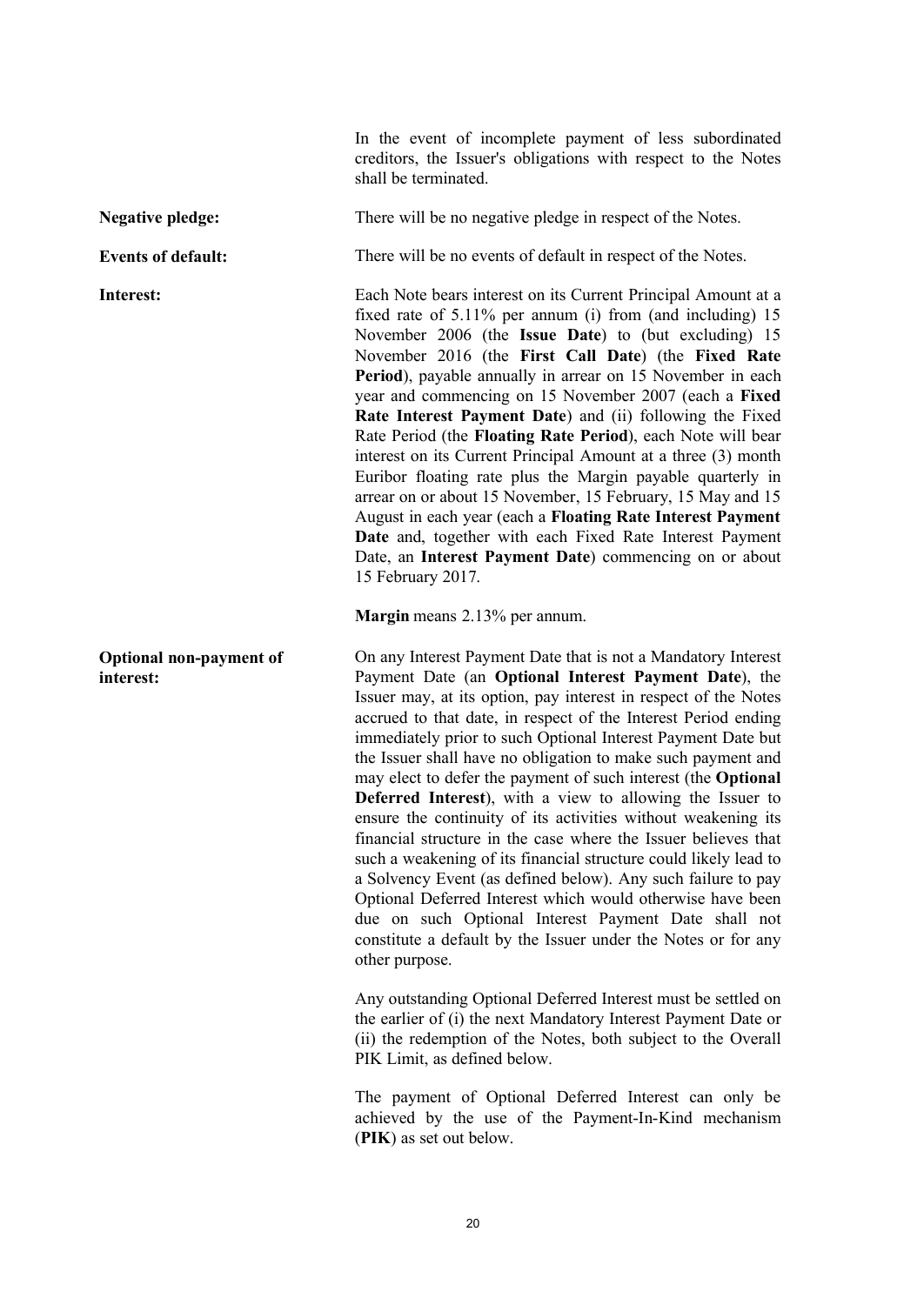In the event of incomplete payment of less subordinated creditors, the Issuer's obligations with respect to the Notes shall be terminated.

**Negative pledge:** There will be no negative pledge in respect of the Notes.

**Events of default:** There will be no events of default in respect of the Notes.

**Interest:** Each Note bears interest on its Current Principal Amount at a fixed rate of 5.11% per annum (i) from (and including) 15 November 2006 (the **Issue Date**) to (but excluding) 15 November 2016 (the **First Call Date**) (the **Fixed Rate Period**), payable annually in arrear on 15 November in each year and commencing on 15 November 2007 (each a **Fixed Rate Interest Payment Date**) and (ii) following the Fixed Rate Period (the **Floating Rate Period**), each Note will bear interest on its Current Principal Amount at a three (3) month Euribor floating rate plus the Margin payable quarterly in arrear on or about 15 November, 15 February, 15 May and 15 August in each year (each a **Floating Rate Interest Payment Date** and, together with each Fixed Rate Interest Payment Date, an **Interest Payment Date**) commencing on or about 15 February 2017.

**Margin** means 2.13% per annum.

**Optional non-payment of interest:** On any Interest Payment Date that is not a Mandatory Interest Payment Date (an **Optional Interest Payment Date**), the Issuer may, at its option, pay interest in respect of the Notes accrued to that date, in respect of the Interest Period ending immediately prior to such Optional Interest Payment Date but the Issuer shall have no obligation to make such payment and may elect to defer the payment of such interest (the **Optional Deferred Interest**), with a view to allowing the Issuer to ensure the continuity of its activities without weakening its financial structure in the case where the Issuer believes that such a weakening of its financial structure could likely lead to a Solvency Event (as defined below). Any such failure to pay Optional Deferred Interest which would otherwise have been due on such Optional Interest Payment Date shall not constitute a default by the Issuer under the Notes or for any other purpose.

Any outstanding Optional Deferred Interest must be settled on the earlier of (i) the next Mandatory Interest Payment Date or (ii) the redemption of the Notes, both subject to the Overall PIK Limit, as defined below.

The payment of Optional Deferred Interest can only be achieved by the use of the Payment-In-Kind mechanism (**PIK**) as set out below.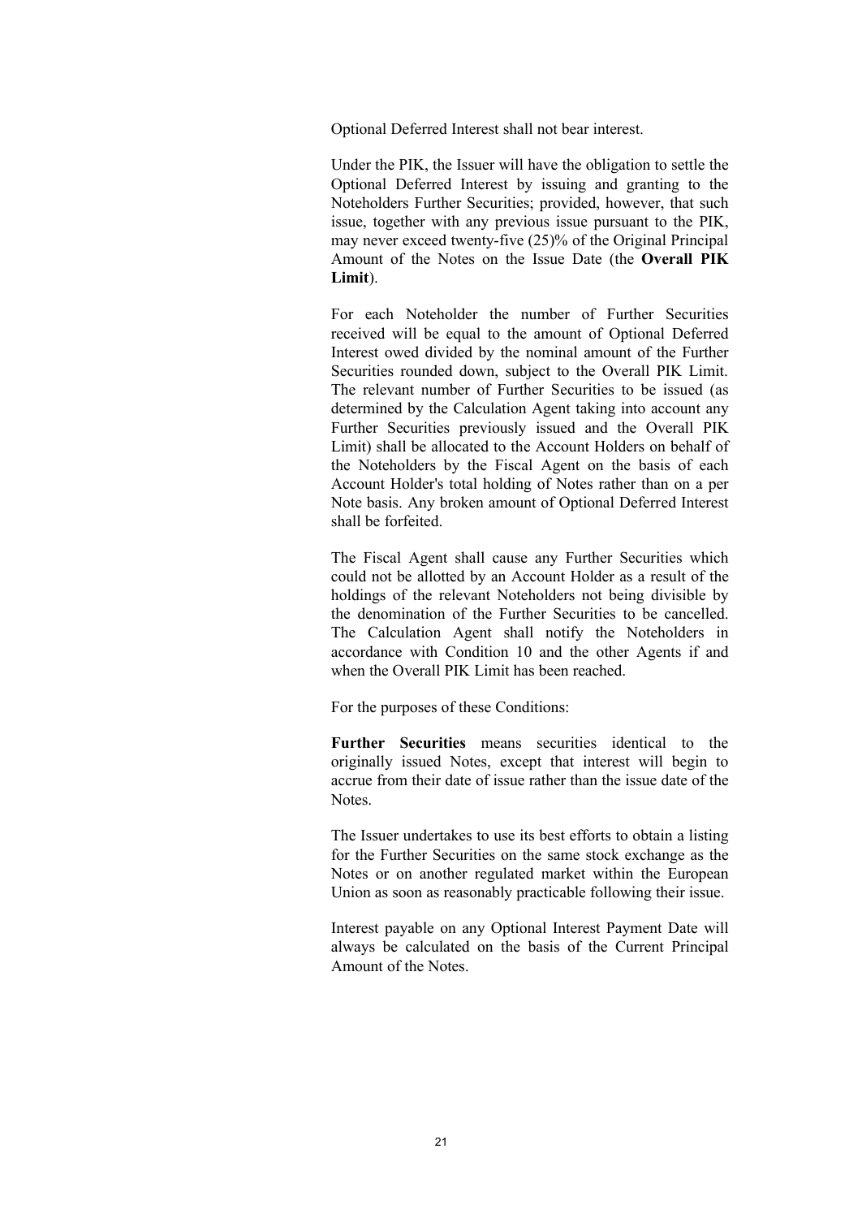Optional Deferred Interest shall not bear interest.

Under the PIK, the Issuer will have the obligation to settle the Optional Deferred Interest by issuing and granting to the Noteholders Further Securities; provided, however, that such issue, together with any previous issue pursuant to the PIK, may never exceed twenty-five (25)% of the Original Principal Amount of the Notes on the Issue Date (the **Overall PIK Limit**).

For each Noteholder the number of Further Securities received will be equal to the amount of Optional Deferred Interest owed divided by the nominal amount of the Further Securities rounded down, subject to the Overall PIK Limit. The relevant number of Further Securities to be issued (as determined by the Calculation Agent taking into account any Further Securities previously issued and the Overall PIK Limit) shall be allocated to the Account Holders on behalf of the Noteholders by the Fiscal Agent on the basis of each Account Holder's total holding of Notes rather than on a per Note basis. Any broken amount of Optional Deferred Interest shall be forfeited.

The Fiscal Agent shall cause any Further Securities which could not be allotted by an Account Holder as a result of the holdings of the relevant Noteholders not being divisible by the denomination of the Further Securities to be cancelled. The Calculation Agent shall notify the Noteholders in accordance with Condition 10 and the other Agents if and when the Overall PIK Limit has been reached.

For the purposes of these Conditions:

**Further Securities** means securities identical to the originally issued Notes, except that interest will begin to accrue from their date of issue rather than the issue date of the Notes.

The Issuer undertakes to use its best efforts to obtain a listing for the Further Securities on the same stock exchange as the Notes or on another regulated market within the European Union as soon as reasonably practicable following their issue.

Interest payable on any Optional Interest Payment Date will always be calculated on the basis of the Current Principal Amount of the Notes.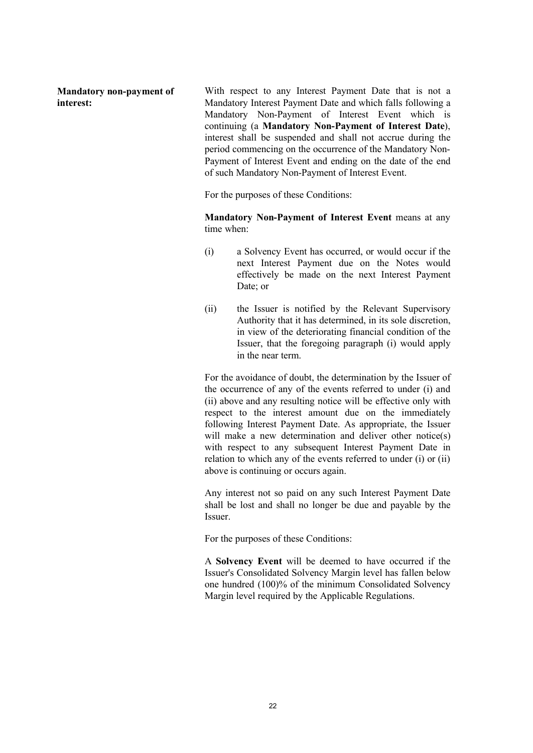**Mandatory non-payment of interest:**

With respect to any Interest Payment Date that is not a Mandatory Interest Payment Date and which falls following a Mandatory Non-Payment of Interest Event which is continuing (a **Mandatory Non-Payment of Interest Date**), interest shall be suspended and shall not accrue during the period commencing on the occurrence of the Mandatory Non-Payment of Interest Event and ending on the date of the end of such Mandatory Non-Payment of Interest Event.

For the purposes of these Conditions:

**Mandatory Non-Payment of Interest Event** means at any time when:

(i) a Solvency Event has occurred, or would occur if the next Interest Payment due on the Notes would effectively be made on the next Interest Payment Date; or

(ii) the Issuer is notified by the Relevant Supervisory Authority that it has determined, in its sole discretion, in view of the deteriorating financial condition of the Issuer, that the foregoing paragraph (i) would apply in the near term.

For the avoidance of doubt, the determination by the Issuer of the occurrence of any of the events referred to under (i) and (ii) above and any resulting notice will be effective only with respect to the interest amount due on the immediately following Interest Payment Date. As appropriate, the Issuer will make a new determination and deliver other notice(s) with respect to any subsequent Interest Payment Date in relation to which any of the events referred to under (i) or (ii) above is continuing or occurs again.

Any interest not so paid on any such Interest Payment Date shall be lost and shall no longer be due and payable by the Issuer.

For the purposes of these Conditions:

A **Solvency Event** will be deemed to have occurred if the Issuer's Consolidated Solvency Margin level has fallen below one hundred (100)% of the minimum Consolidated Solvency Margin level required by the Applicable Regulations.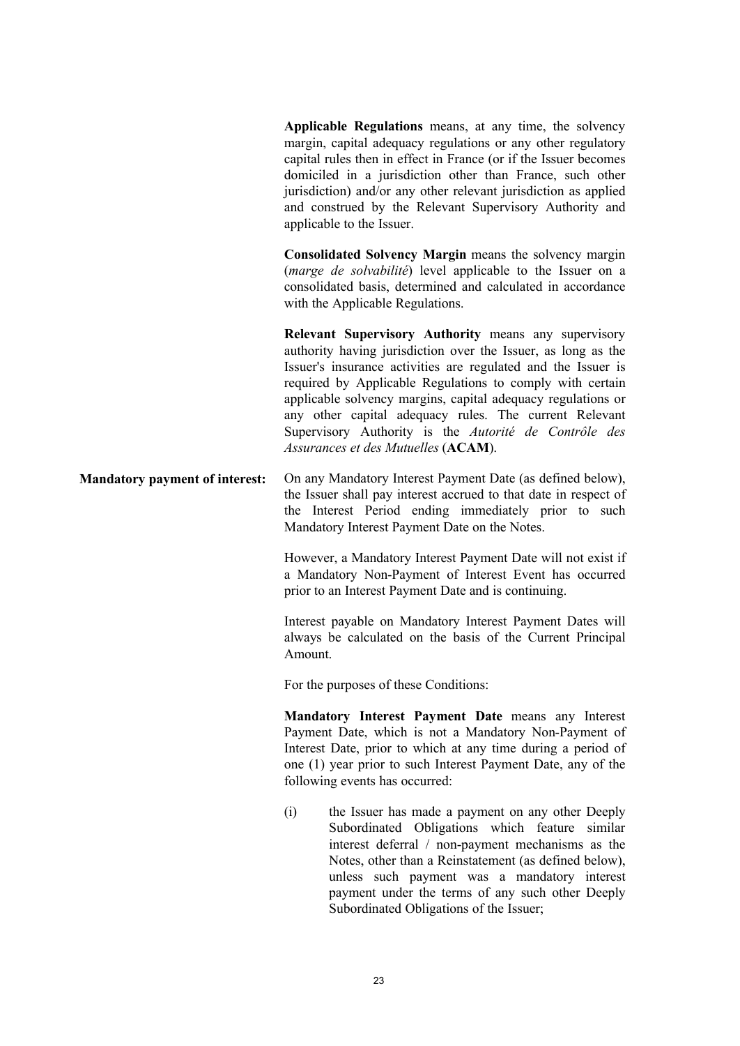**Applicable Regulations** means, at any time, the solvency margin, capital adequacy regulations or any other regulatory capital rules then in effect in France (or if the Issuer becomes domiciled in a jurisdiction other than France, such other jurisdiction) and/or any other relevant jurisdiction as applied and construed by the Relevant Supervisory Authority and applicable to the Issuer.

**Consolidated Solvency Margin** means the solvency margin (*marge de solvabilité*) level applicable to the Issuer on a consolidated basis, determined and calculated in accordance with the Applicable Regulations.

**Relevant Supervisory Authority** means any supervisory authority having jurisdiction over the Issuer, as long as the Issuer's insurance activities are regulated and the Issuer is required by Applicable Regulations to comply with certain applicable solvency margins, capital adequacy regulations or any other capital adequacy rules. The current Relevant Supervisory Authority is the *Autorité de Contrôle des Assurances et des Mutuelles* (**ACAM**).

**Mandatory payment of interest:**

On any Mandatory Interest Payment Date (as defined below), the Issuer shall pay interest accrued to that date in respect of the Interest Period ending immediately prior to such Mandatory Interest Payment Date on the Notes.

However, a Mandatory Interest Payment Date will not exist if a Mandatory Non-Payment of Interest Event has occurred prior to an Interest Payment Date and is continuing.

Interest payable on Mandatory Interest Payment Dates will always be calculated on the basis of the Current Principal Amount.

For the purposes of these Conditions:

**Mandatory Interest Payment Date** means any Interest Payment Date, which is not a Mandatory Non-Payment of Interest Date, prior to which at any time during a period of one (1) year prior to such Interest Payment Date, any of the following events has occurred:

(i) the Issuer has made a payment on any other Deeply Subordinated Obligations which feature similar interest deferral / non-payment mechanisms as the Notes, other than a Reinstatement (as defined below), unless such payment was a mandatory interest payment under the terms of any such other Deeply Subordinated Obligations of the Issuer;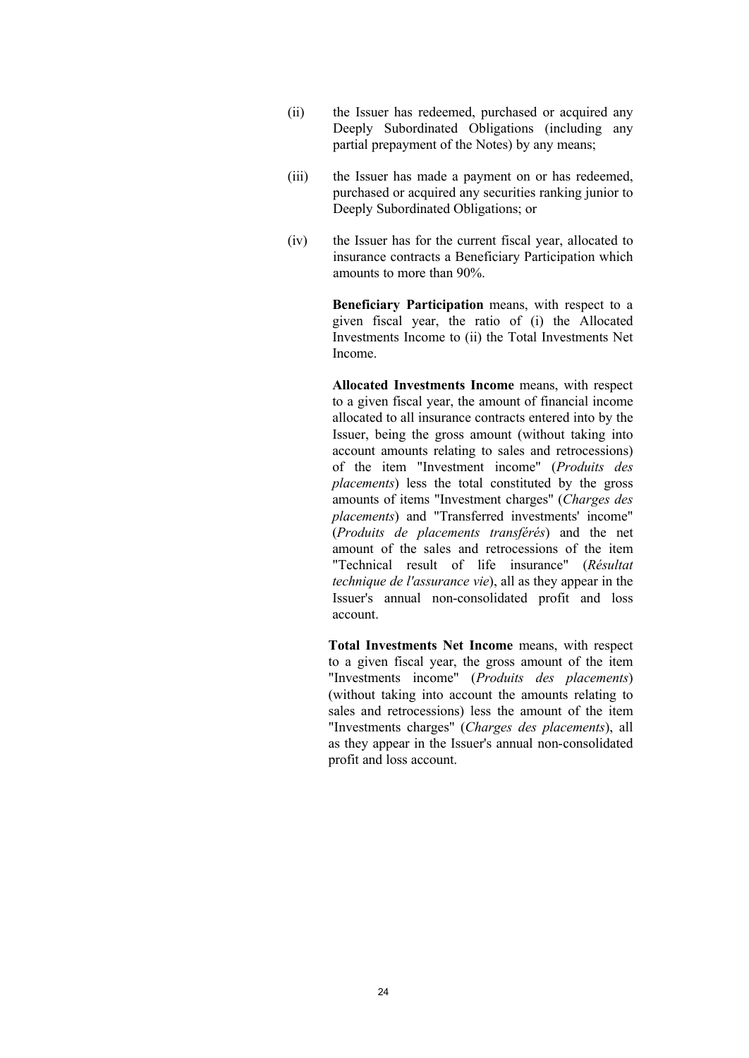(ii) the Issuer has redeemed, purchased or acquired any Deeply Subordinated Obligations (including any partial prepayment of the Notes) by any means;

(iii) the Issuer has made a payment on or has redeemed, purchased or acquired any securities ranking junior to Deeply Subordinated Obligations; or

(iv) the Issuer has for the current fiscal year, allocated to insurance contracts a Beneficiary Participation which amounts to more than 90%.

**Beneficiary Participation** means, with respect to a given fiscal year, the ratio of (i) the Allocated Investments Income to (ii) the Total Investments Net Income.

**Allocated Investments Income** means, with respect to a given fiscal year, the amount of financial income allocated to all insurance contracts entered into by the Issuer, being the gross amount (without taking into account amounts relating to sales and retrocessions) of the item "Investment income" (*Produits des placements*) less the total constituted by the gross amounts of items "Investment charges" (*Charges des placements*) and "Transferred investments' income" (*Produits de placements transférés*) and the net amount of the sales and retrocessions of the item "Technical result of life insurance" (*Résultat technique de l'assurance vie*), all as they appear in the Issuer's annual non-consolidated profit and loss account.

**Total Investments Net Income** means, with respect to a given fiscal year, the gross amount of the item "Investments income" (*Produits des placements*) (without taking into account the amounts relating to sales and retrocessions) less the amount of the item "Investments charges" (*Charges des placements*), all as they appear in the Issuer's annual non-consolidated profit and loss account.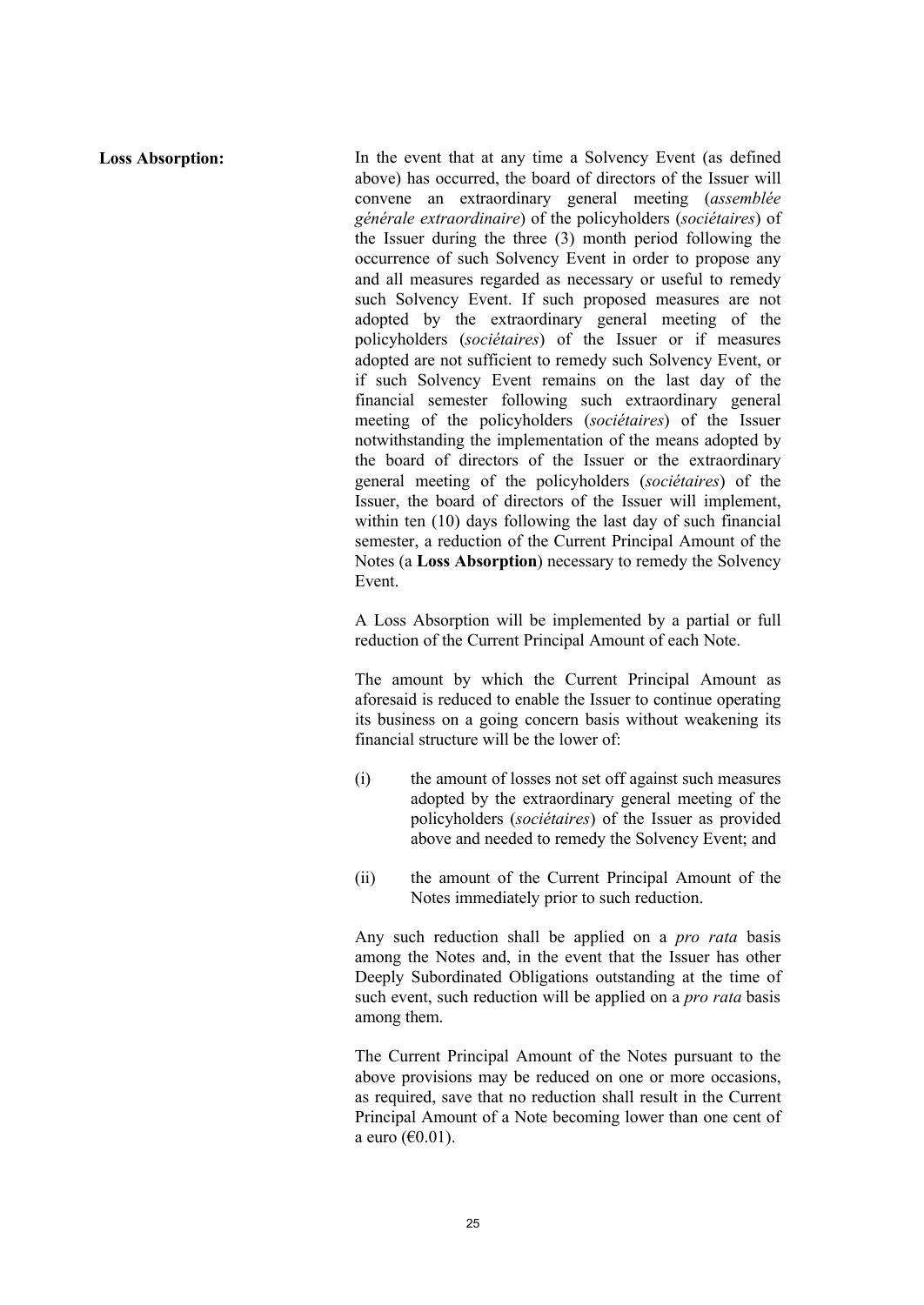**Loss Absorption:**

In the event that at any time a Solvency Event (as defined above) has occurred, the board of directors of the Issuer will convene an extraordinary general meeting (*assemblée générale extraordinaire*) of the policyholders (*sociétaires*) of the Issuer during the three (3) month period following the occurrence of such Solvency Event in order to propose any and all measures regarded as necessary or useful to remedy such Solvency Event. If such proposed measures are not adopted by the extraordinary general meeting of the policyholders (*sociétaires*) of the Issuer or if measures adopted are not sufficient to remedy such Solvency Event, or if such Solvency Event remains on the last day of the financial semester following such extraordinary general meeting of the policyholders (*sociétaires*) of the Issuer notwithstanding the implementation of the means adopted by the board of directors of the Issuer or the extraordinary general meeting of the policyholders (*sociétaires*) of the Issuer, the board of directors of the Issuer will implement, within ten (10) days following the last day of such financial semester, a reduction of the Current Principal Amount of the Notes (a **Loss Absorption**) necessary to remedy the Solvency Event.

A Loss Absorption will be implemented by a partial or full reduction of the Current Principal Amount of each Note.

The amount by which the Current Principal Amount as aforesaid is reduced to enable the Issuer to continue operating its business on a going concern basis without weakening its financial structure will be the lower of:

(i) the amount of losses not set off against such measures adopted by the extraordinary general meeting of the policyholders (*sociétaires*) of the Issuer as provided above and needed to remedy the Solvency Event; and

(ii) the amount of the Current Principal Amount of the Notes immediately prior to such reduction.

Any such reduction shall be applied on a *pro rata* basis among the Notes and, in the event that the Issuer has other Deeply Subordinated Obligations outstanding at the time of such event, such reduction will be applied on a *pro rata* basis among them.

The Current Principal Amount of the Notes pursuant to the above provisions may be reduced on one or more occasions, as required, save that no reduction shall result in the Current Principal Amount of a Note becoming lower than one cent of a euro (€0.01).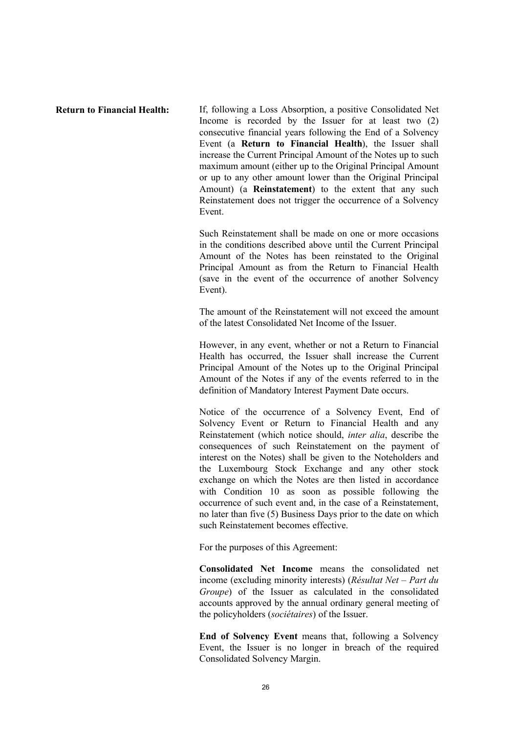**Return to Financial Health:** If, following a Loss Absorption, a positive Consolidated Net Income is recorded by the Issuer for at least two (2) consecutive financial years following the End of a Solvency Event (a **Return to Financial Health**), the Issuer shall increase the Current Principal Amount of the Notes up to such maximum amount (either up to the Original Principal Amount or up to any other amount lower than the Original Principal Amount) (a **Reinstatement**) to the extent that any such Reinstatement does not trigger the occurrence of a Solvency Event.

Such Reinstatement shall be made on one or more occasions in the conditions described above until the Current Principal Amount of the Notes has been reinstated to the Original Principal Amount as from the Return to Financial Health (save in the event of the occurrence of another Solvency Event).

The amount of the Reinstatement will not exceed the amount of the latest Consolidated Net Income of the Issuer.

However, in any event, whether or not a Return to Financial Health has occurred, the Issuer shall increase the Current Principal Amount of the Notes up to the Original Principal Amount of the Notes if any of the events referred to in the definition of Mandatory Interest Payment Date occurs.

Notice of the occurrence of a Solvency Event, End of Solvency Event or Return to Financial Health and any Reinstatement (which notice should, *inter alia*, describe the consequences of such Reinstatement on the payment of interest on the Notes) shall be given to the Noteholders and the Luxembourg Stock Exchange and any other stock exchange on which the Notes are then listed in accordance with Condition 10 as soon as possible following the occurrence of such event and, in the case of a Reinstatement, no later than five (5) Business Days prior to the date on which such Reinstatement becomes effective.

For the purposes of this Agreement:

**Consolidated Net Income** means the consolidated net income (excluding minority interests) (*Résultat Net – Part du Groupe*) of the Issuer as calculated in the consolidated accounts approved by the annual ordinary general meeting of the policyholders (*sociétaires*) of the Issuer.

**End of Solvency Event** means that, following a Solvency Event, the Issuer is no longer in breach of the required Consolidated Solvency Margin.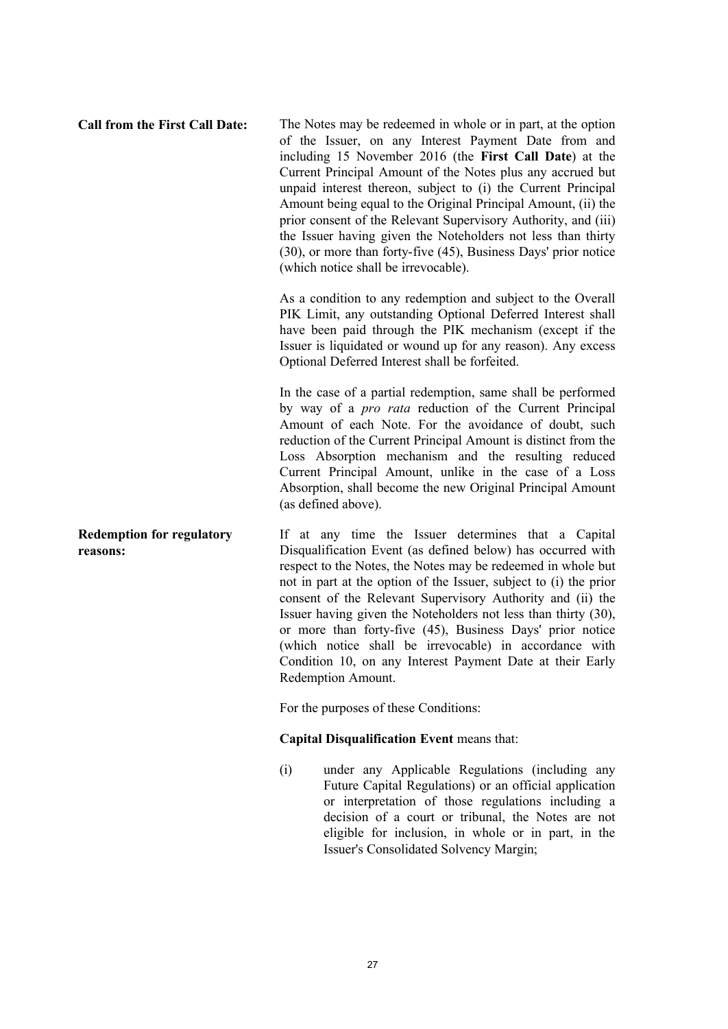**Call from the First Call Date:**

The Notes may be redeemed in whole or in part, at the option of the Issuer, on any Interest Payment Date from and including 15 November 2016 (the **First Call Date**) at the Current Principal Amount of the Notes plus any accrued but unpaid interest thereon, subject to (i) the Current Principal Amount being equal to the Original Principal Amount, (ii) the prior consent of the Relevant Supervisory Authority, and (iii) the Issuer having given the Noteholders not less than thirty (30), or more than forty-five (45), Business Days' prior notice (which notice shall be irrevocable).

As a condition to any redemption and subject to the Overall PIK Limit, any outstanding Optional Deferred Interest shall have been paid through the PIK mechanism (except if the Issuer is liquidated or wound up for any reason). Any excess Optional Deferred Interest shall be forfeited.

In the case of a partial redemption, same shall be performed by way of a *pro rata* reduction of the Current Principal Amount of each Note. For the avoidance of doubt, such reduction of the Current Principal Amount is distinct from the Loss Absorption mechanism and the resulting reduced Current Principal Amount, unlike in the case of a Loss Absorption, shall become the new Original Principal Amount (as defined above).

**Redemption for regulatory reasons:**

If at any time the Issuer determines that a Capital Disqualification Event (as defined below) has occurred with respect to the Notes, the Notes may be redeemed in whole but not in part at the option of the Issuer, subject to (i) the prior consent of the Relevant Supervisory Authority and (ii) the Issuer having given the Noteholders not less than thirty (30), or more than forty-five (45), Business Days' prior notice (which notice shall be irrevocable) in accordance with Condition 10, on any Interest Payment Date at their Early Redemption Amount.

For the purposes of these Conditions:

**Capital Disqualification Event** means that:

(i) under any Applicable Regulations (including any Future Capital Regulations) or an official application or interpretation of those regulations including a decision of a court or tribunal, the Notes are not eligible for inclusion, in whole or in part, in the Issuer's Consolidated Solvency Margin;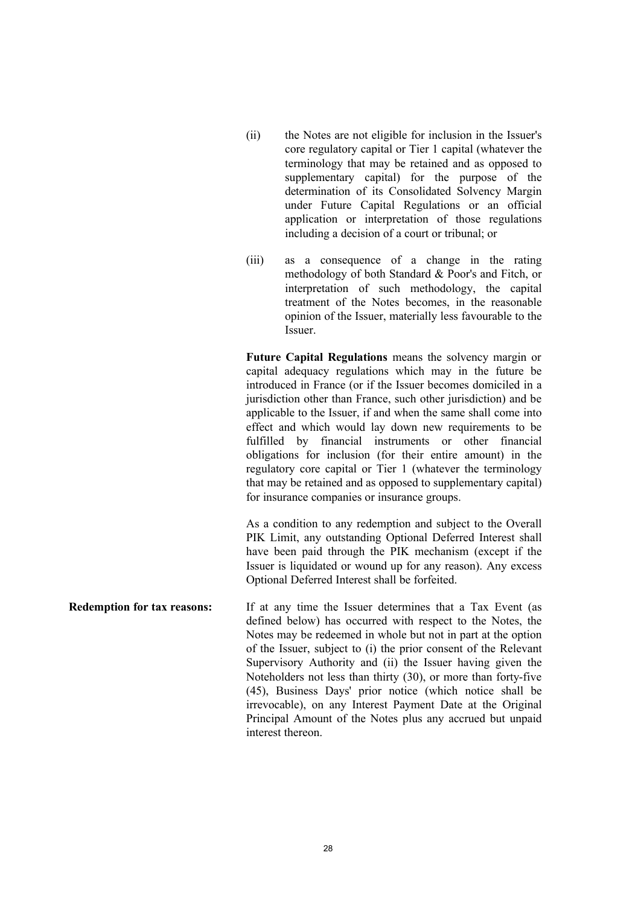(ii) the Notes are not eligible for inclusion in the Issuer's core regulatory capital or Tier 1 capital (whatever the terminology that may be retained and as opposed to supplementary capital) for the purpose of the determination of its Consolidated Solvency Margin under Future Capital Regulations or an official application or interpretation of those regulations including a decision of a court or tribunal; or

(iii) as a consequence of a change in the rating methodology of both Standard & Poor's and Fitch, or interpretation of such methodology, the capital treatment of the Notes becomes, in the reasonable opinion of the Issuer, materially less favourable to the Issuer.

**Future Capital Regulations** means the solvency margin or capital adequacy regulations which may in the future be introduced in France (or if the Issuer becomes domiciled in a jurisdiction other than France, such other jurisdiction) and be applicable to the Issuer, if and when the same shall come into effect and which would lay down new requirements to be fulfilled by financial instruments or other financial obligations for inclusion (for their entire amount) in the regulatory core capital or Tier 1 (whatever the terminology that may be retained and as opposed to supplementary capital) for insurance companies or insurance groups.

As a condition to any redemption and subject to the Overall PIK Limit, any outstanding Optional Deferred Interest shall have been paid through the PIK mechanism (except if the Issuer is liquidated or wound up for any reason). Any excess Optional Deferred Interest shall be forfeited.

**Redemption for tax reasons:** If at any time the Issuer determines that a Tax Event (as defined below) has occurred with respect to the Notes, the Notes may be redeemed in whole but not in part at the option of the Issuer, subject to (i) the prior consent of the Relevant Supervisory Authority and (ii) the Issuer having given the Noteholders not less than thirty (30), or more than forty-five (45), Business Days' prior notice (which notice shall be irrevocable), on any Interest Payment Date at the Original Principal Amount of the Notes plus any accrued but unpaid interest thereon.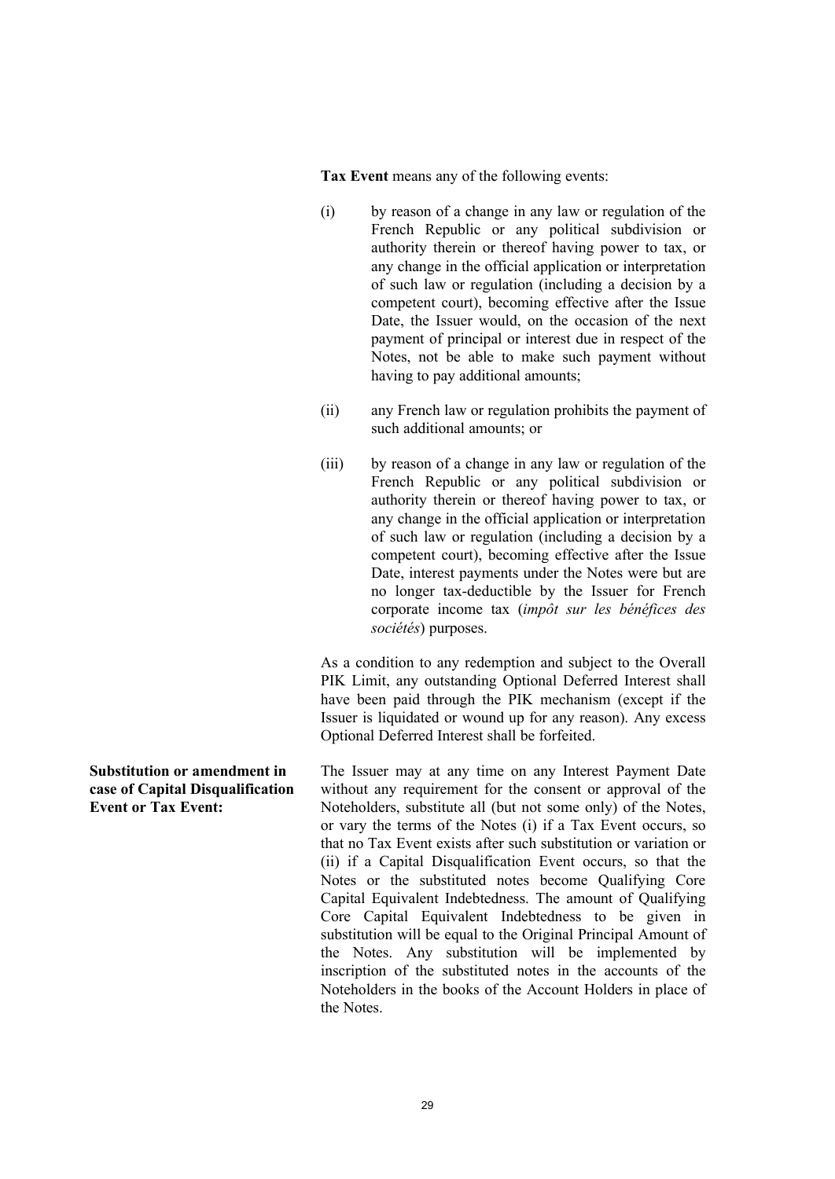**Tax Event** means any of the following events:

(i) by reason of a change in any law or regulation of the French Republic or any political subdivision or authority therein or thereof having power to tax, or any change in the official application or interpretation of such law or regulation (including a decision by a competent court), becoming effective after the Issue Date, the Issuer would, on the occasion of the next payment of principal or interest due in respect of the Notes, not be able to make such payment without having to pay additional amounts;

(ii) any French law or regulation prohibits the payment of such additional amounts; or

(iii) by reason of a change in any law or regulation of the French Republic or any political subdivision or authority therein or thereof having power to tax, or any change in the official application or interpretation of such law or regulation (including a decision by a competent court), becoming effective after the Issue Date, interest payments under the Notes were but are no longer tax-deductible by the Issuer for French corporate income tax (*impôt sur les bénéfices des sociétés*) purposes.

As a condition to any redemption and subject to the Overall PIK Limit, any outstanding Optional Deferred Interest shall have been paid through the PIK mechanism (except if the Issuer is liquidated or wound up for any reason). Any excess Optional Deferred Interest shall be forfeited.

**Substitution or amendment in case of Capital Disqualification Event or Tax Event:**

The Issuer may at any time on any Interest Payment Date without any requirement for the consent or approval of the Noteholders, substitute all (but not some only) of the Notes, or vary the terms of the Notes (i) if a Tax Event occurs, so that no Tax Event exists after such substitution or variation or (ii) if a Capital Disqualification Event occurs, so that the Notes or the substituted notes become Qualifying Core Capital Equivalent Indebtedness. The amount of Qualifying Core Capital Equivalent Indebtedness to be given in substitution will be equal to the Original Principal Amount of the Notes. Any substitution will be implemented by inscription of the substituted notes in the accounts of the Noteholders in the books of the Account Holders in place of the Notes.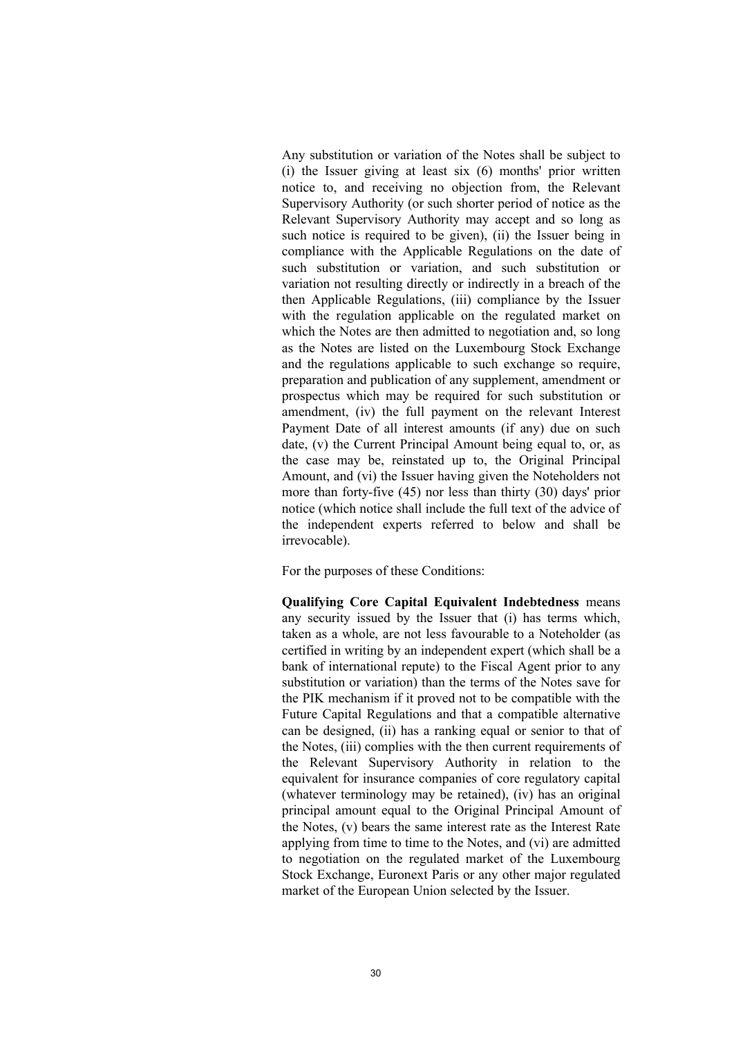Any substitution or variation of the Notes shall be subject to (i) the Issuer giving at least six (6) months' prior written notice to, and receiving no objection from, the Relevant Supervisory Authority (or such shorter period of notice as the Relevant Supervisory Authority may accept and so long as such notice is required to be given), (ii) the Issuer being in compliance with the Applicable Regulations on the date of such substitution or variation, and such substitution or variation not resulting directly or indirectly in a breach of the then Applicable Regulations, (iii) compliance by the Issuer with the regulation applicable on the regulated market on which the Notes are then admitted to negotiation and, so long as the Notes are listed on the Luxembourg Stock Exchange and the regulations applicable to such exchange so require, preparation and publication of any supplement, amendment or prospectus which may be required for such substitution or amendment, (iv) the full payment on the relevant Interest Payment Date of all interest amounts (if any) due on such date, (v) the Current Principal Amount being equal to, or, as the case may be, reinstated up to, the Original Principal Amount, and (vi) the Issuer having given the Noteholders not more than forty-five (45) nor less than thirty (30) days' prior notice (which notice shall include the full text of the advice of the independent experts referred to below and shall be irrevocable).

For the purposes of these Conditions:

**Qualifying Core Capital Equivalent Indebtedness** means any security issued by the Issuer that (i) has terms which, taken as a whole, are not less favourable to a Noteholder (as certified in writing by an independent expert (which shall be a bank of international repute) to the Fiscal Agent prior to any substitution or variation) than the terms of the Notes save for the PIK mechanism if it proved not to be compatible with the Future Capital Regulations and that a compatible alternative can be designed, (ii) has a ranking equal or senior to that of the Notes, (iii) complies with the then current requirements of the Relevant Supervisory Authority in relation to the equivalent for insurance companies of core regulatory capital (whatever terminology may be retained), (iv) has an original principal amount equal to the Original Principal Amount of the Notes, (v) bears the same interest rate as the Interest Rate applying from time to time to the Notes, and (vi) are admitted to negotiation on the regulated market of the Luxembourg Stock Exchange, Euronext Paris or any other major regulated market of the European Union selected by the Issuer.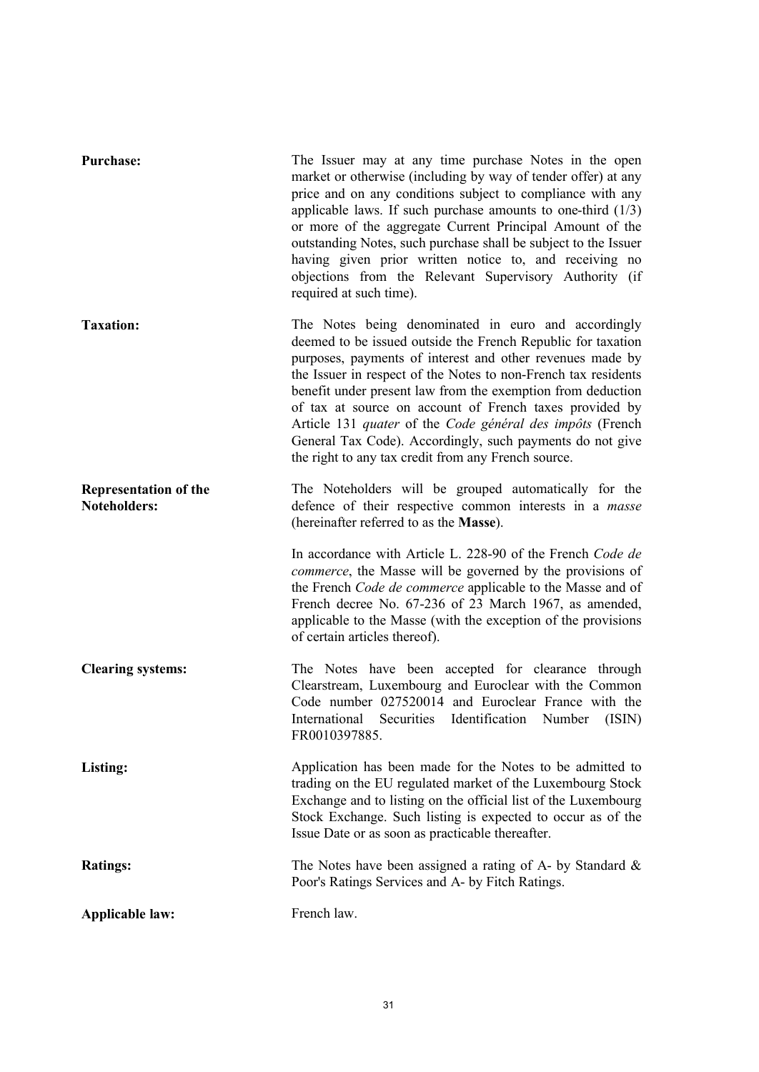**Purchase:** The Issuer may at any time purchase Notes in the open market or otherwise (including by way of tender offer) at any price and on any conditions subject to compliance with any applicable laws. If such purchase amounts to one-third (1/3) or more of the aggregate Current Principal Amount of the outstanding Notes, such purchase shall be subject to the Issuer having given prior written notice to, and receiving no objections from the Relevant Supervisory Authority (if required at such time).

**Taxation:** The Notes being denominated in euro and accordingly deemed to be issued outside the French Republic for taxation purposes, payments of interest and other revenues made by the Issuer in respect of the Notes to non-French tax residents benefit under present law from the exemption from deduction of tax at source on account of French taxes provided by Article 131 *quater* of the *Code général des impôts* (French General Tax Code). Accordingly, such payments do not give the right to any tax credit from any French source.

**Representation of the Noteholders:** The Noteholders will be grouped automatically for the defence of their respective common interests in a *masse* (hereinafter referred to as the **Masse**).

In accordance with Article L. 228-90 of the French *Code de commerce*, the Masse will be governed by the provisions of the French *Code de commerce* applicable to the Masse and of French decree No. 67-236 of 23 March 1967, as amended, applicable to the Masse (with the exception of the provisions of certain articles thereof).

**Clearing systems:** The Notes have been accepted for clearance through Clearstream, Luxembourg and Euroclear with the Common Code number 027520014 and Euroclear France with the International Securities Identification Number (ISIN) FR0010397885.

**Listing:** Application has been made for the Notes to be admitted to trading on the EU regulated market of the Luxembourg Stock Exchange and to listing on the official list of the Luxembourg Stock Exchange. Such listing is expected to occur as of the Issue Date or as soon as practicable thereafter.

**Ratings:** The Notes have been assigned a rating of A- by Standard & Poor's Ratings Services and A- by Fitch Ratings.

**Applicable law:** French law.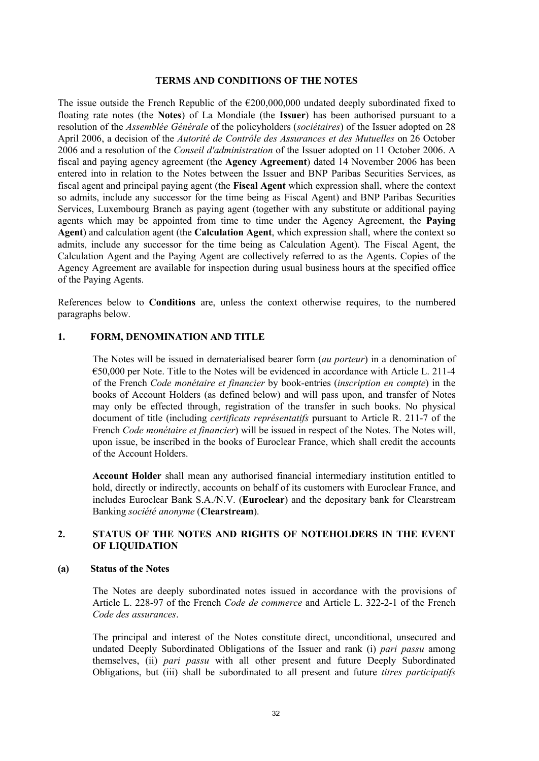## TERMS AND CONDITIONS OF THE NOTES

The issue outside the French Republic of the €200,000,000 undated deeply subordinated fixed to floating rate notes (the **Notes**) of La Mondiale (the **Issuer**) has been authorised pursuant to a resolution of the *Assemblée Générale* of the policyholders (*sociétaires*) of the Issuer adopted on 28 April 2006, a decision of the *Autorité de Contrôle des Assurances et des Mutuelles* on 26 October 2006 and a resolution of the *Conseil d'administration* of the Issuer adopted on 11 October 2006. A fiscal and paying agency agreement (the **Agency Agreement**) dated 14 November 2006 has been entered into in relation to the Notes between the Issuer and BNP Paribas Securities Services, as fiscal agent and principal paying agent (the **Fiscal Agent** which expression shall, where the context so admits, include any successor for the time being as Fiscal Agent) and BNP Paribas Securities Services, Luxembourg Branch as paying agent (together with any substitute or additional paying agents which may be appointed from time to time under the Agency Agreement, the **Paying Agent**) and calculation agent (the **Calculation Agent**, which expression shall, where the context so admits, include any successor for the time being as Calculation Agent). The Fiscal Agent, the Calculation Agent and the Paying Agent are collectively referred to as the Agents. Copies of the Agency Agreement are available for inspection during usual business hours at the specified office of the Paying Agents.

References below to **Conditions** are, unless the context otherwise requires, to the numbered paragraphs below.

### 1. FORM, DENOMINATION AND TITLE

The Notes will be issued in dematerialised bearer form (*au porteur*) in a denomination of €50,000 per Note. Title to the Notes will be evidenced in accordance with Article L. 211-4 of the French *Code monétaire et financier* by book-entries (*inscription en compte*) in the books of Account Holders (as defined below) and will pass upon, and transfer of Notes may only be effected through, registration of the transfer in such books. No physical document of title (including *certificats représentatifs* pursuant to Article R. 211-7 of the French *Code monétaire et financier*) will be issued in respect of the Notes. The Notes will, upon issue, be inscribed in the books of Euroclear France, which shall credit the accounts of the Account Holders.

**Account Holder** shall mean any authorised financial intermediary institution entitled to hold, directly or indirectly, accounts on behalf of its customers with Euroclear France, and includes Euroclear Bank S.A./N.V. (**Euroclear**) and the depositary bank for Clearstream Banking *société anonyme* (**Clearstream**).

### 2. STATUS OF THE NOTES AND RIGHTS OF NOTEHOLDERS IN THE EVENT OF LIQUIDATION

#### (a) Status of the Notes

The Notes are deeply subordinated notes issued in accordance with the provisions of Article L. 228-97 of the French *Code de commerce* and Article L. 322-2-1 of the French *Code des assurances*.

The principal and interest of the Notes constitute direct, unconditional, unsecured and undated Deeply Subordinated Obligations of the Issuer and rank (i) *pari passu* among themselves, (ii) *pari passu* with all other present and future Deeply Subordinated Obligations, but (iii) shall be subordinated to all present and future *titres participatifs*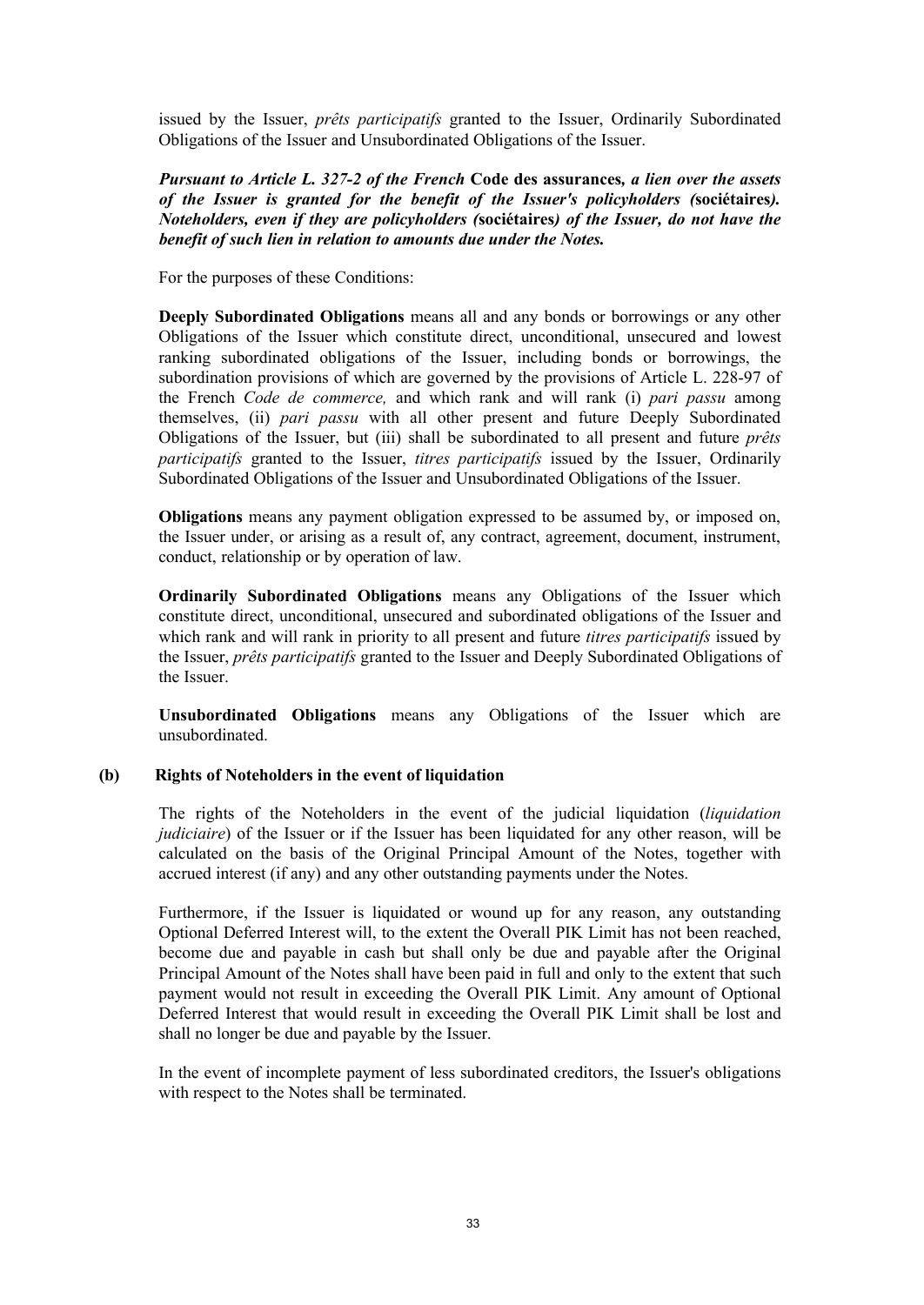issued by the Issuer, *prêts participatifs* granted to the Issuer, Ordinarily Subordinated Obligations of the Issuer and Unsubordinated Obligations of the Issuer.

***Pursuant to Article L. 327-2 of the French* Code des assurances*, a lien over the assets of the Issuer is granted for the benefit of the Issuer's policyholders (*sociétaires*). Noteholders, even if they are policyholders (*sociétaires*) of the Issuer, do not have the benefit of such lien in relation to amounts due under the Notes.***

For the purposes of these Conditions:

**Deeply Subordinated Obligations** means all and any bonds or borrowings or any other Obligations of the Issuer which constitute direct, unconditional, unsecured and lowest ranking subordinated obligations of the Issuer, including bonds or borrowings, the subordination provisions of which are governed by the provisions of Article L. 228-97 of the French *Code de commerce,* and which rank and will rank (i) *pari passu* among themselves, (ii) *pari passu* with all other present and future Deeply Subordinated Obligations of the Issuer, but (iii) shall be subordinated to all present and future *prêts participatifs* granted to the Issuer, *titres participatifs* issued by the Issuer, Ordinarily Subordinated Obligations of the Issuer and Unsubordinated Obligations of the Issuer.

**Obligations** means any payment obligation expressed to be assumed by, or imposed on, the Issuer under, or arising as a result of, any contract, agreement, document, instrument, conduct, relationship or by operation of law.

**Ordinarily Subordinated Obligations** means any Obligations of the Issuer which constitute direct, unconditional, unsecured and subordinated obligations of the Issuer and which rank and will rank in priority to all present and future *titres participatifs* issued by the Issuer, *prêts participatifs* granted to the Issuer and Deeply Subordinated Obligations of the Issuer.

**Unsubordinated Obligations** means any Obligations of the Issuer which are unsubordinated.

**(b) Rights of Noteholders in the event of liquidation**

The rights of the Noteholders in the event of the judicial liquidation (*liquidation judiciaire*) of the Issuer or if the Issuer has been liquidated for any other reason, will be calculated on the basis of the Original Principal Amount of the Notes, together with accrued interest (if any) and any other outstanding payments under the Notes.

Furthermore, if the Issuer is liquidated or wound up for any reason, any outstanding Optional Deferred Interest will, to the extent the Overall PIK Limit has not been reached, become due and payable in cash but shall only be due and payable after the Original Principal Amount of the Notes shall have been paid in full and only to the extent that such payment would not result in exceeding the Overall PIK Limit. Any amount of Optional Deferred Interest that would result in exceeding the Overall PIK Limit shall be lost and shall no longer be due and payable by the Issuer.

In the event of incomplete payment of less subordinated creditors, the Issuer's obligations with respect to the Notes shall be terminated.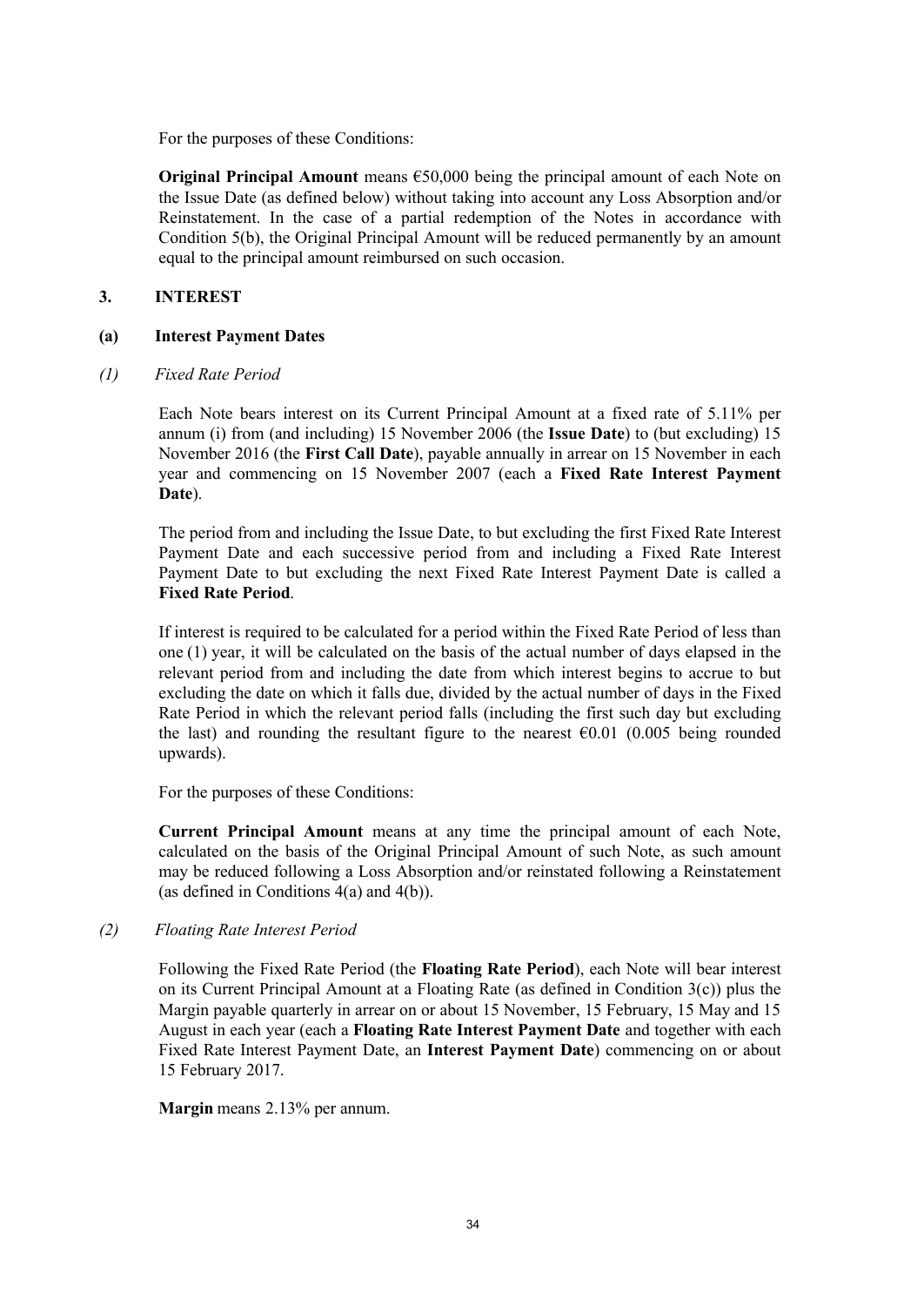For the purposes of these Conditions:

**Original Principal Amount** means €50,000 being the principal amount of each Note on the Issue Date (as defined below) without taking into account any Loss Absorption and/or Reinstatement. In the case of a partial redemption of the Notes in accordance with Condition 5(b), the Original Principal Amount will be reduced permanently by an amount equal to the principal amount reimbursed on such occasion.

## 3. INTEREST

### (a) Interest Payment Dates

*(1) Fixed Rate Period*

Each Note bears interest on its Current Principal Amount at a fixed rate of 5.11% per annum (i) from (and including) 15 November 2006 (the **Issue Date**) to (but excluding) 15 November 2016 (the **First Call Date**), payable annually in arrear on 15 November in each year and commencing on 15 November 2007 (each a **Fixed Rate Interest Payment Date**).

The period from and including the Issue Date, to but excluding the first Fixed Rate Interest Payment Date and each successive period from and including a Fixed Rate Interest Payment Date to but excluding the next Fixed Rate Interest Payment Date is called a **Fixed Rate Period**.

If interest is required to be calculated for a period within the Fixed Rate Period of less than one (1) year, it will be calculated on the basis of the actual number of days elapsed in the relevant period from and including the date from which interest begins to accrue to but excluding the date on which it falls due, divided by the actual number of days in the Fixed Rate Period in which the relevant period falls (including the first such day but excluding the last) and rounding the resultant figure to the nearest €0.01 (0.005 being rounded upwards).

For the purposes of these Conditions:

**Current Principal Amount** means at any time the principal amount of each Note, calculated on the basis of the Original Principal Amount of such Note, as such amount may be reduced following a Loss Absorption and/or reinstated following a Reinstatement (as defined in Conditions 4(a) and 4(b)).

*(2) Floating Rate Interest Period*

Following the Fixed Rate Period (the **Floating Rate Period**), each Note will bear interest on its Current Principal Amount at a Floating Rate (as defined in Condition 3(c)) plus the Margin payable quarterly in arrear on or about 15 November, 15 February, 15 May and 15 August in each year (each a **Floating Rate Interest Payment Date** and together with each Fixed Rate Interest Payment Date, an **Interest Payment Date**) commencing on or about 15 February 2017.

**Margin** means 2.13% per annum.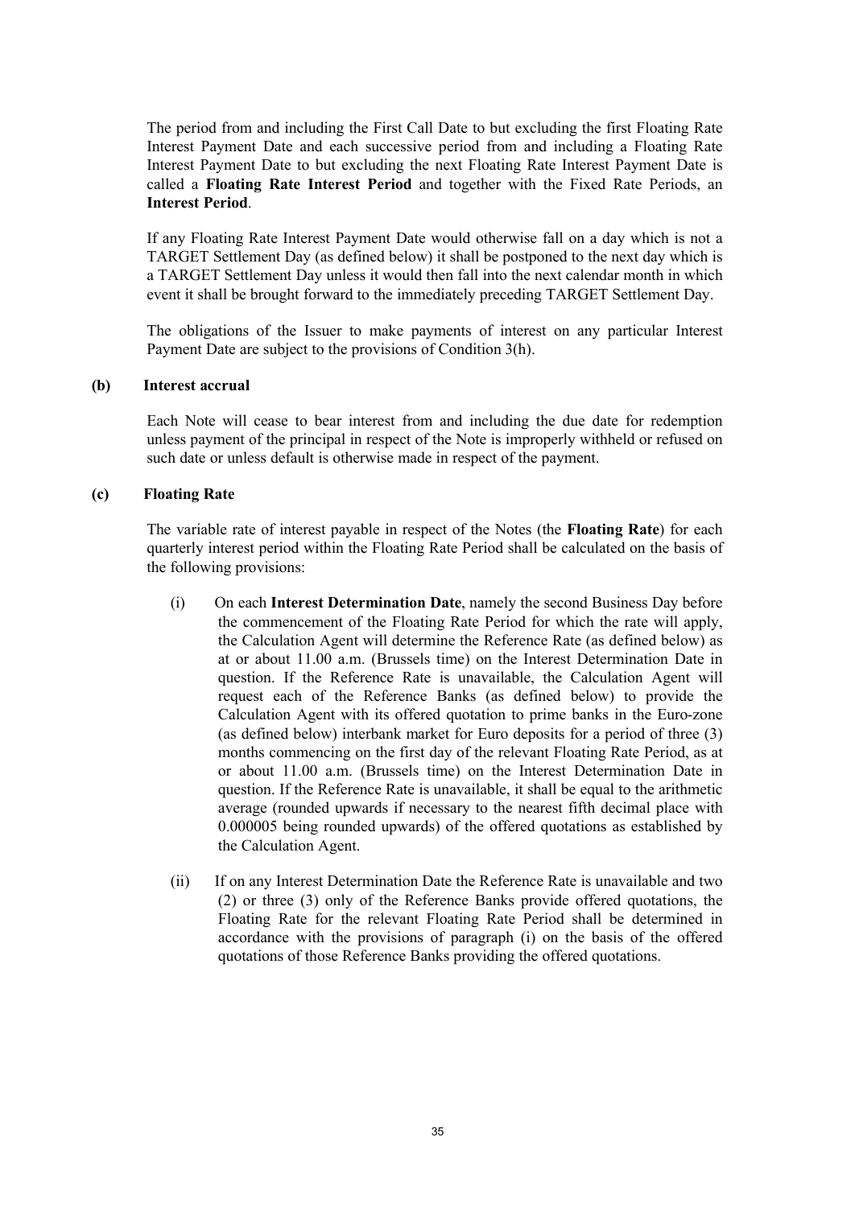The period from and including the First Call Date to but excluding the first Floating Rate Interest Payment Date and each successive period from and including a Floating Rate Interest Payment Date to but excluding the next Floating Rate Interest Payment Date is called a **Floating Rate Interest Period** and together with the Fixed Rate Periods, an **Interest Period**.

If any Floating Rate Interest Payment Date would otherwise fall on a day which is not a TARGET Settlement Day (as defined below) it shall be postponed to the next day which is a TARGET Settlement Day unless it would then fall into the next calendar month in which event it shall be brought forward to the immediately preceding TARGET Settlement Day.

The obligations of the Issuer to make payments of interest on any particular Interest Payment Date are subject to the provisions of Condition 3(h).

**(b) Interest accrual**

Each Note will cease to bear interest from and including the due date for redemption unless payment of the principal in respect of the Note is improperly withheld or refused on such date or unless default is otherwise made in respect of the payment.

**(c) Floating Rate**

The variable rate of interest payable in respect of the Notes (the **Floating Rate**) for each quarterly interest period within the Floating Rate Period shall be calculated on the basis of the following provisions:

(i) On each **Interest Determination Date**, namely the second Business Day before the commencement of the Floating Rate Period for which the rate will apply, the Calculation Agent will determine the Reference Rate (as defined below) as at or about 11.00 a.m. (Brussels time) on the Interest Determination Date in question. If the Reference Rate is unavailable, the Calculation Agent will request each of the Reference Banks (as defined below) to provide the Calculation Agent with its offered quotation to prime banks in the Euro-zone (as defined below) interbank market for Euro deposits for a period of three (3) months commencing on the first day of the relevant Floating Rate Period, as at or about 11.00 a.m. (Brussels time) on the Interest Determination Date in question. If the Reference Rate is unavailable, it shall be equal to the arithmetic average (rounded upwards if necessary to the nearest fifth decimal place with 0.000005 being rounded upwards) of the offered quotations as established by the Calculation Agent.

(ii) If on any Interest Determination Date the Reference Rate is unavailable and two (2) or three (3) only of the Reference Banks provide offered quotations, the Floating Rate for the relevant Floating Rate Period shall be determined in accordance with the provisions of paragraph (i) on the basis of the offered quotations of those Reference Banks providing the offered quotations.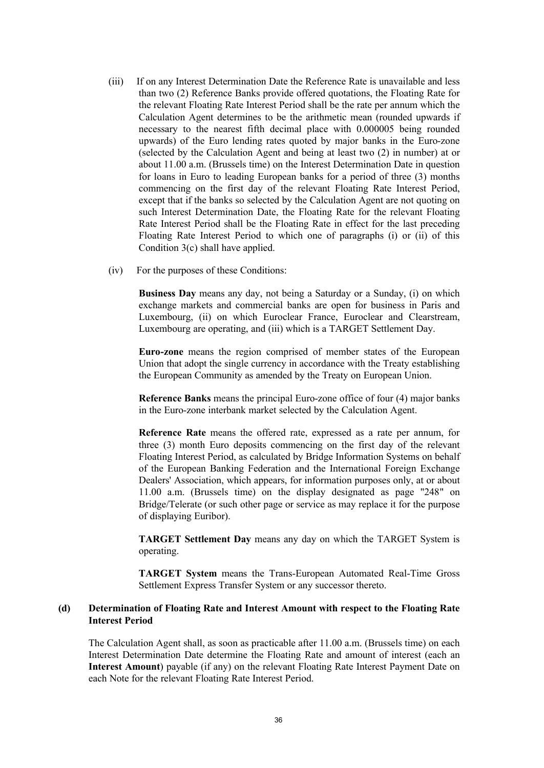(iii) If on any Interest Determination Date the Reference Rate is unavailable and less than two (2) Reference Banks provide offered quotations, the Floating Rate for the relevant Floating Rate Interest Period shall be the rate per annum which the Calculation Agent determines to be the arithmetic mean (rounded upwards if necessary to the nearest fifth decimal place with 0.000005 being rounded upwards) of the Euro lending rates quoted by major banks in the Euro-zone (selected by the Calculation Agent and being at least two (2) in number) at or about 11.00 a.m. (Brussels time) on the Interest Determination Date in question for loans in Euro to leading European banks for a period of three (3) months commencing on the first day of the relevant Floating Rate Interest Period, except that if the banks so selected by the Calculation Agent are not quoting on such Interest Determination Date, the Floating Rate for the relevant Floating Rate Interest Period shall be the Floating Rate in effect for the last preceding Floating Rate Interest Period to which one of paragraphs (i) or (ii) of this Condition 3(c) shall have applied.

(iv) For the purposes of these Conditions:

**Business Day** means any day, not being a Saturday or a Sunday, (i) on which exchange markets and commercial banks are open for business in Paris and Luxembourg, (ii) on which Euroclear France, Euroclear and Clearstream, Luxembourg are operating, and (iii) which is a TARGET Settlement Day.

**Euro-zone** means the region comprised of member states of the European Union that adopt the single currency in accordance with the Treaty establishing the European Community as amended by the Treaty on European Union.

**Reference Banks** means the principal Euro-zone office of four (4) major banks in the Euro-zone interbank market selected by the Calculation Agent.

**Reference Rate** means the offered rate, expressed as a rate per annum, for three (3) month Euro deposits commencing on the first day of the relevant Floating Interest Period, as calculated by Bridge Information Systems on behalf of the European Banking Federation and the International Foreign Exchange Dealers' Association, which appears, for information purposes only, at or about 11.00 a.m. (Brussels time) on the display designated as page "248" on Bridge/Telerate (or such other page or service as may replace it for the purpose of displaying Euribor).

**TARGET Settlement Day** means any day on which the TARGET System is operating.

**TARGET System** means the Trans-European Automated Real-Time Gross Settlement Express Transfer System or any successor thereto.

### (d) Determination of Floating Rate and Interest Amount with respect to the Floating Rate Interest Period

The Calculation Agent shall, as soon as practicable after 11.00 a.m. (Brussels time) on each Interest Determination Date determine the Floating Rate and amount of interest (each an **Interest Amount**) payable (if any) on the relevant Floating Rate Interest Payment Date on each Note for the relevant Floating Rate Interest Period.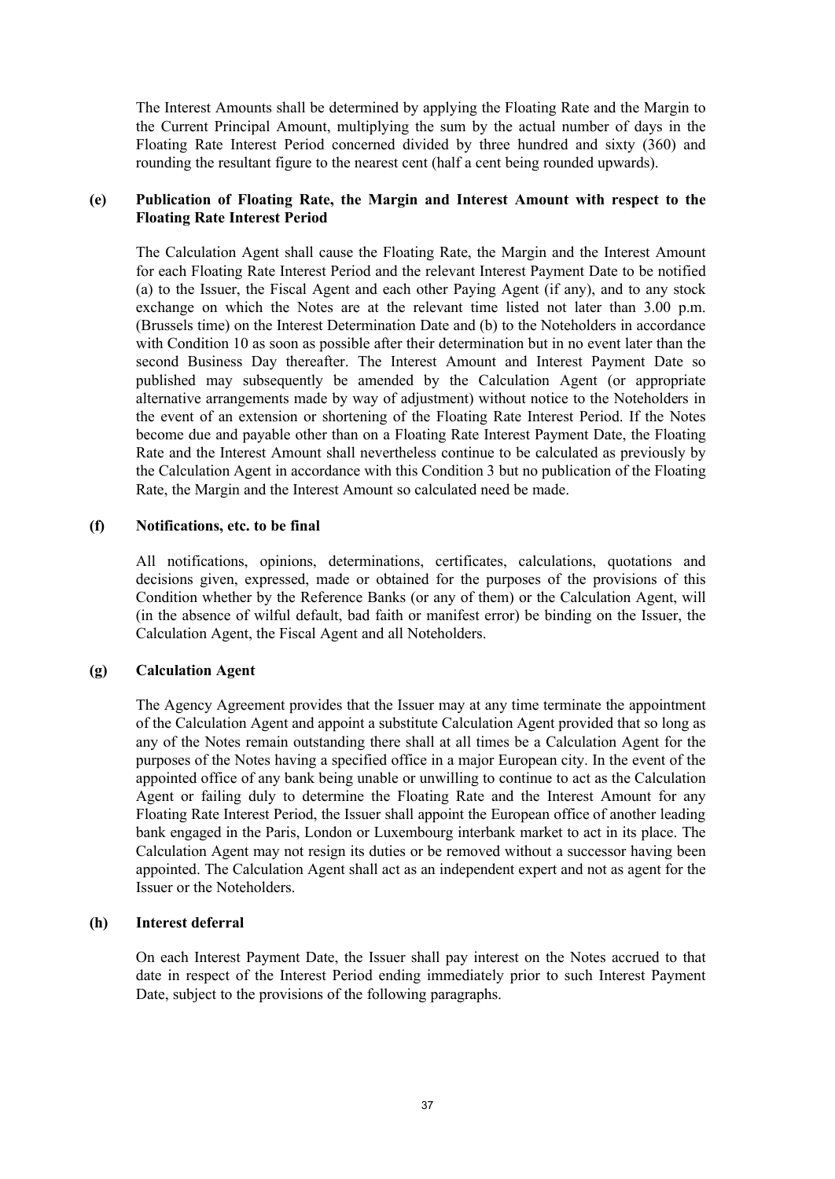The Interest Amounts shall be determined by applying the Floating Rate and the Margin to the Current Principal Amount, multiplying the sum by the actual number of days in the Floating Rate Interest Period concerned divided by three hundred and sixty (360) and rounding the resultant figure to the nearest cent (half a cent being rounded upwards).

**(e) Publication of Floating Rate, the Margin and Interest Amount with respect to the Floating Rate Interest Period**

The Calculation Agent shall cause the Floating Rate, the Margin and the Interest Amount for each Floating Rate Interest Period and the relevant Interest Payment Date to be notified (a) to the Issuer, the Fiscal Agent and each other Paying Agent (if any), and to any stock exchange on which the Notes are at the relevant time listed not later than 3.00 p.m. (Brussels time) on the Interest Determination Date and (b) to the Noteholders in accordance with Condition 10 as soon as possible after their determination but in no event later than the second Business Day thereafter. The Interest Amount and Interest Payment Date so published may subsequently be amended by the Calculation Agent (or appropriate alternative arrangements made by way of adjustment) without notice to the Noteholders in the event of an extension or shortening of the Floating Rate Interest Period. If the Notes become due and payable other than on a Floating Rate Interest Payment Date, the Floating Rate and the Interest Amount shall nevertheless continue to be calculated as previously by the Calculation Agent in accordance with this Condition 3 but no publication of the Floating Rate, the Margin and the Interest Amount so calculated need be made.

**(f) Notifications, etc. to be final**

All notifications, opinions, determinations, certificates, calculations, quotations and decisions given, expressed, made or obtained for the purposes of the provisions of this Condition whether by the Reference Banks (or any of them) or the Calculation Agent, will (in the absence of wilful default, bad faith or manifest error) be binding on the Issuer, the Calculation Agent, the Fiscal Agent and all Noteholders.

**(g) Calculation Agent**

The Agency Agreement provides that the Issuer may at any time terminate the appointment of the Calculation Agent and appoint a substitute Calculation Agent provided that so long as any of the Notes remain outstanding there shall at all times be a Calculation Agent for the purposes of the Notes having a specified office in a major European city. In the event of the appointed office of any bank being unable or unwilling to continue to act as the Calculation Agent or failing duly to determine the Floating Rate and the Interest Amount for any Floating Rate Interest Period, the Issuer shall appoint the European office of another leading bank engaged in the Paris, London or Luxembourg interbank market to act in its place. The Calculation Agent may not resign its duties or be removed without a successor having been appointed. The Calculation Agent shall act as an independent expert and not as agent for the Issuer or the Noteholders.

**(h) Interest deferral**

On each Interest Payment Date, the Issuer shall pay interest on the Notes accrued to that date in respect of the Interest Period ending immediately prior to such Interest Payment Date, subject to the provisions of the following paragraphs.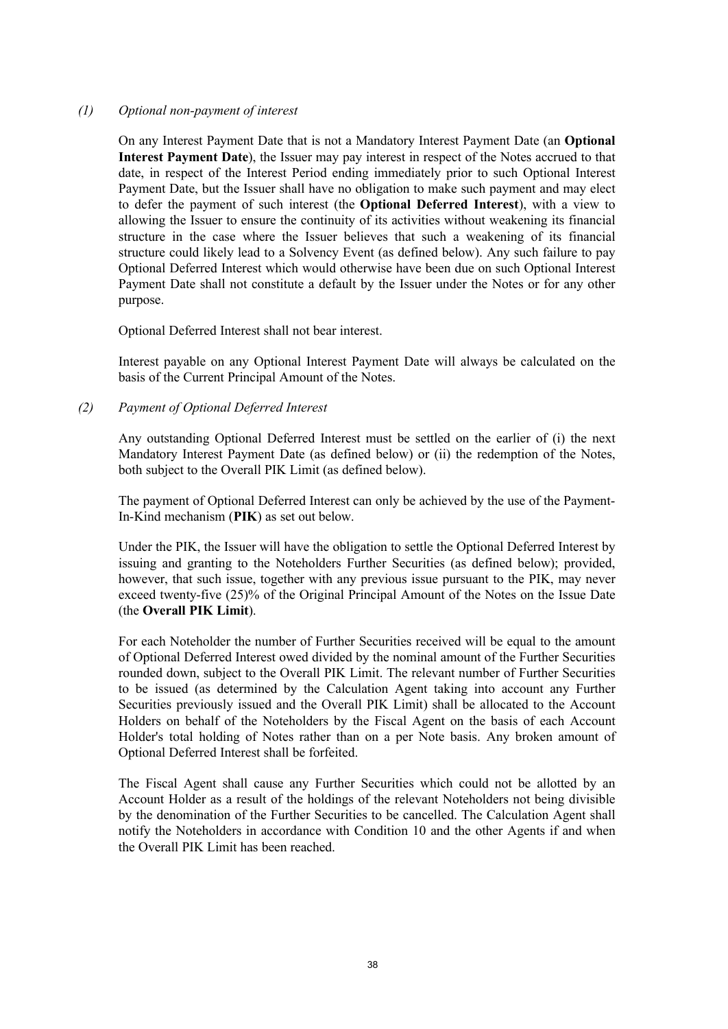*(1) Optional non-payment of interest*

On any Interest Payment Date that is not a Mandatory Interest Payment Date (an **Optional Interest Payment Date**), the Issuer may pay interest in respect of the Notes accrued to that date, in respect of the Interest Period ending immediately prior to such Optional Interest Payment Date, but the Issuer shall have no obligation to make such payment and may elect to defer the payment of such interest (the **Optional Deferred Interest**), with a view to allowing the Issuer to ensure the continuity of its activities without weakening its financial structure in the case where the Issuer believes that such a weakening of its financial structure could likely lead to a Solvency Event (as defined below). Any such failure to pay Optional Deferred Interest which would otherwise have been due on such Optional Interest Payment Date shall not constitute a default by the Issuer under the Notes or for any other purpose.

Optional Deferred Interest shall not bear interest.

Interest payable on any Optional Interest Payment Date will always be calculated on the basis of the Current Principal Amount of the Notes.

*(2) Payment of Optional Deferred Interest*

Any outstanding Optional Deferred Interest must be settled on the earlier of (i) the next Mandatory Interest Payment Date (as defined below) or (ii) the redemption of the Notes, both subject to the Overall PIK Limit (as defined below).

The payment of Optional Deferred Interest can only be achieved by the use of the Payment-In-Kind mechanism (**PIK**) as set out below.

Under the PIK, the Issuer will have the obligation to settle the Optional Deferred Interest by issuing and granting to the Noteholders Further Securities (as defined below); provided, however, that such issue, together with any previous issue pursuant to the PIK, may never exceed twenty-five (25)% of the Original Principal Amount of the Notes on the Issue Date (the **Overall PIK Limit**).

For each Noteholder the number of Further Securities received will be equal to the amount of Optional Deferred Interest owed divided by the nominal amount of the Further Securities rounded down, subject to the Overall PIK Limit. The relevant number of Further Securities to be issued (as determined by the Calculation Agent taking into account any Further Securities previously issued and the Overall PIK Limit) shall be allocated to the Account Holders on behalf of the Noteholders by the Fiscal Agent on the basis of each Account Holder's total holding of Notes rather than on a per Note basis. Any broken amount of Optional Deferred Interest shall be forfeited.

The Fiscal Agent shall cause any Further Securities which could not be allotted by an Account Holder as a result of the holdings of the relevant Noteholders not being divisible by the denomination of the Further Securities to be cancelled. The Calculation Agent shall notify the Noteholders in accordance with Condition 10 and the other Agents if and when the Overall PIK Limit has been reached.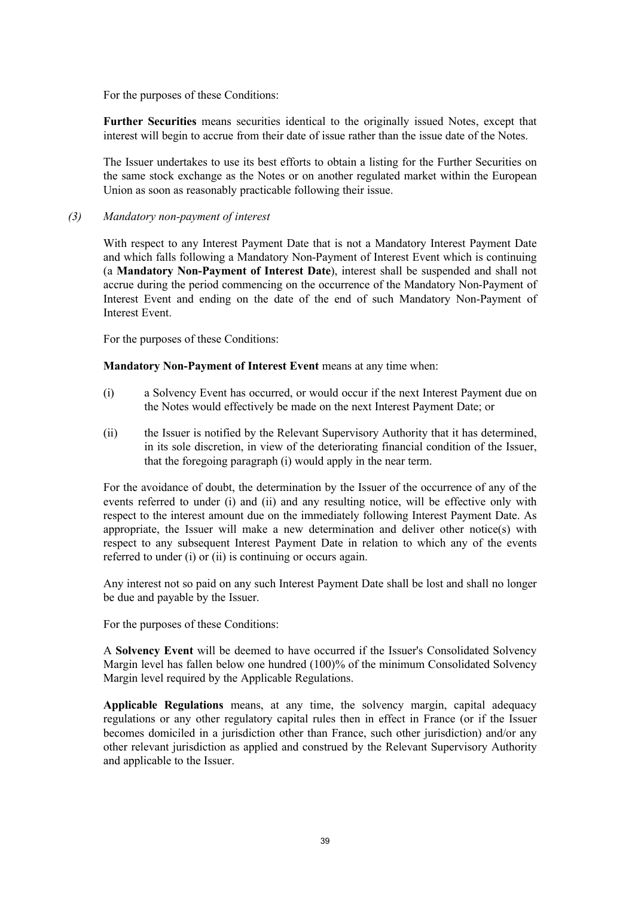For the purposes of these Conditions:

**Further Securities** means securities identical to the originally issued Notes, except that interest will begin to accrue from their date of issue rather than the issue date of the Notes.

The Issuer undertakes to use its best efforts to obtain a listing for the Further Securities on the same stock exchange as the Notes or on another regulated market within the European Union as soon as reasonably practicable following their issue.

*(3) Mandatory non-payment of interest*

With respect to any Interest Payment Date that is not a Mandatory Interest Payment Date and which falls following a Mandatory Non-Payment of Interest Event which is continuing (a **Mandatory Non-Payment of Interest Date**), interest shall be suspended and shall not accrue during the period commencing on the occurrence of the Mandatory Non-Payment of Interest Event and ending on the date of the end of such Mandatory Non-Payment of Interest Event.

For the purposes of these Conditions:

**Mandatory Non-Payment of Interest Event** means at any time when:

(i) a Solvency Event has occurred, or would occur if the next Interest Payment due on the Notes would effectively be made on the next Interest Payment Date; or

(ii) the Issuer is notified by the Relevant Supervisory Authority that it has determined, in its sole discretion, in view of the deteriorating financial condition of the Issuer, that the foregoing paragraph (i) would apply in the near term.

For the avoidance of doubt, the determination by the Issuer of the occurrence of any of the events referred to under (i) and (ii) and any resulting notice, will be effective only with respect to the interest amount due on the immediately following Interest Payment Date. As appropriate, the Issuer will make a new determination and deliver other notice(s) with respect to any subsequent Interest Payment Date in relation to which any of the events referred to under (i) or (ii) is continuing or occurs again.

Any interest not so paid on any such Interest Payment Date shall be lost and shall no longer be due and payable by the Issuer.

For the purposes of these Conditions:

A **Solvency Event** will be deemed to have occurred if the Issuer's Consolidated Solvency Margin level has fallen below one hundred (100)% of the minimum Consolidated Solvency Margin level required by the Applicable Regulations.

**Applicable Regulations** means, at any time, the solvency margin, capital adequacy regulations or any other regulatory capital rules then in effect in France (or if the Issuer becomes domiciled in a jurisdiction other than France, such other jurisdiction) and/or any other relevant jurisdiction as applied and construed by the Relevant Supervisory Authority and applicable to the Issuer.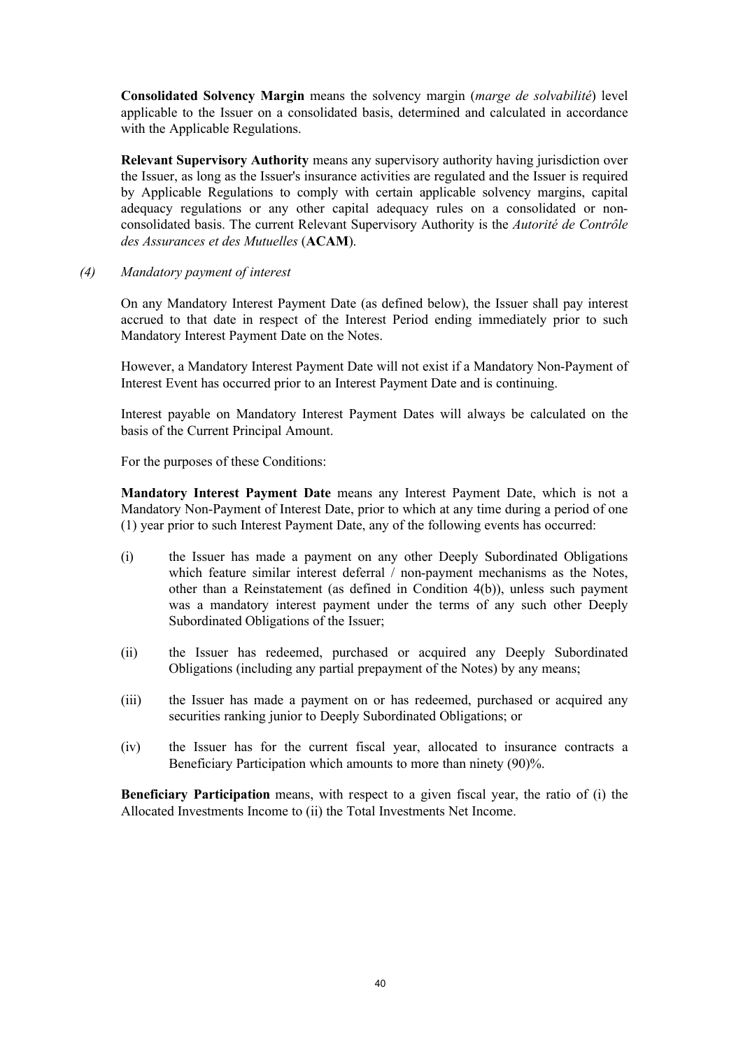**Consolidated Solvency Margin** means the solvency margin (*marge de solvabilité*) level applicable to the Issuer on a consolidated basis, determined and calculated in accordance with the Applicable Regulations.

**Relevant Supervisory Authority** means any supervisory authority having jurisdiction over the Issuer, as long as the Issuer's insurance activities are regulated and the Issuer is required by Applicable Regulations to comply with certain applicable solvency margins, capital adequacy regulations or any other capital adequacy rules on a consolidated or non-consolidated basis. The current Relevant Supervisory Authority is the *Autorité de Contrôle des Assurances et des Mutuelles* (**ACAM**).

*(4) Mandatory payment of interest*

On any Mandatory Interest Payment Date (as defined below), the Issuer shall pay interest accrued to that date in respect of the Interest Period ending immediately prior to such Mandatory Interest Payment Date on the Notes.

However, a Mandatory Interest Payment Date will not exist if a Mandatory Non-Payment of Interest Event has occurred prior to an Interest Payment Date and is continuing.

Interest payable on Mandatory Interest Payment Dates will always be calculated on the basis of the Current Principal Amount.

For the purposes of these Conditions:

**Mandatory Interest Payment Date** means any Interest Payment Date, which is not a Mandatory Non-Payment of Interest Date, prior to which at any time during a period of one (1) year prior to such Interest Payment Date, any of the following events has occurred:

(i) the Issuer has made a payment on any other Deeply Subordinated Obligations which feature similar interest deferral / non-payment mechanisms as the Notes, other than a Reinstatement (as defined in Condition 4(b)), unless such payment was a mandatory interest payment under the terms of any such other Deeply Subordinated Obligations of the Issuer;

(ii) the Issuer has redeemed, purchased or acquired any Deeply Subordinated Obligations (including any partial prepayment of the Notes) by any means;

(iii) the Issuer has made a payment on or has redeemed, purchased or acquired any securities ranking junior to Deeply Subordinated Obligations; or

(iv) the Issuer has for the current fiscal year, allocated to insurance contracts a Beneficiary Participation which amounts to more than ninety (90)%.

**Beneficiary Participation** means, with respect to a given fiscal year, the ratio of (i) the Allocated Investments Income to (ii) the Total Investments Net Income.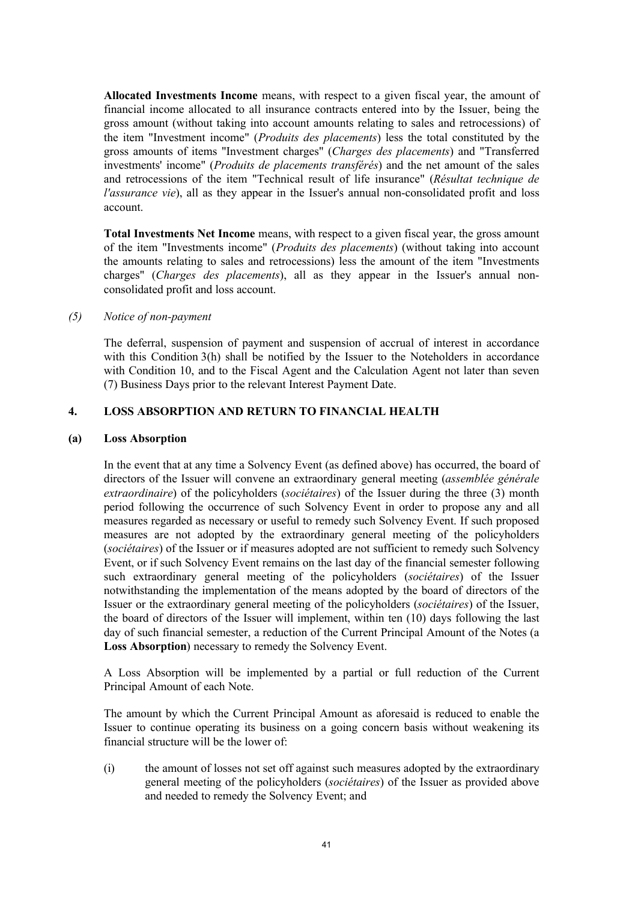**Allocated Investments Income** means, with respect to a given fiscal year, the amount of financial income allocated to all insurance contracts entered into by the Issuer, being the gross amount (without taking into account amounts relating to sales and retrocessions) of the item "Investment income" (*Produits des placements*) less the total constituted by the gross amounts of items "Investment charges" (*Charges des placements*) and "Transferred investments' income" (*Produits de placements transférés*) and the net amount of the sales and retrocessions of the item "Technical result of life insurance" (*Résultat technique de l'assurance vie*), all as they appear in the Issuer's annual non-consolidated profit and loss account.

**Total Investments Net Income** means, with respect to a given fiscal year, the gross amount of the item "Investments income" (*Produits des placements*) (without taking into account the amounts relating to sales and retrocessions) less the amount of the item "Investments charges" (*Charges des placements*), all as they appear in the Issuer's annual non-consolidated profit and loss account.

*(5) Notice of non-payment*

The deferral, suspension of payment and suspension of accrual of interest in accordance with this Condition 3(h) shall be notified by the Issuer to the Noteholders in accordance with Condition 10, and to the Fiscal Agent and the Calculation Agent not later than seven (7) Business Days prior to the relevant Interest Payment Date.

## 4. LOSS ABSORPTION AND RETURN TO FINANCIAL HEALTH

### (a) Loss Absorption

In the event that at any time a Solvency Event (as defined above) has occurred, the board of directors of the Issuer will convene an extraordinary general meeting (*assemblée générale extraordinaire*) of the policyholders (*sociétaires*) of the Issuer during the three (3) month period following the occurrence of such Solvency Event in order to propose any and all measures regarded as necessary or useful to remedy such Solvency Event. If such proposed measures are not adopted by the extraordinary general meeting of the policyholders (*sociétaires*) of the Issuer or if measures adopted are not sufficient to remedy such Solvency Event, or if such Solvency Event remains on the last day of the financial semester following such extraordinary general meeting of the policyholders (*sociétaires*) of the Issuer notwithstanding the implementation of the means adopted by the board of directors of the Issuer or the extraordinary general meeting of the policyholders (*sociétaires*) of the Issuer, the board of directors of the Issuer will implement, within ten (10) days following the last day of such financial semester, a reduction of the Current Principal Amount of the Notes (a **Loss Absorption**) necessary to remedy the Solvency Event.

A Loss Absorption will be implemented by a partial or full reduction of the Current Principal Amount of each Note.

The amount by which the Current Principal Amount as aforesaid is reduced to enable the Issuer to continue operating its business on a going concern basis without weakening its financial structure will be the lower of:

(i) the amount of losses not set off against such measures adopted by the extraordinary general meeting of the policyholders (*sociétaires*) of the Issuer as provided above and needed to remedy the Solvency Event; and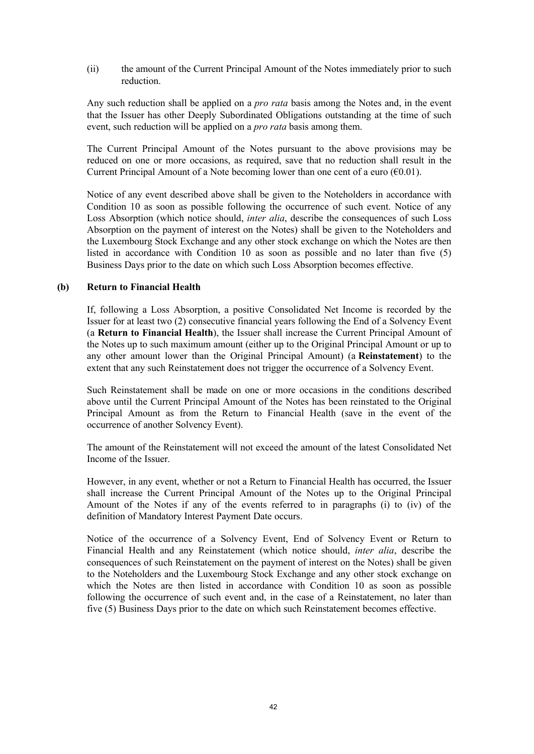(ii) the amount of the Current Principal Amount of the Notes immediately prior to such reduction.

Any such reduction shall be applied on a *pro rata* basis among the Notes and, in the event that the Issuer has other Deeply Subordinated Obligations outstanding at the time of such event, such reduction will be applied on a *pro rata* basis among them.

The Current Principal Amount of the Notes pursuant to the above provisions may be reduced on one or more occasions, as required, save that no reduction shall result in the Current Principal Amount of a Note becoming lower than one cent of a euro (€0.01).

Notice of any event described above shall be given to the Noteholders in accordance with Condition 10 as soon as possible following the occurrence of such event. Notice of any Loss Absorption (which notice should, *inter alia*, describe the consequences of such Loss Absorption on the payment of interest on the Notes) shall be given to the Noteholders and the Luxembourg Stock Exchange and any other stock exchange on which the Notes are then listed in accordance with Condition 10 as soon as possible and no later than five (5) Business Days prior to the date on which such Loss Absorption becomes effective.

**(b) Return to Financial Health**

If, following a Loss Absorption, a positive Consolidated Net Income is recorded by the Issuer for at least two (2) consecutive financial years following the End of a Solvency Event (a **Return to Financial Health**), the Issuer shall increase the Current Principal Amount of the Notes up to such maximum amount (either up to the Original Principal Amount or up to any other amount lower than the Original Principal Amount) (a **Reinstatement**) to the extent that any such Reinstatement does not trigger the occurrence of a Solvency Event.

Such Reinstatement shall be made on one or more occasions in the conditions described above until the Current Principal Amount of the Notes has been reinstated to the Original Principal Amount as from the Return to Financial Health (save in the event of the occurrence of another Solvency Event).

The amount of the Reinstatement will not exceed the amount of the latest Consolidated Net Income of the Issuer.

However, in any event, whether or not a Return to Financial Health has occurred, the Issuer shall increase the Current Principal Amount of the Notes up to the Original Principal Amount of the Notes if any of the events referred to in paragraphs (i) to (iv) of the definition of Mandatory Interest Payment Date occurs.

Notice of the occurrence of a Solvency Event, End of Solvency Event or Return to Financial Health and any Reinstatement (which notice should, *inter alia*, describe the consequences of such Reinstatement on the payment of interest on the Notes) shall be given to the Noteholders and the Luxembourg Stock Exchange and any other stock exchange on which the Notes are then listed in accordance with Condition 10 as soon as possible following the occurrence of such event and, in the case of a Reinstatement, no later than five (5) Business Days prior to the date on which such Reinstatement becomes effective.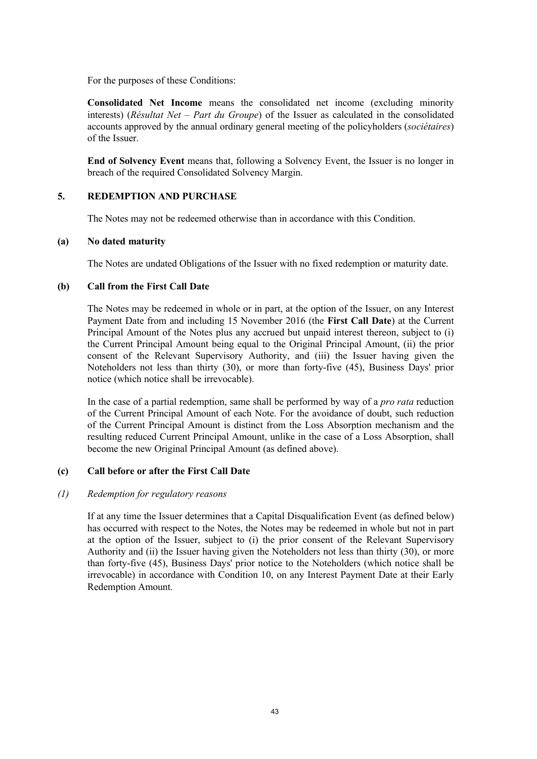For the purposes of these Conditions:

**Consolidated Net Income** means the consolidated net income (excluding minority interests) (*Résultat Net – Part du Groupe*) of the Issuer as calculated in the consolidated accounts approved by the annual ordinary general meeting of the policyholders (*sociétaires*) of the Issuer.

**End of Solvency Event** means that, following a Solvency Event, the Issuer is no longer in breach of the required Consolidated Solvency Margin.

## 5. REDEMPTION AND PURCHASE

The Notes may not be redeemed otherwise than in accordance with this Condition.

### (a) No dated maturity

The Notes are undated Obligations of the Issuer with no fixed redemption or maturity date.

### (b) Call from the First Call Date

The Notes may be redeemed in whole or in part, at the option of the Issuer, on any Interest Payment Date from and including 15 November 2016 (the **First Call Date**) at the Current Principal Amount of the Notes plus any accrued but unpaid interest thereon, subject to (i) the Current Principal Amount being equal to the Original Principal Amount, (ii) the prior consent of the Relevant Supervisory Authority, and (iii) the Issuer having given the Noteholders not less than thirty (30), or more than forty-five (45), Business Days' prior notice (which notice shall be irrevocable).

In the case of a partial redemption, same shall be performed by way of a *pro rata* reduction of the Current Principal Amount of each Note. For the avoidance of doubt, such reduction of the Current Principal Amount is distinct from the Loss Absorption mechanism and the resulting reduced Current Principal Amount, unlike in the case of a Loss Absorption, shall become the new Original Principal Amount (as defined above).

### (c) Call before or after the First Call Date

*(1) Redemption for regulatory reasons*

If at any time the Issuer determines that a Capital Disqualification Event (as defined below) has occurred with respect to the Notes, the Notes may be redeemed in whole but not in part at the option of the Issuer, subject to (i) the prior consent of the Relevant Supervisory Authority and (ii) the Issuer having given the Noteholders not less than thirty (30), or more than forty-five (45), Business Days' prior notice to the Noteholders (which notice shall be irrevocable) in accordance with Condition 10, on any Interest Payment Date at their Early Redemption Amount.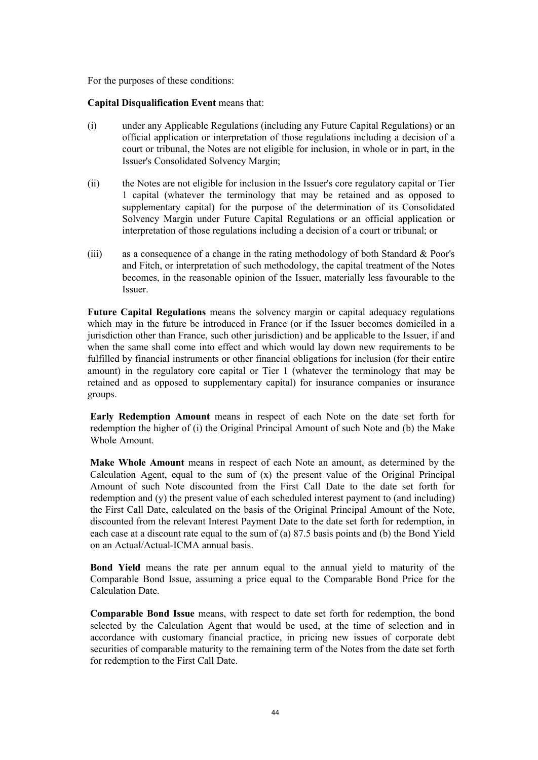For the purposes of these conditions:

**Capital Disqualification Event** means that:

(i) under any Applicable Regulations (including any Future Capital Regulations) or an official application or interpretation of those regulations including a decision of a court or tribunal, the Notes are not eligible for inclusion, in whole or in part, in the Issuer's Consolidated Solvency Margin;

(ii) the Notes are not eligible for inclusion in the Issuer's core regulatory capital or Tier 1 capital (whatever the terminology that may be retained and as opposed to supplementary capital) for the purpose of the determination of its Consolidated Solvency Margin under Future Capital Regulations or an official application or interpretation of those regulations including a decision of a court or tribunal; or

(iii) as a consequence of a change in the rating methodology of both Standard & Poor's and Fitch, or interpretation of such methodology, the capital treatment of the Notes becomes, in the reasonable opinion of the Issuer, materially less favourable to the Issuer.

**Future Capital Regulations** means the solvency margin or capital adequacy regulations which may in the future be introduced in France (or if the Issuer becomes domiciled in a jurisdiction other than France, such other jurisdiction) and be applicable to the Issuer, if and when the same shall come into effect and which would lay down new requirements to be fulfilled by financial instruments or other financial obligations for inclusion (for their entire amount) in the regulatory core capital or Tier 1 (whatever the terminology that may be retained and as opposed to supplementary capital) for insurance companies or insurance groups.

**Early Redemption Amount** means in respect of each Note on the date set forth for redemption the higher of (i) the Original Principal Amount of such Note and (b) the Make Whole Amount.

**Make Whole Amount** means in respect of each Note an amount, as determined by the Calculation Agent, equal to the sum of (x) the present value of the Original Principal Amount of such Note discounted from the First Call Date to the date set forth for redemption and (y) the present value of each scheduled interest payment to (and including) the First Call Date, calculated on the basis of the Original Principal Amount of the Note, discounted from the relevant Interest Payment Date to the date set forth for redemption, in each case at a discount rate equal to the sum of (a) 87.5 basis points and (b) the Bond Yield on an Actual/Actual-ICMA annual basis.

**Bond Yield** means the rate per annum equal to the annual yield to maturity of the Comparable Bond Issue, assuming a price equal to the Comparable Bond Price for the Calculation Date.

**Comparable Bond Issue** means, with respect to date set forth for redemption, the bond selected by the Calculation Agent that would be used, at the time of selection and in accordance with customary financial practice, in pricing new issues of corporate debt securities of comparable maturity to the remaining term of the Notes from the date set forth for redemption to the First Call Date.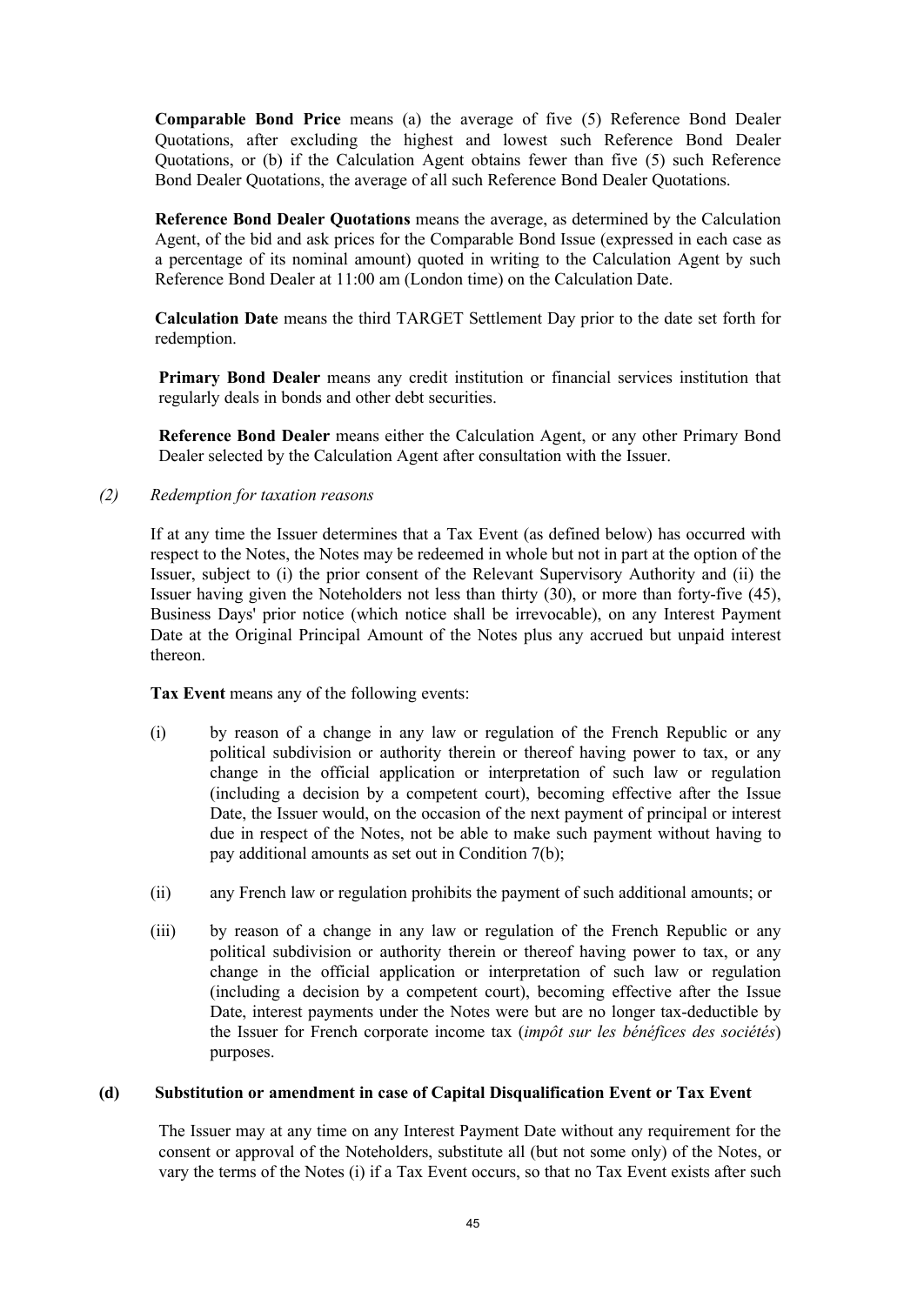**Comparable Bond Price** means (a) the average of five (5) Reference Bond Dealer Quotations, after excluding the highest and lowest such Reference Bond Dealer Quotations, or (b) if the Calculation Agent obtains fewer than five (5) such Reference Bond Dealer Quotations, the average of all such Reference Bond Dealer Quotations.

**Reference Bond Dealer Quotations** means the average, as determined by the Calculation Agent, of the bid and ask prices for the Comparable Bond Issue (expressed in each case as a percentage of its nominal amount) quoted in writing to the Calculation Agent by such Reference Bond Dealer at 11:00 am (London time) on the Calculation Date.

**Calculation Date** means the third TARGET Settlement Day prior to the date set forth for redemption.

**Primary Bond Dealer** means any credit institution or financial services institution that regularly deals in bonds and other debt securities.

**Reference Bond Dealer** means either the Calculation Agent, or any other Primary Bond Dealer selected by the Calculation Agent after consultation with the Issuer.

*(2) Redemption for taxation reasons*

If at any time the Issuer determines that a Tax Event (as defined below) has occurred with respect to the Notes, the Notes may be redeemed in whole but not in part at the option of the Issuer, subject to (i) the prior consent of the Relevant Supervisory Authority and (ii) the Issuer having given the Noteholders not less than thirty (30), or more than forty-five (45), Business Days' prior notice (which notice shall be irrevocable), on any Interest Payment Date at the Original Principal Amount of the Notes plus any accrued but unpaid interest thereon.

**Tax Event** means any of the following events:

(i) by reason of a change in any law or regulation of the French Republic or any political subdivision or authority therein or thereof having power to tax, or any change in the official application or interpretation of such law or regulation (including a decision by a competent court), becoming effective after the Issue Date, the Issuer would, on the occasion of the next payment of principal or interest due in respect of the Notes, not be able to make such payment without having to pay additional amounts as set out in Condition 7(b);

(ii) any French law or regulation prohibits the payment of such additional amounts; or

(iii) by reason of a change in any law or regulation of the French Republic or any political subdivision or authority therein or thereof having power to tax, or any change in the official application or interpretation of such law or regulation (including a decision by a competent court), becoming effective after the Issue Date, interest payments under the Notes were but are no longer tax-deductible by the Issuer for French corporate income tax (*impôt sur les bénéfices des sociétés*) purposes.

**(d) Substitution or amendment in case of Capital Disqualification Event or Tax Event**

The Issuer may at any time on any Interest Payment Date without any requirement for the consent or approval of the Noteholders, substitute all (but not some only) of the Notes, or vary the terms of the Notes (i) if a Tax Event occurs, so that no Tax Event exists after such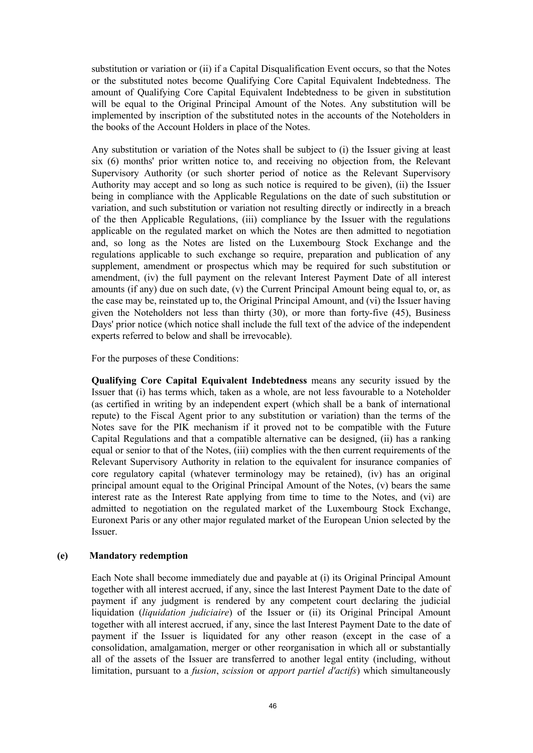substitution or variation or (ii) if a Capital Disqualification Event occurs, so that the Notes or the substituted notes become Qualifying Core Capital Equivalent Indebtedness. The amount of Qualifying Core Capital Equivalent Indebtedness to be given in substitution will be equal to the Original Principal Amount of the Notes. Any substitution will be implemented by inscription of the substituted notes in the accounts of the Noteholders in the books of the Account Holders in place of the Notes.

Any substitution or variation of the Notes shall be subject to (i) the Issuer giving at least six (6) months' prior written notice to, and receiving no objection from, the Relevant Supervisory Authority (or such shorter period of notice as the Relevant Supervisory Authority may accept and so long as such notice is required to be given), (ii) the Issuer being in compliance with the Applicable Regulations on the date of such substitution or variation, and such substitution or variation not resulting directly or indirectly in a breach of the then Applicable Regulations, (iii) compliance by the Issuer with the regulations applicable on the regulated market on which the Notes are then admitted to negotiation and, so long as the Notes are listed on the Luxembourg Stock Exchange and the regulations applicable to such exchange so require, preparation and publication of any supplement, amendment or prospectus which may be required for such substitution or amendment, (iv) the full payment on the relevant Interest Payment Date of all interest amounts (if any) due on such date, (v) the Current Principal Amount being equal to, or, as the case may be, reinstated up to, the Original Principal Amount, and (vi) the Issuer having given the Noteholders not less than thirty (30), or more than forty-five (45), Business Days' prior notice (which notice shall include the full text of the advice of the independent experts referred to below and shall be irrevocable).

For the purposes of these Conditions:

**Qualifying Core Capital Equivalent Indebtedness** means any security issued by the Issuer that (i) has terms which, taken as a whole, are not less favourable to a Noteholder (as certified in writing by an independent expert (which shall be a bank of international repute) to the Fiscal Agent prior to any substitution or variation) than the terms of the Notes save for the PIK mechanism if it proved not to be compatible with the Future Capital Regulations and that a compatible alternative can be designed, (ii) has a ranking equal or senior to that of the Notes, (iii) complies with the then current requirements of the Relevant Supervisory Authority in relation to the equivalent for insurance companies of core regulatory capital (whatever terminology may be retained), (iv) has an original principal amount equal to the Original Principal Amount of the Notes, (v) bears the same interest rate as the Interest Rate applying from time to time to the Notes, and (vi) are admitted to negotiation on the regulated market of the Luxembourg Stock Exchange, Euronext Paris or any other major regulated market of the European Union selected by the Issuer.

**(e) Mandatory redemption**

Each Note shall become immediately due and payable at (i) its Original Principal Amount together with all interest accrued, if any, since the last Interest Payment Date to the date of payment if any judgment is rendered by any competent court declaring the judicial liquidation (*liquidation judiciaire*) of the Issuer or (ii) its Original Principal Amount together with all interest accrued, if any, since the last Interest Payment Date to the date of payment if the Issuer is liquidated for any other reason (except in the case of a consolidation, amalgamation, merger or other reorganisation in which all or substantially all of the assets of the Issuer are transferred to another legal entity (including, without limitation, pursuant to a *fusion*, *scission* or *apport partiel d'actifs*) which simultaneously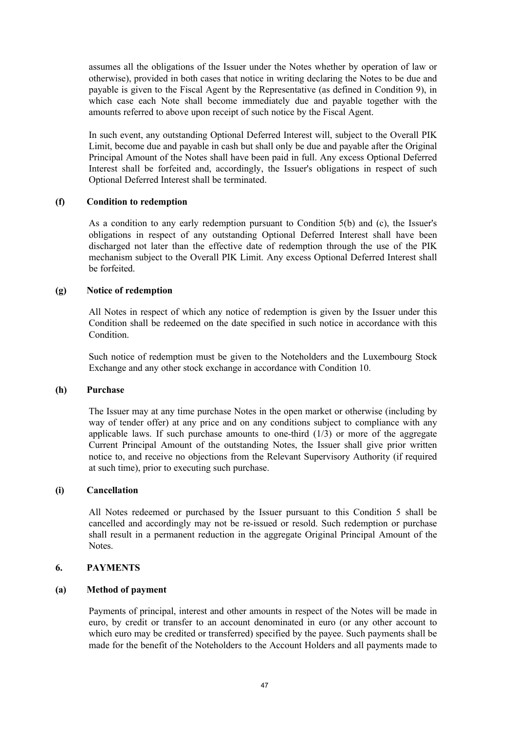assumes all the obligations of the Issuer under the Notes whether by operation of law or otherwise), provided in both cases that notice in writing declaring the Notes to be due and payable is given to the Fiscal Agent by the Representative (as defined in Condition 9), in which case each Note shall become immediately due and payable together with the amounts referred to above upon receipt of such notice by the Fiscal Agent.

In such event, any outstanding Optional Deferred Interest will, subject to the Overall PIK Limit, become due and payable in cash but shall only be due and payable after the Original Principal Amount of the Notes shall have been paid in full. Any excess Optional Deferred Interest shall be forfeited and, accordingly, the Issuer's obligations in respect of such Optional Deferred Interest shall be terminated.

#### (f) Condition to redemption

As a condition to any early redemption pursuant to Condition 5(b) and (c), the Issuer's obligations in respect of any outstanding Optional Deferred Interest shall have been discharged not later than the effective date of redemption through the use of the PIK mechanism subject to the Overall PIK Limit. Any excess Optional Deferred Interest shall be forfeited.

#### (g) Notice of redemption

All Notes in respect of which any notice of redemption is given by the Issuer under this Condition shall be redeemed on the date specified in such notice in accordance with this Condition.

Such notice of redemption must be given to the Noteholders and the Luxembourg Stock Exchange and any other stock exchange in accordance with Condition 10.

#### (h) Purchase

The Issuer may at any time purchase Notes in the open market or otherwise (including by way of tender offer) at any price and on any conditions subject to compliance with any applicable laws. If such purchase amounts to one-third (1/3) or more of the aggregate Current Principal Amount of the outstanding Notes, the Issuer shall give prior written notice to, and receive no objections from the Relevant Supervisory Authority (if required at such time), prior to executing such purchase.

#### (i) Cancellation

All Notes redeemed or purchased by the Issuer pursuant to this Condition 5 shall be cancelled and accordingly may not be re-issued or resold. Such redemption or purchase shall result in a permanent reduction in the aggregate Original Principal Amount of the Notes.

### 6. PAYMENTS

#### (a) Method of payment

Payments of principal, interest and other amounts in respect of the Notes will be made in euro, by credit or transfer to an account denominated in euro (or any other account to which euro may be credited or transferred) specified by the payee. Such payments shall be made for the benefit of the Noteholders to the Account Holders and all payments made to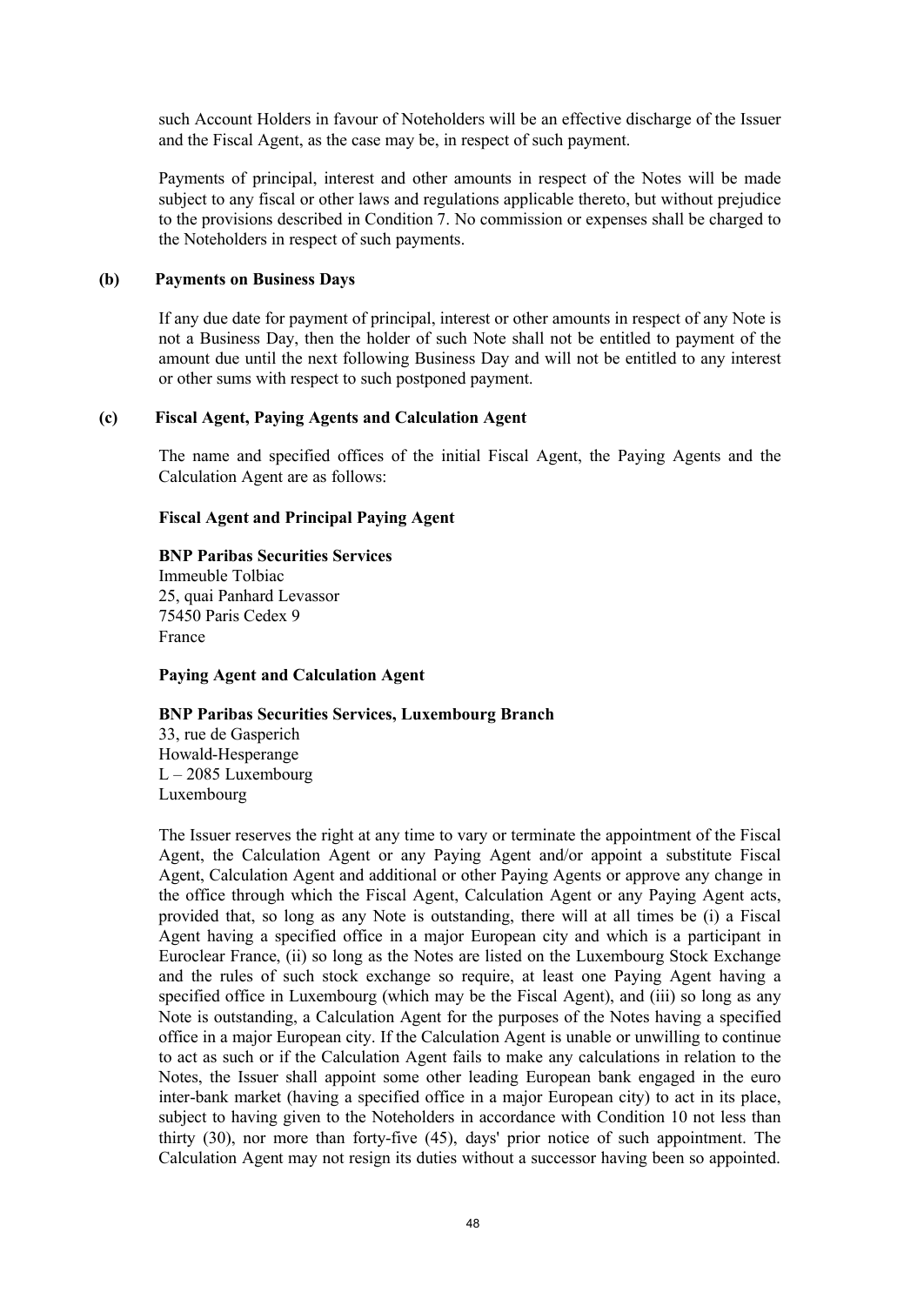such Account Holders in favour of Noteholders will be an effective discharge of the Issuer and the Fiscal Agent, as the case may be, in respect of such payment.

Payments of principal, interest and other amounts in respect of the Notes will be made subject to any fiscal or other laws and regulations applicable thereto, but without prejudice to the provisions described in Condition 7. No commission or expenses shall be charged to the Noteholders in respect of such payments.

**(b) Payments on Business Days**

If any due date for payment of principal, interest or other amounts in respect of any Note is not a Business Day, then the holder of such Note shall not be entitled to payment of the amount due until the next following Business Day and will not be entitled to any interest or other sums with respect to such postponed payment.

**(c) Fiscal Agent, Paying Agents and Calculation Agent**

The name and specified offices of the initial Fiscal Agent, the Paying Agents and the Calculation Agent are as follows:

**Fiscal Agent and Principal Paying Agent**

**BNP Paribas Securities Services**
Immeuble Tolbiac
25, quai Panhard Levassor
75450 Paris Cedex 9
France

**Paying Agent and Calculation Agent**

**BNP Paribas Securities Services, Luxembourg Branch**
33, rue de Gasperich
Howald-Hesperange
L – 2085 Luxembourg
Luxembourg

The Issuer reserves the right at any time to vary or terminate the appointment of the Fiscal Agent, the Calculation Agent or any Paying Agent and/or appoint a substitute Fiscal Agent, Calculation Agent and additional or other Paying Agents or approve any change in the office through which the Fiscal Agent, Calculation Agent or any Paying Agent acts, provided that, so long as any Note is outstanding, there will at all times be (i) a Fiscal Agent having a specified office in a major European city and which is a participant in Euroclear France, (ii) so long as the Notes are listed on the Luxembourg Stock Exchange and the rules of such stock exchange so require, at least one Paying Agent having a specified office in Luxembourg (which may be the Fiscal Agent), and (iii) so long as any Note is outstanding, a Calculation Agent for the purposes of the Notes having a specified office in a major European city. If the Calculation Agent is unable or unwilling to continue to act as such or if the Calculation Agent fails to make any calculations in relation to the Notes, the Issuer shall appoint some other leading European bank engaged in the euro inter-bank market (having a specified office in a major European city) to act in its place, subject to having given to the Noteholders in accordance with Condition 10 not less than thirty (30), nor more than forty-five (45), days' prior notice of such appointment. The Calculation Agent may not resign its duties without a successor having been so appointed.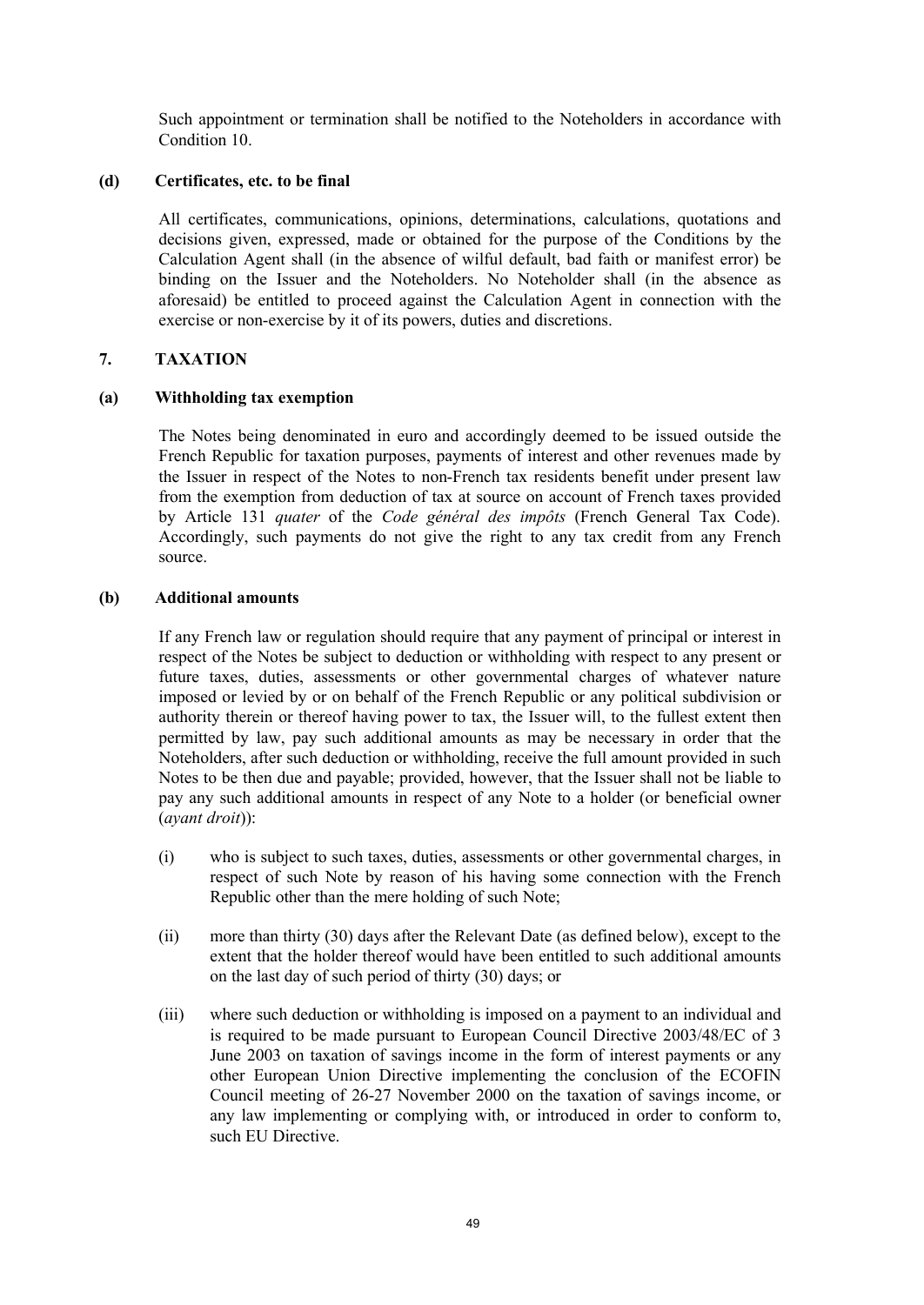Such appointment or termination shall be notified to the Noteholders in accordance with Condition 10.

**(d) Certificates, etc. to be final**

All certificates, communications, opinions, determinations, calculations, quotations and decisions given, expressed, made or obtained for the purpose of the Conditions by the Calculation Agent shall (in the absence of wilful default, bad faith or manifest error) be binding on the Issuer and the Noteholders. No Noteholder shall (in the absence as aforesaid) be entitled to proceed against the Calculation Agent in connection with the exercise or non-exercise by it of its powers, duties and discretions.

## 7. TAXATION

**(a) Withholding tax exemption**

The Notes being denominated in euro and accordingly deemed to be issued outside the French Republic for taxation purposes, payments of interest and other revenues made by the Issuer in respect of the Notes to non-French tax residents benefit under present law from the exemption from deduction of tax at source on account of French taxes provided by Article 131 *quater* of the *Code général des impôts* (French General Tax Code). Accordingly, such payments do not give the right to any tax credit from any French source.

**(b) Additional amounts**

If any French law or regulation should require that any payment of principal or interest in respect of the Notes be subject to deduction or withholding with respect to any present or future taxes, duties, assessments or other governmental charges of whatever nature imposed or levied by or on behalf of the French Republic or any political subdivision or authority therein or thereof having power to tax, the Issuer will, to the fullest extent then permitted by law, pay such additional amounts as may be necessary in order that the Noteholders, after such deduction or withholding, receive the full amount provided in such Notes to be then due and payable; provided, however, that the Issuer shall not be liable to pay any such additional amounts in respect of any Note to a holder (or beneficial owner (*ayant droit*)):

(i) who is subject to such taxes, duties, assessments or other governmental charges, in respect of such Note by reason of his having some connection with the French Republic other than the mere holding of such Note;

(ii) more than thirty (30) days after the Relevant Date (as defined below), except to the extent that the holder thereof would have been entitled to such additional amounts on the last day of such period of thirty (30) days; or

(iii) where such deduction or withholding is imposed on a payment to an individual and is required to be made pursuant to European Council Directive 2003/48/EC of 3 June 2003 on taxation of savings income in the form of interest payments or any other European Union Directive implementing the conclusion of the ECOFIN Council meeting of 26-27 November 2000 on the taxation of savings income, or any law implementing or complying with, or introduced in order to conform to, such EU Directive.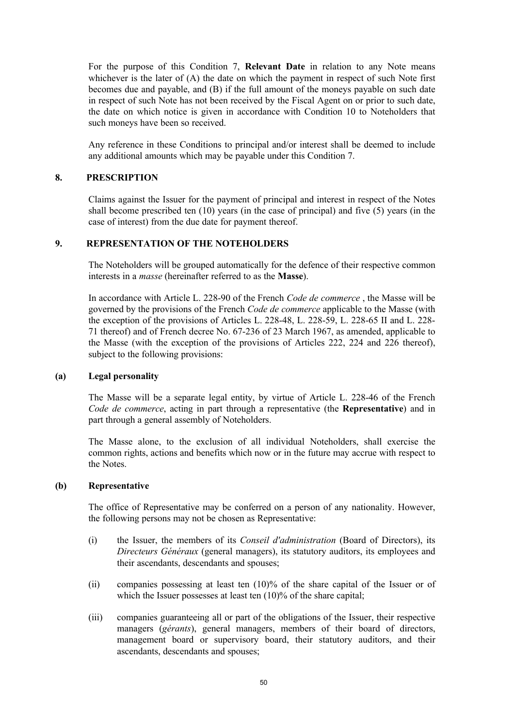For the purpose of this Condition 7, **Relevant Date** in relation to any Note means whichever is the later of (A) the date on which the payment in respect of such Note first becomes due and payable, and (B) if the full amount of the moneys payable on such date in respect of such Note has not been received by the Fiscal Agent on or prior to such date, the date on which notice is given in accordance with Condition 10 to Noteholders that such moneys have been so received.

Any reference in these Conditions to principal and/or interest shall be deemed to include any additional amounts which may be payable under this Condition 7.

## 8. PRESCRIPTION

Claims against the Issuer for the payment of principal and interest in respect of the Notes shall become prescribed ten (10) years (in the case of principal) and five (5) years (in the case of interest) from the due date for payment thereof.

## 9. REPRESENTATION OF THE NOTEHOLDERS

The Noteholders will be grouped automatically for the defence of their respective common interests in a *masse* (hereinafter referred to as the **Masse**).

In accordance with Article L. 228-90 of the French *Code de commerce* , the Masse will be governed by the provisions of the French *Code de commerce* applicable to the Masse (with the exception of the provisions of Articles L. 228-48, L. 228-59, L. 228-65 II and L. 228-71 thereof) and of French decree No. 67-236 of 23 March 1967, as amended, applicable to the Masse (with the exception of the provisions of Articles 222, 224 and 226 thereof), subject to the following provisions:

### (a) Legal personality

The Masse will be a separate legal entity, by virtue of Article L. 228-46 of the French *Code de commerce*, acting in part through a representative (the **Representative**) and in part through a general assembly of Noteholders.

The Masse alone, to the exclusion of all individual Noteholders, shall exercise the common rights, actions and benefits which now or in the future may accrue with respect to the Notes.

### (b) Representative

The office of Representative may be conferred on a person of any nationality. However, the following persons may not be chosen as Representative:

(i) the Issuer, the members of its *Conseil d'administration* (Board of Directors), its *Directeurs Généraux* (general managers), its statutory auditors, its employees and their ascendants, descendants and spouses;

(ii) companies possessing at least ten (10)% of the share capital of the Issuer or of which the Issuer possesses at least ten (10)% of the share capital;

(iii) companies guaranteeing all or part of the obligations of the Issuer, their respective managers (*gérants*), general managers, members of their board of directors, management board or supervisory board, their statutory auditors, and their ascendants, descendants and spouses;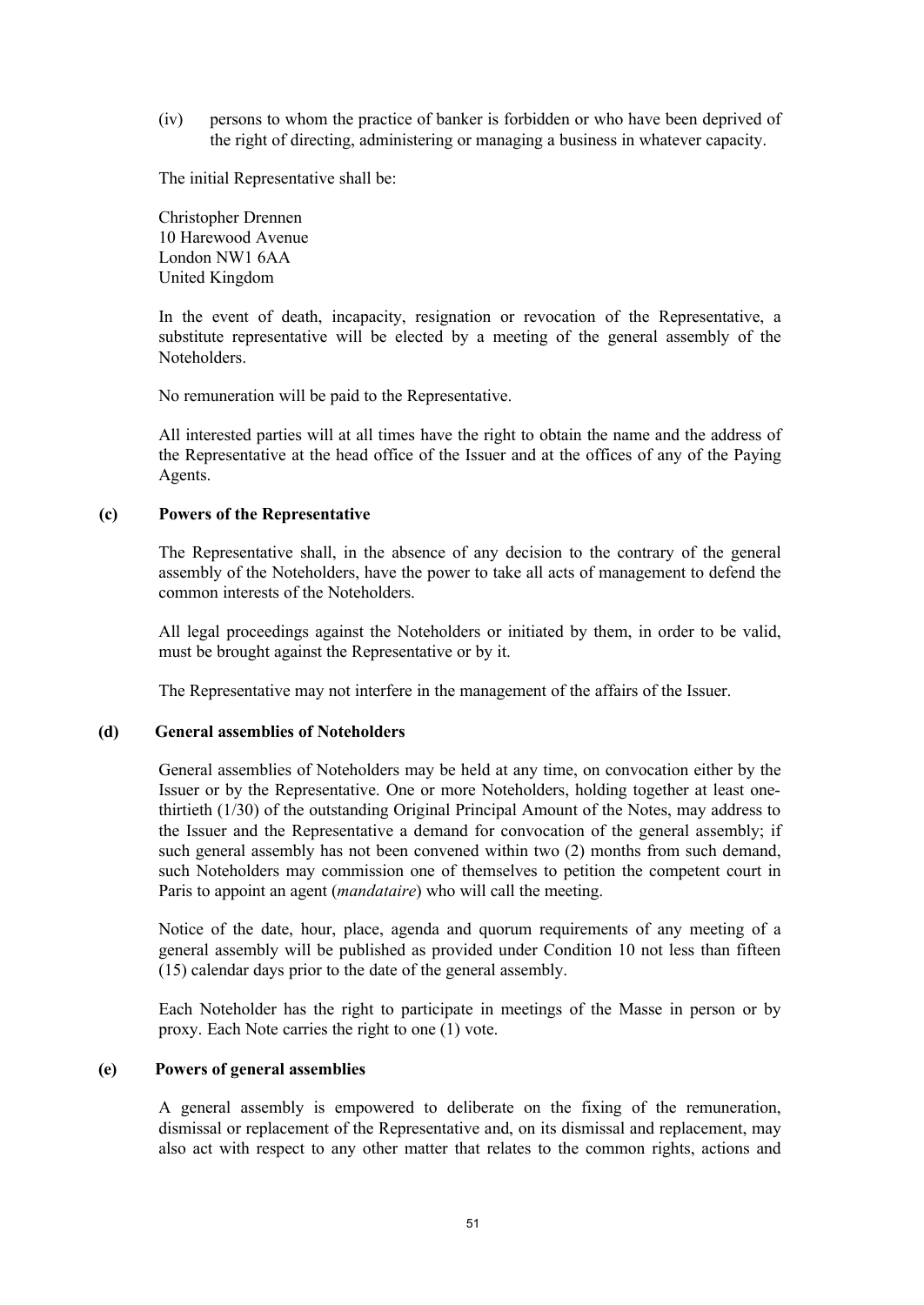(iv) persons to whom the practice of banker is forbidden or who have been deprived of the right of directing, administering or managing a business in whatever capacity.

The initial Representative shall be:

Christopher Drennen
10 Harewood Avenue
London NW1 6AA
United Kingdom

In the event of death, incapacity, resignation or revocation of the Representative, a substitute representative will be elected by a meeting of the general assembly of the Noteholders.

No remuneration will be paid to the Representative.

All interested parties will at all times have the right to obtain the name and the address of the Representative at the head office of the Issuer and at the offices of any of the Paying Agents.

**(c) Powers of the Representative**

The Representative shall, in the absence of any decision to the contrary of the general assembly of the Noteholders, have the power to take all acts of management to defend the common interests of the Noteholders.

All legal proceedings against the Noteholders or initiated by them, in order to be valid, must be brought against the Representative or by it.

The Representative may not interfere in the management of the affairs of the Issuer.

**(d) General assemblies of Noteholders**

General assemblies of Noteholders may be held at any time, on convocation either by the Issuer or by the Representative. One or more Noteholders, holding together at least one-thirtieth (1/30) of the outstanding Original Principal Amount of the Notes, may address to the Issuer and the Representative a demand for convocation of the general assembly; if such general assembly has not been convened within two (2) months from such demand, such Noteholders may commission one of themselves to petition the competent court in Paris to appoint an agent (*mandataire*) who will call the meeting.

Notice of the date, hour, place, agenda and quorum requirements of any meeting of a general assembly will be published as provided under Condition 10 not less than fifteen (15) calendar days prior to the date of the general assembly.

Each Noteholder has the right to participate in meetings of the Masse in person or by proxy. Each Note carries the right to one (1) vote.

**(e) Powers of general assemblies**

A general assembly is empowered to deliberate on the fixing of the remuneration, dismissal or replacement of the Representative and, on its dismissal and replacement, may also act with respect to any other matter that relates to the common rights, actions and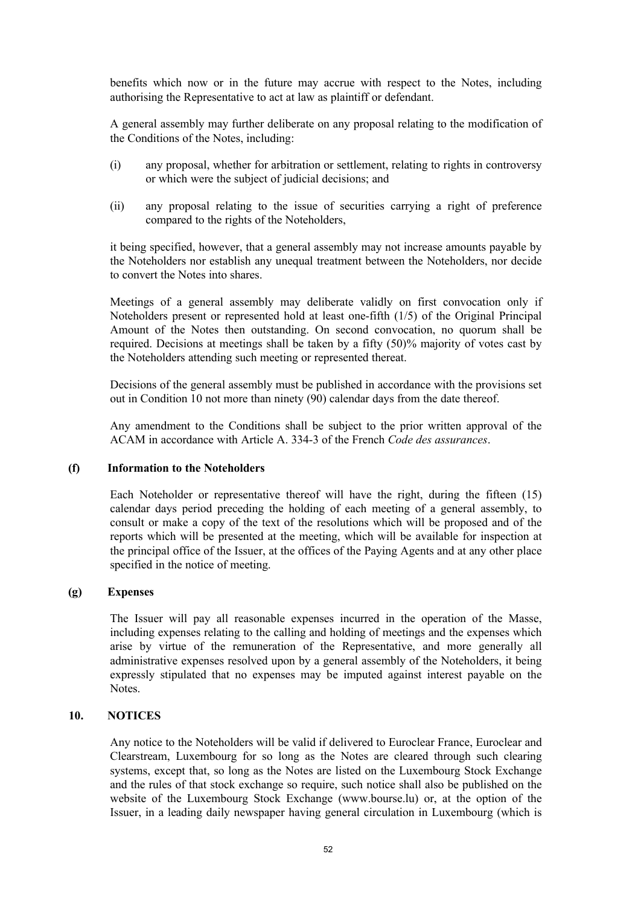benefits which now or in the future may accrue with respect to the Notes, including authorising the Representative to act at law as plaintiff or defendant.

A general assembly may further deliberate on any proposal relating to the modification of the Conditions of the Notes, including:

(i) any proposal, whether for arbitration or settlement, relating to rights in controversy or which were the subject of judicial decisions; and

(ii) any proposal relating to the issue of securities carrying a right of preference compared to the rights of the Noteholders,

it being specified, however, that a general assembly may not increase amounts payable by the Noteholders nor establish any unequal treatment between the Noteholders, nor decide to convert the Notes into shares.

Meetings of a general assembly may deliberate validly on first convocation only if Noteholders present or represented hold at least one-fifth (1/5) of the Original Principal Amount of the Notes then outstanding. On second convocation, no quorum shall be required. Decisions at meetings shall be taken by a fifty (50)% majority of votes cast by the Noteholders attending such meeting or represented thereat.

Decisions of the general assembly must be published in accordance with the provisions set out in Condition 10 not more than ninety (90) calendar days from the date thereof.

Any amendment to the Conditions shall be subject to the prior written approval of the ACAM in accordance with Article A. 334-3 of the French *Code des assurances*.

**(f) Information to the Noteholders**

Each Noteholder or representative thereof will have the right, during the fifteen (15) calendar days period preceding the holding of each meeting of a general assembly, to consult or make a copy of the text of the resolutions which will be proposed and of the reports which will be presented at the meeting, which will be available for inspection at the principal office of the Issuer, at the offices of the Paying Agents and at any other place specified in the notice of meeting.

**(g) Expenses**

The Issuer will pay all reasonable expenses incurred in the operation of the Masse, including expenses relating to the calling and holding of meetings and the expenses which arise by virtue of the remuneration of the Representative, and more generally all administrative expenses resolved upon by a general assembly of the Noteholders, it being expressly stipulated that no expenses may be imputed against interest payable on the Notes.

## 10. NOTICES

Any notice to the Noteholders will be valid if delivered to Euroclear France, Euroclear and Clearstream, Luxembourg for so long as the Notes are cleared through such clearing systems, except that, so long as the Notes are listed on the Luxembourg Stock Exchange and the rules of that stock exchange so require, such notice shall also be published on the website of the Luxembourg Stock Exchange (www.bourse.lu) or, at the option of the Issuer, in a leading daily newspaper having general circulation in Luxembourg (which is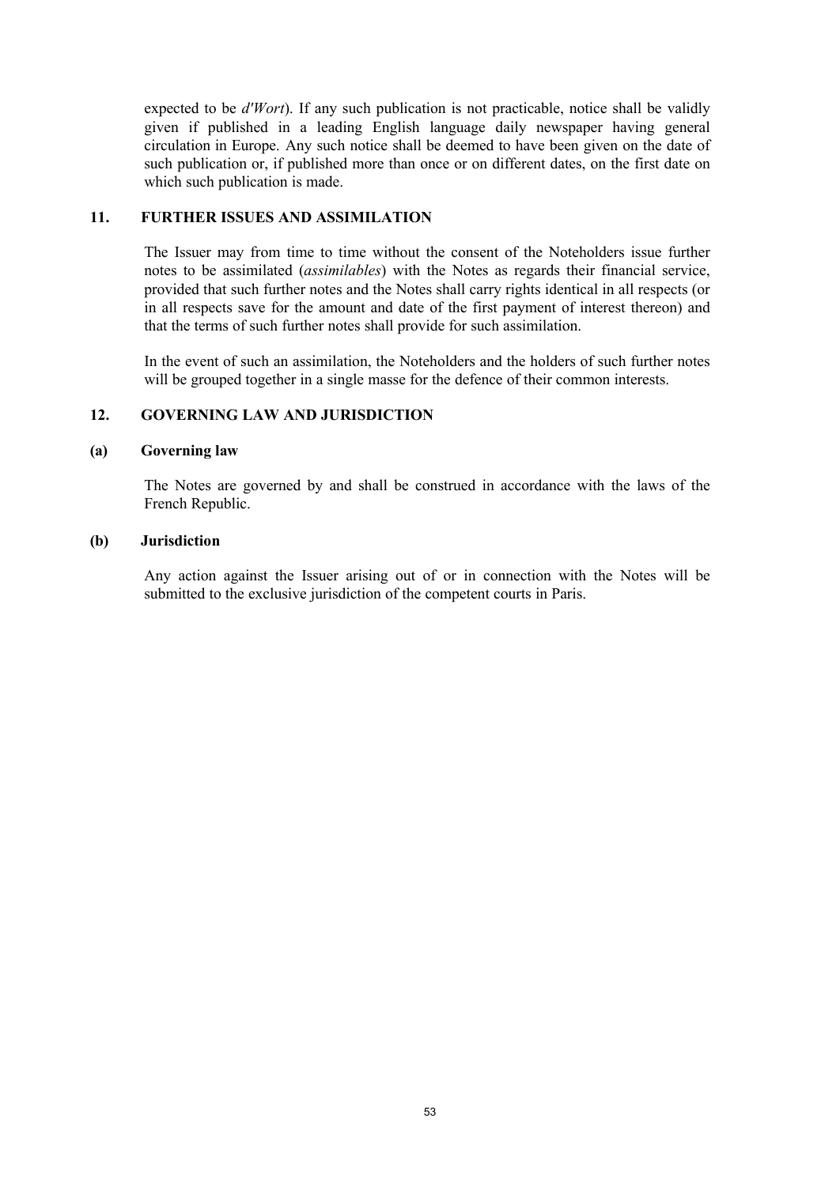expected to be *d'Wort*). If any such publication is not practicable, notice shall be validly given if published in a leading English language daily newspaper having general circulation in Europe. Any such notice shall be deemed to have been given on the date of such publication or, if published more than once or on different dates, on the first date on which such publication is made.

## 11. FURTHER ISSUES AND ASSIMILATION

The Issuer may from time to time without the consent of the Noteholders issue further notes to be assimilated (*assimilables*) with the Notes as regards their financial service, provided that such further notes and the Notes shall carry rights identical in all respects (or in all respects save for the amount and date of the first payment of interest thereon) and that the terms of such further notes shall provide for such assimilation.

In the event of such an assimilation, the Noteholders and the holders of such further notes will be grouped together in a single masse for the defence of their common interests.

## 12. GOVERNING LAW AND JURISDICTION

### (a) Governing law

The Notes are governed by and shall be construed in accordance with the laws of the French Republic.

### (b) Jurisdiction

Any action against the Issuer arising out of or in connection with the Notes will be submitted to the exclusive jurisdiction of the competent courts in Paris.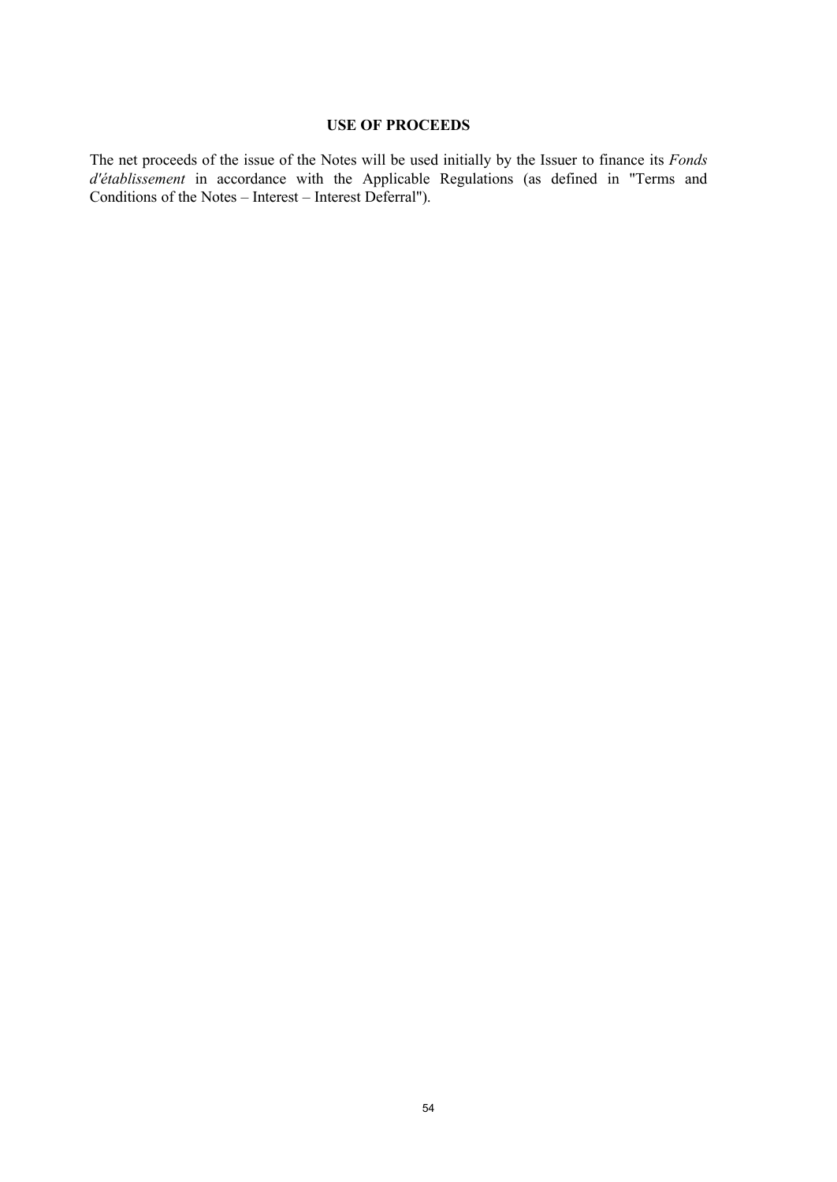# USE OF PROCEEDS

The net proceeds of the issue of the Notes will be used initially by the Issuer to finance its *Fonds d'établissement* in accordance with the Applicable Regulations (as defined in "Terms and Conditions of the Notes – Interest – Interest Deferral").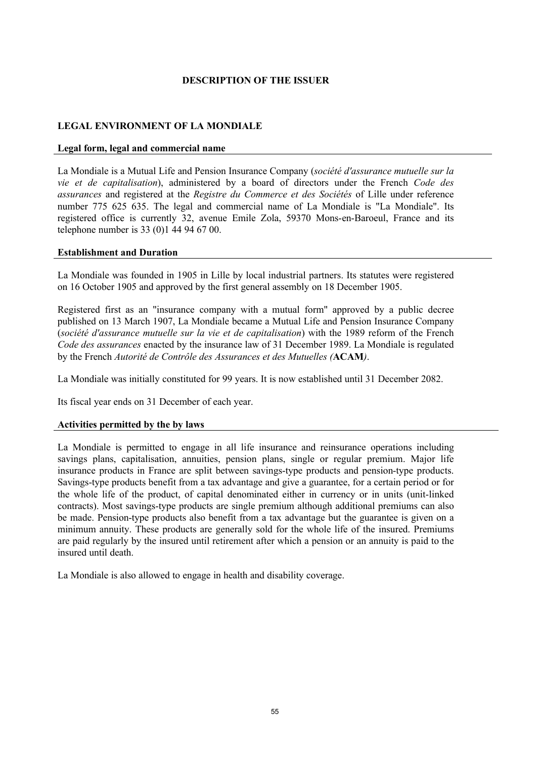# DESCRIPTION OF THE ISSUER

## LEGAL ENVIRONMENT OF LA MONDIALE

### Legal form, legal and commercial name

La Mondiale is a Mutual Life and Pension Insurance Company (*société d'assurance mutuelle sur la vie et de capitalisation*), administered by a board of directors under the French *Code des assurances* and registered at the *Registre du Commerce et des Sociétés* of Lille under reference number 775 625 635. The legal and commercial name of La Mondiale is "La Mondiale". Its registered office is currently 32, avenue Emile Zola, 59370 Mons-en-Baroeul, France and its telephone number is 33 (0)1 44 94 67 00.

### Establishment and Duration

La Mondiale was founded in 1905 in Lille by local industrial partners. Its statutes were registered on 16 October 1905 and approved by the first general assembly on 18 December 1905.

Registered first as an "insurance company with a mutual form" approved by a public decree published on 13 March 1907, La Mondiale became a Mutual Life and Pension Insurance Company (*société d'assurance mutuelle sur la vie et de capitalisation*) with the 1989 reform of the French *Code des assurances* enacted by the insurance law of 31 December 1989. La Mondiale is regulated by the French *Autorité de Contrôle des Assurances et des Mutuelles (***ACAM***)*.

La Mondiale was initially constituted for 99 years. It is now established until 31 December 2082.

Its fiscal year ends on 31 December of each year.

### Activities permitted by the by laws

La Mondiale is permitted to engage in all life insurance and reinsurance operations including savings plans, capitalisation, annuities, pension plans, single or regular premium. Major life insurance products in France are split between savings-type products and pension-type products. Savings-type products benefit from a tax advantage and give a guarantee, for a certain period or for the whole life of the product, of capital denominated either in currency or in units (unit-linked contracts). Most savings-type products are single premium although additional premiums can also be made. Pension-type products also benefit from a tax advantage but the guarantee is given on a minimum annuity. These products are generally sold for the whole life of the insured. Premiums are paid regularly by the insured until retirement after which a pension or an annuity is paid to the insured until death.

La Mondiale is also allowed to engage in health and disability coverage.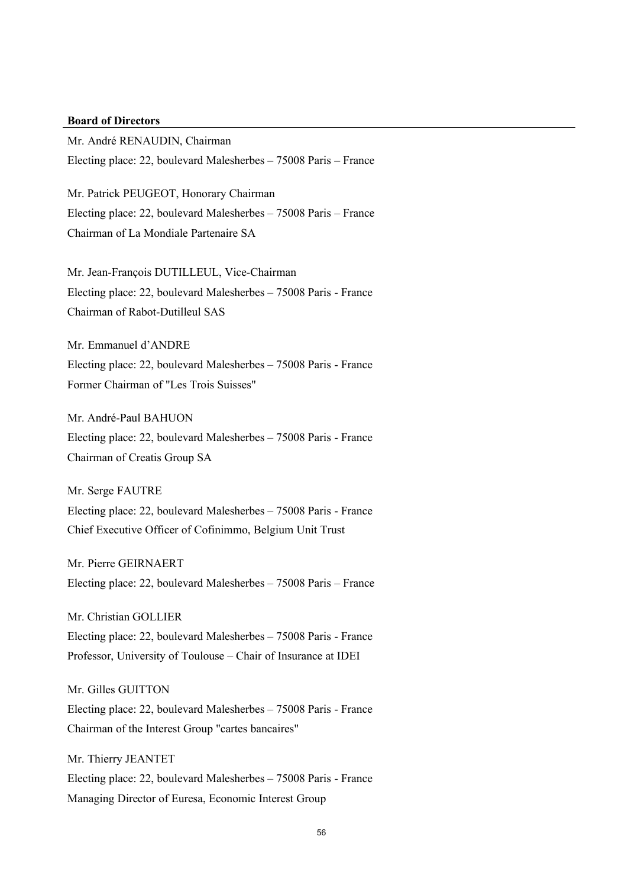**Board of Directors**

Mr. André RENAUDIN, Chairman
Electing place: 22, boulevard Malesherbes – 75008 Paris – France

Mr. Patrick PEUGEOT, Honorary Chairman
Electing place: 22, boulevard Malesherbes – 75008 Paris – France
Chairman of La Mondiale Partenaire SA

Mr. Jean-François DUTILLEUL, Vice-Chairman
Electing place: 22, boulevard Malesherbes – 75008 Paris - France
Chairman of Rabot-Dutilleul SAS

Mr. Emmanuel d'ANDRE
Electing place: 22, boulevard Malesherbes – 75008 Paris - France
Former Chairman of "Les Trois Suisses"

Mr. André-Paul BAHUON
Electing place: 22, boulevard Malesherbes – 75008 Paris - France
Chairman of Creatis Group SA

Mr. Serge FAUTRE
Electing place: 22, boulevard Malesherbes – 75008 Paris - France
Chief Executive Officer of Cofinimmo, Belgium Unit Trust

Mr. Pierre GEIRNAERT
Electing place: 22, boulevard Malesherbes – 75008 Paris – France

Mr. Christian GOLLIER
Electing place: 22, boulevard Malesherbes – 75008 Paris - France
Professor, University of Toulouse – Chair of Insurance at IDEI

Mr. Gilles GUITTON
Electing place: 22, boulevard Malesherbes – 75008 Paris - France
Chairman of the Interest Group "cartes bancaires"

Mr. Thierry JEANTET
Electing place: 22, boulevard Malesherbes – 75008 Paris - France
Managing Director of Euresa, Economic Interest Group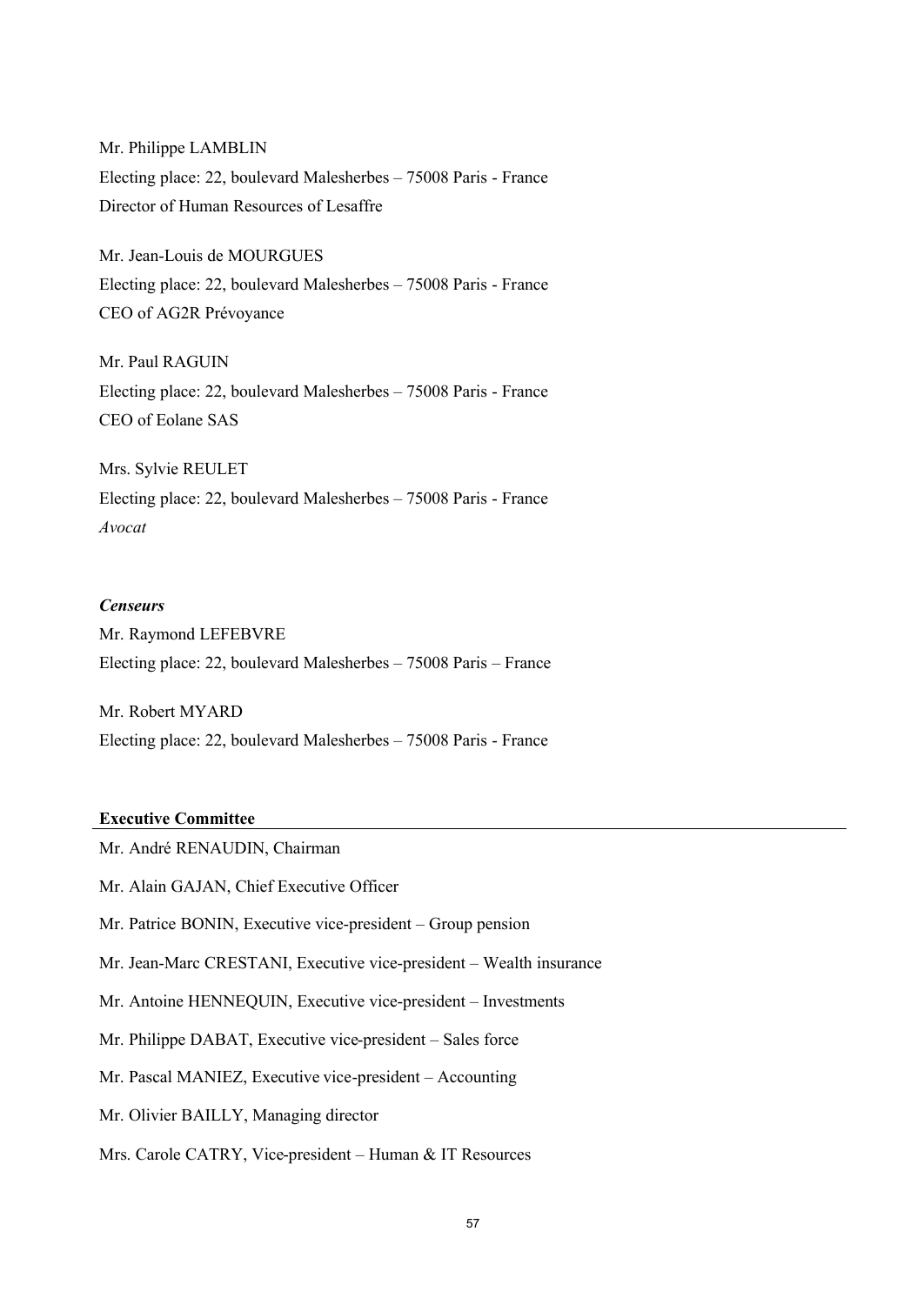Mr. Philippe LAMBLIN
Electing place: 22, boulevard Malesherbes – 75008 Paris - France
Director of Human Resources of Lesaffre

Mr. Jean-Louis de MOURGUES
Electing place: 22, boulevard Malesherbes – 75008 Paris - France
CEO of AG2R Prévoyance

Mr. Paul RAGUIN
Electing place: 22, boulevard Malesherbes – 75008 Paris - France
CEO of Eolane SAS

Mrs. Sylvie REULET
Electing place: 22, boulevard Malesherbes – 75008 Paris - France
*Avocat*

***Censeurs***

Mr. Raymond LEFEBVRE
Electing place: 22, boulevard Malesherbes – 75008 Paris – France

Mr. Robert MYARD
Electing place: 22, boulevard Malesherbes – 75008 Paris - France

**Executive Committee**

Mr. André RENAUDIN, Chairman

Mr. Alain GAJAN, Chief Executive Officer

Mr. Patrice BONIN, Executive vice-president – Group pension

Mr. Jean-Marc CRESTANI, Executive vice-president – Wealth insurance

Mr. Antoine HENNEQUIN, Executive vice-president – Investments

Mr. Philippe DABAT, Executive vice-president – Sales force

Mr. Pascal MANIEZ, Executive vice-president – Accounting

Mr. Olivier BAILLY, Managing director

Mrs. Carole CATRY, Vice-president – Human & IT Resources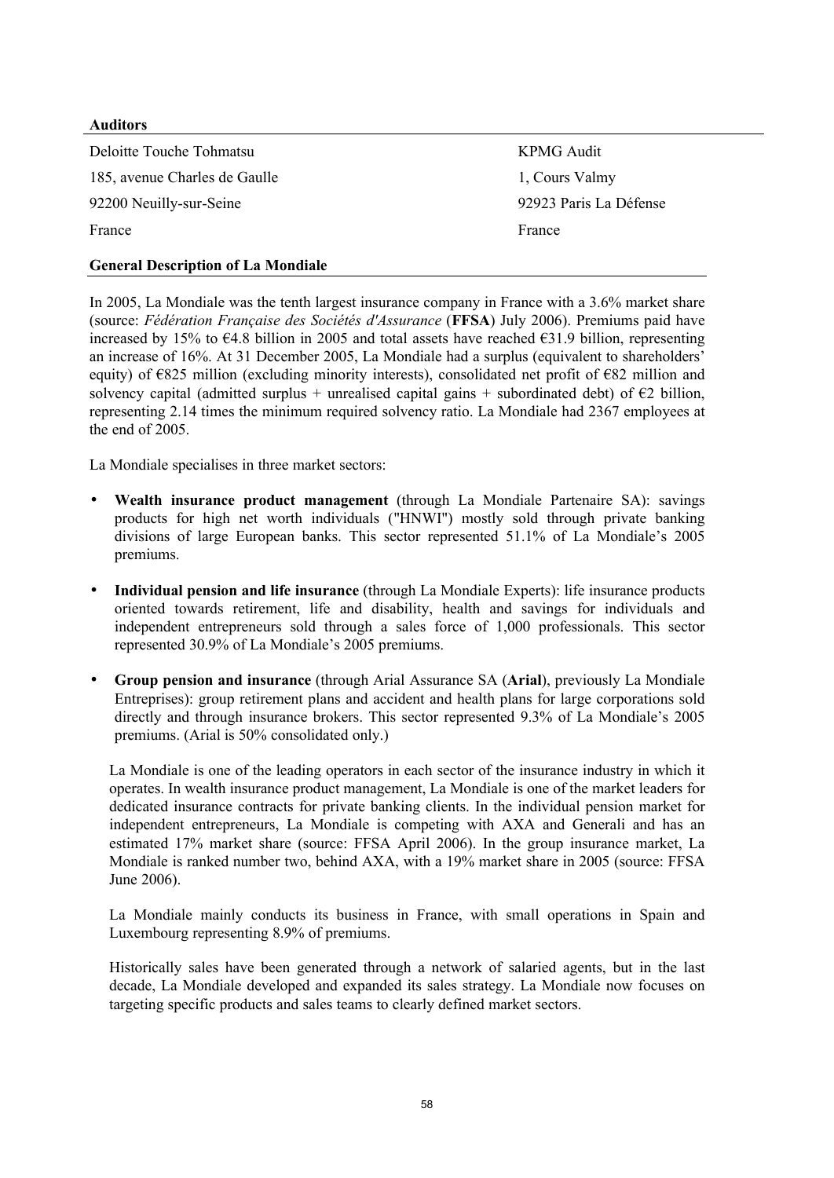**Auditors**

| Deloitte Touche Tohmatsu | KPMG Audit |
|---|---|
| 185, avenue Charles de Gaulle | 1, Cours Valmy |
| 92200 Neuilly-sur-Seine | 92923 Paris La Défense |
| France | France |

**General Description of La Mondiale**

In 2005, La Mondiale was the tenth largest insurance company in France with a 3.6% market share (source: *Fédération Française des Sociétés d'Assurance* (**FFSA**) July 2006). Premiums paid have increased by 15% to €4.8 billion in 2005 and total assets have reached €31.9 billion, representing an increase of 16%. At 31 December 2005, La Mondiale had a surplus (equivalent to shareholders' equity) of €825 million (excluding minority interests), consolidated net profit of €82 million and solvency capital (admitted surplus + unrealised capital gains + subordinated debt) of €2 billion, representing 2.14 times the minimum required solvency ratio. La Mondiale had 2367 employees at the end of 2005.

La Mondiale specialises in three market sectors:

- **Wealth insurance product management** (through La Mondiale Partenaire SA): savings products for high net worth individuals ("HNWI") mostly sold through private banking divisions of large European banks. This sector represented 51.1% of La Mondiale's 2005 premiums.
- **Individual pension and life insurance** (through La Mondiale Experts): life insurance products oriented towards retirement, life and disability, health and savings for individuals and independent entrepreneurs sold through a sales force of 1,000 professionals. This sector represented 30.9% of La Mondiale's 2005 premiums.
- **Group pension and insurance** (through Arial Assurance SA (**Arial**), previously La Mondiale Entreprises): group retirement plans and accident and health plans for large corporations sold directly and through insurance brokers. This sector represented 9.3% of La Mondiale's 2005 premiums. (Arial is 50% consolidated only.)

La Mondiale is one of the leading operators in each sector of the insurance industry in which it operates. In wealth insurance product management, La Mondiale is one of the market leaders for dedicated insurance contracts for private banking clients. In the individual pension market for independent entrepreneurs, La Mondiale is competing with AXA and Generali and has an estimated 17% market share (source: FFSA April 2006). In the group insurance market, La Mondiale is ranked number two, behind AXA, with a 19% market share in 2005 (source: FFSA June 2006).

La Mondiale mainly conducts its business in France, with small operations in Spain and Luxembourg representing 8.9% of premiums.

Historically sales have been generated through a network of salaried agents, but in the last decade, La Mondiale developed and expanded its sales strategy. La Mondiale now focuses on targeting specific products and sales teams to clearly defined market sectors.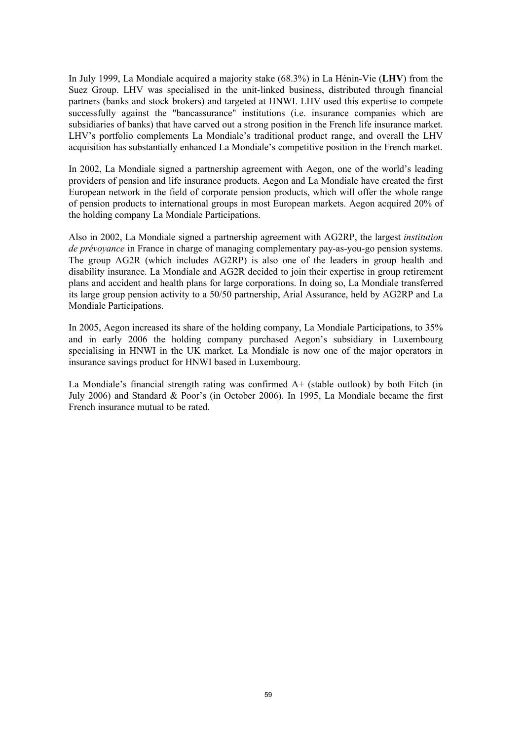In July 1999, La Mondiale acquired a majority stake (68.3%) in La Hénin-Vie (**LHV**) from the Suez Group. LHV was specialised in the unit-linked business, distributed through financial partners (banks and stock brokers) and targeted at HNWI. LHV used this expertise to compete successfully against the "bancassurance" institutions (i.e. insurance companies which are subsidiaries of banks) that have carved out a strong position in the French life insurance market. LHV's portfolio complements La Mondiale's traditional product range, and overall the LHV acquisition has substantially enhanced La Mondiale's competitive position in the French market.

In 2002, La Mondiale signed a partnership agreement with Aegon, one of the world's leading providers of pension and life insurance products. Aegon and La Mondiale have created the first European network in the field of corporate pension products, which will offer the whole range of pension products to international groups in most European markets. Aegon acquired 20% of the holding company La Mondiale Participations.

Also in 2002, La Mondiale signed a partnership agreement with AG2RP, the largest *institution de prévoyance* in France in charge of managing complementary pay-as-you-go pension systems. The group AG2R (which includes AG2RP) is also one of the leaders in group health and disability insurance. La Mondiale and AG2R decided to join their expertise in group retirement plans and accident and health plans for large corporations. In doing so, La Mondiale transferred its large group pension activity to a 50/50 partnership, Arial Assurance, held by AG2RP and La Mondiale Participations.

In 2005, Aegon increased its share of the holding company, La Mondiale Participations, to 35% and in early 2006 the holding company purchased Aegon's subsidiary in Luxembourg specialising in HNWI in the UK market. La Mondiale is now one of the major operators in insurance savings product for HNWI based in Luxembourg.

La Mondiale's financial strength rating was confirmed A+ (stable outlook) by both Fitch (in July 2006) and Standard & Poor's (in October 2006). In 1995, La Mondiale became the first French insurance mutual to be rated.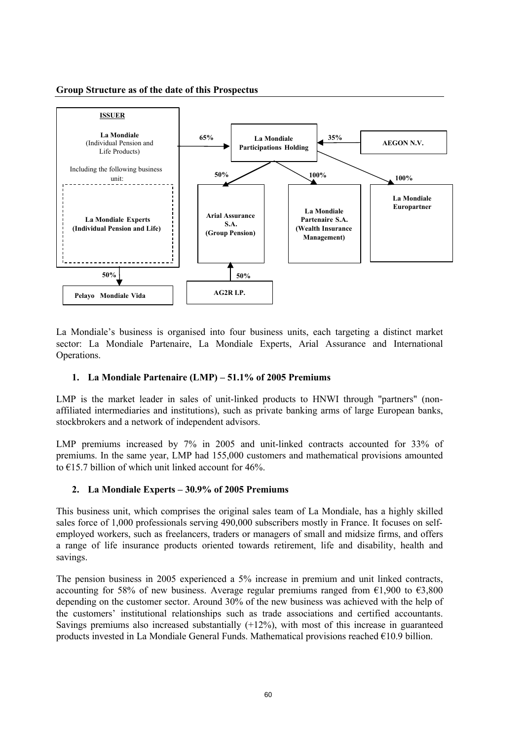**Group Structure as of the date of this Prospectus**

**ISSUER**

**La Mondiale**
(Individual Pension and Life Products)

Including the following business unit:

**La Mondiale Experts (Individual Pension and Life)**

- La Mondiale → 65% → **La Mondiale Participations Holding**
- **AEGON N.V.** → 35% → **La Mondiale Participations Holding**
- La Mondiale Participations Holding → 50% → **Arial Assurance S.A. (Group Pension)**
- La Mondiale Participations Holding → 100% → **La Mondiale Partenaire S.A. (Wealth Insurance Management)**
- La Mondiale Participations Holding → 100% → **La Mondiale Europartner**
- **AG2R I.P.** → 50% → **Arial Assurance S.A. (Group Pension)**
- La Mondiale → 50% → **Pelayo Mondiale Vida**

La Mondiale's business is organised into four business units, each targeting a distinct market sector: La Mondiale Partenaire, La Mondiale Experts, Arial Assurance and International Operations.

### 1. La Mondiale Partenaire (LMP) – 51.1% of 2005 Premiums

LMP is the market leader in sales of unit-linked products to HNWI through "partners" (non-affiliated intermediaries and institutions), such as private banking arms of large European banks, stockbrokers and a network of independent advisors.

LMP premiums increased by 7% in 2005 and unit-linked contracts accounted for 33% of premiums. In the same year, LMP had 155,000 customers and mathematical provisions amounted to €15.7 billion of which unit linked account for 46%.

### 2. La Mondiale Experts – 30.9% of 2005 Premiums

This business unit, which comprises the original sales team of La Mondiale, has a highly skilled sales force of 1,000 professionals serving 490,000 subscribers mostly in France. It focuses on self-employed workers, such as freelancers, traders or managers of small and midsize firms, and offers a range of life insurance products oriented towards retirement, life and disability, health and savings.

The pension business in 2005 experienced a 5% increase in premium and unit linked contracts, accounting for 58% of new business. Average regular premiums ranged from €1,900 to €3,800 depending on the customer sector. Around 30% of the new business was achieved with the help of the customers' institutional relationships such as trade associations and certified accountants. Savings premiums also increased substantially (+12%), with most of this increase in guaranteed products invested in La Mondiale General Funds. Mathematical provisions reached €10.9 billion.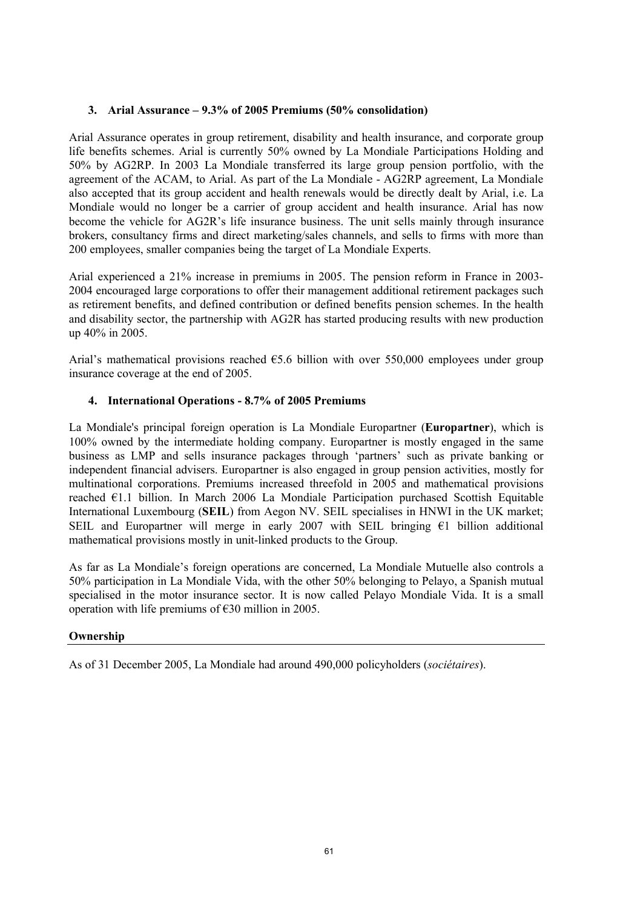### 3. Arial Assurance – 9.3% of 2005 Premiums (50% consolidation)

Arial Assurance operates in group retirement, disability and health insurance, and corporate group life benefits schemes. Arial is currently 50% owned by La Mondiale Participations Holding and 50% by AG2RP. In 2003 La Mondiale transferred its large group pension portfolio, with the agreement of the ACAM, to Arial. As part of the La Mondiale - AG2RP agreement, La Mondiale also accepted that its group accident and health renewals would be directly dealt by Arial, i.e. La Mondiale would no longer be a carrier of group accident and health insurance. Arial has now become the vehicle for AG2R's life insurance business. The unit sells mainly through insurance brokers, consultancy firms and direct marketing/sales channels, and sells to firms with more than 200 employees, smaller companies being the target of La Mondiale Experts.

Arial experienced a 21% increase in premiums in 2005. The pension reform in France in 2003-2004 encouraged large corporations to offer their management additional retirement packages such as retirement benefits, and defined contribution or defined benefits pension schemes. In the health and disability sector, the partnership with AG2R has started producing results with new production up 40% in 2005.

Arial's mathematical provisions reached €5.6 billion with over 550,000 employees under group insurance coverage at the end of 2005.

### 4. International Operations - 8.7% of 2005 Premiums

La Mondiale's principal foreign operation is La Mondiale Europartner (**Europartner**), which is 100% owned by the intermediate holding company. Europartner is mostly engaged in the same business as LMP and sells insurance packages through 'partners' such as private banking or independent financial advisers. Europartner is also engaged in group pension activities, mostly for multinational corporations. Premiums increased threefold in 2005 and mathematical provisions reached €1.1 billion. In March 2006 La Mondiale Participation purchased Scottish Equitable International Luxembourg (**SEIL**) from Aegon NV. SEIL specialises in HNWI in the UK market; SEIL and Europartner will merge in early 2007 with SEIL bringing €1 billion additional mathematical provisions mostly in unit-linked products to the Group.

As far as La Mondiale's foreign operations are concerned, La Mondiale Mutuelle also controls a 50% participation in La Mondiale Vida, with the other 50% belonging to Pelayo, a Spanish mutual specialised in the motor insurance sector. It is now called Pelayo Mondiale Vida. It is a small operation with life premiums of €30 million in 2005.

## Ownership

As of 31 December 2005, La Mondiale had around 490,000 policyholders (*sociétaires*).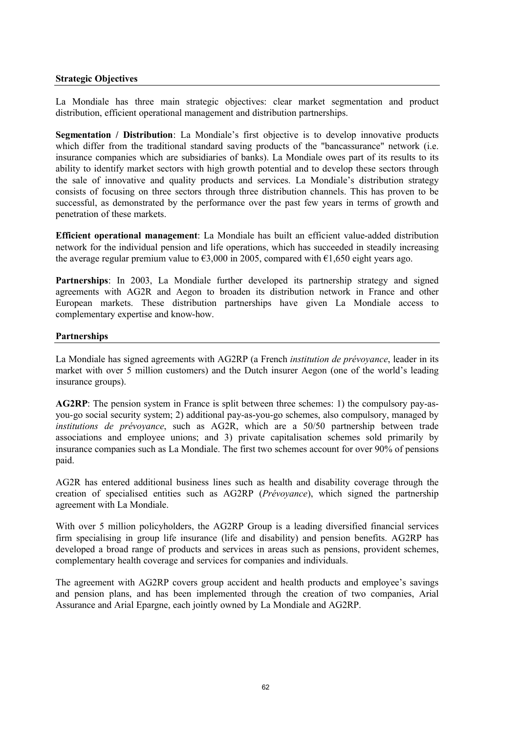## Strategic Objectives

La Mondiale has three main strategic objectives: clear market segmentation and product distribution, efficient operational management and distribution partnerships.

**Segmentation / Distribution**: La Mondiale's first objective is to develop innovative products which differ from the traditional standard saving products of the "bancassurance" network (i.e. insurance companies which are subsidiaries of banks). La Mondiale owes part of its results to its ability to identify market sectors with high growth potential and to develop these sectors through the sale of innovative and quality products and services. La Mondiale's distribution strategy consists of focusing on three sectors through three distribution channels. This has proven to be successful, as demonstrated by the performance over the past few years in terms of growth and penetration of these markets.

**Efficient operational management**: La Mondiale has built an efficient value-added distribution network for the individual pension and life operations, which has succeeded in steadily increasing the average regular premium value to €3,000 in 2005, compared with €1,650 eight years ago.

**Partnerships**: In 2003, La Mondiale further developed its partnership strategy and signed agreements with AG2R and Aegon to broaden its distribution network in France and other European markets. These distribution partnerships have given La Mondiale access to complementary expertise and know-how.

## Partnerships

La Mondiale has signed agreements with AG2RP (a French *institution de prévoyance*, leader in its market with over 5 million customers) and the Dutch insurer Aegon (one of the world's leading insurance groups).

**AG2RP**: The pension system in France is split between three schemes: 1) the compulsory pay-as-you-go social security system; 2) additional pay-as-you-go schemes, also compulsory, managed by *institutions de prévoyance*, such as AG2R, which are a 50/50 partnership between trade associations and employee unions; and 3) private capitalisation schemes sold primarily by insurance companies such as La Mondiale. The first two schemes account for over 90% of pensions paid.

AG2R has entered additional business lines such as health and disability coverage through the creation of specialised entities such as AG2RP (*Prévoyance*), which signed the partnership agreement with La Mondiale.

With over 5 million policyholders, the AG2RP Group is a leading diversified financial services firm specialising in group life insurance (life and disability) and pension benefits. AG2RP has developed a broad range of products and services in areas such as pensions, provident schemes, complementary health coverage and services for companies and individuals.

The agreement with AG2RP covers group accident and health products and employee's savings and pension plans, and has been implemented through the creation of two companies, Arial Assurance and Arial Epargne, each jointly owned by La Mondiale and AG2RP.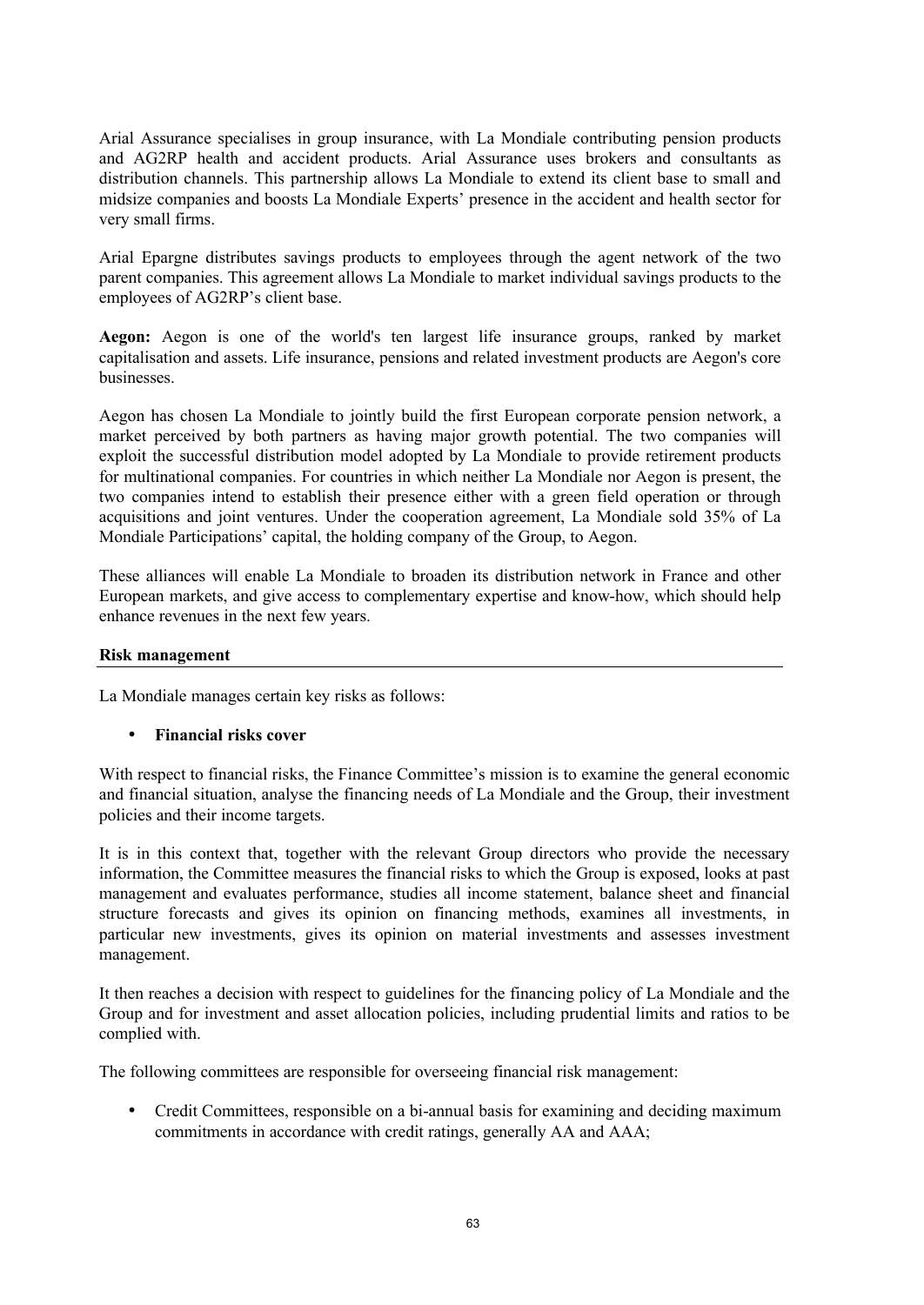Arial Assurance specialises in group insurance, with La Mondiale contributing pension products and AG2RP health and accident products. Arial Assurance uses brokers and consultants as distribution channels. This partnership allows La Mondiale to extend its client base to small and midsize companies and boosts La Mondiale Experts' presence in the accident and health sector for very small firms.

Arial Epargne distributes savings products to employees through the agent network of the two parent companies. This agreement allows La Mondiale to market individual savings products to the employees of AG2RP's client base.

**Aegon:** Aegon is one of the world's ten largest life insurance groups, ranked by market capitalisation and assets. Life insurance, pensions and related investment products are Aegon's core businesses.

Aegon has chosen La Mondiale to jointly build the first European corporate pension network, a market perceived by both partners as having major growth potential. The two companies will exploit the successful distribution model adopted by La Mondiale to provide retirement products for multinational companies. For countries in which neither La Mondiale nor Aegon is present, the two companies intend to establish their presence either with a green field operation or through acquisitions and joint ventures. Under the cooperation agreement, La Mondiale sold 35% of La Mondiale Participations' capital, the holding company of the Group, to Aegon.

These alliances will enable La Mondiale to broaden its distribution network in France and other European markets, and give access to complementary expertise and know-how, which should help enhance revenues in the next few years.

## Risk management

La Mondiale manages certain key risks as follows:

- **Financial risks cover**

With respect to financial risks, the Finance Committee's mission is to examine the general economic and financial situation, analyse the financing needs of La Mondiale and the Group, their investment policies and their income targets.

It is in this context that, together with the relevant Group directors who provide the necessary information, the Committee measures the financial risks to which the Group is exposed, looks at past management and evaluates performance, studies all income statement, balance sheet and financial structure forecasts and gives its opinion on financing methods, examines all investments, in particular new investments, gives its opinion on material investments and assesses investment management.

It then reaches a decision with respect to guidelines for the financing policy of La Mondiale and the Group and for investment and asset allocation policies, including prudential limits and ratios to be complied with.

The following committees are responsible for overseeing financial risk management:

- Credit Committees, responsible on a bi-annual basis for examining and deciding maximum commitments in accordance with credit ratings, generally AA and AAA;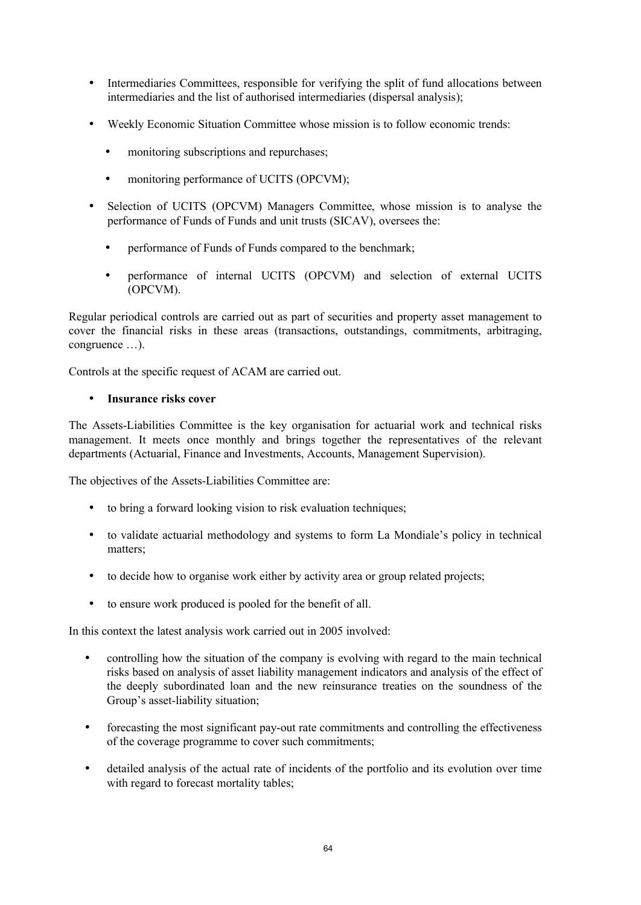- Intermediaries Committees, responsible for verifying the split of fund allocations between intermediaries and the list of authorised intermediaries (dispersal analysis);

- Weekly Economic Situation Committee whose mission is to follow economic trends:

  - monitoring subscriptions and repurchases;

  - monitoring performance of UCITS (OPCVM);

- Selection of UCITS (OPCVM) Managers Committee, whose mission is to analyse the performance of Funds of Funds and unit trusts (SICAV), oversees the:

  - performance of Funds of Funds compared to the benchmark;

  - performance of internal UCITS (OPCVM) and selection of external UCITS (OPCVM).

Regular periodical controls are carried out as part of securities and property asset management to cover the financial risks in these areas (transactions, outstandings, commitments, arbitraging, congruence …).

Controls at the specific request of ACAM are carried out.

- **Insurance risks cover**

The Assets-Liabilities Committee is the key organisation for actuarial work and technical risks management. It meets once monthly and brings together the representatives of the relevant departments (Actuarial, Finance and Investments, Accounts, Management Supervision).

The objectives of the Assets-Liabilities Committee are:

- to bring a forward looking vision to risk evaluation techniques;

- to validate actuarial methodology and systems to form La Mondiale's policy in technical matters;

- to decide how to organise work either by activity area or group related projects;

- to ensure work produced is pooled for the benefit of all.

In this context the latest analysis work carried out in 2005 involved:

- controlling how the situation of the company is evolving with regard to the main technical risks based on analysis of asset liability management indicators and analysis of the effect of the deeply subordinated loan and the new reinsurance treaties on the soundness of the Group's asset-liability situation;

- forecasting the most significant pay-out rate commitments and controlling the effectiveness of the coverage programme to cover such commitments;

- detailed analysis of the actual rate of incidents of the portfolio and its evolution over time with regard to forecast mortality tables;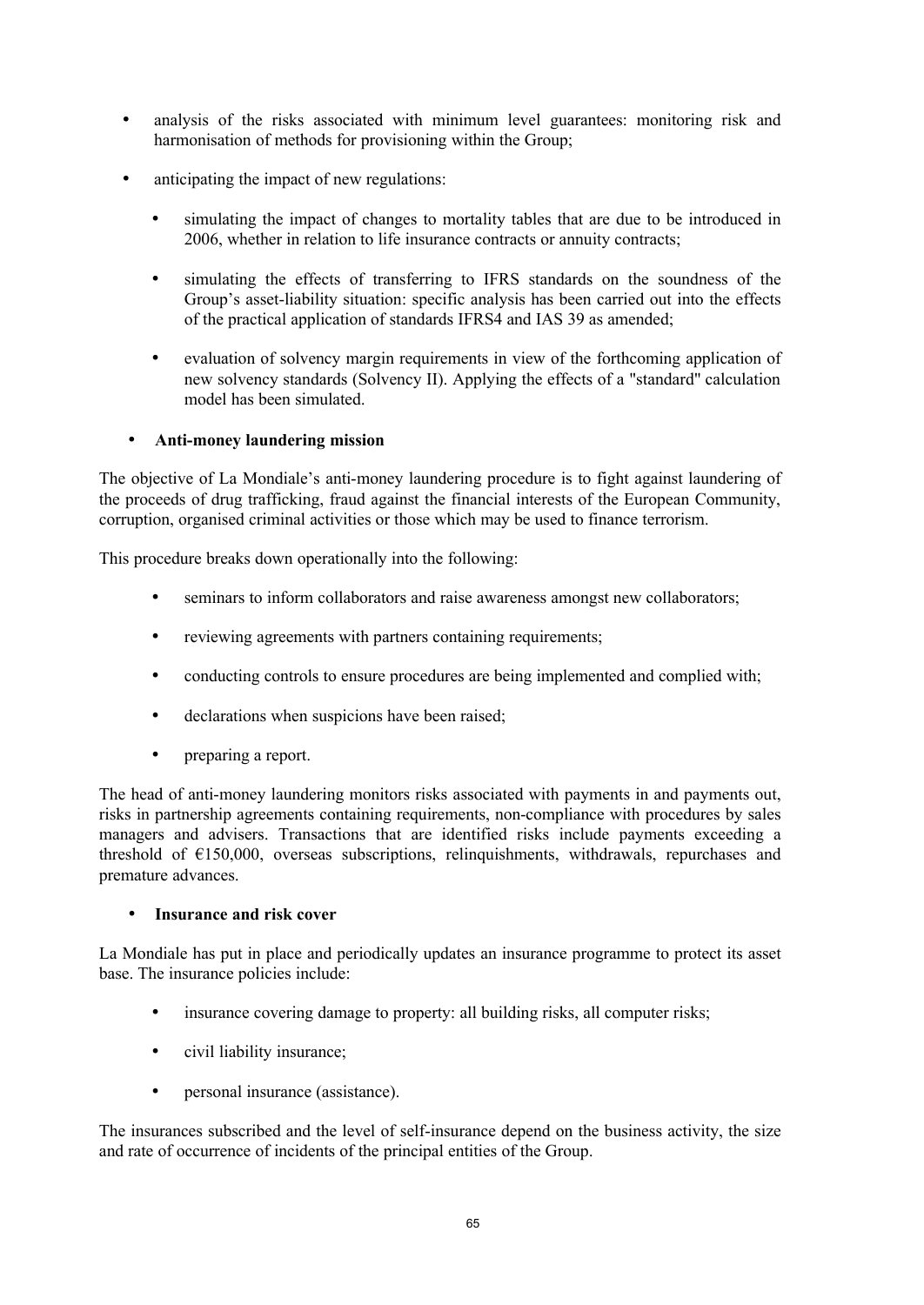- analysis of the risks associated with minimum level guarantees: monitoring risk and harmonisation of methods for provisioning within the Group;
- anticipating the impact of new regulations:
  - simulating the impact of changes to mortality tables that are due to be introduced in 2006, whether in relation to life insurance contracts or annuity contracts;
  - simulating the effects of transferring to IFRS standards on the soundness of the Group's asset-liability situation: specific analysis has been carried out into the effects of the practical application of standards IFRS4 and IAS 39 as amended;
  - evaluation of solvency margin requirements in view of the forthcoming application of new solvency standards (Solvency II). Applying the effects of a "standard" calculation model has been simulated.

- **Anti-money laundering mission**

The objective of La Mondiale's anti-money laundering procedure is to fight against laundering of the proceeds of drug trafficking, fraud against the financial interests of the European Community, corruption, organised criminal activities or those which may be used to finance terrorism.

This procedure breaks down operationally into the following:

- seminars to inform collaborators and raise awareness amongst new collaborators;
- reviewing agreements with partners containing requirements;
- conducting controls to ensure procedures are being implemented and complied with;
- declarations when suspicions have been raised;
- preparing a report.

The head of anti-money laundering monitors risks associated with payments in and payments out, risks in partnership agreements containing requirements, non-compliance with procedures by sales managers and advisers. Transactions that are identified risks include payments exceeding a threshold of €150,000, overseas subscriptions, relinquishments, withdrawals, repurchases and premature advances.

- **Insurance and risk cover**

La Mondiale has put in place and periodically updates an insurance programme to protect its asset base. The insurance policies include:

- insurance covering damage to property: all building risks, all computer risks;
- civil liability insurance;
- personal insurance (assistance).

The insurances subscribed and the level of self-insurance depend on the business activity, the size and rate of occurrence of incidents of the principal entities of the Group.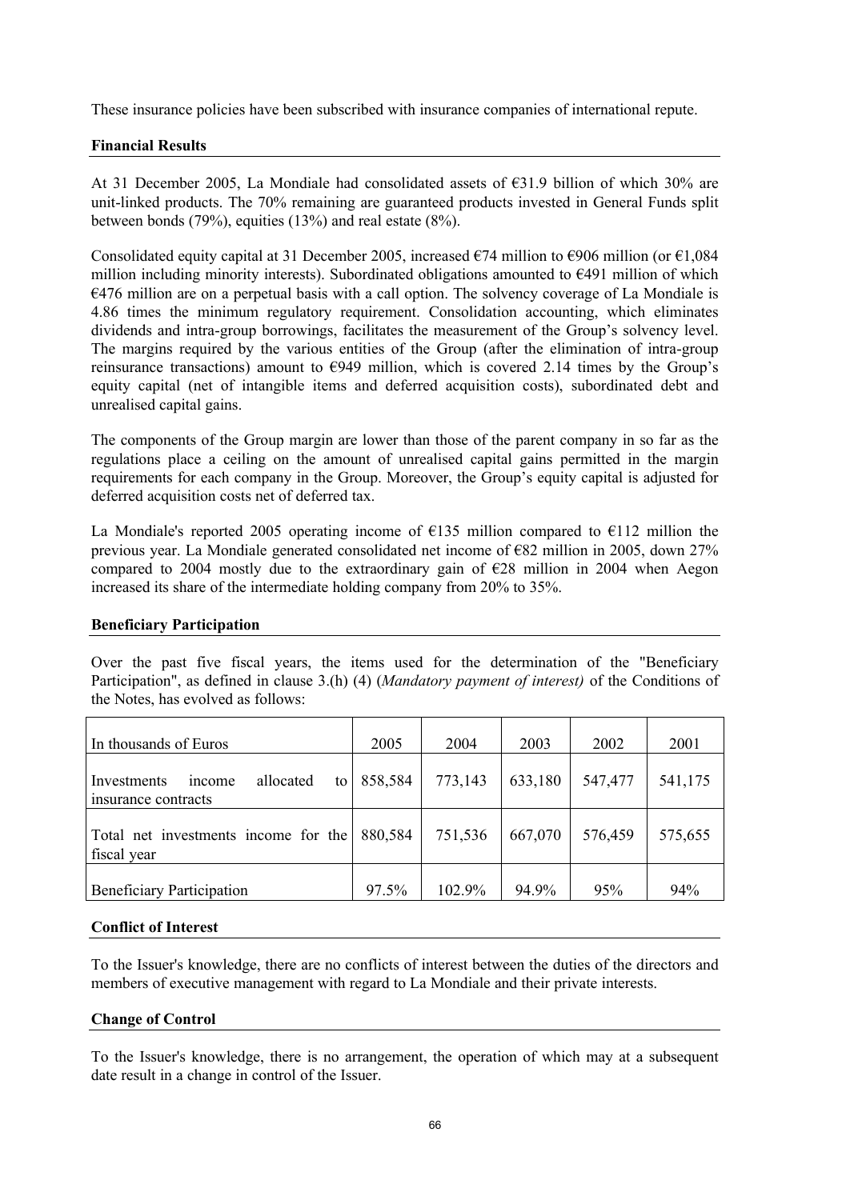These insurance policies have been subscribed with insurance companies of international repute.

### Financial Results

At 31 December 2005, La Mondiale had consolidated assets of €31.9 billion of which 30% are unit-linked products. The 70% remaining are guaranteed products invested in General Funds split between bonds (79%), equities (13%) and real estate (8%).

Consolidated equity capital at 31 December 2005, increased €74 million to €906 million (or €1,084 million including minority interests). Subordinated obligations amounted to €491 million of which €476 million are on a perpetual basis with a call option. The solvency coverage of La Mondiale is 4.86 times the minimum regulatory requirement. Consolidation accounting, which eliminates dividends and intra-group borrowings, facilitates the measurement of the Group's solvency level. The margins required by the various entities of the Group (after the elimination of intra-group reinsurance transactions) amount to €949 million, which is covered 2.14 times by the Group's equity capital (net of intangible items and deferred acquisition costs), subordinated debt and unrealised capital gains.

The components of the Group margin are lower than those of the parent company in so far as the regulations place a ceiling on the amount of unrealised capital gains permitted in the margin requirements for each company in the Group. Moreover, the Group's equity capital is adjusted for deferred acquisition costs net of deferred tax.

La Mondiale's reported 2005 operating income of €135 million compared to €112 million the previous year. La Mondiale generated consolidated net income of €82 million in 2005, down 27% compared to 2004 mostly due to the extraordinary gain of €28 million in 2004 when Aegon increased its share of the intermediate holding company from 20% to 35%.

### Beneficiary Participation

Over the past five fiscal years, the items used for the determination of the "Beneficiary Participation", as defined in clause 3.(h) (4) (*Mandatory payment of interest)* of the Conditions of the Notes, has evolved as follows:

| In thousands of Euros | 2005 | 2004 | 2003 | 2002 | 2001 |
|---|---|---|---|---|---|
| Investments income allocated to insurance contracts | 858,584 | 773,143 | 633,180 | 547,477 | 541,175 |
| Total net investments income for the fiscal year | 880,584 | 751,536 | 667,070 | 576,459 | 575,655 |
| Beneficiary Participation | 97.5% | 102.9% | 94.9% | 95% | 94% |

### Conflict of Interest

To the Issuer's knowledge, there are no conflicts of interest between the duties of the directors and members of executive management with regard to La Mondiale and their private interests.

### Change of Control

To the Issuer's knowledge, there is no arrangement, the operation of which may at a subsequent date result in a change in control of the Issuer.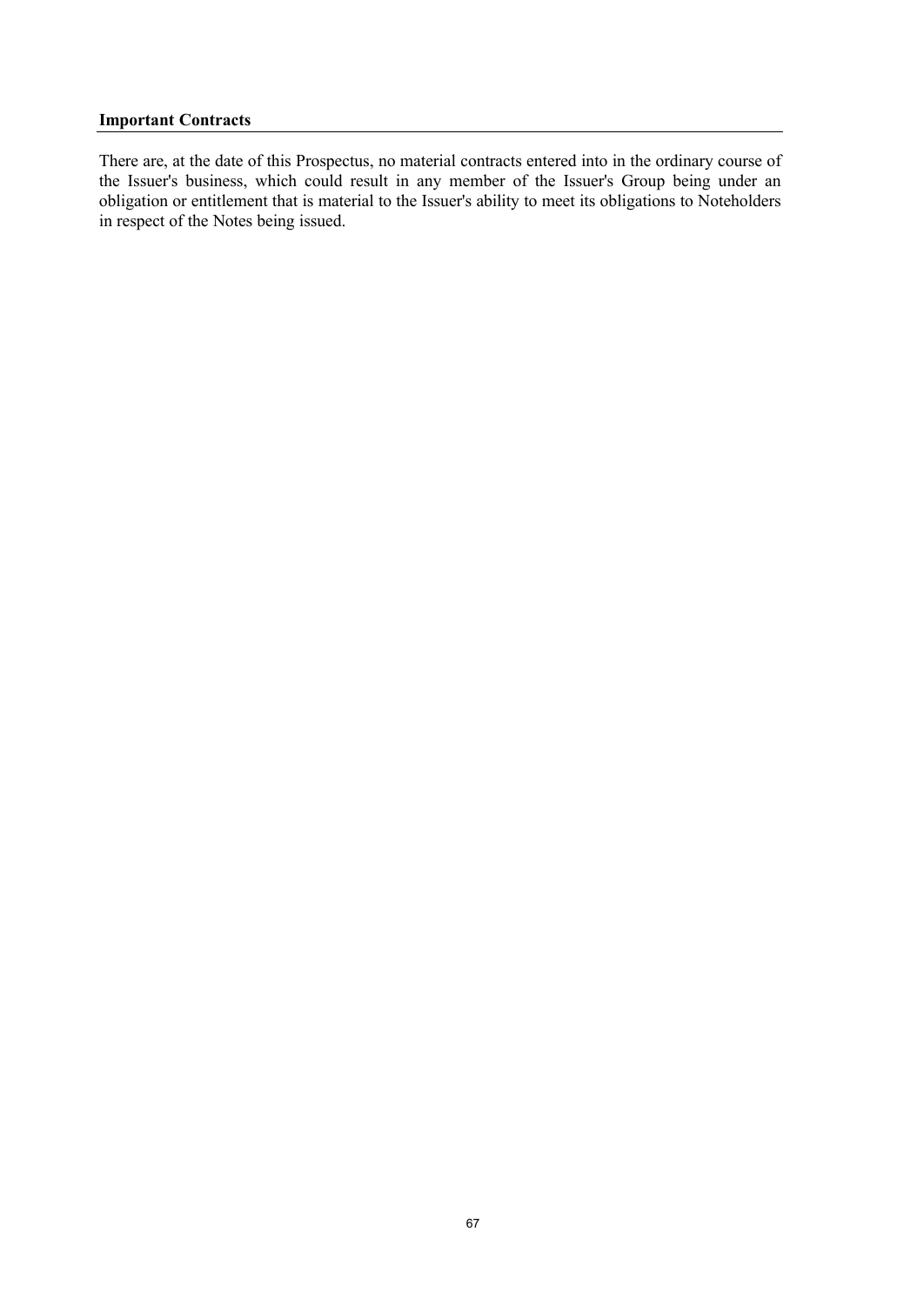## Important Contracts

There are, at the date of this Prospectus, no material contracts entered into in the ordinary course of the Issuer's business, which could result in any member of the Issuer's Group being under an obligation or entitlement that is material to the Issuer's ability to meet its obligations to Noteholders in respect of the Notes being issued.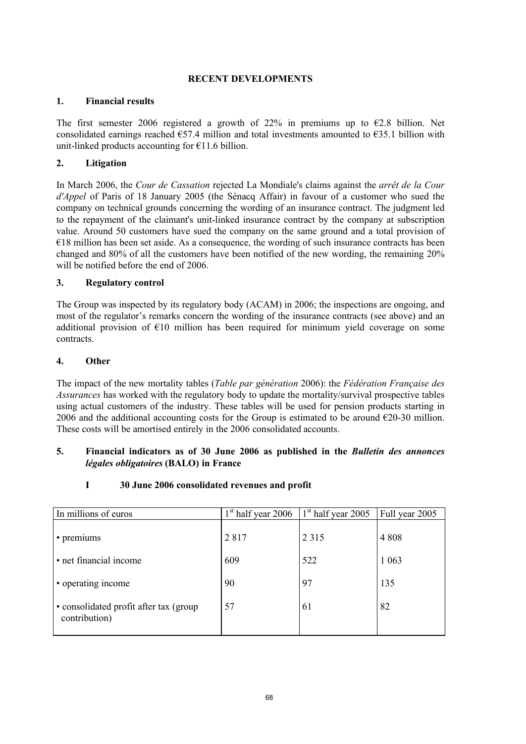## RECENT DEVELOPMENTS

### 1. Financial results

The first semester 2006 registered a growth of 22% in premiums up to €2.8 billion. Net consolidated earnings reached €57.4 million and total investments amounted to €35.1 billion with unit-linked products accounting for €11.6 billion.

### 2. Litigation

In March 2006, the *Cour de Cassation* rejected La Mondiale's claims against the *arrêt de la Cour d'Appel* of Paris of 18 January 2005 (the Sénacq Affair) in favour of a customer who sued the company on technical grounds concerning the wording of an insurance contract. The judgment led to the repayment of the claimant's unit-linked insurance contract by the company at subscription value. Around 50 customers have sued the company on the same ground and a total provision of €18 million has been set aside. As a consequence, the wording of such insurance contracts has been changed and 80% of all the customers have been notified of the new wording, the remaining 20% will be notified before the end of 2006.

### 3. Regulatory control

The Group was inspected by its regulatory body (ACAM) in 2006; the inspections are ongoing, and most of the regulator's remarks concern the wording of the insurance contracts (see above) and an additional provision of €10 million has been required for minimum yield coverage on some contracts.

### 4. Other

The impact of the new mortality tables (*Table par génération* 2006): the *Fédération Française des Assurances* has worked with the regulatory body to update the mortality/survival prospective tables using actual customers of the industry. These tables will be used for pension products starting in 2006 and the additional accounting costs for the Group is estimated to be around €20-30 million. These costs will be amortised entirely in the 2006 consolidated accounts.

### 5. Financial indicators as of 30 June 2006 as published in the *Bulletin des annonces légales obligatoires* (BALO) in France

#### I 30 June 2006 consolidated revenues and profit

| In millions of euros | 1st half year 2006 | 1st half year 2005 | Full year 2005 |
|---|---|---|---|
| • premiums | 2 817 | 2 315 | 4 808 |
| • net financial income | 609 | 522 | 1 063 |
| • operating income | 90 | 97 | 135 |
| • consolidated profit after tax (group contribution) | 57 | 61 | 82 |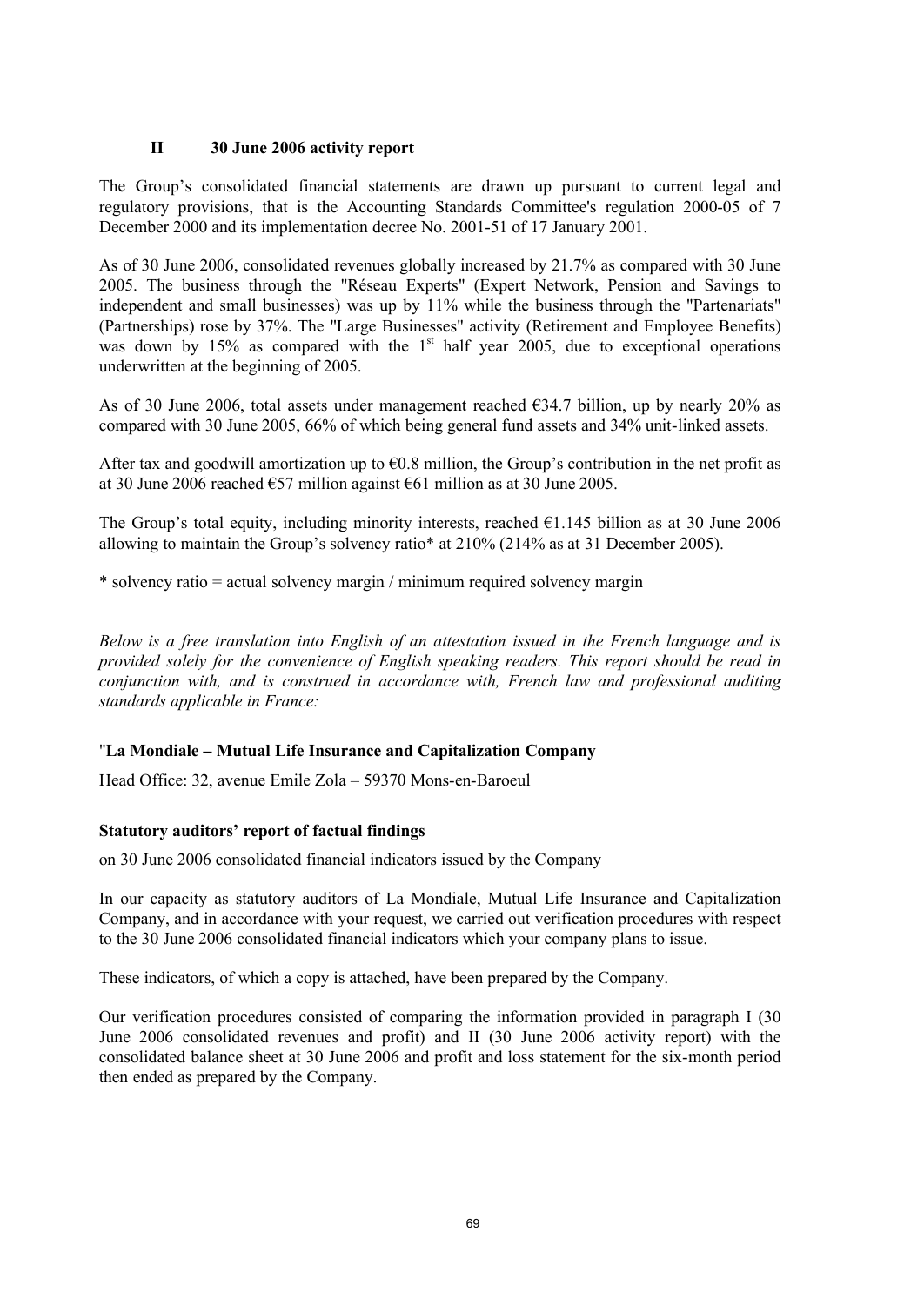## II 30 June 2006 activity report

The Group's consolidated financial statements are drawn up pursuant to current legal and regulatory provisions, that is the Accounting Standards Committee's regulation 2000-05 of 7 December 2000 and its implementation decree No. 2001-51 of 17 January 2001.

As of 30 June 2006, consolidated revenues globally increased by 21.7% as compared with 30 June 2005. The business through the "Réseau Experts" (Expert Network, Pension and Savings to independent and small businesses) was up by 11% while the business through the "Partenariats" (Partnerships) rose by 37%. The "Large Businesses" activity (Retirement and Employee Benefits) was down by 15% as compared with the 1st half year 2005, due to exceptional operations underwritten at the beginning of 2005.

As of 30 June 2006, total assets under management reached €34.7 billion, up by nearly 20% as compared with 30 June 2005, 66% of which being general fund assets and 34% unit-linked assets.

After tax and goodwill amortization up to €0.8 million, the Group's contribution in the net profit as at 30 June 2006 reached €57 million against €61 million as at 30 June 2005.

The Group's total equity, including minority interests, reached €1.145 billion as at 30 June 2006 allowing to maintain the Group's solvency ratio* at 210% (214% as at 31 December 2005).

* solvency ratio = actual solvency margin / minimum required solvency margin

*Below is a free translation into English of an attestation issued in the French language and is provided solely for the convenience of English speaking readers. This report should be read in conjunction with, and is construed in accordance with, French law and professional auditing standards applicable in France:*

"**La Mondiale – Mutual Life Insurance and Capitalization Company**

Head Office: 32, avenue Emile Zola – 59370 Mons-en-Baroeul

**Statutory auditors' report of factual findings**

on 30 June 2006 consolidated financial indicators issued by the Company

In our capacity as statutory auditors of La Mondiale, Mutual Life Insurance and Capitalization Company, and in accordance with your request, we carried out verification procedures with respect to the 30 June 2006 consolidated financial indicators which your company plans to issue.

These indicators, of which a copy is attached, have been prepared by the Company.

Our verification procedures consisted of comparing the information provided in paragraph I (30 June 2006 consolidated revenues and profit) and II (30 June 2006 activity report) with the consolidated balance sheet at 30 June 2006 and profit and loss statement for the six-month period then ended as prepared by the Company.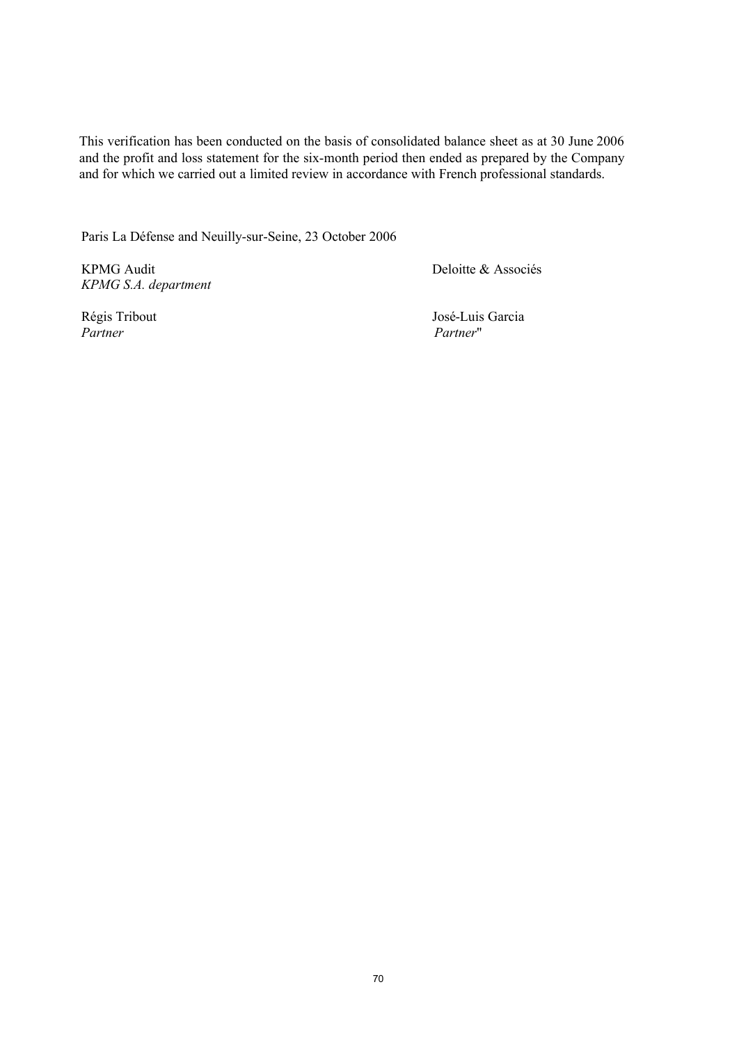This verification has been conducted on the basis of consolidated balance sheet as at 30 June 2006 and the profit and loss statement for the six-month period then ended as prepared by the Company and for which we carried out a limited review in accordance with French professional standards.

Paris La Défense and Neuilly-sur-Seine, 23 October 2006

| KPMG Audit | Deloitte & Associés |
|---|---|
| *KPMG S.A. department* | |
| Régis Tribout | José-Luis Garcia |
| *Partner* | *Partner*" |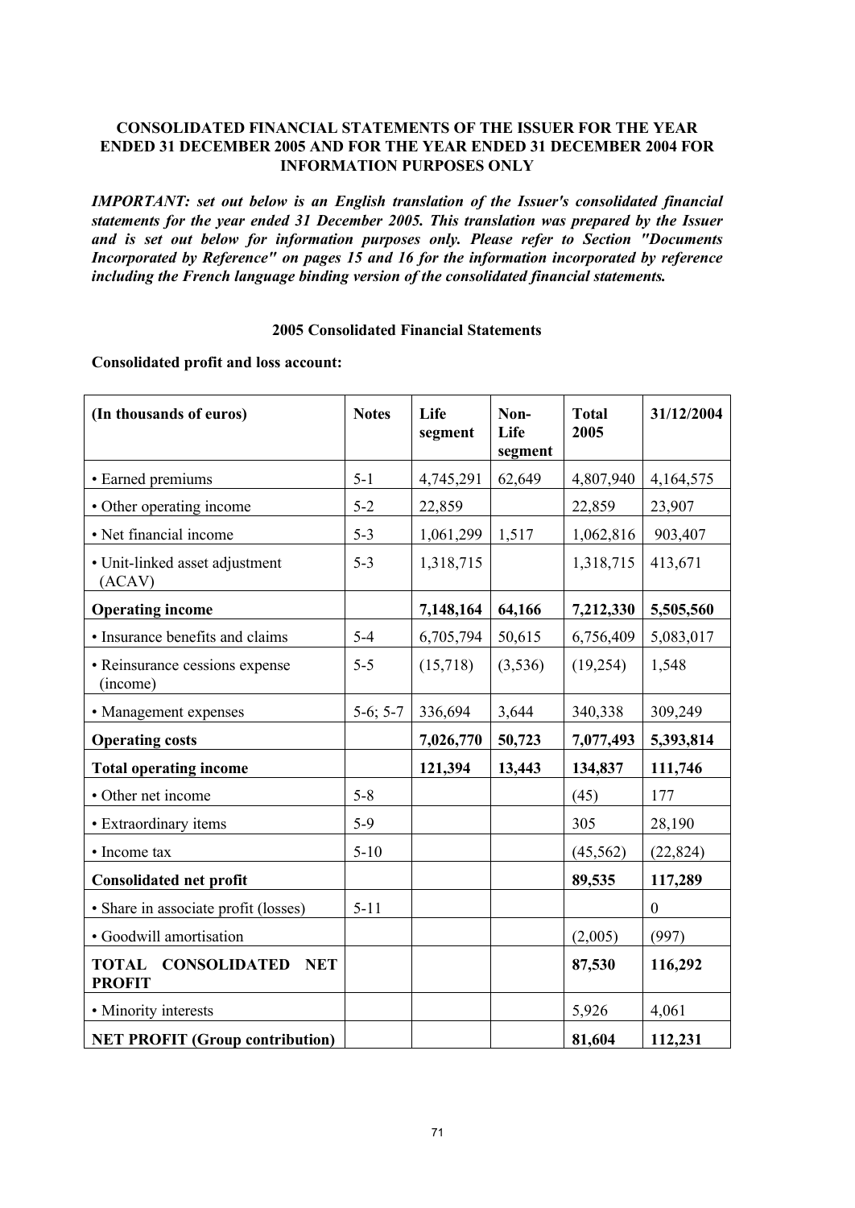**CONSOLIDATED FINANCIAL STATEMENTS OF THE ISSUER FOR THE YEAR ENDED 31 DECEMBER 2005 AND FOR THE YEAR ENDED 31 DECEMBER 2004 FOR INFORMATION PURPOSES ONLY**

***IMPORTANT: set out below is an English translation of the Issuer's consolidated financial statements for the year ended 31 December 2005. This translation was prepared by the Issuer and is set out below for information purposes only. Please refer to Section "Documents Incorporated by Reference" on pages 15 and 16 for the information incorporated by reference including the French language binding version of the consolidated financial statements.***

**2005 Consolidated Financial Statements**

**Consolidated profit and loss account:**

| (In thousands of euros) | Notes | Life segment | Non-Life segment | Total 2005 | 31/12/2004 |
|---|---|---|---|---|---|
| • Earned premiums | 5-1 | 4,745,291 | 62,649 | 4,807,940 | 4,164,575 |
| • Other operating income | 5-2 | 22,859 | | 22,859 | 23,907 |
| • Net financial income | 5-3 | 1,061,299 | 1,517 | 1,062,816 | 903,407 |
| • Unit-linked asset adjustment (ACAV) | 5-3 | 1,318,715 | | 1,318,715 | 413,671 |
| **Operating income** | | **7,148,164** | **64,166** | **7,212,330** | **5,505,560** |
| • Insurance benefits and claims | 5-4 | 6,705,794 | 50,615 | 6,756,409 | 5,083,017 |
| • Reinsurance cessions expense (income) | 5-5 | (15,718) | (3,536) | (19,254) | 1,548 |
| • Management expenses | 5-6; 5-7 | 336,694 | 3,644 | 340,338 | 309,249 |
| **Operating costs** | | **7,026,770** | **50,723** | **7,077,493** | **5,393,814** |
| **Total operating income** | | **121,394** | **13,443** | **134,837** | **111,746** |
| • Other net income | 5-8 | | | (45) | 177 |
| • Extraordinary items | 5-9 | | | 305 | 28,190 |
| • Income tax | 5-10 | | | (45,562) | (22,824) |
| **Consolidated net profit** | | | | **89,535** | **117,289** |
| • Share in associate profit (losses) | 5-11 | | | | 0 |
| • Goodwill amortisation | | | | (2,005) | (997) |
| **TOTAL CONSOLIDATED NET PROFIT** | | | | **87,530** | **116,292** |
| • Minority interests | | | | 5,926 | 4,061 |
| **NET PROFIT (Group contribution)** | | | | **81,604** | **112,231** |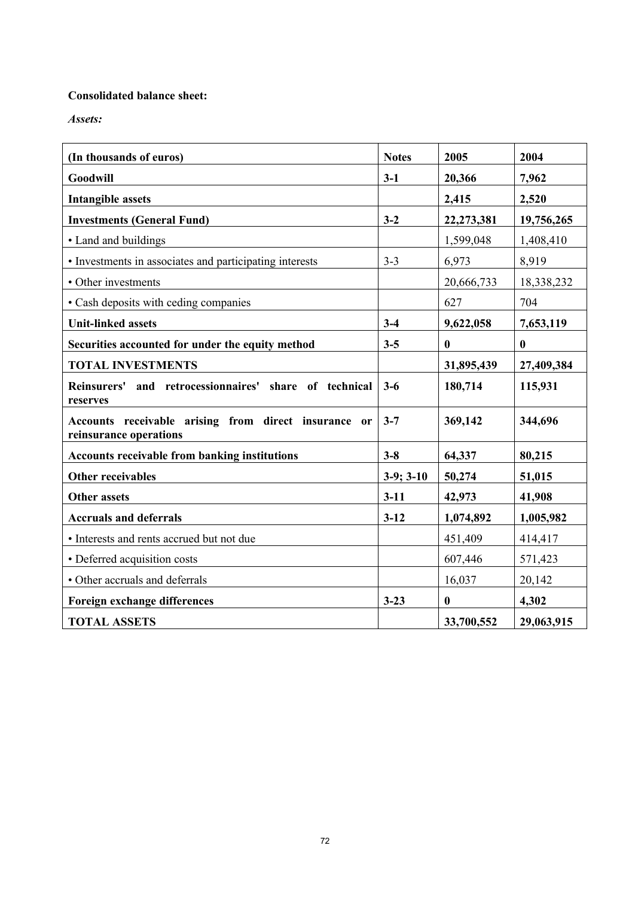**Consolidated balance sheet:**

*Assets:*

| (In thousands of euros) | Notes | 2005 | 2004 |
|---|---|---|---|
| **Goodwill** | **3-1** | **20,366** | **7,962** |
| **Intangible assets** | | **2,415** | **2,520** |
| **Investments (General Fund)** | **3-2** | **22,273,381** | **19,756,265** |
| • Land and buildings | | 1,599,048 | 1,408,410 |
| • Investments in associates and participating interests | 3-3 | 6,973 | 8,919 |
| • Other investments | | 20,666,733 | 18,338,232 |
| • Cash deposits with ceding companies | | 627 | 704 |
| **Unit-linked assets** | **3-4** | **9,622,058** | **7,653,119** |
| **Securities accounted for under the equity method** | **3-5** | **0** | **0** |
| **TOTAL INVESTMENTS** | | **31,895,439** | **27,409,384** |
| **Reinsurers' and retrocessionnaires' share of technical reserves** | **3-6** | **180,714** | **115,931** |
| **Accounts receivable arising from direct insurance or reinsurance operations** | **3-7** | **369,142** | **344,696** |
| **Accounts receivable from banking institutions** | **3-8** | **64,337** | **80,215** |
| **Other receivables** | **3-9; 3-10** | **50,274** | **51,015** |
| **Other assets** | **3-11** | **42,973** | **41,908** |
| **Accruals and deferrals** | **3-12** | **1,074,892** | **1,005,982** |
| • Interests and rents accrued but not due | | 451,409 | 414,417 |
| • Deferred acquisition costs | | 607,446 | 571,423 |
| • Other accruals and deferrals | | 16,037 | 20,142 |
| **Foreign exchange differences** | **3-23** | **0** | **4,302** |
| **TOTAL ASSETS** | | **33,700,552** | **29,063,915** |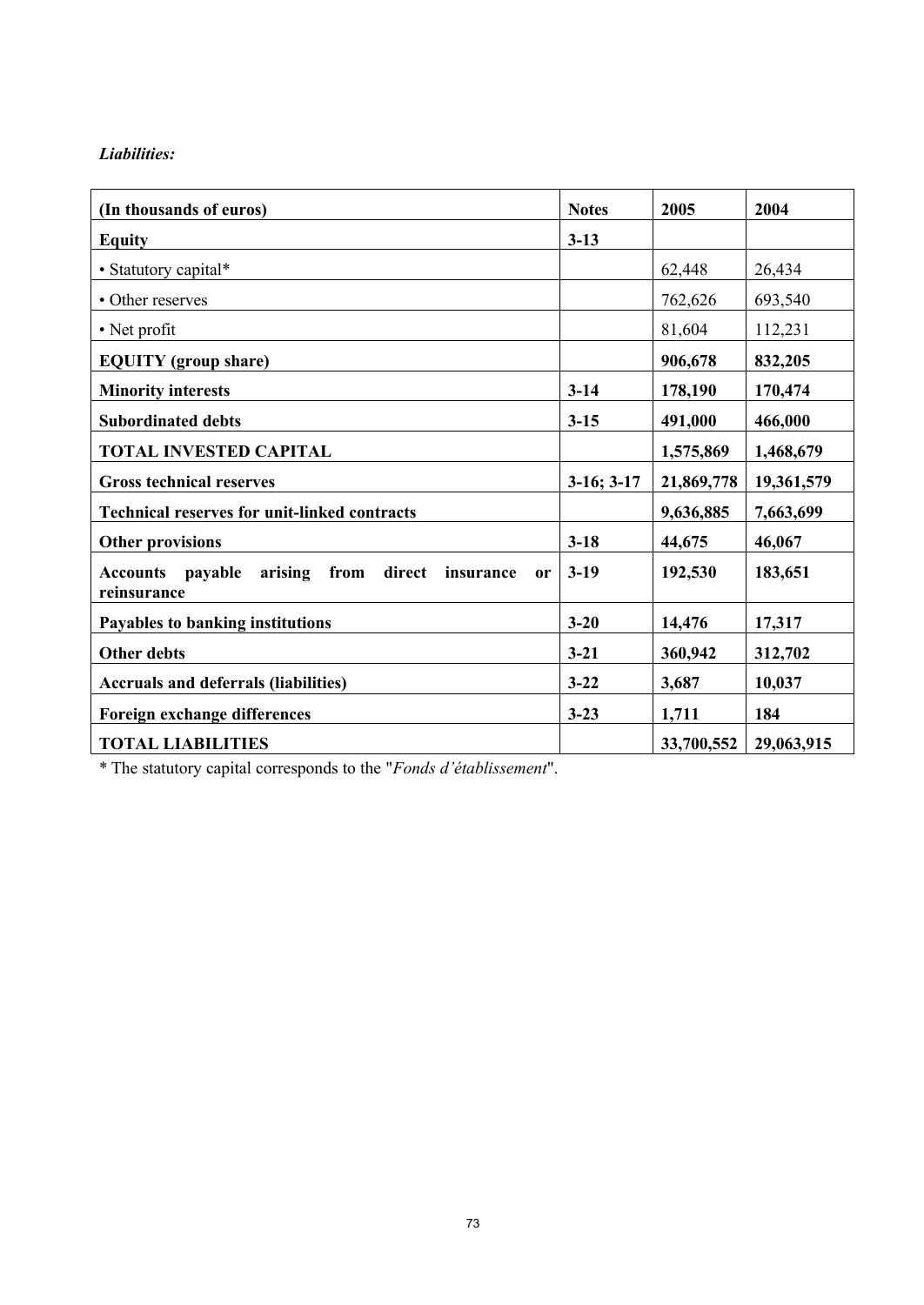*Liabilities:*

| (In thousands of euros) | Notes | 2005 | 2004 |
|---|---|---|---|
| **Equity** | **3-13** | | |
| • Statutory capital* | | 62,448 | 26,434 |
| • Other reserves | | 762,626 | 693,540 |
| • Net profit | | 81,604 | 112,231 |
| **EQUITY (group share)** | | **906,678** | **832,205** |
| **Minority interests** | **3-14** | **178,190** | **170,474** |
| **Subordinated debts** | **3-15** | **491,000** | **466,000** |
| **TOTAL INVESTED CAPITAL** | | **1,575,869** | **1,468,679** |
| **Gross technical reserves** | **3-16; 3-17** | **21,869,778** | **19,361,579** |
| **Technical reserves for unit-linked contracts** | | **9,636,885** | **7,663,699** |
| **Other provisions** | **3-18** | **44,675** | **46,067** |
| **Accounts payable arising from direct insurance or reinsurance** | **3-19** | **192,530** | **183,651** |
| **Payables to banking institutions** | **3-20** | **14,476** | **17,317** |
| **Other debts** | **3-21** | **360,942** | **312,702** |
| **Accruals and deferrals (liabilities)** | **3-22** | **3,687** | **10,037** |
| **Foreign exchange differences** | **3-23** | **1,711** | **184** |
| **TOTAL LIABILITIES** | | **33,700,552** | **29,063,915** |

* The statutory capital corresponds to the "*Fonds d'établissement*".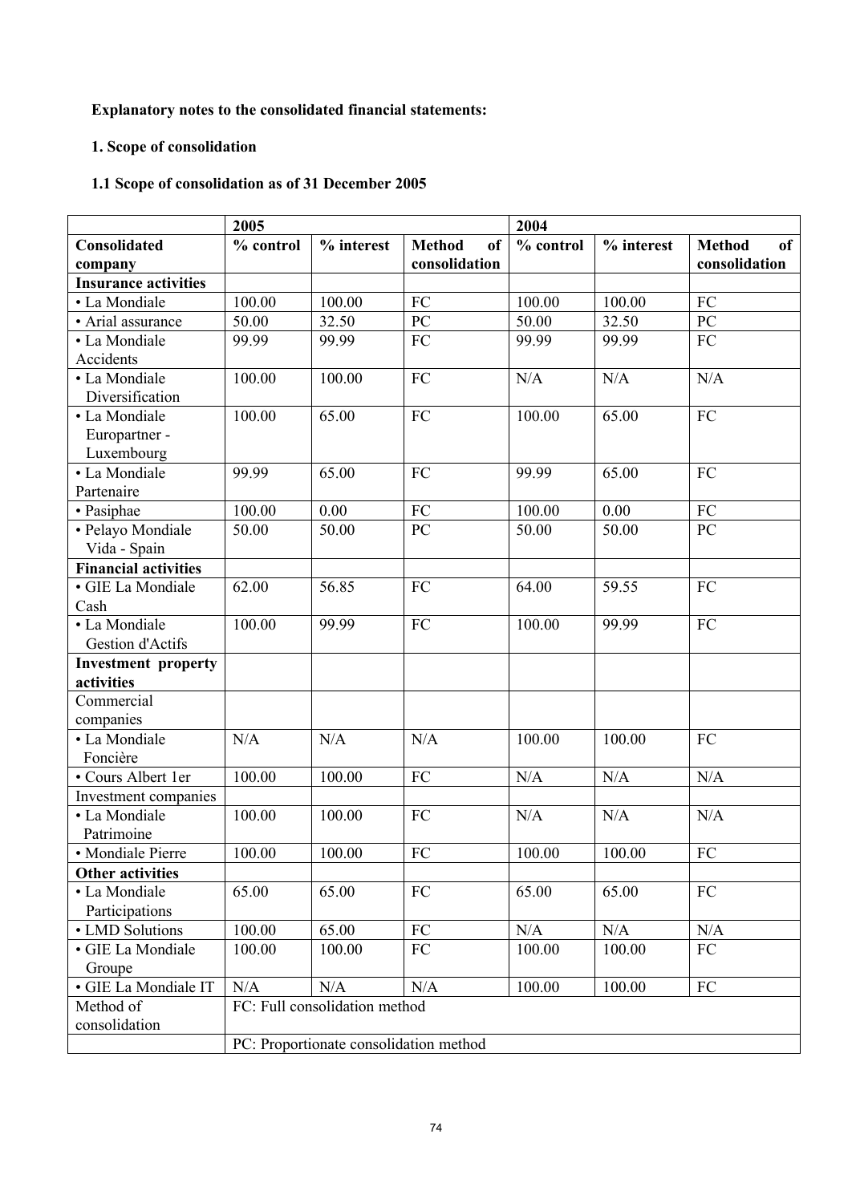**Explanatory notes to the consolidated financial statements:**

## 1. Scope of consolidation

### 1.1 Scope of consolidation as of 31 December 2005

| | 2005 | | | 2004 | | |
|---|---|---|---|---|---|---|
| **Consolidated company** | **% control** | **% interest** | **Method of consolidation** | **% control** | **% interest** | **Method of consolidation** |
| **Insurance activities** | | | | | | |
| • La Mondiale | 100.00 | 100.00 | FC | 100.00 | 100.00 | FC |
| • Arial assurance | 50.00 | 32.50 | PC | 50.00 | 32.50 | PC |
| • La Mondiale Accidents | 99.99 | 99.99 | FC | 99.99 | 99.99 | FC |
| • La Mondiale Diversification | 100.00 | 100.00 | FC | N/A | N/A | N/A |
| • La Mondiale Europartner - Luxembourg | 100.00 | 65.00 | FC | 100.00 | 65.00 | FC |
| • La Mondiale Partenaire | 99.99 | 65.00 | FC | 99.99 | 65.00 | FC |
| • Pasiphae | 100.00 | 0.00 | FC | 100.00 | 0.00 | FC |
| • Pelayo Mondiale Vida - Spain | 50.00 | 50.00 | PC | 50.00 | 50.00 | PC |
| **Financial activities** | | | | | | |
| • GIE La Mondiale Cash | 62.00 | 56.85 | FC | 64.00 | 59.55 | FC |
| • La Mondiale Gestion d'Actifs | 100.00 | 99.99 | FC | 100.00 | 99.99 | FC |
| **Investment property activities** | | | | | | |
| Commercial companies | | | | | | |
| • La Mondiale Foncière | N/A | N/A | N/A | 100.00 | 100.00 | FC |
| • Cours Albert 1er | 100.00 | 100.00 | FC | N/A | N/A | N/A |
| Investment companies | | | | | | |
| • La Mondiale Patrimoine | 100.00 | 100.00 | FC | N/A | N/A | N/A |
| • Mondiale Pierre | 100.00 | 100.00 | FC | 100.00 | 100.00 | FC |
| **Other activities** | | | | | | |
| • La Mondiale Participations | 65.00 | 65.00 | FC | 65.00 | 65.00 | FC |
| • LMD Solutions | 100.00 | 65.00 | FC | N/A | N/A | N/A |
| • GIE La Mondiale Groupe | 100.00 | 100.00 | FC | 100.00 | 100.00 | FC |
| • GIE La Mondiale IT | N/A | N/A | N/A | 100.00 | 100.00 | FC |
| Method of consolidation | FC: Full consolidation method | | | | | |
| | PC: Proportionate consolidation method | | | | | |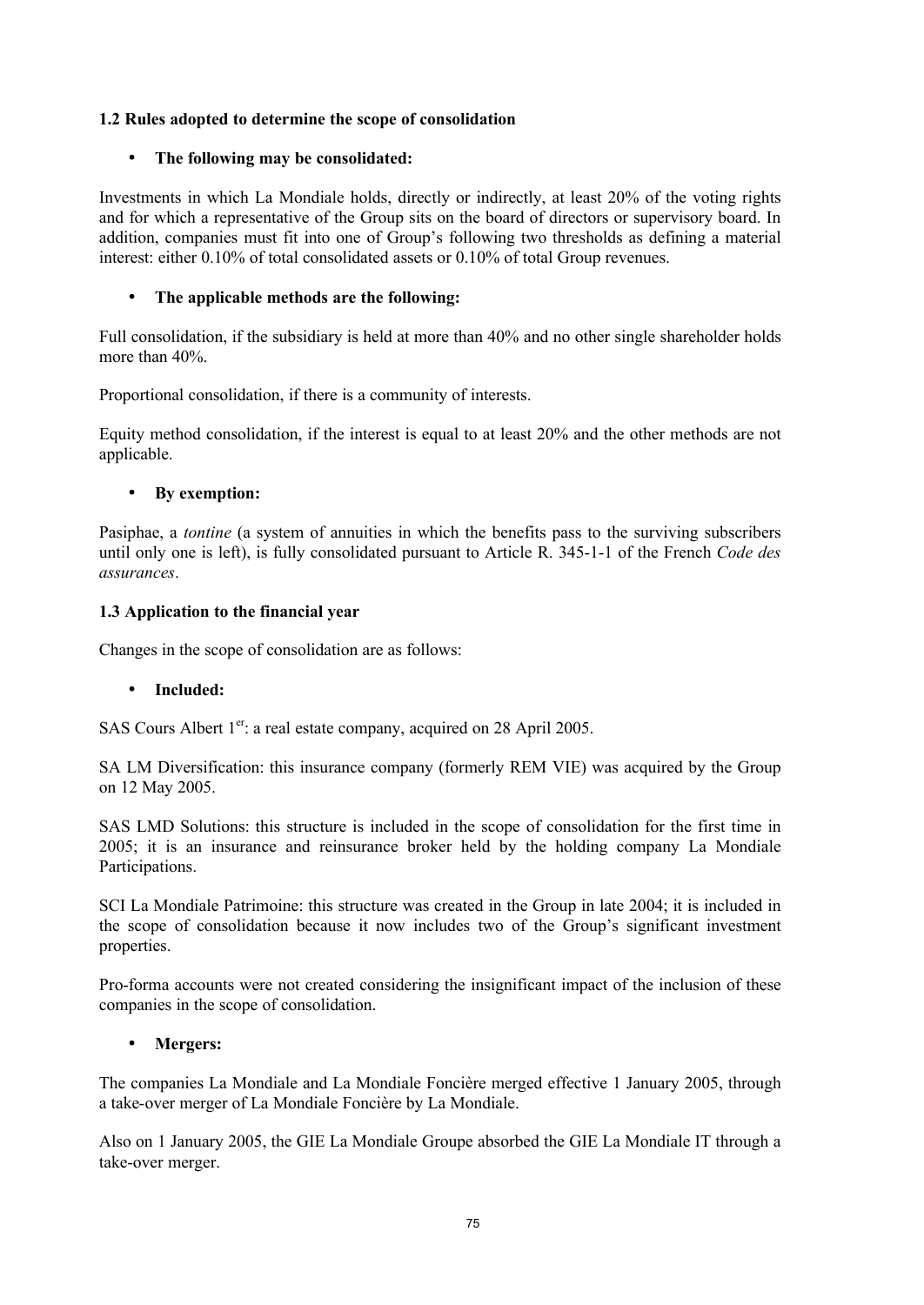### 1.2 Rules adopted to determine the scope of consolidation

- **The following may be consolidated:**

Investments in which La Mondiale holds, directly or indirectly, at least 20% of the voting rights and for which a representative of the Group sits on the board of directors or supervisory board. In addition, companies must fit into one of Group's following two thresholds as defining a material interest: either 0.10% of total consolidated assets or 0.10% of total Group revenues.

- **The applicable methods are the following:**

Full consolidation, if the subsidiary is held at more than 40% and no other single shareholder holds more than 40%.

Proportional consolidation, if there is a community of interests.

Equity method consolidation, if the interest is equal to at least 20% and the other methods are not applicable.

- **By exemption:**

Pasiphae, a *tontine* (a system of annuities in which the benefits pass to the surviving subscribers until only one is left), is fully consolidated pursuant to Article R. 345-1-1 of the French *Code des assurances*.

### 1.3 Application to the financial year

Changes in the scope of consolidation are as follows:

- **Included:**

SAS Cours Albert 1er: a real estate company, acquired on 28 April 2005.

SA LM Diversification: this insurance company (formerly REM VIE) was acquired by the Group on 12 May 2005.

SAS LMD Solutions: this structure is included in the scope of consolidation for the first time in 2005; it is an insurance and reinsurance broker held by the holding company La Mondiale Participations.

SCI La Mondiale Patrimoine: this structure was created in the Group in late 2004; it is included in the scope of consolidation because it now includes two of the Group's significant investment properties.

Pro-forma accounts were not created considering the insignificant impact of the inclusion of these companies in the scope of consolidation.

- **Mergers:**

The companies La Mondiale and La Mondiale Foncière merged effective 1 January 2005, through a take-over merger of La Mondiale Foncière by La Mondiale.

Also on 1 January 2005, the GIE La Mondiale Groupe absorbed the GIE La Mondiale IT through a take-over merger.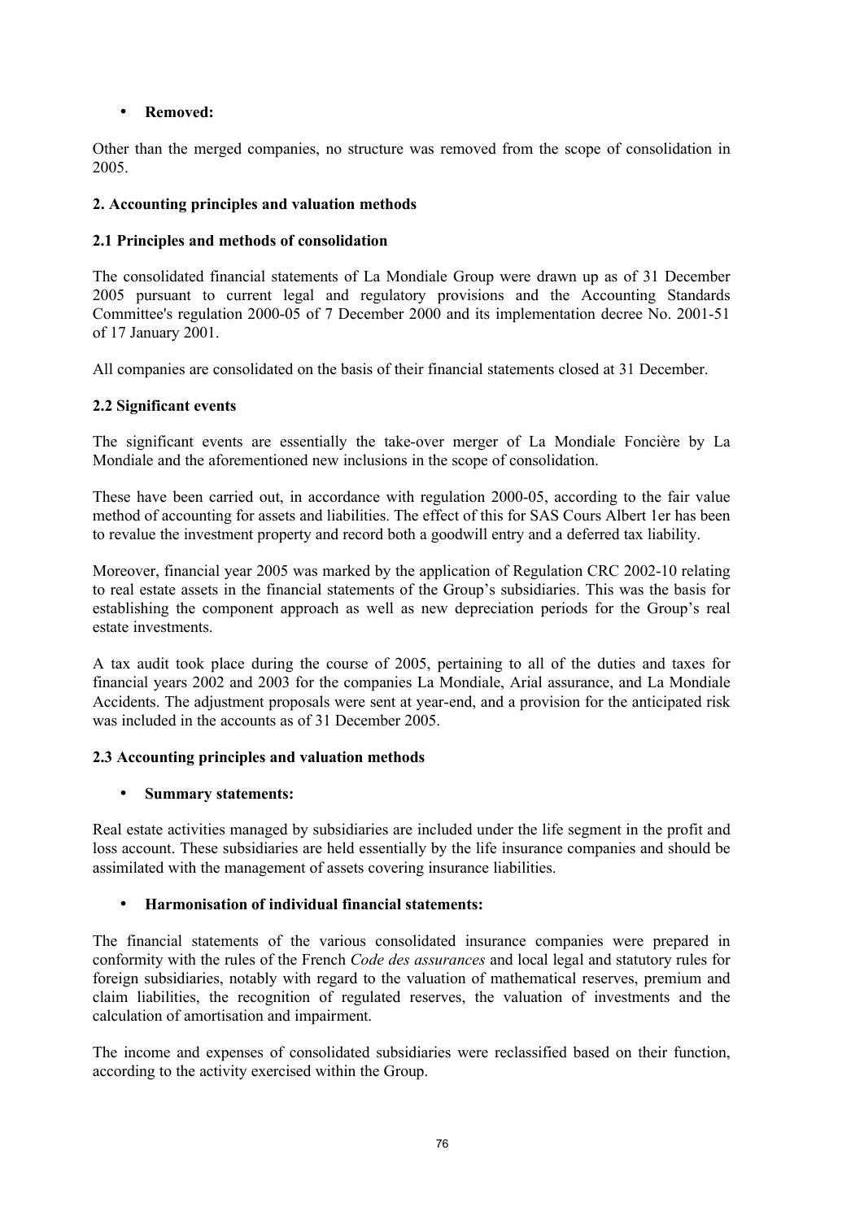- **Removed:**

Other than the merged companies, no structure was removed from the scope of consolidation in 2005.

### 2. Accounting principles and valuation methods

#### 2.1 Principles and methods of consolidation

The consolidated financial statements of La Mondiale Group were drawn up as of 31 December 2005 pursuant to current legal and regulatory provisions and the Accounting Standards Committee's regulation 2000-05 of 7 December 2000 and its implementation decree No. 2001-51 of 17 January 2001.

All companies are consolidated on the basis of their financial statements closed at 31 December.

#### 2.2 Significant events

The significant events are essentially the take-over merger of La Mondiale Foncière by La Mondiale and the aforementioned new inclusions in the scope of consolidation.

These have been carried out, in accordance with regulation 2000-05, according to the fair value method of accounting for assets and liabilities. The effect of this for SAS Cours Albert 1er has been to revalue the investment property and record both a goodwill entry and a deferred tax liability.

Moreover, financial year 2005 was marked by the application of Regulation CRC 2002-10 relating to real estate assets in the financial statements of the Group's subsidiaries. This was the basis for establishing the component approach as well as new depreciation periods for the Group's real estate investments.

A tax audit took place during the course of 2005, pertaining to all of the duties and taxes for financial years 2002 and 2003 for the companies La Mondiale, Arial assurance, and La Mondiale Accidents. The adjustment proposals were sent at year-end, and a provision for the anticipated risk was included in the accounts as of 31 December 2005.

#### 2.3 Accounting principles and valuation methods

- **Summary statements:**

Real estate activities managed by subsidiaries are included under the life segment in the profit and loss account. These subsidiaries are held essentially by the life insurance companies and should be assimilated with the management of assets covering insurance liabilities.

- **Harmonisation of individual financial statements:**

The financial statements of the various consolidated insurance companies were prepared in conformity with the rules of the French *Code des assurances* and local legal and statutory rules for foreign subsidiaries, notably with regard to the valuation of mathematical reserves, premium and claim liabilities, the recognition of regulated reserves, the valuation of investments and the calculation of amortisation and impairment.

The income and expenses of consolidated subsidiaries were reclassified based on their function, according to the activity exercised within the Group.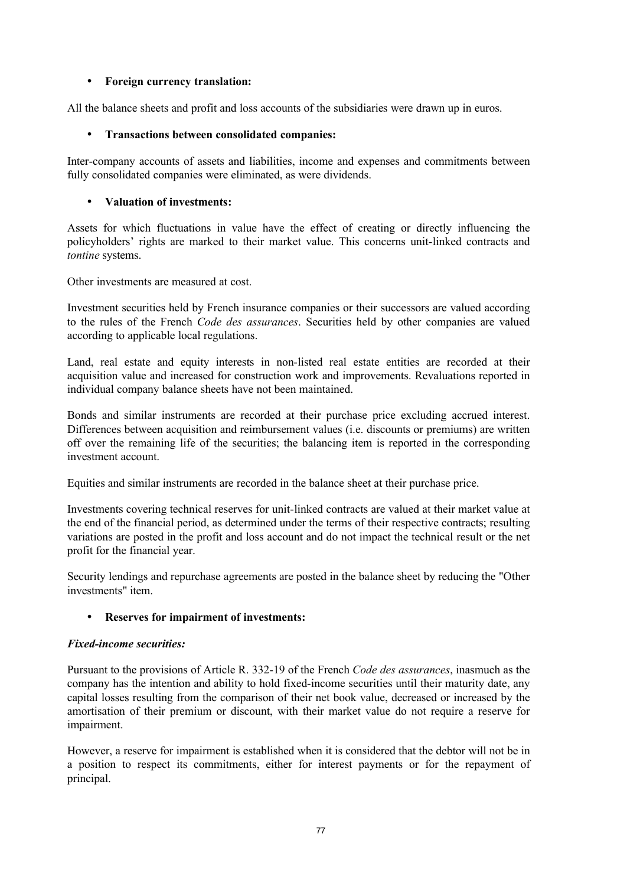- **Foreign currency translation:**

All the balance sheets and profit and loss accounts of the subsidiaries were drawn up in euros.

- **Transactions between consolidated companies:**

Inter-company accounts of assets and liabilities, income and expenses and commitments between fully consolidated companies were eliminated, as were dividends.

- **Valuation of investments:**

Assets for which fluctuations in value have the effect of creating or directly influencing the policyholders' rights are marked to their market value. This concerns unit-linked contracts and *tontine* systems.

Other investments are measured at cost.

Investment securities held by French insurance companies or their successors are valued according to the rules of the French *Code des assurances*. Securities held by other companies are valued according to applicable local regulations.

Land, real estate and equity interests in non-listed real estate entities are recorded at their acquisition value and increased for construction work and improvements. Revaluations reported in individual company balance sheets have not been maintained.

Bonds and similar instruments are recorded at their purchase price excluding accrued interest. Differences between acquisition and reimbursement values (i.e. discounts or premiums) are written off over the remaining life of the securities; the balancing item is reported in the corresponding investment account.

Equities and similar instruments are recorded in the balance sheet at their purchase price.

Investments covering technical reserves for unit-linked contracts are valued at their market value at the end of the financial period, as determined under the terms of their respective contracts; resulting variations are posted in the profit and loss account and do not impact the technical result or the net profit for the financial year.

Security lendings and repurchase agreements are posted in the balance sheet by reducing the "Other investments" item.

- **Reserves for impairment of investments:**

***Fixed-income securities:***

Pursuant to the provisions of Article R. 332-19 of the French *Code des assurances*, inasmuch as the company has the intention and ability to hold fixed-income securities until their maturity date, any capital losses resulting from the comparison of their net book value, decreased or increased by the amortisation of their premium or discount, with their market value do not require a reserve for impairment.

However, a reserve for impairment is established when it is considered that the debtor will not be in a position to respect its commitments, either for interest payments or for the repayment of principal.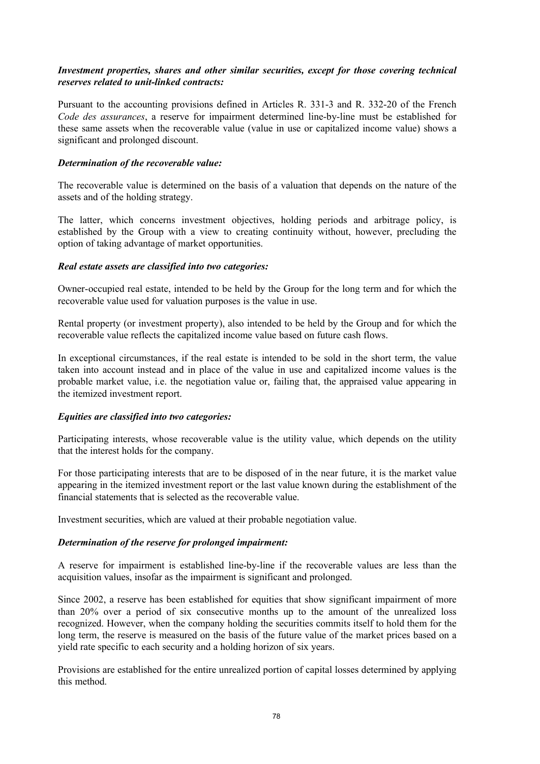***Investment properties, shares and other similar securities, except for those covering technical reserves related to unit-linked contracts:***

Pursuant to the accounting provisions defined in Articles R. 331-3 and R. 332-20 of the French *Code des assurances*, a reserve for impairment determined line-by-line must be established for these same assets when the recoverable value (value in use or capitalized income value) shows a significant and prolonged discount.

***Determination of the recoverable value:***

The recoverable value is determined on the basis of a valuation that depends on the nature of the assets and of the holding strategy.

The latter, which concerns investment objectives, holding periods and arbitrage policy, is established by the Group with a view to creating continuity without, however, precluding the option of taking advantage of market opportunities.

***Real estate assets are classified into two categories:***

Owner-occupied real estate, intended to be held by the Group for the long term and for which the recoverable value used for valuation purposes is the value in use.

Rental property (or investment property), also intended to be held by the Group and for which the recoverable value reflects the capitalized income value based on future cash flows.

In exceptional circumstances, if the real estate is intended to be sold in the short term, the value taken into account instead and in place of the value in use and capitalized income values is the probable market value, i.e. the negotiation value or, failing that, the appraised value appearing in the itemized investment report.

***Equities are classified into two categories:***

Participating interests, whose recoverable value is the utility value, which depends on the utility that the interest holds for the company.

For those participating interests that are to be disposed of in the near future, it is the market value appearing in the itemized investment report or the last value known during the establishment of the financial statements that is selected as the recoverable value.

Investment securities, which are valued at their probable negotiation value.

***Determination of the reserve for prolonged impairment:***

A reserve for impairment is established line-by-line if the recoverable values are less than the acquisition values, insofar as the impairment is significant and prolonged.

Since 2002, a reserve has been established for equities that show significant impairment of more than 20% over a period of six consecutive months up to the amount of the unrealized loss recognized. However, when the company holding the securities commits itself to hold them for the long term, the reserve is measured on the basis of the future value of the market prices based on a yield rate specific to each security and a holding horizon of six years.

Provisions are established for the entire unrealized portion of capital losses determined by applying this method.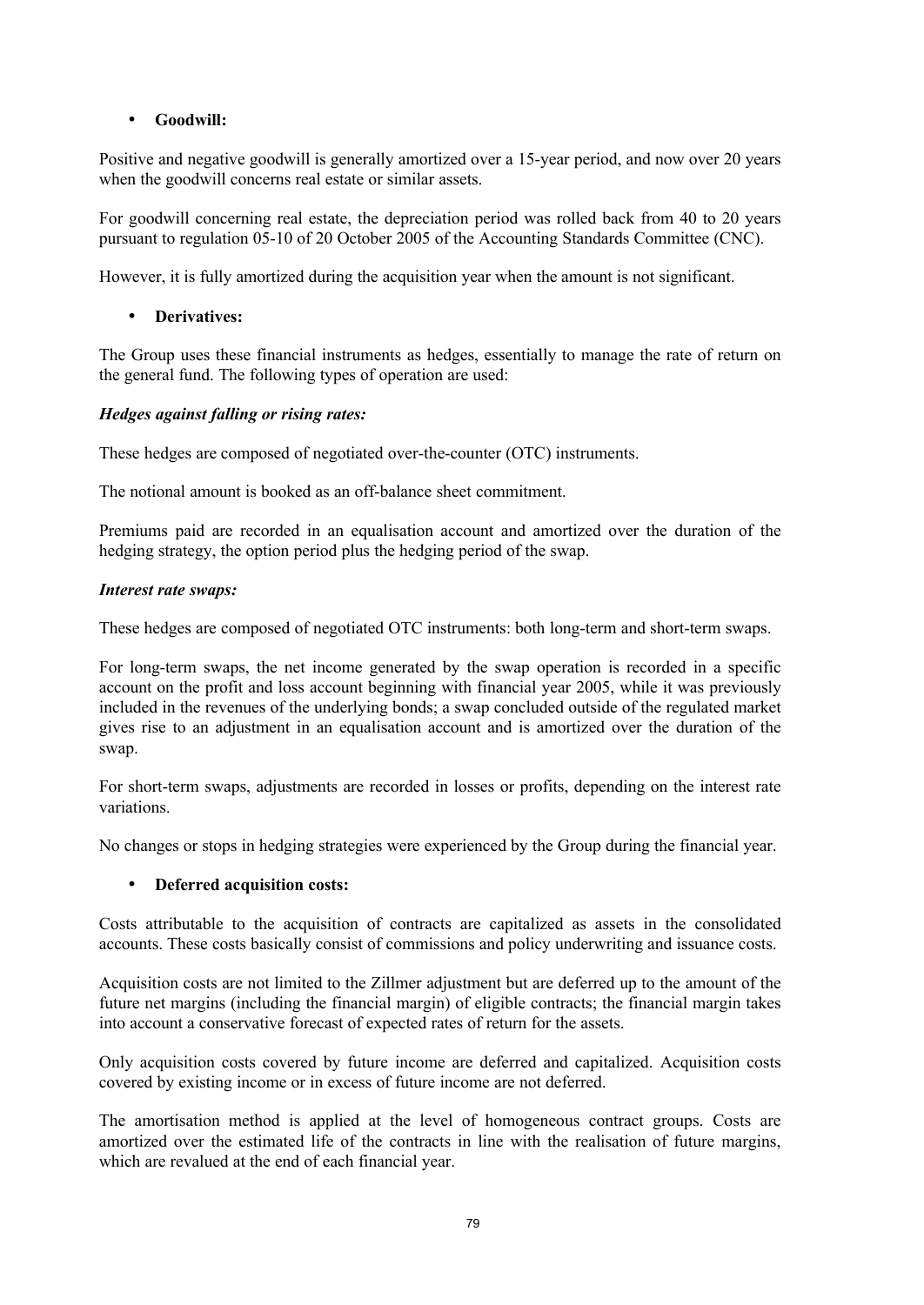- **Goodwill:**

Positive and negative goodwill is generally amortized over a 15-year period, and now over 20 years when the goodwill concerns real estate or similar assets.

For goodwill concerning real estate, the depreciation period was rolled back from 40 to 20 years pursuant to regulation 05-10 of 20 October 2005 of the Accounting Standards Committee (CNC).

However, it is fully amortized during the acquisition year when the amount is not significant.

- **Derivatives:**

The Group uses these financial instruments as hedges, essentially to manage the rate of return on the general fund. The following types of operation are used:

***Hedges against falling or rising rates:***

These hedges are composed of negotiated over-the-counter (OTC) instruments.

The notional amount is booked as an off-balance sheet commitment.

Premiums paid are recorded in an equalisation account and amortized over the duration of the hedging strategy, the option period plus the hedging period of the swap.

***Interest rate swaps:***

These hedges are composed of negotiated OTC instruments: both long-term and short-term swaps.

For long-term swaps, the net income generated by the swap operation is recorded in a specific account on the profit and loss account beginning with financial year 2005, while it was previously included in the revenues of the underlying bonds; a swap concluded outside of the regulated market gives rise to an adjustment in an equalisation account and is amortized over the duration of the swap.

For short-term swaps, adjustments are recorded in losses or profits, depending on the interest rate variations.

No changes or stops in hedging strategies were experienced by the Group during the financial year.

- **Deferred acquisition costs:**

Costs attributable to the acquisition of contracts are capitalized as assets in the consolidated accounts. These costs basically consist of commissions and policy underwriting and issuance costs.

Acquisition costs are not limited to the Zillmer adjustment but are deferred up to the amount of the future net margins (including the financial margin) of eligible contracts; the financial margin takes into account a conservative forecast of expected rates of return for the assets.

Only acquisition costs covered by future income are deferred and capitalized. Acquisition costs covered by existing income or in excess of future income are not deferred.

The amortisation method is applied at the level of homogeneous contract groups. Costs are amortized over the estimated life of the contracts in line with the realisation of future margins, which are revalued at the end of each financial year.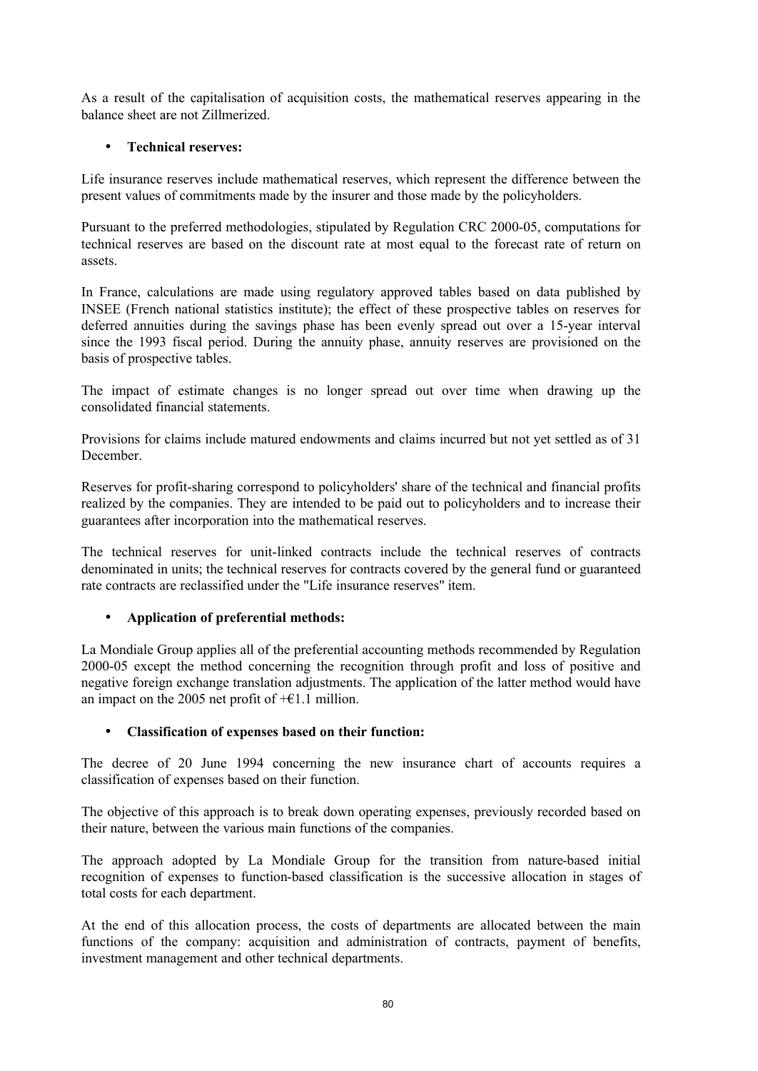As a result of the capitalisation of acquisition costs, the mathematical reserves appearing in the balance sheet are not Zillmerized.

- **Technical reserves:**

Life insurance reserves include mathematical reserves, which represent the difference between the present values of commitments made by the insurer and those made by the policyholders.

Pursuant to the preferred methodologies, stipulated by Regulation CRC 2000-05, computations for technical reserves are based on the discount rate at most equal to the forecast rate of return on assets.

In France, calculations are made using regulatory approved tables based on data published by INSEE (French national statistics institute); the effect of these prospective tables on reserves for deferred annuities during the savings phase has been evenly spread out over a 15-year interval since the 1993 fiscal period. During the annuity phase, annuity reserves are provisioned on the basis of prospective tables.

The impact of estimate changes is no longer spread out over time when drawing up the consolidated financial statements.

Provisions for claims include matured endowments and claims incurred but not yet settled as of 31 December.

Reserves for profit-sharing correspond to policyholders' share of the technical and financial profits realized by the companies. They are intended to be paid out to policyholders and to increase their guarantees after incorporation into the mathematical reserves.

The technical reserves for unit-linked contracts include the technical reserves of contracts denominated in units; the technical reserves for contracts covered by the general fund or guaranteed rate contracts are reclassified under the "Life insurance reserves" item.

- **Application of preferential methods:**

La Mondiale Group applies all of the preferential accounting methods recommended by Regulation 2000-05 except the method concerning the recognition through profit and loss of positive and negative foreign exchange translation adjustments. The application of the latter method would have an impact on the 2005 net profit of +€1.1 million.

- **Classification of expenses based on their function:**

The decree of 20 June 1994 concerning the new insurance chart of accounts requires a classification of expenses based on their function.

The objective of this approach is to break down operating expenses, previously recorded based on their nature, between the various main functions of the companies.

The approach adopted by La Mondiale Group for the transition from nature-based initial recognition of expenses to function-based classification is the successive allocation in stages of total costs for each department.

At the end of this allocation process, the costs of departments are allocated between the main functions of the company: acquisition and administration of contracts, payment of benefits, investment management and other technical departments.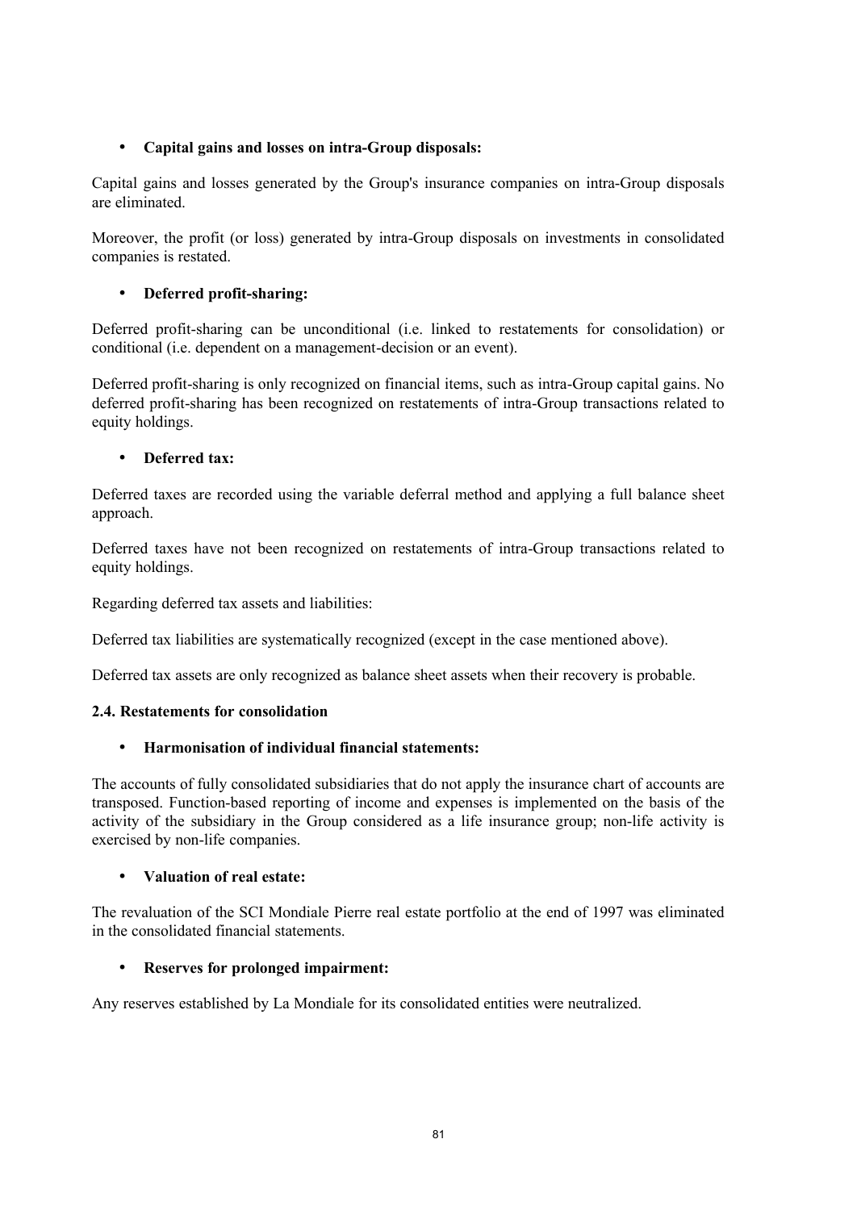- **Capital gains and losses on intra-Group disposals:**

Capital gains and losses generated by the Group's insurance companies on intra-Group disposals are eliminated.

Moreover, the profit (or loss) generated by intra-Group disposals on investments in consolidated companies is restated.

- **Deferred profit-sharing:**

Deferred profit-sharing can be unconditional (i.e. linked to restatements for consolidation) or conditional (i.e. dependent on a management-decision or an event).

Deferred profit-sharing is only recognized on financial items, such as intra-Group capital gains. No deferred profit-sharing has been recognized on restatements of intra-Group transactions related to equity holdings.

- **Deferred tax:**

Deferred taxes are recorded using the variable deferral method and applying a full balance sheet approach.

Deferred taxes have not been recognized on restatements of intra-Group transactions related to equity holdings.

Regarding deferred tax assets and liabilities:

Deferred tax liabilities are systematically recognized (except in the case mentioned above).

Deferred tax assets are only recognized as balance sheet assets when their recovery is probable.

**2.4. Restatements for consolidation**

- **Harmonisation of individual financial statements:**

The accounts of fully consolidated subsidiaries that do not apply the insurance chart of accounts are transposed. Function-based reporting of income and expenses is implemented on the basis of the activity of the subsidiary in the Group considered as a life insurance group; non-life activity is exercised by non-life companies.

- **Valuation of real estate:**

The revaluation of the SCI Mondiale Pierre real estate portfolio at the end of 1997 was eliminated in the consolidated financial statements.

- **Reserves for prolonged impairment:**

Any reserves established by La Mondiale for its consolidated entities were neutralized.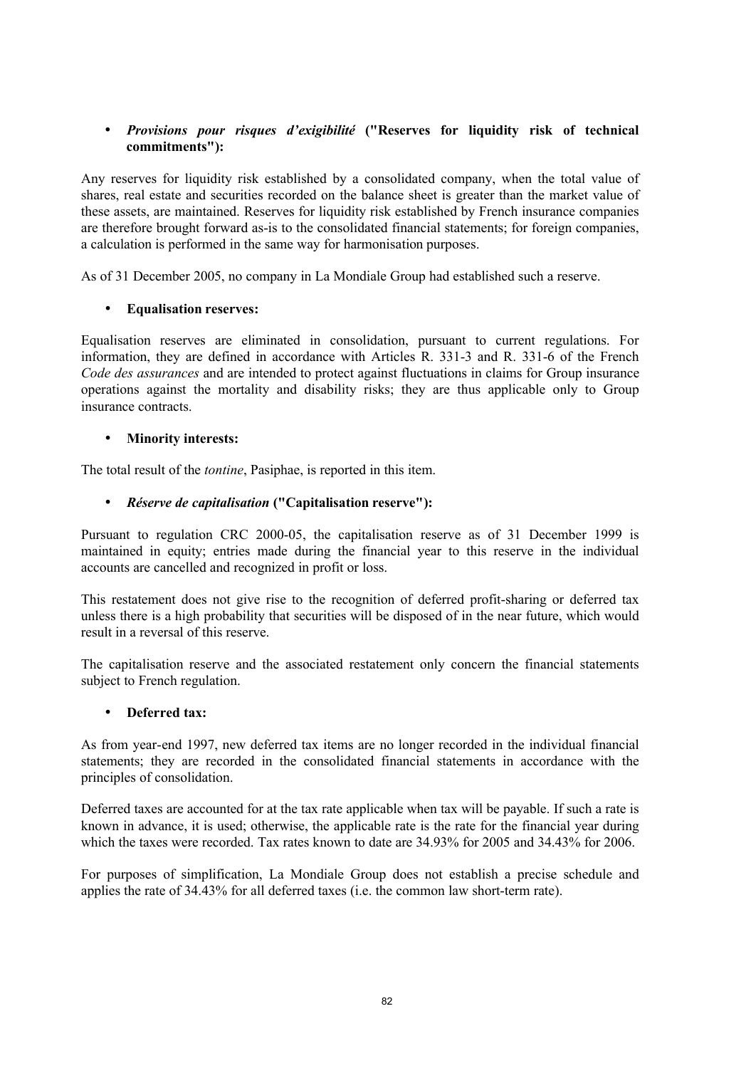- ***Provisions pour risques d'exigibilité*** **("Reserves for liquidity risk of technical commitments"):**

Any reserves for liquidity risk established by a consolidated company, when the total value of shares, real estate and securities recorded on the balance sheet is greater than the market value of these assets, are maintained. Reserves for liquidity risk established by French insurance companies are therefore brought forward as-is to the consolidated financial statements; for foreign companies, a calculation is performed in the same way for harmonisation purposes.

As of 31 December 2005, no company in La Mondiale Group had established such a reserve.

- **Equalisation reserves:**

Equalisation reserves are eliminated in consolidation, pursuant to current regulations. For information, they are defined in accordance with Articles R. 331-3 and R. 331-6 of the French *Code des assurances* and are intended to protect against fluctuations in claims for Group insurance operations against the mortality and disability risks; they are thus applicable only to Group insurance contracts.

- **Minority interests:**

The total result of the *tontine*, Pasiphae, is reported in this item.

- ***Réserve de capitalisation*** **("Capitalisation reserve"):**

Pursuant to regulation CRC 2000-05, the capitalisation reserve as of 31 December 1999 is maintained in equity; entries made during the financial year to this reserve in the individual accounts are cancelled and recognized in profit or loss.

This restatement does not give rise to the recognition of deferred profit-sharing or deferred tax unless there is a high probability that securities will be disposed of in the near future, which would result in a reversal of this reserve.

The capitalisation reserve and the associated restatement only concern the financial statements subject to French regulation.

- **Deferred tax:**

As from year-end 1997, new deferred tax items are no longer recorded in the individual financial statements; they are recorded in the consolidated financial statements in accordance with the principles of consolidation.

Deferred taxes are accounted for at the tax rate applicable when tax will be payable. If such a rate is known in advance, it is used; otherwise, the applicable rate is the rate for the financial year during which the taxes were recorded. Tax rates known to date are 34.93% for 2005 and 34.43% for 2006.

For purposes of simplification, La Mondiale Group does not establish a precise schedule and applies the rate of 34.43% for all deferred taxes (i.e. the common law short-term rate).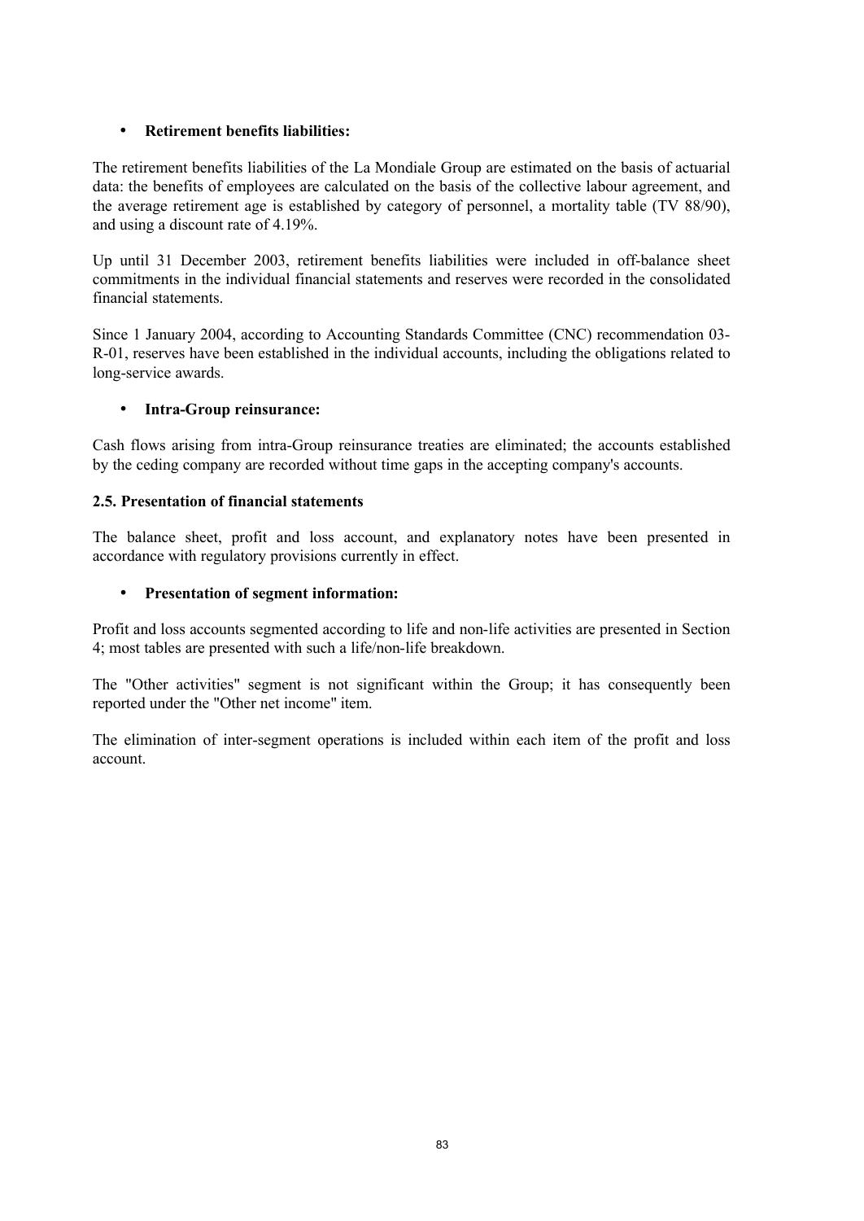- **Retirement benefits liabilities:**

The retirement benefits liabilities of the La Mondiale Group are estimated on the basis of actuarial data: the benefits of employees are calculated on the basis of the collective labour agreement, and the average retirement age is established by category of personnel, a mortality table (TV 88/90), and using a discount rate of 4.19%.

Up until 31 December 2003, retirement benefits liabilities were included in off-balance sheet commitments in the individual financial statements and reserves were recorded in the consolidated financial statements.

Since 1 January 2004, according to Accounting Standards Committee (CNC) recommendation 03-R-01, reserves have been established in the individual accounts, including the obligations related to long-service awards.

- **Intra-Group reinsurance:**

Cash flows arising from intra-Group reinsurance treaties are eliminated; the accounts established by the ceding company are recorded without time gaps in the accepting company's accounts.

### 2.5. Presentation of financial statements

The balance sheet, profit and loss account, and explanatory notes have been presented in accordance with regulatory provisions currently in effect.

- **Presentation of segment information:**

Profit and loss accounts segmented according to life and non-life activities are presented in Section 4; most tables are presented with such a life/non-life breakdown.

The "Other activities" segment is not significant within the Group; it has consequently been reported under the "Other net income" item.

The elimination of inter-segment operations is included within each item of the profit and loss account.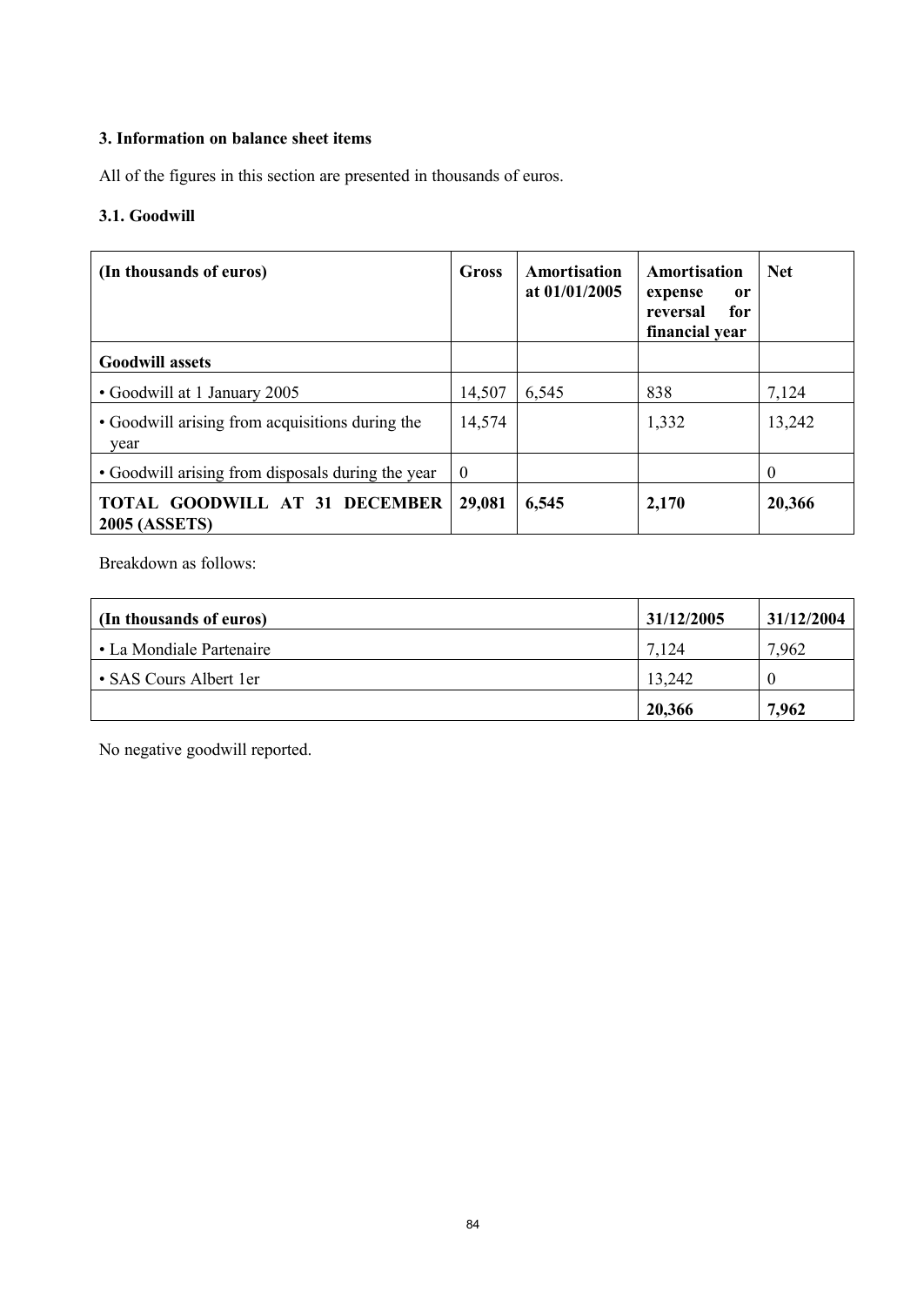### 3. Information on balance sheet items

All of the figures in this section are presented in thousands of euros.

#### 3.1. Goodwill

| (In thousands of euros) | Gross | Amortisation at 01/01/2005 | Amortisation expense or reversal for financial year | Net |
|---|---|---|---|---|
| **Goodwill assets** | | | | |
| • Goodwill at 1 January 2005 | 14,507 | 6,545 | 838 | 7,124 |
| • Goodwill arising from acquisitions during the year | 14,574 | | 1,332 | 13,242 |
| • Goodwill arising from disposals during the year | 0 | | | 0 |
| **TOTAL GOODWILL AT 31 DECEMBER 2005 (ASSETS)** | **29,081** | **6,545** | **2,170** | **20,366** |

Breakdown as follows:

| (In thousands of euros) | 31/12/2005 | 31/12/2004 |
|---|---|---|
| • La Mondiale Partenaire | 7,124 | 7,962 |
| • SAS Cours Albert 1er | 13,242 | 0 |
| | **20,366** | **7,962** |

No negative goodwill reported.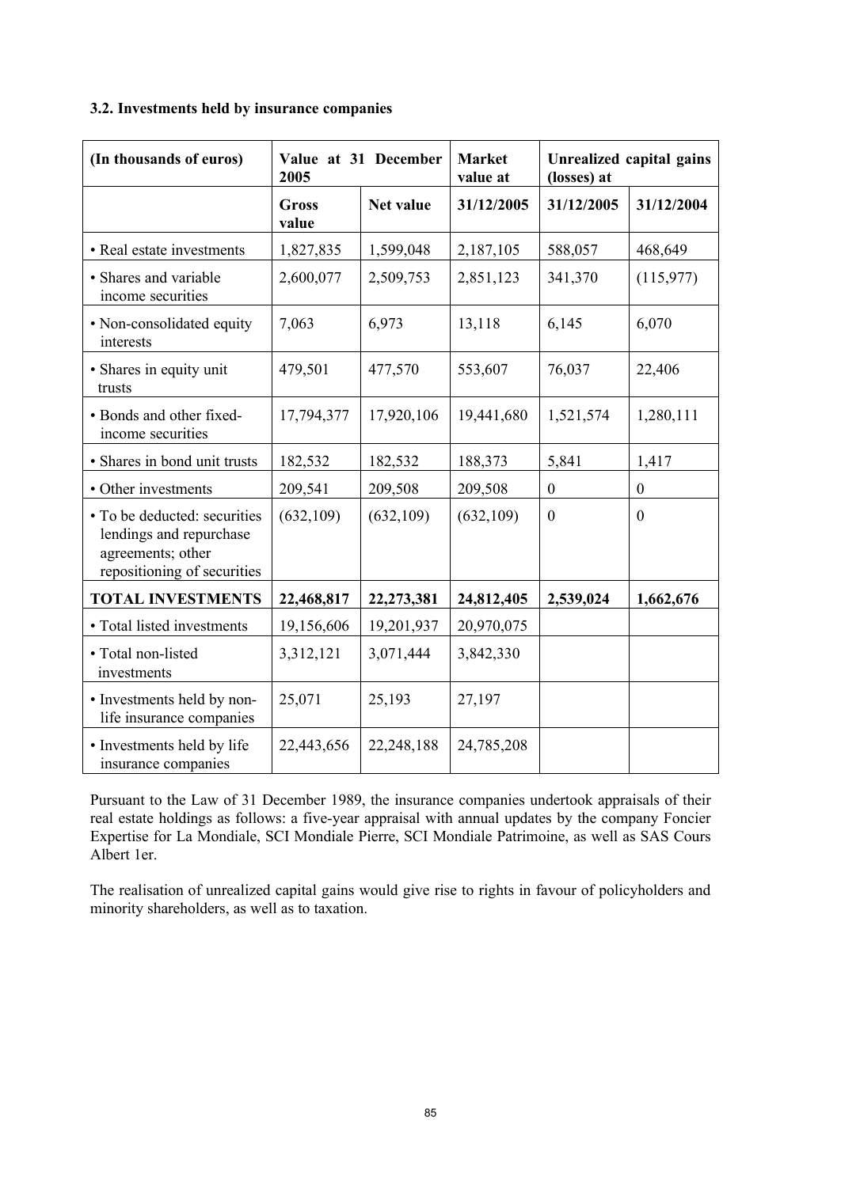### 3.2. Investments held by insurance companies

| (In thousands of euros) | Value at 31 December 2005 | | Market value at | Unrealized capital gains (losses) at | |
|---|---|---|---|---|---|
| | Gross value | Net value | 31/12/2005 | 31/12/2005 | 31/12/2004 |
| • Real estate investments | 1,827,835 | 1,599,048 | 2,187,105 | 588,057 | 468,649 |
| • Shares and variable income securities | 2,600,077 | 2,509,753 | 2,851,123 | 341,370 | (115,977) |
| • Non-consolidated equity interests | 7,063 | 6,973 | 13,118 | 6,145 | 6,070 |
| • Shares in equity unit trusts | 479,501 | 477,570 | 553,607 | 76,037 | 22,406 |
| • Bonds and other fixed-income securities | 17,794,377 | 17,920,106 | 19,441,680 | 1,521,574 | 1,280,111 |
| • Shares in bond unit trusts | 182,532 | 182,532 | 188,373 | 5,841 | 1,417 |
| • Other investments | 209,541 | 209,508 | 209,508 | 0 | 0 |
| • To be deducted: securities lendings and repurchase agreements; other repositioning of securities | (632,109) | (632,109) | (632,109) | 0 | 0 |
| **TOTAL INVESTMENTS** | **22,468,817** | **22,273,381** | **24,812,405** | **2,539,024** | **1,662,676** |
| • Total listed investments | 19,156,606 | 19,201,937 | 20,970,075 | | |
| • Total non-listed investments | 3,312,121 | 3,071,444 | 3,842,330 | | |
| • Investments held by non-life insurance companies | 25,071 | 25,193 | 27,197 | | |
| • Investments held by life insurance companies | 22,443,656 | 22,248,188 | 24,785,208 | | |

Pursuant to the Law of 31 December 1989, the insurance companies undertook appraisals of their real estate holdings as follows: a five-year appraisal with annual updates by the company Foncier Expertise for La Mondiale, SCI Mondiale Pierre, SCI Mondiale Patrimoine, as well as SAS Cours Albert 1er.

The realisation of unrealized capital gains would give rise to rights in favour of policyholders and minority shareholders, as well as to taxation.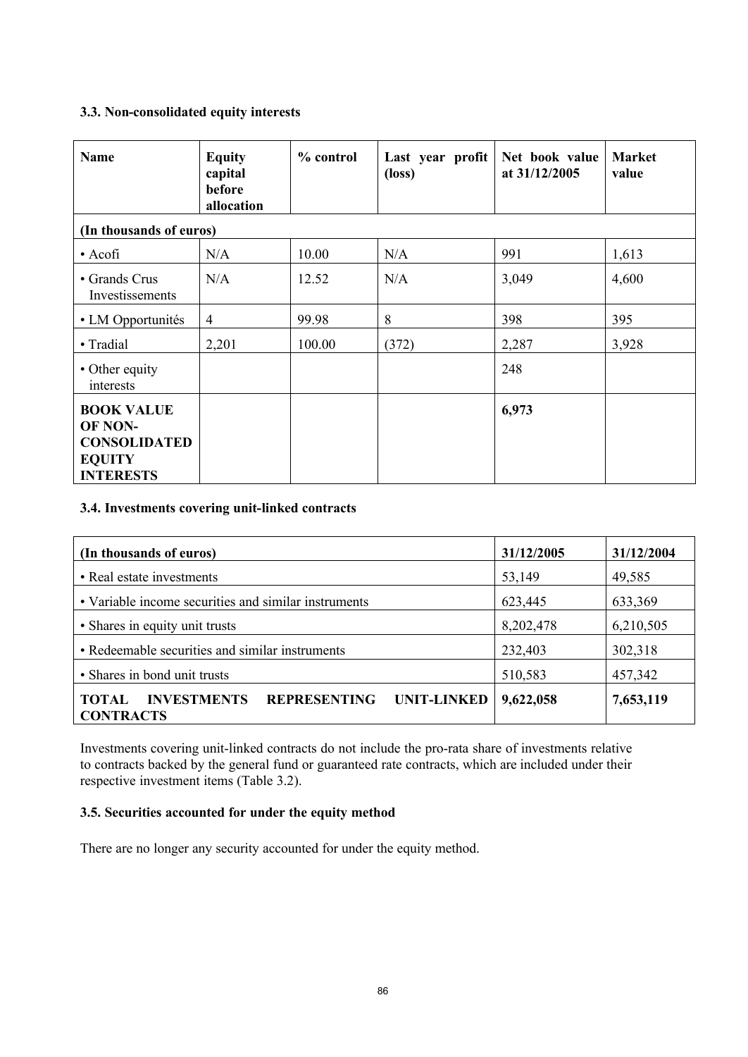### 3.3. Non-consolidated equity interests

| Name | Equity capital before allocation | % control | Last year profit (loss) | Net book value at 31/12/2005 | Market value |
|---|---|---|---|---|---|
| **(In thousands of euros)** | | | | | |
| • Acofi | N/A | 10.00 | N/A | 991 | 1,613 |
| • Grands Crus Investissements | N/A | 12.52 | N/A | 3,049 | 4,600 |
| • LM Opportunités | 4 | 99.98 | 8 | 398 | 395 |
| • Tradial | 2,201 | 100.00 | (372) | 2,287 | 3,928 |
| • Other equity interests | | | | 248 | |
| **BOOK VALUE OF NON-CONSOLIDATED EQUITY INTERESTS** | | | | **6,973** | |

### 3.4. Investments covering unit-linked contracts

| (In thousands of euros) | 31/12/2005 | 31/12/2004 |
|---|---|---|
| • Real estate investments | 53,149 | 49,585 |
| • Variable income securities and similar instruments | 623,445 | 633,369 |
| • Shares in equity unit trusts | 8,202,478 | 6,210,505 |
| • Redeemable securities and similar instruments | 232,403 | 302,318 |
| • Shares in bond unit trusts | 510,583 | 457,342 |
| **TOTAL INVESTMENTS REPRESENTING UNIT-LINKED CONTRACTS** | **9,622,058** | **7,653,119** |

Investments covering unit-linked contracts do not include the pro-rata share of investments relative to contracts backed by the general fund or guaranteed rate contracts, which are included under their respective investment items (Table 3.2).

### 3.5. Securities accounted for under the equity method

There are no longer any security accounted for under the equity method.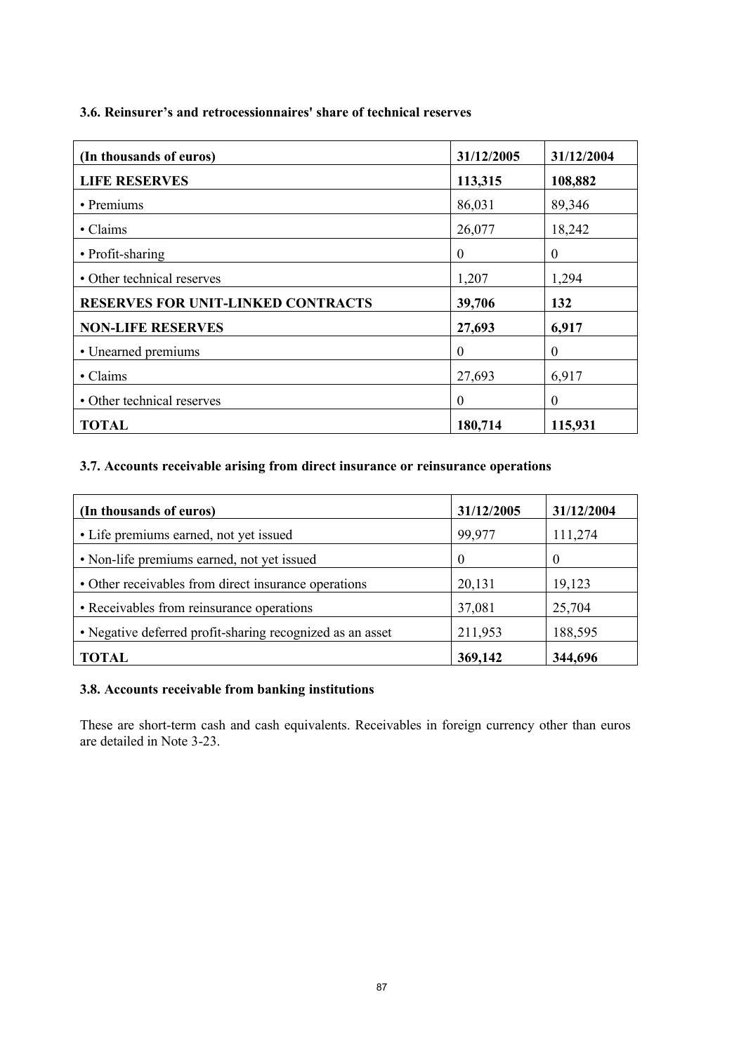### 3.6. Reinsurer's and retrocessionnaires' share of technical reserves

| (In thousands of euros) | 31/12/2005 | 31/12/2004 |
|---|---|---|
| **LIFE RESERVES** | **113,315** | **108,882** |
| • Premiums | 86,031 | 89,346 |
| • Claims | 26,077 | 18,242 |
| • Profit-sharing | 0 | 0 |
| • Other technical reserves | 1,207 | 1,294 |
| **RESERVES FOR UNIT-LINKED CONTRACTS** | **39,706** | **132** |
| **NON-LIFE RESERVES** | **27,693** | **6,917** |
| • Unearned premiums | 0 | 0 |
| • Claims | 27,693 | 6,917 |
| • Other technical reserves | 0 | 0 |
| **TOTAL** | **180,714** | **115,931** |

### 3.7. Accounts receivable arising from direct insurance or reinsurance operations

| (In thousands of euros) | 31/12/2005 | 31/12/2004 |
|---|---|---|
| • Life premiums earned, not yet issued | 99,977 | 111,274 |
| • Non-life premiums earned, not yet issued | 0 | 0 |
| • Other receivables from direct insurance operations | 20,131 | 19,123 |
| • Receivables from reinsurance operations | 37,081 | 25,704 |
| • Negative deferred profit-sharing recognized as an asset | 211,953 | 188,595 |
| **TOTAL** | **369,142** | **344,696** |

### 3.8. Accounts receivable from banking institutions

These are short-term cash and cash equivalents. Receivables in foreign currency other than euros are detailed in Note 3-23.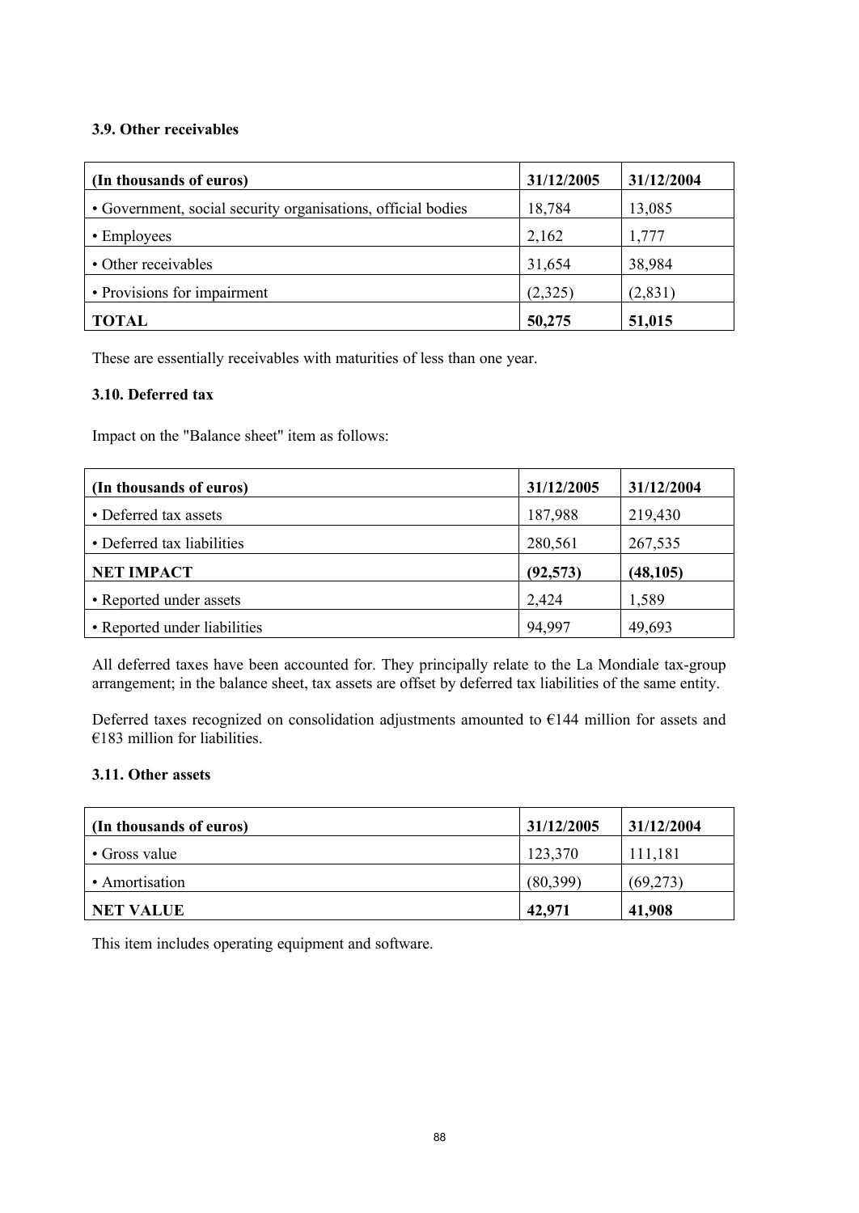### 3.9. Other receivables

| (In thousands of euros) | 31/12/2005 | 31/12/2004 |
|---|---|---|
| • Government, social security organisations, official bodies | 18,784 | 13,085 |
| • Employees | 2,162 | 1,777 |
| • Other receivables | 31,654 | 38,984 |
| • Provisions for impairment | (2,325) | (2,831) |
| **TOTAL** | **50,275** | **51,015** |

These are essentially receivables with maturities of less than one year.

### 3.10. Deferred tax

Impact on the "Balance sheet" item as follows:

| (In thousands of euros) | 31/12/2005 | 31/12/2004 |
|---|---|---|
| • Deferred tax assets | 187,988 | 219,430 |
| • Deferred tax liabilities | 280,561 | 267,535 |
| **NET IMPACT** | **(92,573)** | **(48,105)** |
| • Reported under assets | 2,424 | 1,589 |
| • Reported under liabilities | 94,997 | 49,693 |

All deferred taxes have been accounted for. They principally relate to the La Mondiale tax-group arrangement; in the balance sheet, tax assets are offset by deferred tax liabilities of the same entity.

Deferred taxes recognized on consolidation adjustments amounted to €144 million for assets and €183 million for liabilities.

### 3.11. Other assets

| (In thousands of euros) | 31/12/2005 | 31/12/2004 |
|---|---|---|
| • Gross value | 123,370 | 111,181 |
| • Amortisation | (80,399) | (69,273) |
| **NET VALUE** | **42,971** | **41,908** |

This item includes operating equipment and software.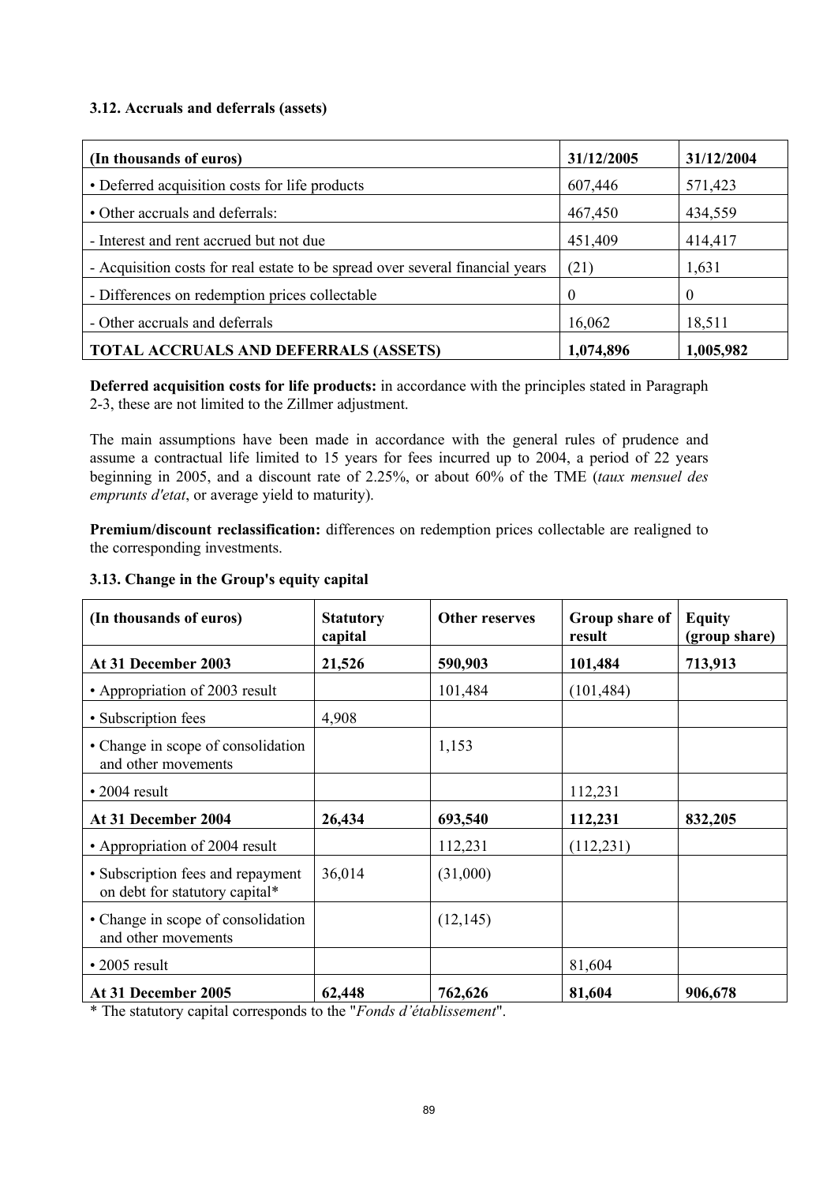### 3.12. Accruals and deferrals (assets)

| (In thousands of euros) | 31/12/2005 | 31/12/2004 |
|---|---|---|
| • Deferred acquisition costs for life products | 607,446 | 571,423 |
| • Other accruals and deferrals: | 467,450 | 434,559 |
| - Interest and rent accrued but not due | 451,409 | 414,417 |
| - Acquisition costs for real estate to be spread over several financial years | (21) | 1,631 |
| - Differences on redemption prices collectable | 0 | 0 |
| - Other accruals and deferrals | 16,062 | 18,511 |
| **TOTAL ACCRUALS AND DEFERRALS (ASSETS)** | **1,074,896** | **1,005,982** |

**Deferred acquisition costs for life products:** in accordance with the principles stated in Paragraph 2-3, these are not limited to the Zillmer adjustment.

The main assumptions have been made in accordance with the general rules of prudence and assume a contractual life limited to 15 years for fees incurred up to 2004, a period of 22 years beginning in 2005, and a discount rate of 2.25%, or about 60% of the TME (*taux mensuel des emprunts d'etat*, or average yield to maturity).

**Premium/discount reclassification:** differences on redemption prices collectable are realigned to the corresponding investments.

### 3.13. Change in the Group's equity capital

| (In thousands of euros) | Statutory capital | Other reserves | Group share of result | Equity (group share) |
|---|---|---|---|---|
| **At 31 December 2003** | **21,526** | **590,903** | **101,484** | **713,913** |
| • Appropriation of 2003 result | | 101,484 | (101,484) | |
| • Subscription fees | 4,908 | | | |
| • Change in scope of consolidation and other movements | | 1,153 | | |
| • 2004 result | | | 112,231 | |
| **At 31 December 2004** | **26,434** | **693,540** | **112,231** | **832,205** |
| • Appropriation of 2004 result | | 112,231 | (112,231) | |
| • Subscription fees and repayment on debt for statutory capital* | 36,014 | (31,000) | | |
| • Change in scope of consolidation and other movements | | (12,145) | | |
| • 2005 result | | | 81,604 | |
| **At 31 December 2005** | **62,448** | **762,626** | **81,604** | **906,678** |

* The statutory capital corresponds to the "*Fonds d'établissement*".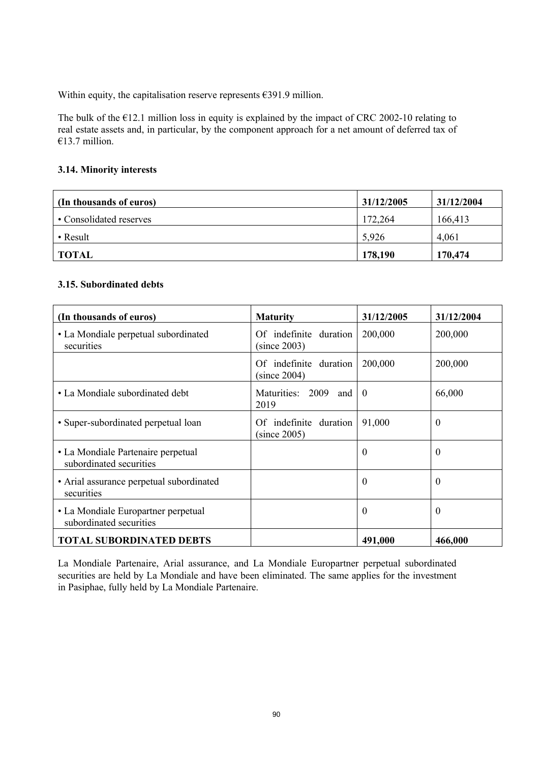Within equity, the capitalisation reserve represents €391.9 million.

The bulk of the €12.1 million loss in equity is explained by the impact of CRC 2002-10 relating to real estate assets and, in particular, by the component approach for a net amount of deferred tax of €13.7 million.

### 3.14. Minority interests

| (In thousands of euros) | 31/12/2005 | 31/12/2004 |
|---|---|---|
| • Consolidated reserves | 172,264 | 166,413 |
| • Result | 5,926 | 4,061 |
| **TOTAL** | **178,190** | **170,474** |

### 3.15. Subordinated debts

| (In thousands of euros) | Maturity | 31/12/2005 | 31/12/2004 |
|---|---|---|---|
| • La Mondiale perpetual subordinated securities | Of indefinite duration (since 2003) | 200,000 | 200,000 |
| | Of indefinite duration (since 2004) | 200,000 | 200,000 |
| • La Mondiale subordinated debt | Maturities: 2009 and 2019 | 0 | 66,000 |
| • Super-subordinated perpetual loan | Of indefinite duration (since 2005) | 91,000 | 0 |
| • La Mondiale Partenaire perpetual subordinated securities | | 0 | 0 |
| • Arial assurance perpetual subordinated securities | | 0 | 0 |
| • La Mondiale Europartner perpetual subordinated securities | | 0 | 0 |
| **TOTAL SUBORDINATED DEBTS** | | **491,000** | **466,000** |

La Mondiale Partenaire, Arial assurance, and La Mondiale Europartner perpetual subordinated securities are held by La Mondiale and have been eliminated. The same applies for the investment in Pasiphae, fully held by La Mondiale Partenaire.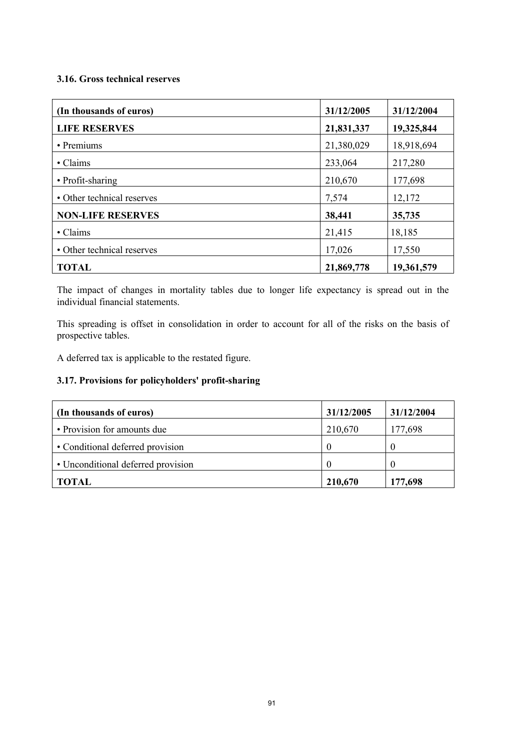### 3.16. Gross technical reserves

| (In thousands of euros) | 31/12/2005 | 31/12/2004 |
|---|---|---|
| **LIFE RESERVES** | **21,831,337** | **19,325,844** |
| • Premiums | 21,380,029 | 18,918,694 |
| • Claims | 233,064 | 217,280 |
| • Profit-sharing | 210,670 | 177,698 |
| • Other technical reserves | 7,574 | 12,172 |
| **NON-LIFE RESERVES** | **38,441** | **35,735** |
| • Claims | 21,415 | 18,185 |
| • Other technical reserves | 17,026 | 17,550 |
| **TOTAL** | **21,869,778** | **19,361,579** |

The impact of changes in mortality tables due to longer life expectancy is spread out in the individual financial statements.

This spreading is offset in consolidation in order to account for all of the risks on the basis of prospective tables.

A deferred tax is applicable to the restated figure.

### 3.17. Provisions for policyholders' profit-sharing

| (In thousands of euros) | 31/12/2005 | 31/12/2004 |
|---|---|---|
| • Provision for amounts due | 210,670 | 177,698 |
| • Conditional deferred provision | 0 | 0 |
| • Unconditional deferred provision | 0 | 0 |
| **TOTAL** | **210,670** | **177,698** |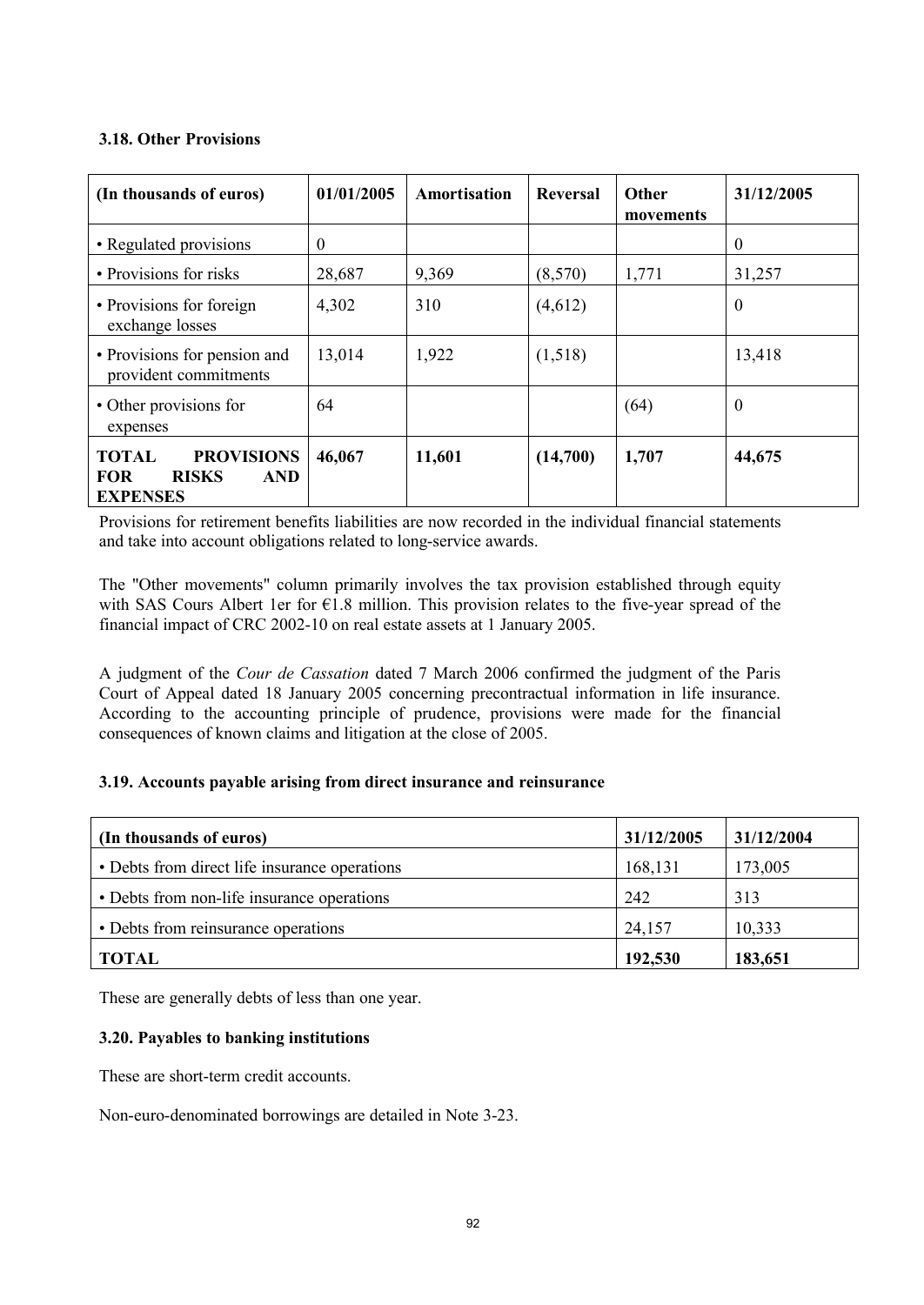### 3.18. Other Provisions

| (In thousands of euros) | 01/01/2005 | Amortisation | Reversal | Other movements | 31/12/2005 |
|---|---|---|---|---|---|
| • Regulated provisions | 0 | | | | 0 |
| • Provisions for risks | 28,687 | 9,369 | (8,570) | 1,771 | 31,257 |
| • Provisions for foreign exchange losses | 4,302 | 310 | (4,612) | | 0 |
| • Provisions for pension and provident commitments | 13,014 | 1,922 | (1,518) | | 13,418 |
| • Other provisions for expenses | 64 | | | (64) | 0 |
| **TOTAL PROVISIONS FOR RISKS AND EXPENSES** | **46,067** | **11,601** | **(14,700)** | **1,707** | **44,675** |

Provisions for retirement benefits liabilities are now recorded in the individual financial statements and take into account obligations related to long-service awards.

The "Other movements" column primarily involves the tax provision established through equity with SAS Cours Albert 1er for €1.8 million. This provision relates to the five-year spread of the financial impact of CRC 2002-10 on real estate assets at 1 January 2005.

A judgment of the *Cour de Cassation* dated 7 March 2006 confirmed the judgment of the Paris Court of Appeal dated 18 January 2005 concerning precontractual information in life insurance. According to the accounting principle of prudence, provisions were made for the financial consequences of known claims and litigation at the close of 2005.

### 3.19. Accounts payable arising from direct insurance and reinsurance

| (In thousands of euros) | 31/12/2005 | 31/12/2004 |
|---|---|---|
| • Debts from direct life insurance operations | 168,131 | 173,005 |
| • Debts from non-life insurance operations | 242 | 313 |
| • Debts from reinsurance operations | 24,157 | 10,333 |
| **TOTAL** | **192,530** | **183,651** |

These are generally debts of less than one year.

### 3.20. Payables to banking institutions

These are short-term credit accounts.

Non-euro-denominated borrowings are detailed in Note 3-23.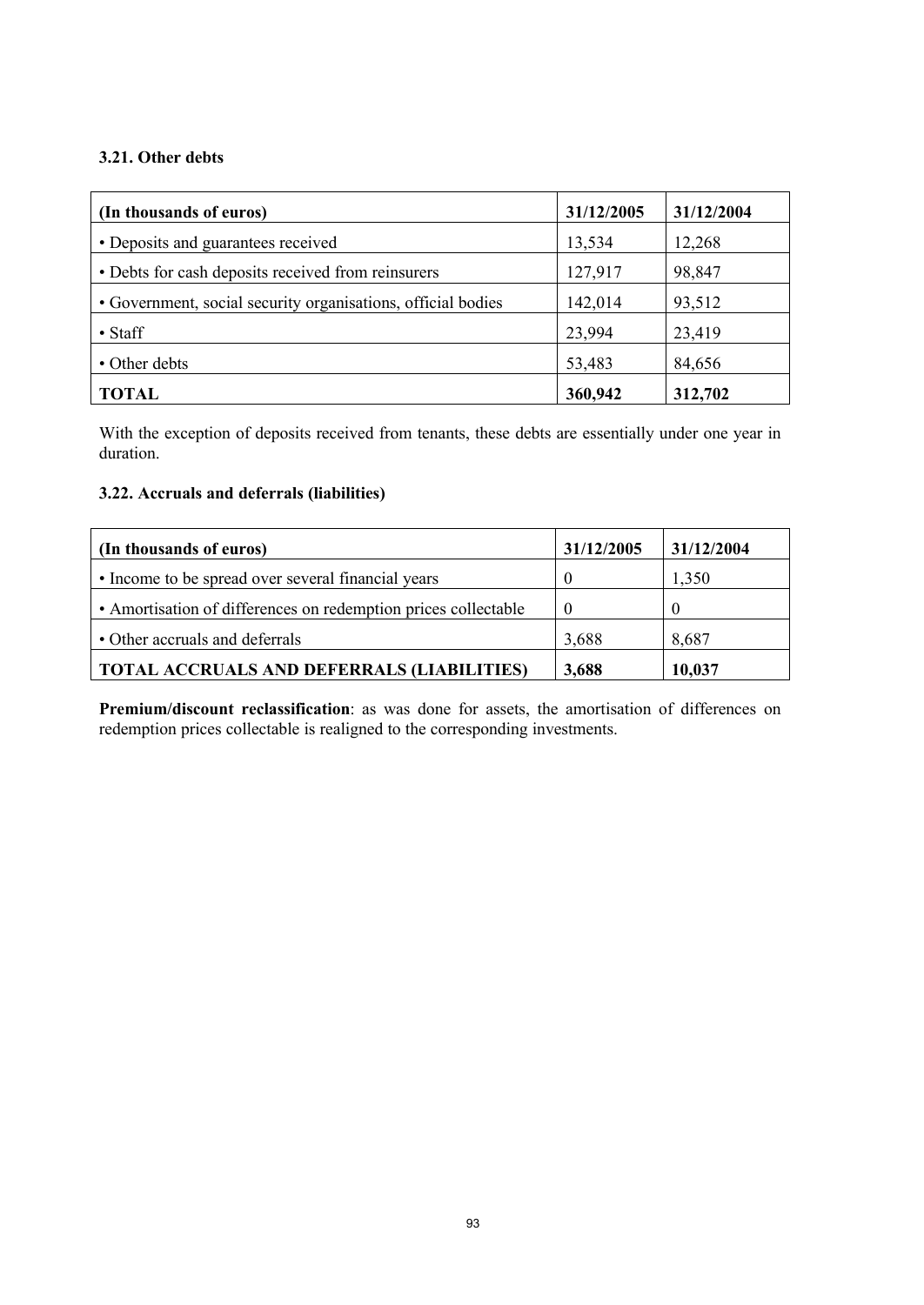### 3.21. Other debts

| (In thousands of euros) | 31/12/2005 | 31/12/2004 |
|---|---|---|
| • Deposits and guarantees received | 13,534 | 12,268 |
| • Debts for cash deposits received from reinsurers | 127,917 | 98,847 |
| • Government, social security organisations, official bodies | 142,014 | 93,512 |
| • Staff | 23,994 | 23,419 |
| • Other debts | 53,483 | 84,656 |
| **TOTAL** | **360,942** | **312,702** |

With the exception of deposits received from tenants, these debts are essentially under one year in duration.

### 3.22. Accruals and deferrals (liabilities)

| (In thousands of euros) | 31/12/2005 | 31/12/2004 |
|---|---|---|
| • Income to be spread over several financial years | 0 | 1,350 |
| • Amortisation of differences on redemption prices collectable | 0 | 0 |
| • Other accruals and deferrals | 3,688 | 8,687 |
| **TOTAL ACCRUALS AND DEFERRALS (LIABILITIES)** | **3,688** | **10,037** |

**Premium/discount reclassification**: as was done for assets, the amortisation of differences on redemption prices collectable is realigned to the corresponding investments.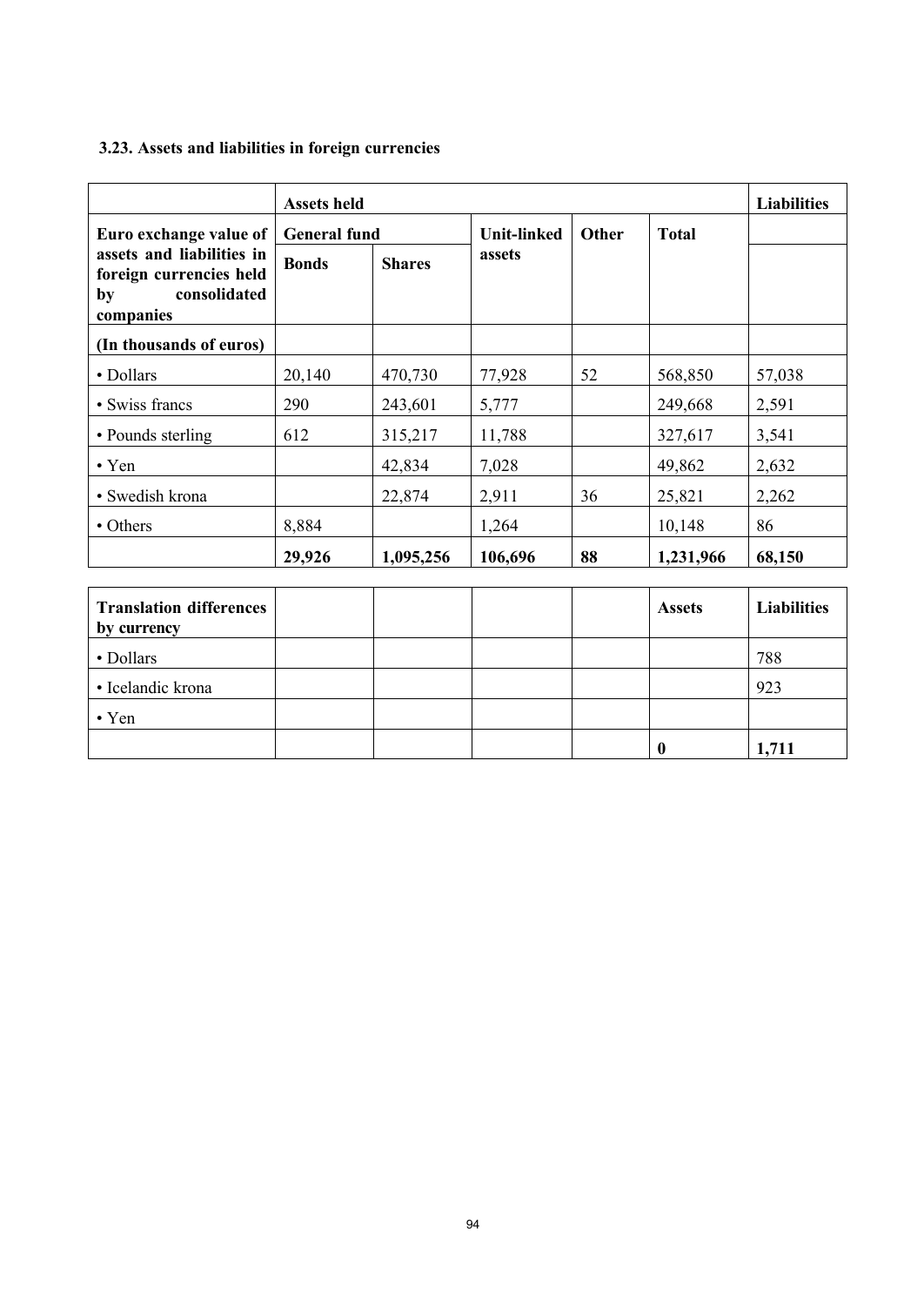### 3.23. Assets and liabilities in foreign currencies

| | Assets held | | | | | Liabilities |
|---|---|---|---|---|---|---|
| Euro exchange value of assets and liabilities in foreign currencies held by consolidated companies | General fund | | Unit-linked assets | Other | Total | |
| | Bonds | Shares | | | | |
| (In thousands of euros) | | | | | | |
| • Dollars | 20,140 | 470,730 | 77,928 | 52 | 568,850 | 57,038 |
| • Swiss francs | 290 | 243,601 | 5,777 | | 249,668 | 2,591 |
| • Pounds sterling | 612 | 315,217 | 11,788 | | 327,617 | 3,541 |
| • Yen | | 42,834 | 7,028 | | 49,862 | 2,632 |
| • Swedish krona | | 22,874 | 2,911 | 36 | 25,821 | 2,262 |
| • Others | 8,884 | | 1,264 | | 10,148 | 86 |
| | **29,926** | **1,095,256** | **106,696** | **88** | **1,231,966** | **68,150** |

| Translation differences by currency | | | | | Assets | Liabilities |
|---|---|---|---|---|---|---|
| • Dollars | | | | | | 788 |
| • Icelandic krona | | | | | | 923 |
| • Yen | | | | | | |
| | | | | | **0** | **1,711** |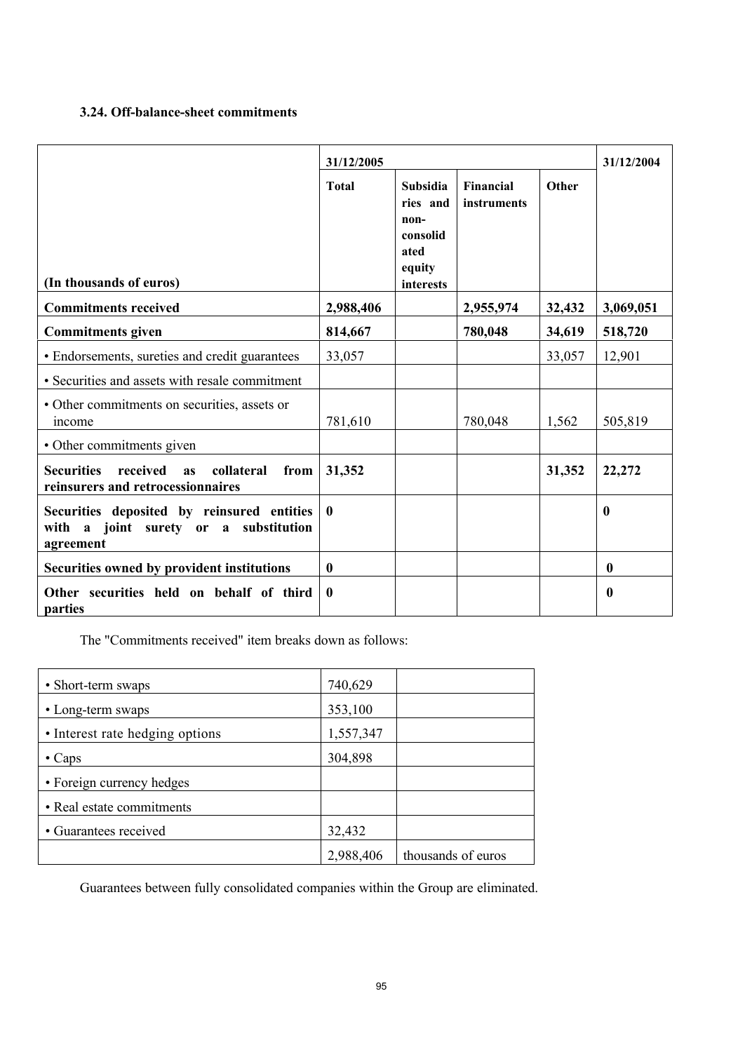### 3.24. Off-balance-sheet commitments

| (In thousands of euros) | 31/12/2005 | | | | 31/12/2004 |
|---|---|---|---|---|---|
| | **Total** | **Subsidiaries and non-consolidated equity interests** | **Financial instruments** | **Other** | |
| **Commitments received** | **2,988,406** | | **2,955,974** | **32,432** | **3,069,051** |
| **Commitments given** | **814,667** | | **780,048** | **34,619** | **518,720** |
| • Endorsements, sureties and credit guarantees | 33,057 | | | 33,057 | 12,901 |
| • Securities and assets with resale commitment | | | | | |
| • Other commitments on securities, assets or income | 781,610 | | 780,048 | 1,562 | 505,819 |
| • Other commitments given | | | | | |
| **Securities received as collateral from reinsurers and retrocessionnaires** | **31,352** | | | **31,352** | **22,272** |
| **Securities deposited by reinsured entities with a joint surety or a substitution agreement** | **0** | | | | **0** |
| **Securities owned by provident institutions** | **0** | | | | **0** |
| **Other securities held on behalf of third parties** | **0** | | | | **0** |

The "Commitments received" item breaks down as follows:

| | | |
|---|---|---|
| • Short-term swaps | 740,629 | |
| • Long-term swaps | 353,100 | |
| • Interest rate hedging options | 1,557,347 | |
| • Caps | 304,898 | |
| • Foreign currency hedges | | |
| • Real estate commitments | | |
| • Guarantees received | 32,432 | |
| | 2,988,406 | thousands of euros |

Guarantees between fully consolidated companies within the Group are eliminated.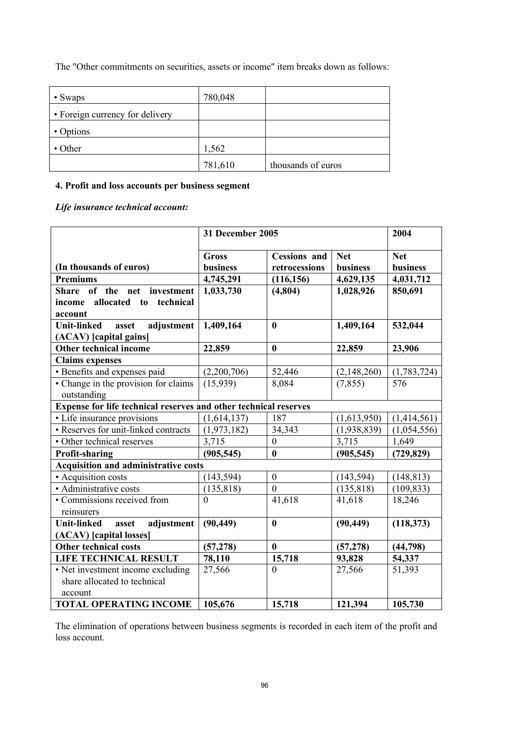The "Other commitments on securities, assets or income" item breaks down as follows:

| | | |
|---|---|---|
| • Swaps | 780,048 | |
| • Foreign currency for delivery | | |
| • Options | | |
| • Other | 1,562 | |
| | 781,610 | thousands of euros |

**4. Profit and loss accounts per business segment**

***Life insurance technical account:***

| | **31 December 2005** | | | **2004** |
|---|---|---|---|---|
| **(In thousands of euros)** | **Gross business** | **Cessions and retrocessions** | **Net business** | **Net business** |
| **Premiums** | **4,745,291** | **(116,156)** | **4,629,135** | **4,031,712** |
| **Share of the net investment income allocated to technical account** | **1,033,730** | **(4,804)** | **1,028,926** | **850,691** |
| **Unit-linked asset adjustment (ACAV) [capital gains]** | **1,409,164** | **0** | **1,409,164** | **532,044** |
| **Other technical income** | **22,859** | **0** | **22,859** | **23,906** |
| **Claims expenses** | | | | |
| • Benefits and expenses paid | (2,200,706) | 52,446 | (2,148,260) | (1,783,724) |
| • Change in the provision for claims outstanding | (15,939) | 8,084 | (7,855) | 576 |
| **Expense for life technical reserves and other technical reserves** | | | | |
| • Life insurance provisions | (1,614,137) | 187 | (1,613,950) | (1,414,561) |
| • Reserves for unit-linked contracts | (1,973,182) | 34,343 | (1,938,839) | (1,054,556) |
| • Other technical reserves | 3,715 | 0 | 3,715 | 1,649 |
| **Profit-sharing** | **(905,545)** | **0** | **(905,545)** | **(729,829)** |
| **Acquisition and administrative costs** | | | | |
| • Acquisition costs | (143,594) | 0 | (143,594) | (148,813) |
| • Administrative costs | (135,818) | 0 | (135,818) | (109,833) |
| • Commissions received from reinsurers | 0 | 41,618 | 41,618 | 18,246 |
| **Unit-linked asset adjustment (ACAV) [capital losses]** | **(90,449)** | **0** | **(90,449)** | **(118,373)** |
| **Other technical costs** | **(57,278)** | **0** | **(57,278)** | **(44,798)** |
| **LIFE TECHNICAL RESULT** | **78,110** | **15,718** | **93,828** | **54,337** |
| • Net investment income excluding share allocated to technical account | 27,566 | 0 | 27,566 | 51,393 |
| **TOTAL OPERATING INCOME** | **105,676** | **15,718** | **121,394** | **105,730** |

The elimination of operations between business segments is recorded in each item of the profit and loss account.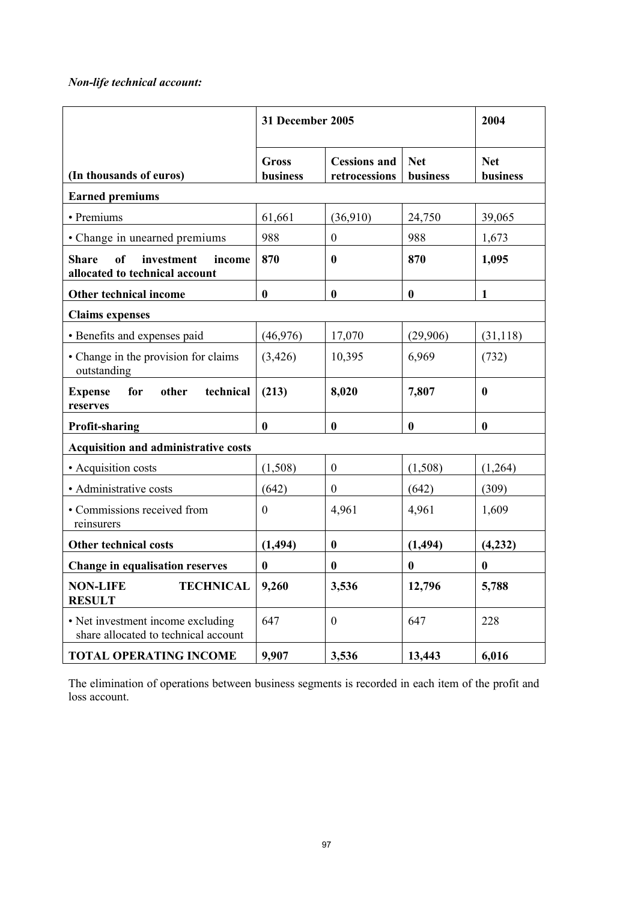*Non-life technical account:*

| (In thousands of euros) | 31 December 2005 | | | 2004 |
|---|---|---|---|---|
| | Gross business | Cessions and retrocessions | Net business | Net business |
| **Earned premiums** | | | | |
| • Premiums | 61,661 | (36,910) | 24,750 | 39,065 |
| • Change in unearned premiums | 988 | 0 | 988 | 1,673 |
| **Share of investment income allocated to technical account** | **870** | **0** | **870** | **1,095** |
| **Other technical income** | **0** | **0** | **0** | **1** |
| **Claims expenses** | | | | |
| • Benefits and expenses paid | (46,976) | 17,070 | (29,906) | (31,118) |
| • Change in the provision for claims outstanding | (3,426) | 10,395 | 6,969 | (732) |
| **Expense for other technical reserves** | **(213)** | **8,020** | **7,807** | **0** |
| **Profit-sharing** | **0** | **0** | **0** | **0** |
| **Acquisition and administrative costs** | | | | |
| • Acquisition costs | (1,508) | 0 | (1,508) | (1,264) |
| • Administrative costs | (642) | 0 | (642) | (309) |
| • Commissions received from reinsurers | 0 | 4,961 | 4,961 | 1,609 |
| **Other technical costs** | **(1,494)** | **0** | **(1,494)** | **(4,232)** |
| **Change in equalisation reserves** | **0** | **0** | **0** | **0** |
| **NON-LIFE TECHNICAL RESULT** | **9,260** | **3,536** | **12,796** | **5,788** |
| • Net investment income excluding share allocated to technical account | 647 | 0 | 647 | 228 |
| **TOTAL OPERATING INCOME** | **9,907** | **3,536** | **13,443** | **6,016** |

The elimination of operations between business segments is recorded in each item of the profit and loss account.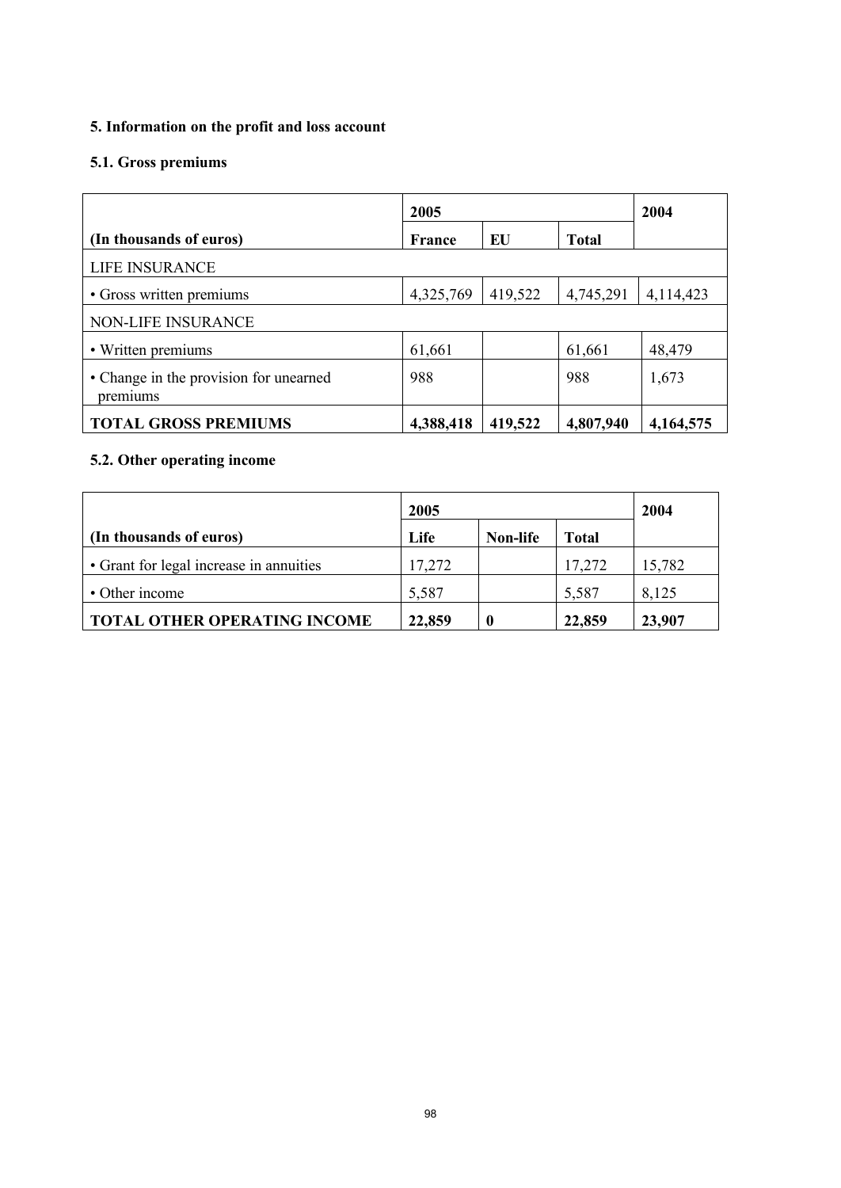### 5. Information on the profit and loss account

#### 5.1. Gross premiums

| | 2005 | | | 2004 |
|---|---|---|---|---|
| (In thousands of euros) | France | EU | Total | |
| LIFE INSURANCE | | | | |
| • Gross written premiums | 4,325,769 | 419,522 | 4,745,291 | 4,114,423 |
| NON-LIFE INSURANCE | | | | |
| • Written premiums | 61,661 | | 61,661 | 48,479 |
| • Change in the provision for unearned premiums | 988 | | 988 | 1,673 |
| **TOTAL GROSS PREMIUMS** | **4,388,418** | **419,522** | **4,807,940** | **4,164,575** |

#### 5.2. Other operating income

| | 2005 | | | 2004 |
|---|---|---|---|---|
| (In thousands of euros) | Life | Non-life | Total | |
| • Grant for legal increase in annuities | 17,272 | | 17,272 | 15,782 |
| • Other income | 5,587 | | 5,587 | 8,125 |
| **TOTAL OTHER OPERATING INCOME** | **22,859** | **0** | **22,859** | **23,907** |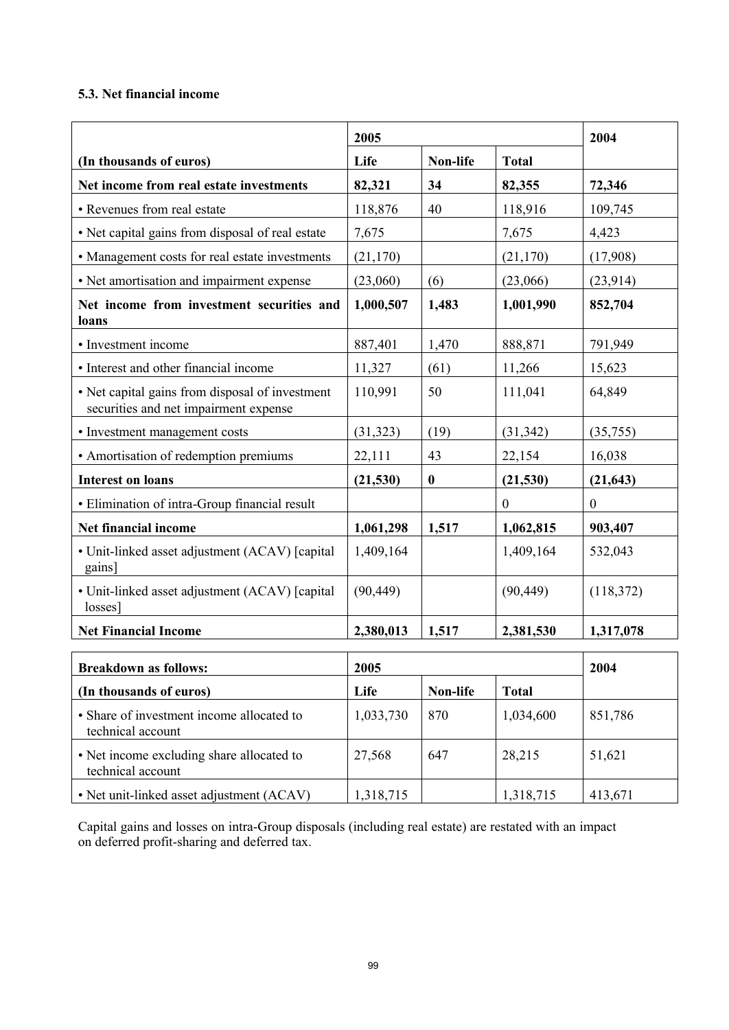### 5.3. Net financial income

| (In thousands of euros) | 2005 | | | 2004 |
|---|---|---|---|---|
| | Life | Non-life | Total | |
| **Net income from real estate investments** | **82,321** | **34** | **82,355** | **72,346** |
| • Revenues from real estate | 118,876 | 40 | 118,916 | 109,745 |
| • Net capital gains from disposal of real estate | 7,675 | | 7,675 | 4,423 |
| • Management costs for real estate investments | (21,170) | | (21,170) | (17,908) |
| • Net amortisation and impairment expense | (23,060) | (6) | (23,066) | (23,914) |
| **Net income from investment securities and loans** | **1,000,507** | **1,483** | **1,001,990** | **852,704** |
| • Investment income | 887,401 | 1,470 | 888,871 | 791,949 |
| • Interest and other financial income | 11,327 | (61) | 11,266 | 15,623 |
| • Net capital gains from disposal of investment securities and net impairment expense | 110,991 | 50 | 111,041 | 64,849 |
| • Investment management costs | (31,323) | (19) | (31,342) | (35,755) |
| • Amortisation of redemption premiums | 22,111 | 43 | 22,154 | 16,038 |
| **Interest on loans** | **(21,530)** | **0** | **(21,530)** | **(21,643)** |
| • Elimination of intra-Group financial result | | | 0 | 0 |
| **Net financial income** | **1,061,298** | **1,517** | **1,062,815** | **903,407** |
| • Unit-linked asset adjustment (ACAV) [capital gains] | 1,409,164 | | 1,409,164 | 532,043 |
| • Unit-linked asset adjustment (ACAV) [capital losses] | (90,449) | | (90,449) | (118,372) |
| **Net Financial Income** | **2,380,013** | **1,517** | **2,381,530** | **1,317,078** |

| Breakdown as follows: | 2005 | | | 2004 |
|---|---|---|---|---|
| (In thousands of euros) | Life | Non-life | Total | |
| • Share of investment income allocated to technical account | 1,033,730 | 870 | 1,034,600 | 851,786 |
| • Net income excluding share allocated to technical account | 27,568 | 647 | 28,215 | 51,621 |
| • Net unit-linked asset adjustment (ACAV) | 1,318,715 | | 1,318,715 | 413,671 |

Capital gains and losses on intra-Group disposals (including real estate) are restated with an impact on deferred profit-sharing and deferred tax.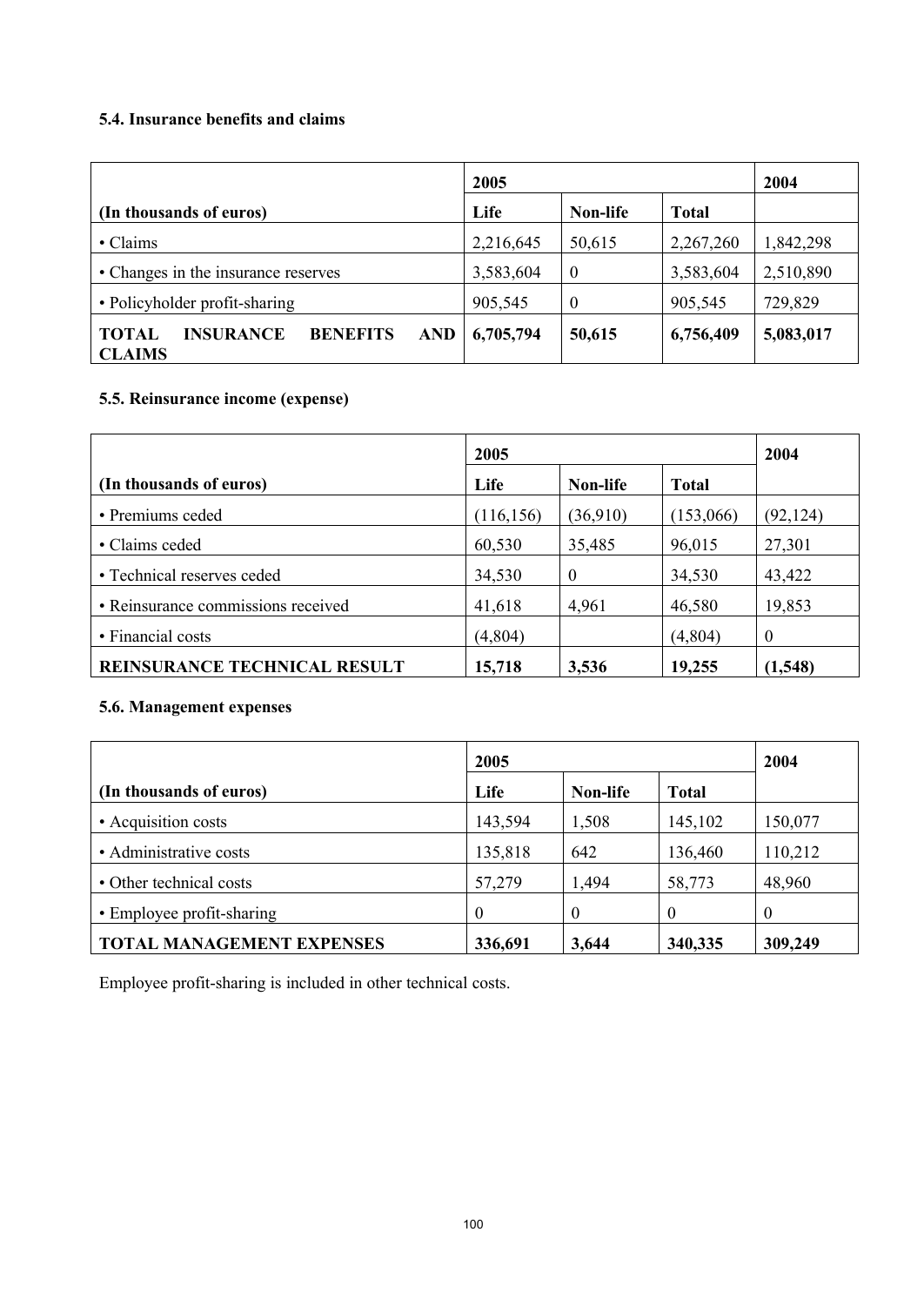### 5.4. Insurance benefits and claims

| | 2005 | | | 2004 |
|---|---|---|---|---|
| **(In thousands of euros)** | **Life** | **Non-life** | **Total** | |
| • Claims | 2,216,645 | 50,615 | 2,267,260 | 1,842,298 |
| • Changes in the insurance reserves | 3,583,604 | 0 | 3,583,604 | 2,510,890 |
| • Policyholder profit-sharing | 905,545 | 0 | 905,545 | 729,829 |
| **TOTAL INSURANCE BENEFITS AND CLAIMS** | **6,705,794** | **50,615** | **6,756,409** | **5,083,017** |

### 5.5. Reinsurance income (expense)

| | 2005 | | | 2004 |
|---|---|---|---|---|
| **(In thousands of euros)** | **Life** | **Non-life** | **Total** | |
| • Premiums ceded | (116,156) | (36,910) | (153,066) | (92,124) |
| • Claims ceded | 60,530 | 35,485 | 96,015 | 27,301 |
| • Technical reserves ceded | 34,530 | 0 | 34,530 | 43,422 |
| • Reinsurance commissions received | 41,618 | 4,961 | 46,580 | 19,853 |
| • Financial costs | (4,804) | | (4,804) | 0 |
| **REINSURANCE TECHNICAL RESULT** | **15,718** | **3,536** | **19,255** | **(1,548)** |

### 5.6. Management expenses

| | 2005 | | | 2004 |
|---|---|---|---|---|
| **(In thousands of euros)** | **Life** | **Non-life** | **Total** | |
| • Acquisition costs | 143,594 | 1,508 | 145,102 | 150,077 |
| • Administrative costs | 135,818 | 642 | 136,460 | 110,212 |
| • Other technical costs | 57,279 | 1,494 | 58,773 | 48,960 |
| • Employee profit-sharing | 0 | 0 | 0 | 0 |
| **TOTAL MANAGEMENT EXPENSES** | **336,691** | **3,644** | **340,335** | **309,249** |

Employee profit-sharing is included in other technical costs.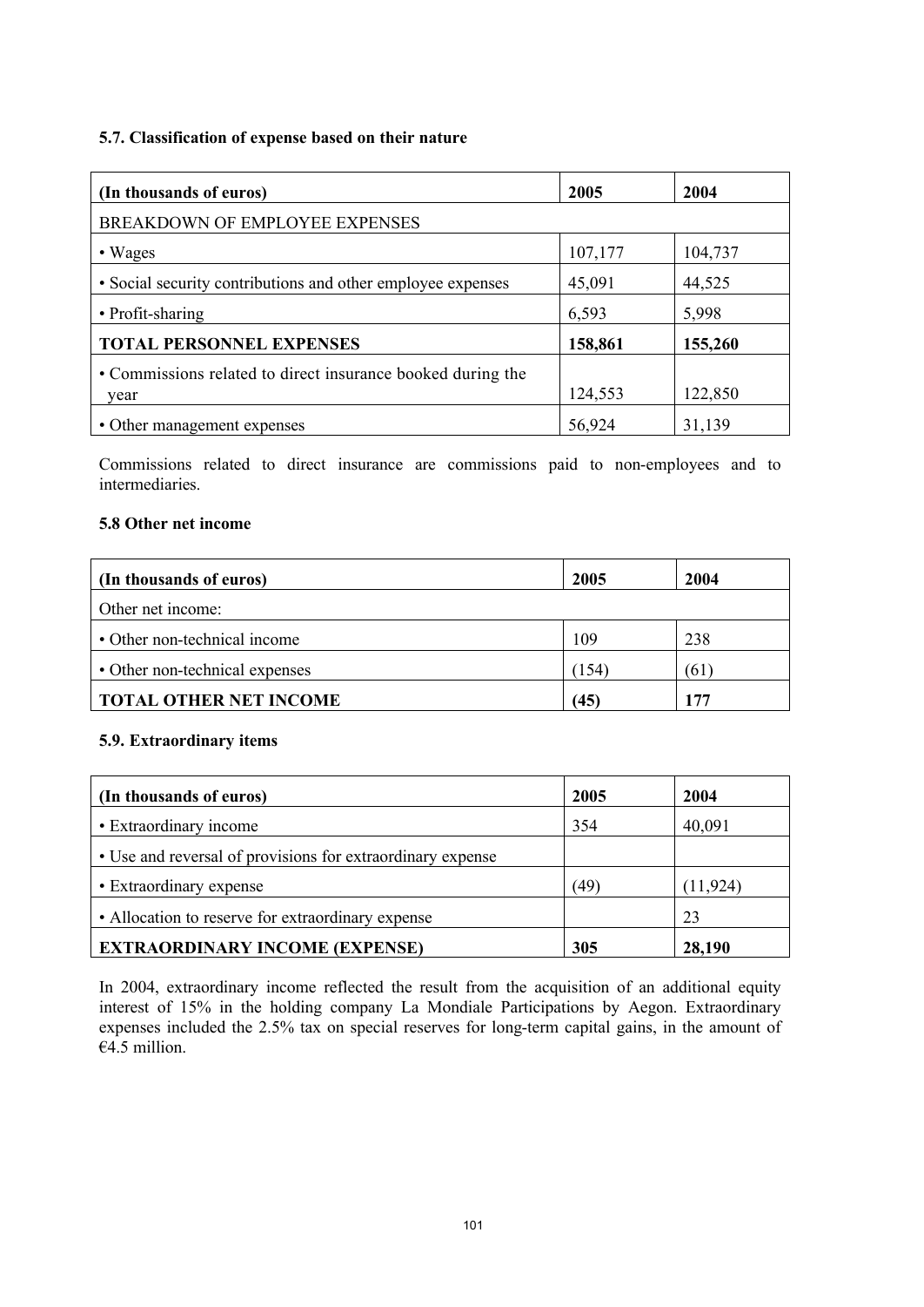### 5.7. Classification of expense based on their nature

| (In thousands of euros) | 2005 | 2004 |
|---|---|---|
| BREAKDOWN OF EMPLOYEE EXPENSES | | |
| • Wages | 107,177 | 104,737 |
| • Social security contributions and other employee expenses | 45,091 | 44,525 |
| • Profit-sharing | 6,593 | 5,998 |
| **TOTAL PERSONNEL EXPENSES** | **158,861** | **155,260** |
| • Commissions related to direct insurance booked during the year | 124,553 | 122,850 |
| • Other management expenses | 56,924 | 31,139 |

Commissions related to direct insurance are commissions paid to non-employees and to intermediaries.

### 5.8 Other net income

| (In thousands of euros) | 2005 | 2004 |
|---|---|---|
| Other net income: | | |
| • Other non-technical income | 109 | 238 |
| • Other non-technical expenses | (154) | (61) |
| **TOTAL OTHER NET INCOME** | **(45)** | **177** |

### 5.9. Extraordinary items

| (In thousands of euros) | 2005 | 2004 |
|---|---|---|
| • Extraordinary income | 354 | 40,091 |
| • Use and reversal of provisions for extraordinary expense | | |
| • Extraordinary expense | (49) | (11,924) |
| • Allocation to reserve for extraordinary expense | | 23 |
| **EXTRAORDINARY INCOME (EXPENSE)** | **305** | **28,190** |

In 2004, extraordinary income reflected the result from the acquisition of an additional equity interest of 15% in the holding company La Mondiale Participations by Aegon. Extraordinary expenses included the 2.5% tax on special reserves for long-term capital gains, in the amount of €4.5 million.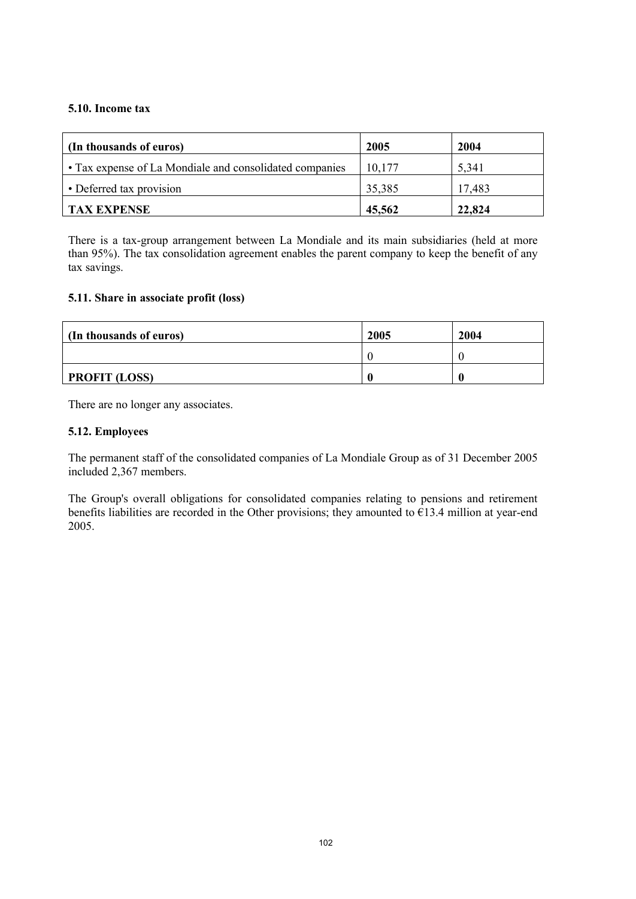### 5.10. Income tax

| (In thousands of euros) | 2005 | 2004 |
|---|---|---|
| • Tax expense of La Mondiale and consolidated companies | 10,177 | 5,341 |
| • Deferred tax provision | 35,385 | 17,483 |
| **TAX EXPENSE** | **45,562** | **22,824** |

There is a tax-group arrangement between La Mondiale and its main subsidiaries (held at more than 95%). The tax consolidation agreement enables the parent company to keep the benefit of any tax savings.

### 5.11. Share in associate profit (loss)

| (In thousands of euros) | 2005 | 2004 |
|---|---|---|
| | 0 | 0 |
| **PROFIT (LOSS)** | **0** | **0** |

There are no longer any associates.

### 5.12. Employees

The permanent staff of the consolidated companies of La Mondiale Group as of 31 December 2005 included 2,367 members.

The Group's overall obligations for consolidated companies relating to pensions and retirement benefits liabilities are recorded in the Other provisions; they amounted to €13.4 million at year-end 2005.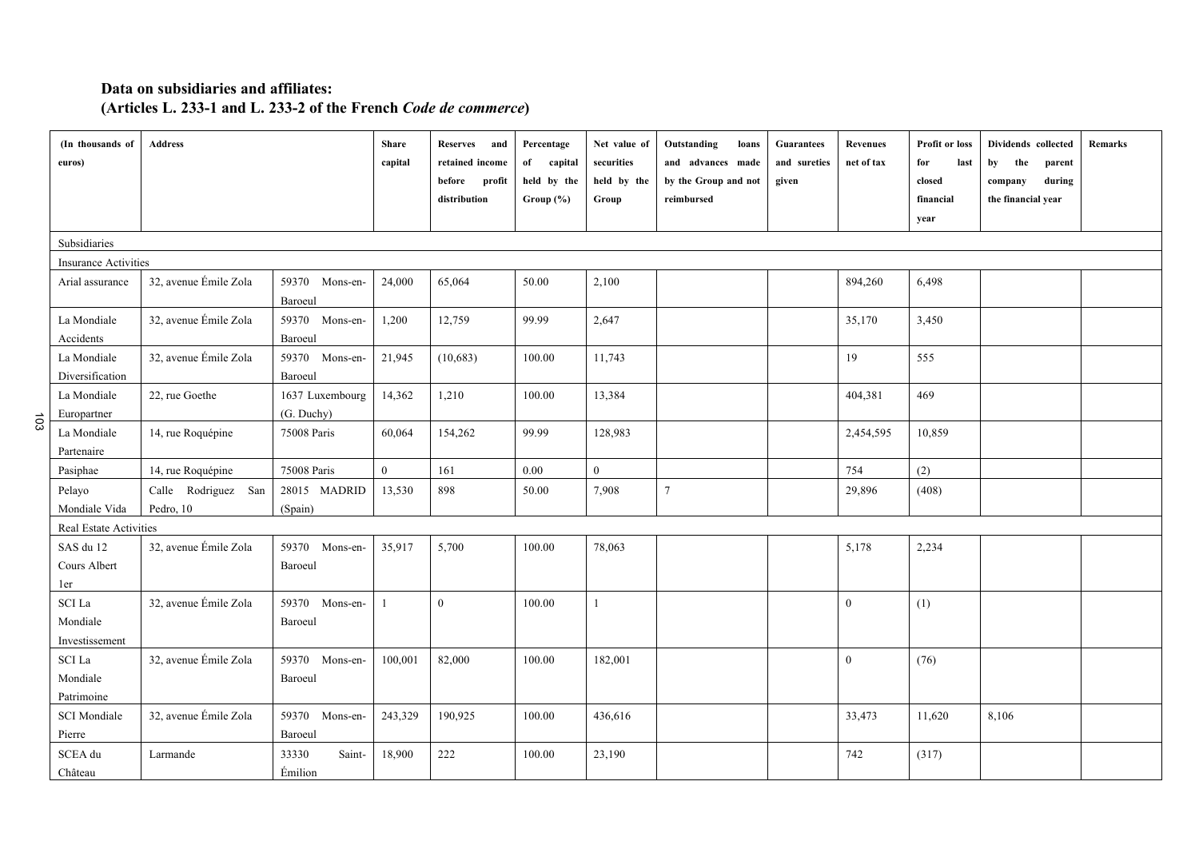**Data on subsidiaries and affiliates:**
**(Articles L. 233-1 and L. 233-2 of the French *Code de commerce*)**

| (In thousands of euros) | Address | | Share capital | Reserves and retained income before profit distribution | Percentage of capital held by the Group (%) | Net value of securities held by the Group | Outstanding loans and advances made by the Group and not reimbursed | Guarantees and sureties given | Revenues net of tax | Profit or loss for last closed financial year | Dividends collected by the parent company during the financial year | Remarks |
|---|---|---|---|---|---|---|---|---|---|---|---|---|
| Subsidiaries | | | | | | | | | | | | |
| Insurance Activities | | | | | | | | | | | | |
| Arial assurance | 32, avenue Émile Zola | 59370 Mons-en-Baroeul | 24,000 | 65,064 | 50.00 | 2,100 | | | 894,260 | 6,498 | | |
| La Mondiale Accidents | 32, avenue Émile Zola | 59370 Mons-en-Baroeul | 1,200 | 12,759 | 99.99 | 2,647 | | | 35,170 | 3,450 | | |
| La Mondiale Diversification | 32, avenue Émile Zola | 59370 Mons-en-Baroeul | 21,945 | (10,683) | 100.00 | 11,743 | | | 19 | 555 | | |
| La Mondiale Europartner | 22, rue Goethe | 1637 Luxembourg (G. Duchy) | 14,362 | 1,210 | 100.00 | 13,384 | | | 404,381 | 469 | | |
| La Mondiale Partenaire | 14, rue Roquépine | 75008 Paris | 60,064 | 154,262 | 99.99 | 128,983 | | | 2,454,595 | 10,859 | | |
| Pasiphae | 14, rue Roquépine | 75008 Paris | 0 | 161 | 0.00 | 0 | | | 754 | (2) | | |
| Pelayo Mondiale Vida | Calle Rodriguez San Pedro, 10 | 28015 MADRID (Spain) | 13,530 | 898 | 50.00 | 7,908 | 7 | | 29,896 | (408) | | |
| Real Estate Activities | | | | | | | | | | | | |
| SAS du 12 Cours Albert 1er | 32, avenue Émile Zola | 59370 Mons-en-Baroeul | 35,917 | 5,700 | 100.00 | 78,063 | | | 5,178 | 2,234 | | |
| SCI La Mondiale Investissement | 32, avenue Émile Zola | 59370 Mons-en-Baroeul | 1 | 0 | 100.00 | 1 | | | 0 | (1) | | |
| SCI La Mondiale Patrimoine | 32, avenue Émile Zola | 59370 Mons-en-Baroeul | 100,001 | 82,000 | 100.00 | 182,001 | | | 0 | (76) | | |
| SCI Mondiale Pierre | 32, avenue Émile Zola | 59370 Mons-en-Baroeul | 243,329 | 190,925 | 100.00 | 436,616 | | | 33,473 | 11,620 | 8,106 | |
| SCEA du Château | Larmande | 33330 Saint-Émilion | 18,900 | 222 | 100.00 | 23,190 | | | 742 | (317) | | |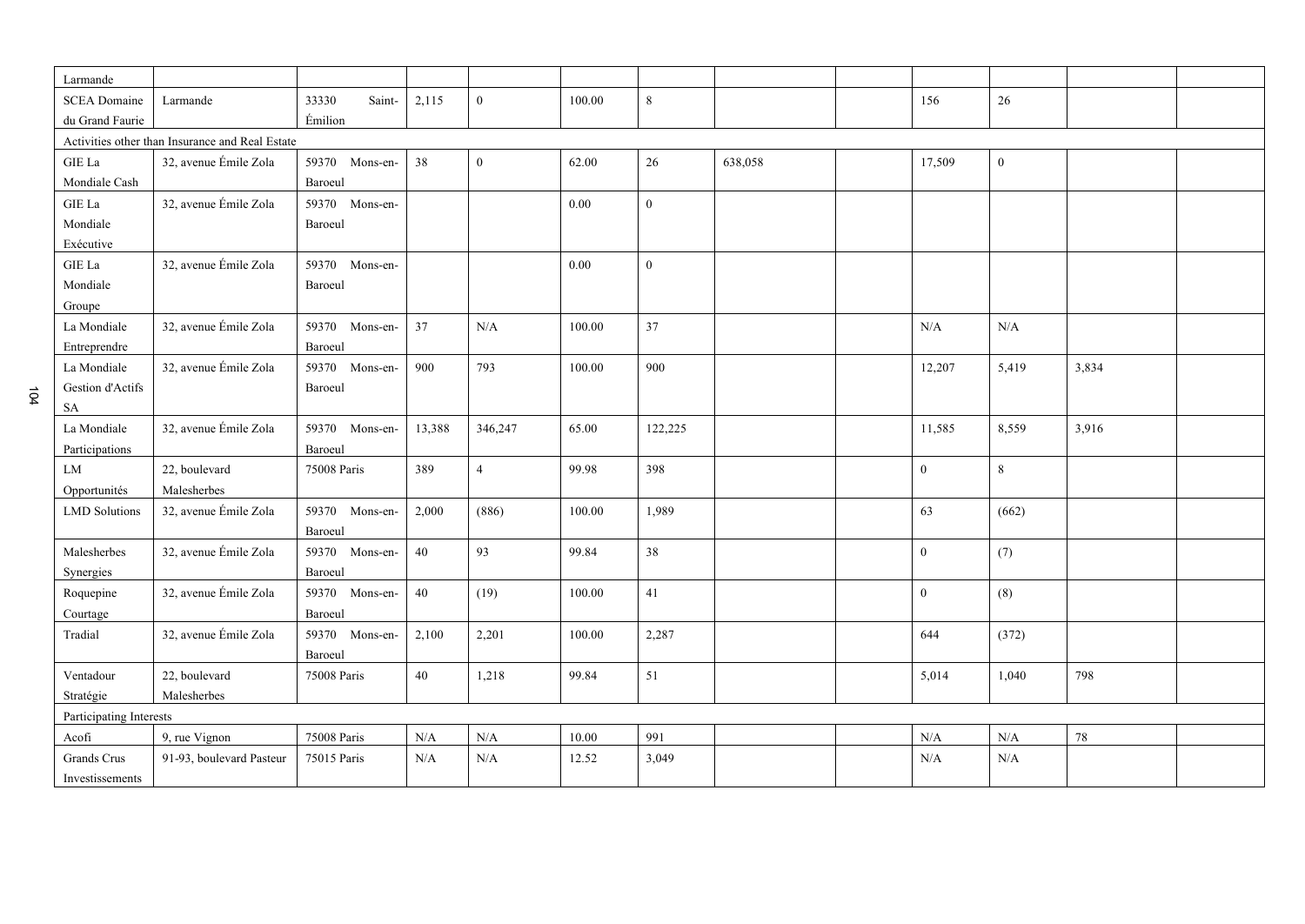| | | | | | | | | | | | | |
|---|---|---|---|---|---|---|---|---|---|---|---|---|
| Larmande | | | | | | | | | | | | |
| SCEA Domaine du Grand Faurie | Larmande | 33330 Saint-Émilion | 2,115 | 0 | 100.00 | 8 | | | 156 | 26 | | |
| Activities other than Insurance and Real Estate | | | | | | | | | | | | |
| GIE La Mondiale Cash | 32, avenue Émile Zola | 59370 Mons-en-Baroeul | 38 | 0 | 62.00 | 26 | 638,058 | | 17,509 | 0 | | |
| GIE La Mondiale Exécutive | 32, avenue Émile Zola | 59370 Mons-en-Baroeul | | | 0.00 | 0 | | | | | | |
| GIE La Mondiale Groupe | 32, avenue Émile Zola | 59370 Mons-en-Baroeul | | | 0.00 | 0 | | | | | | |
| La Mondiale Entreprendre | 32, avenue Émile Zola | 59370 Mons-en-Baroeul | 37 | N/A | 100.00 | 37 | | | N/A | N/A | | |
| La Mondiale Gestion d'Actifs SA | 32, avenue Émile Zola | 59370 Mons-en-Baroeul | 900 | 793 | 100.00 | 900 | | | 12,207 | 5,419 | 3,834 | |
| La Mondiale Participations | 32, avenue Émile Zola | 59370 Mons-en-Baroeul | 13,388 | 346,247 | 65.00 | 122,225 | | | 11,585 | 8,559 | 3,916 | |
| LM Opportunités | 22, boulevard Malesherbes | 75008 Paris | 389 | 4 | 99.98 | 398 | | | 0 | 8 | | |
| LMD Solutions | 32, avenue Émile Zola | 59370 Mons-en-Baroeul | 2,000 | (886) | 100.00 | 1,989 | | | 63 | (662) | | |
| Malesherbes Synergies | 32, avenue Émile Zola | 59370 Mons-en-Baroeul | 40 | 93 | 99.84 | 38 | | | 0 | (7) | | |
| Roquepine Courtage | 32, avenue Émile Zola | 59370 Mons-en-Baroeul | 40 | (19) | 100.00 | 41 | | | 0 | (8) | | |
| Tradial | 32, avenue Émile Zola | 59370 Mons-en-Baroeul | 2,100 | 2,201 | 100.00 | 2,287 | | | 644 | (372) | | |
| Ventadour Stratégie | 22, boulevard Malesherbes | 75008 Paris | 40 | 1,218 | 99.84 | 51 | | | 5,014 | 1,040 | 798 | |
| Participating Interests | | | | | | | | | | | | |
| Acofi | 9, rue Vignon | 75008 Paris | N/A | N/A | 10.00 | 991 | | | N/A | N/A | 78 | |
| Grands Crus Investissements | 91-93, boulevard Pasteur | 75015 Paris | N/A | N/A | 12.52 | 3,049 | | | N/A | N/A | | |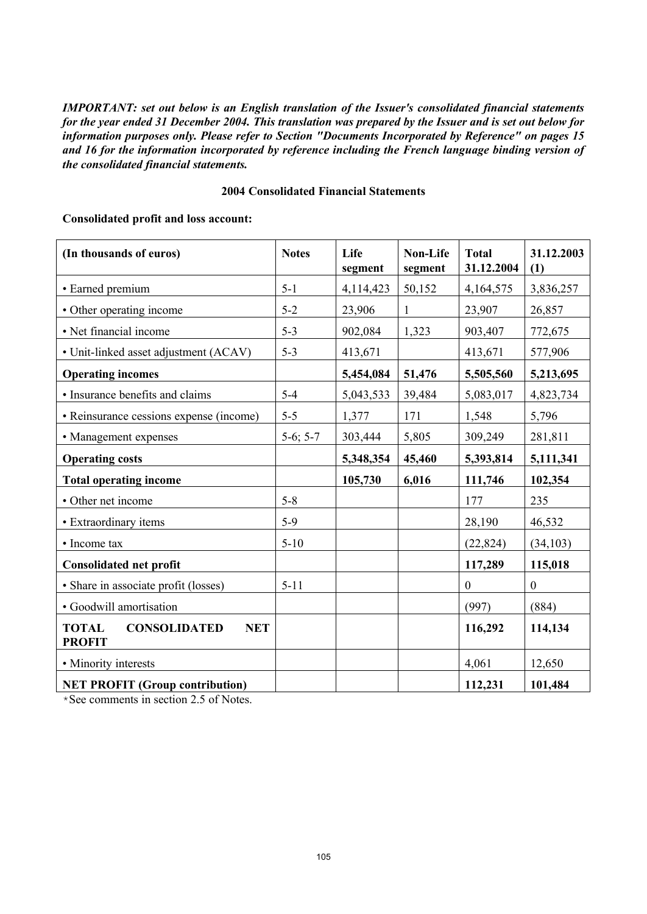***IMPORTANT: set out below is an English translation of the Issuer's consolidated financial statements for the year ended 31 December 2004. This translation was prepared by the Issuer and is set out below for information purposes only. Please refer to Section "Documents Incorporated by Reference" on pages 15 and 16 for the information incorporated by reference including the French language binding version of the consolidated financial statements.***

**2004 Consolidated Financial Statements**

**Consolidated profit and loss account:**

| (In thousands of euros) | Notes | Life segment | Non-Life segment | Total 31.12.2004 | 31.12.2003 (1) |
|---|---|---|---|---|---|
| • Earned premium | 5-1 | 4,114,423 | 50,152 | 4,164,575 | 3,836,257 |
| • Other operating income | 5-2 | 23,906 | 1 | 23,907 | 26,857 |
| • Net financial income | 5-3 | 902,084 | 1,323 | 903,407 | 772,675 |
| • Unit-linked asset adjustment (ACAV) | 5-3 | 413,671 | | 413,671 | 577,906 |
| **Operating incomes** | | **5,454,084** | **51,476** | **5,505,560** | **5,213,695** |
| • Insurance benefits and claims | 5-4 | 5,043,533 | 39,484 | 5,083,017 | 4,823,734 |
| • Reinsurance cessions expense (income) | 5-5 | 1,377 | 171 | 1,548 | 5,796 |
| • Management expenses | 5-6; 5-7 | 303,444 | 5,805 | 309,249 | 281,811 |
| **Operating costs** | | **5,348,354** | **45,460** | **5,393,814** | **5,111,341** |
| **Total operating income** | | **105,730** | **6,016** | **111,746** | **102,354** |
| • Other net income | 5-8 | | | 177 | 235 |
| • Extraordinary items | 5-9 | | | 28,190 | 46,532 |
| • Income tax | 5-10 | | | (22,824) | (34,103) |
| **Consolidated net profit** | | | | **117,289** | **115,018** |
| • Share in associate profit (losses) | 5-11 | | | 0 | 0 |
| • Goodwill amortisation | | | | (997) | (884) |
| **TOTAL CONSOLIDATED NET PROFIT** | | | | **116,292** | **114,134** |
| • Minority interests | | | | 4,061 | 12,650 |
| **NET PROFIT (Group contribution)** | | | | **112,231** | **101,484** |

* See comments in section 2.5 of Notes.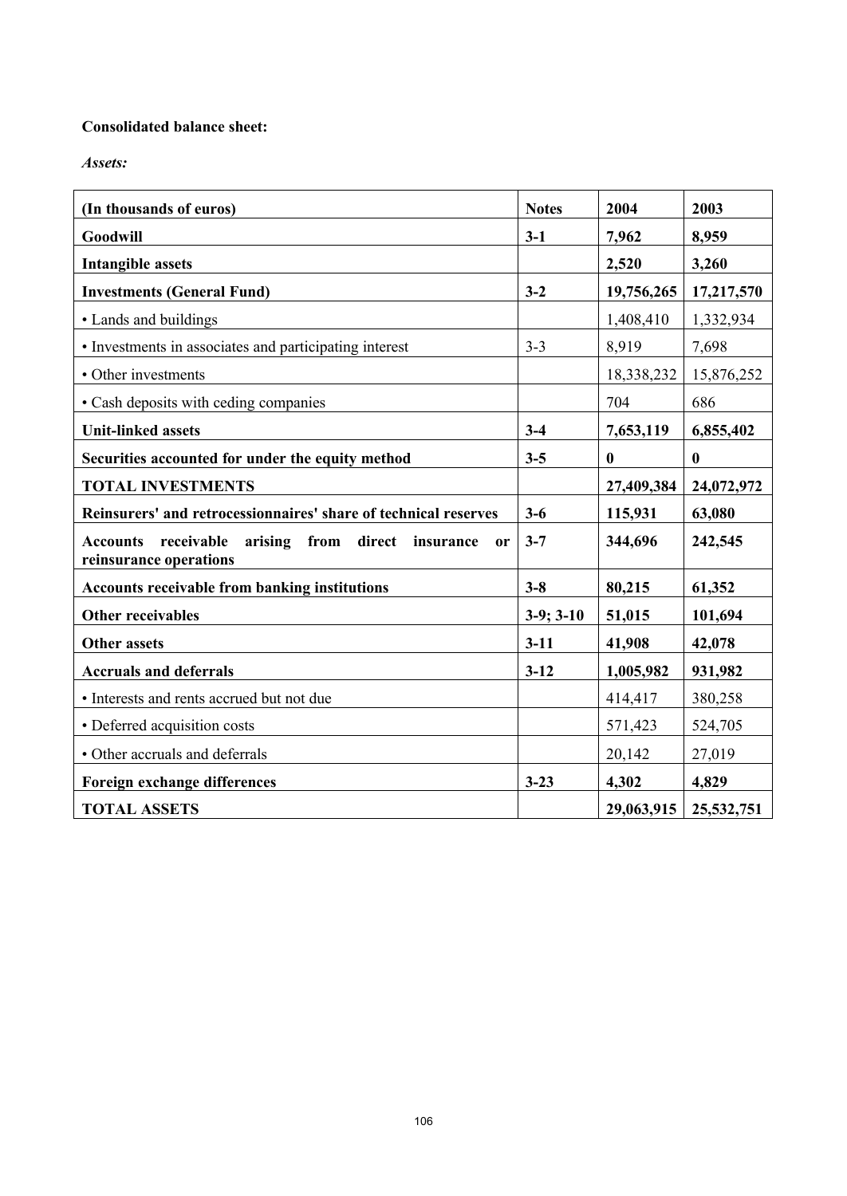**Consolidated balance sheet:**

***Assets:***

| (In thousands of euros) | Notes | 2004 | 2003 |
|---|---|---|---|
| **Goodwill** | **3-1** | **7,962** | **8,959** |
| **Intangible assets** | | **2,520** | **3,260** |
| **Investments (General Fund)** | **3-2** | **19,756,265** | **17,217,570** |
| • Lands and buildings | | 1,408,410 | 1,332,934 |
| • Investments in associates and participating interest | 3-3 | 8,919 | 7,698 |
| • Other investments | | 18,338,232 | 15,876,252 |
| • Cash deposits with ceding companies | | 704 | 686 |
| **Unit-linked assets** | **3-4** | **7,653,119** | **6,855,402** |
| **Securities accounted for under the equity method** | **3-5** | **0** | **0** |
| **TOTAL INVESTMENTS** | | **27,409,384** | **24,072,972** |
| **Reinsurers' and retrocessionnaires' share of technical reserves** | **3-6** | **115,931** | **63,080** |
| **Accounts receivable arising from direct insurance or reinsurance operations** | **3-7** | **344,696** | **242,545** |
| **Accounts receivable from banking institutions** | **3-8** | **80,215** | **61,352** |
| **Other receivables** | **3-9; 3-10** | **51,015** | **101,694** |
| **Other assets** | **3-11** | **41,908** | **42,078** |
| **Accruals and deferrals** | **3-12** | **1,005,982** | **931,982** |
| • Interests and rents accrued but not due | | 414,417 | 380,258 |
| • Deferred acquisition costs | | 571,423 | 524,705 |
| • Other accruals and deferrals | | 20,142 | 27,019 |
| **Foreign exchange differences** | **3-23** | **4,302** | **4,829** |
| **TOTAL ASSETS** | | **29,063,915** | **25,532,751** |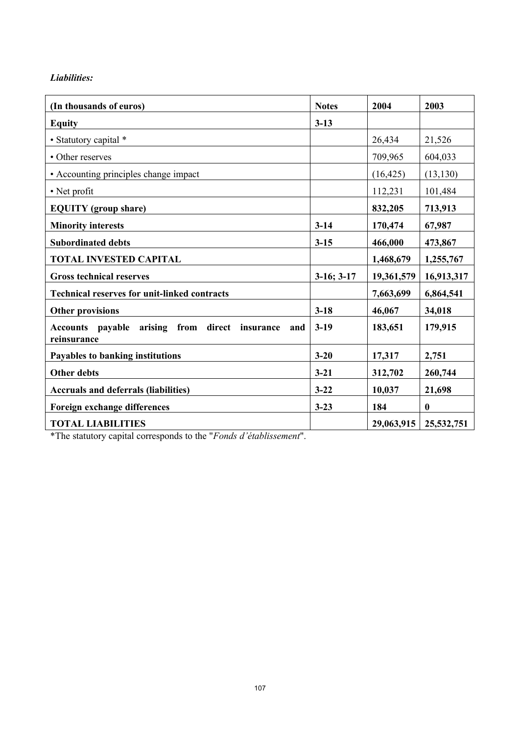*Liabilities:*

| (In thousands of euros) | Notes | 2004 | 2003 |
|---|---|---|---|
| **Equity** | **3-13** | | |
| • Statutory capital * | | 26,434 | 21,526 |
| • Other reserves | | 709,965 | 604,033 |
| • Accounting principles change impact | | (16,425) | (13,130) |
| • Net profit | | 112,231 | 101,484 |
| **EQUITY (group share)** | | **832,205** | **713,913** |
| **Minority interests** | **3-14** | **170,474** | **67,987** |
| **Subordinated debts** | **3-15** | **466,000** | **473,867** |
| **TOTAL INVESTED CAPITAL** | | **1,468,679** | **1,255,767** |
| **Gross technical reserves** | **3-16; 3-17** | **19,361,579** | **16,913,317** |
| **Technical reserves for unit-linked contracts** | | **7,663,699** | **6,864,541** |
| **Other provisions** | **3-18** | **46,067** | **34,018** |
| **Accounts payable arising from direct insurance and reinsurance** | **3-19** | **183,651** | **179,915** |
| **Payables to banking institutions** | **3-20** | **17,317** | **2,751** |
| **Other debts** | **3-21** | **312,702** | **260,744** |
| **Accruals and deferrals (liabilities)** | **3-22** | **10,037** | **21,698** |
| **Foreign exchange differences** | **3-23** | **184** | **0** |
| **TOTAL LIABILITIES** | | **29,063,915** | **25,532,751** |

*The statutory capital corresponds to the "*Fonds d'établissement*".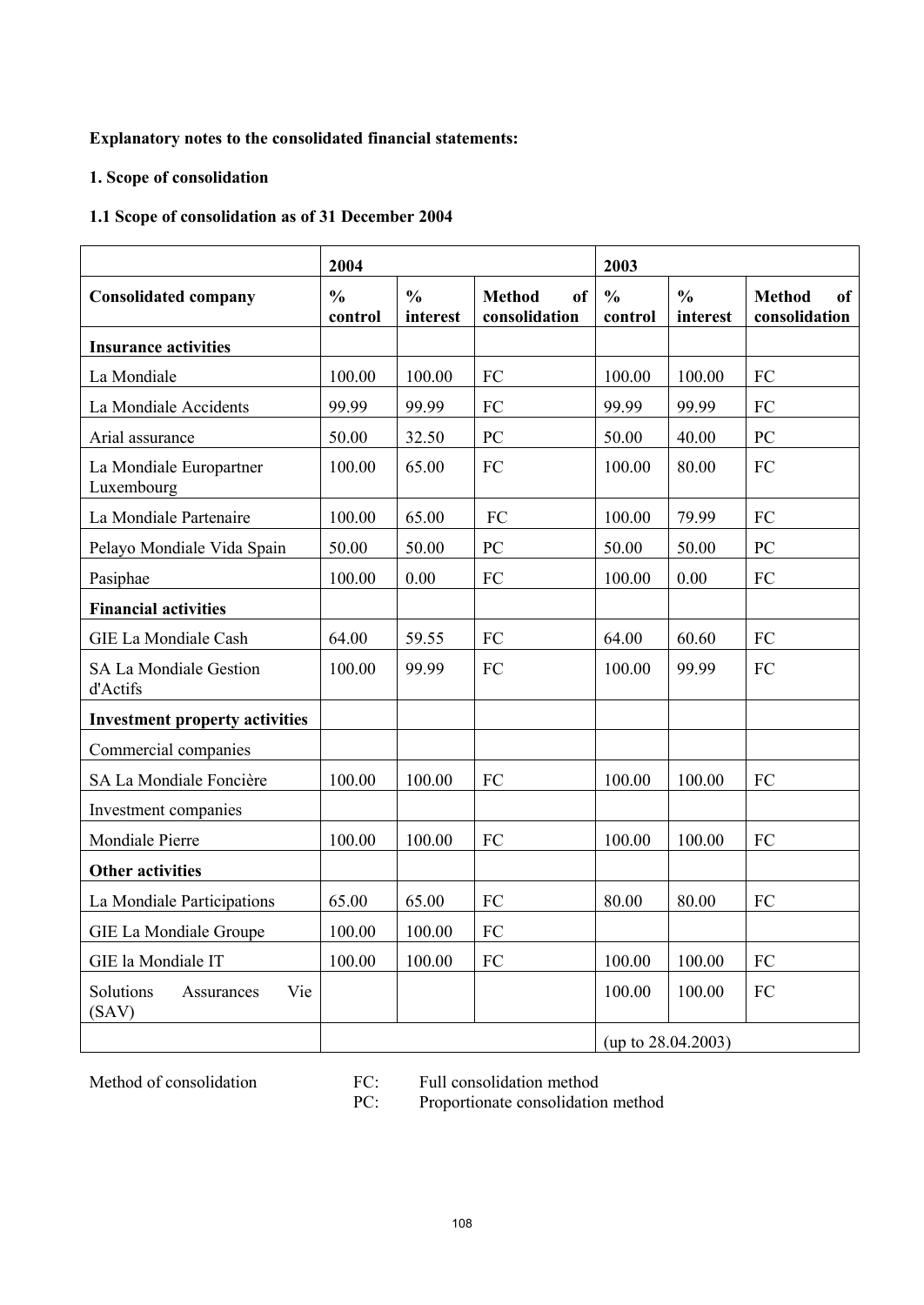**Explanatory notes to the consolidated financial statements:**

**1. Scope of consolidation**

**1.1 Scope of consolidation as of 31 December 2004**

| | 2004 | | | 2003 | | |
|---|---|---|---|---|---|---|
| **Consolidated company** | **% control** | **% interest** | **Method of consolidation** | **% control** | **% interest** | **Method of consolidation** |
| **Insurance activities** | | | | | | |
| La Mondiale | 100.00 | 100.00 | FC | 100.00 | 100.00 | FC |
| La Mondiale Accidents | 99.99 | 99.99 | FC | 99.99 | 99.99 | FC |
| Arial assurance | 50.00 | 32.50 | PC | 50.00 | 40.00 | PC |
| La Mondiale Europartner Luxembourg | 100.00 | 65.00 | FC | 100.00 | 80.00 | FC |
| La Mondiale Partenaire | 100.00 | 65.00 | FC | 100.00 | 79.99 | FC |
| Pelayo Mondiale Vida Spain | 50.00 | 50.00 | PC | 50.00 | 50.00 | PC |
| Pasiphae | 100.00 | 0.00 | FC | 100.00 | 0.00 | FC |
| **Financial activities** | | | | | | |
| GIE La Mondiale Cash | 64.00 | 59.55 | FC | 64.00 | 60.60 | FC |
| SA La Mondiale Gestion d'Actifs | 100.00 | 99.99 | FC | 100.00 | 99.99 | FC |
| **Investment property activities** | | | | | | |
| Commercial companies | | | | | | |
| SA La Mondiale Foncière | 100.00 | 100.00 | FC | 100.00 | 100.00 | FC |
| Investment companies | | | | | | |
| Mondiale Pierre | 100.00 | 100.00 | FC | 100.00 | 100.00 | FC |
| **Other activities** | | | | | | |
| La Mondiale Participations | 65.00 | 65.00 | FC | 80.00 | 80.00 | FC |
| GIE La Mondiale Groupe | 100.00 | 100.00 | FC | | | |
| GIE la Mondiale IT | 100.00 | 100.00 | FC | 100.00 | 100.00 | FC |
| Solutions Assurances Vie (SAV) | | | | 100.00 | 100.00 | FC |
| | | | | (up to 28.04.2003) | | |

Method of consolidation
- FC: Full consolidation method
- PC: Proportionate consolidation method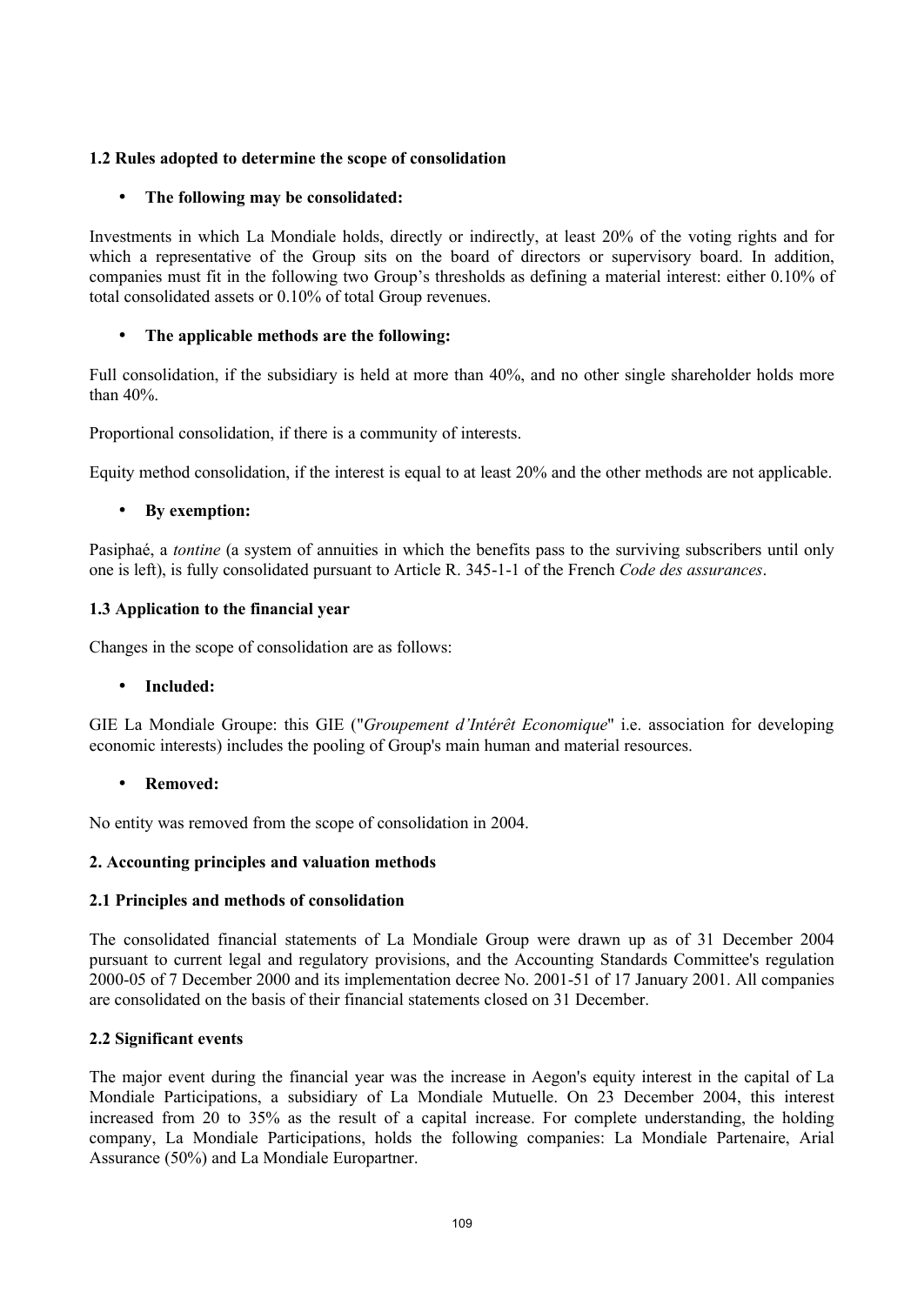### 1.2 Rules adopted to determine the scope of consolidation

- **The following may be consolidated:**

Investments in which La Mondiale holds, directly or indirectly, at least 20% of the voting rights and for which a representative of the Group sits on the board of directors or supervisory board. In addition, companies must fit in the following two Group's thresholds as defining a material interest: either 0.10% of total consolidated assets or 0.10% of total Group revenues.

- **The applicable methods are the following:**

Full consolidation, if the subsidiary is held at more than 40%, and no other single shareholder holds more than 40%.

Proportional consolidation, if there is a community of interests.

Equity method consolidation, if the interest is equal to at least 20% and the other methods are not applicable.

- **By exemption:**

Pasiphaé, a *tontine* (a system of annuities in which the benefits pass to the surviving subscribers until only one is left), is fully consolidated pursuant to Article R. 345-1-1 of the French *Code des assurances*.

### 1.3 Application to the financial year

Changes in the scope of consolidation are as follows:

- **Included:**

GIE La Mondiale Groupe: this GIE ("*Groupement d'Intérêt Economique*" i.e. association for developing economic interests) includes the pooling of Group's main human and material resources.

- **Removed:**

No entity was removed from the scope of consolidation in 2004.

## 2. Accounting principles and valuation methods

### 2.1 Principles and methods of consolidation

The consolidated financial statements of La Mondiale Group were drawn up as of 31 December 2004 pursuant to current legal and regulatory provisions, and the Accounting Standards Committee's regulation 2000-05 of 7 December 2000 and its implementation decree No. 2001-51 of 17 January 2001. All companies are consolidated on the basis of their financial statements closed on 31 December.

### 2.2 Significant events

The major event during the financial year was the increase in Aegon's equity interest in the capital of La Mondiale Participations, a subsidiary of La Mondiale Mutuelle. On 23 December 2004, this interest increased from 20 to 35% as the result of a capital increase. For complete understanding, the holding company, La Mondiale Participations, holds the following companies: La Mondiale Partenaire, Arial Assurance (50%) and La Mondiale Europartner.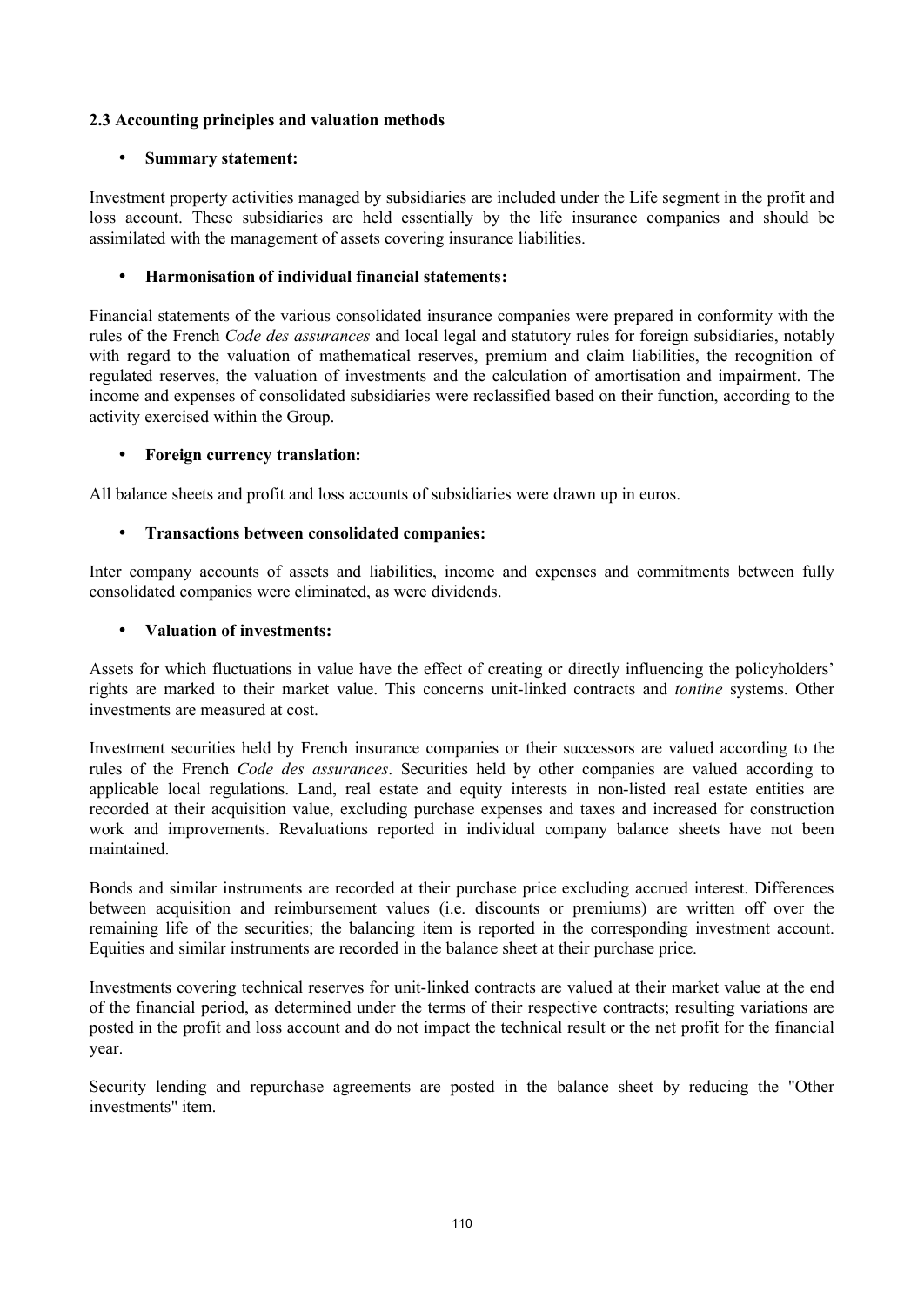### 2.3 Accounting principles and valuation methods

- **Summary statement:**

Investment property activities managed by subsidiaries are included under the Life segment in the profit and loss account. These subsidiaries are held essentially by the life insurance companies and should be assimilated with the management of assets covering insurance liabilities.

- **Harmonisation of individual financial statements:**

Financial statements of the various consolidated insurance companies were prepared in conformity with the rules of the French *Code des assurances* and local legal and statutory rules for foreign subsidiaries, notably with regard to the valuation of mathematical reserves, premium and claim liabilities, the recognition of regulated reserves, the valuation of investments and the calculation of amortisation and impairment. The income and expenses of consolidated subsidiaries were reclassified based on their function, according to the activity exercised within the Group.

- **Foreign currency translation:**

All balance sheets and profit and loss accounts of subsidiaries were drawn up in euros.

- **Transactions between consolidated companies:**

Inter company accounts of assets and liabilities, income and expenses and commitments between fully consolidated companies were eliminated, as were dividends.

- **Valuation of investments:**

Assets for which fluctuations in value have the effect of creating or directly influencing the policyholders' rights are marked to their market value. This concerns unit-linked contracts and *tontine* systems. Other investments are measured at cost.

Investment securities held by French insurance companies or their successors are valued according to the rules of the French *Code des assurances*. Securities held by other companies are valued according to applicable local regulations. Land, real estate and equity interests in non-listed real estate entities are recorded at their acquisition value, excluding purchase expenses and taxes and increased for construction work and improvements. Revaluations reported in individual company balance sheets have not been maintained.

Bonds and similar instruments are recorded at their purchase price excluding accrued interest. Differences between acquisition and reimbursement values (i.e. discounts or premiums) are written off over the remaining life of the securities; the balancing item is reported in the corresponding investment account. Equities and similar instruments are recorded in the balance sheet at their purchase price.

Investments covering technical reserves for unit-linked contracts are valued at their market value at the end of the financial period, as determined under the terms of their respective contracts; resulting variations are posted in the profit and loss account and do not impact the technical result or the net profit for the financial year.

Security lending and repurchase agreements are posted in the balance sheet by reducing the "Other investments" item.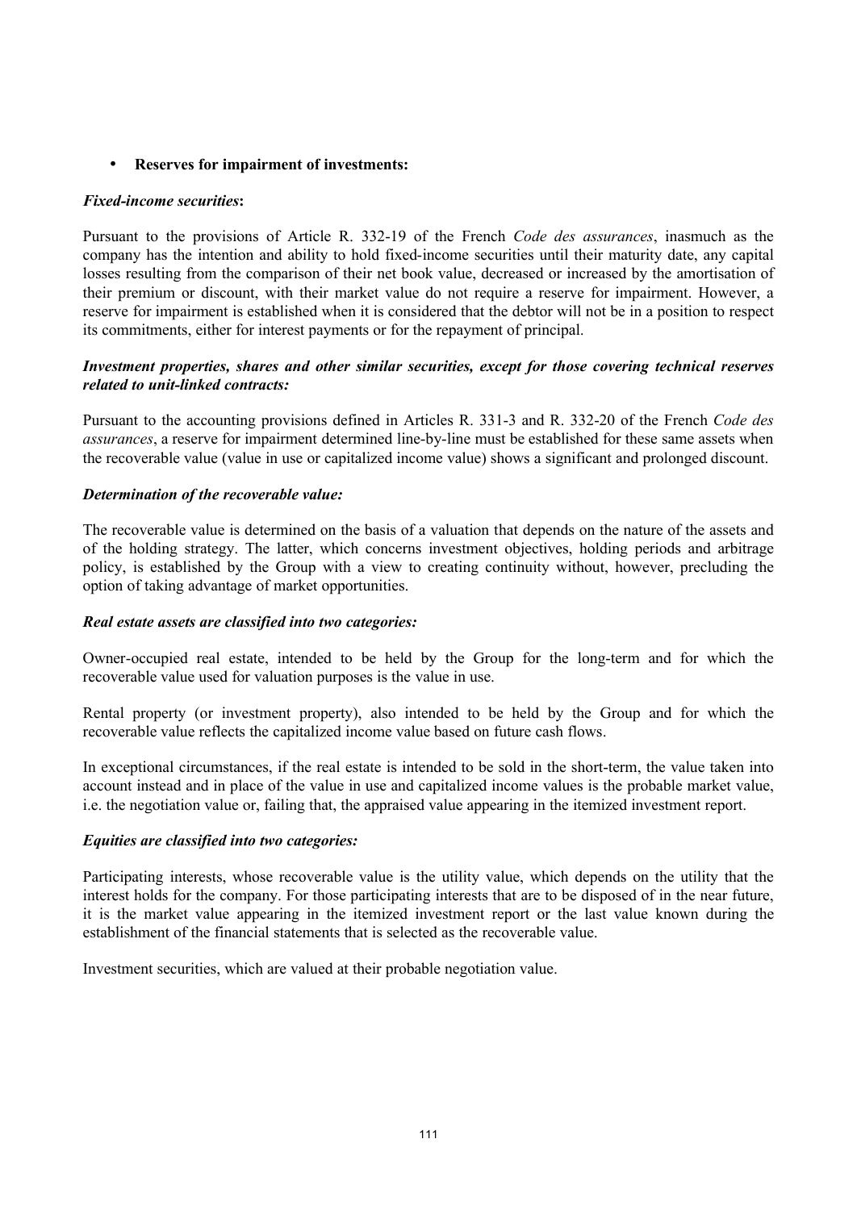- **Reserves for impairment of investments:**

***Fixed-income securities*:**

Pursuant to the provisions of Article R. 332-19 of the French *Code des assurances*, inasmuch as the company has the intention and ability to hold fixed-income securities until their maturity date, any capital losses resulting from the comparison of their net book value, decreased or increased by the amortisation of their premium or discount, with their market value do not require a reserve for impairment. However, a reserve for impairment is established when it is considered that the debtor will not be in a position to respect its commitments, either for interest payments or for the repayment of principal.

***Investment properties, shares and other similar securities, except for those covering technical reserves related to unit-linked contracts:***

Pursuant to the accounting provisions defined in Articles R. 331-3 and R. 332-20 of the French *Code des assurances*, a reserve for impairment determined line-by-line must be established for these same assets when the recoverable value (value in use or capitalized income value) shows a significant and prolonged discount.

***Determination of the recoverable value:***

The recoverable value is determined on the basis of a valuation that depends on the nature of the assets and of the holding strategy. The latter, which concerns investment objectives, holding periods and arbitrage policy, is established by the Group with a view to creating continuity without, however, precluding the option of taking advantage of market opportunities.

***Real estate assets are classified into two categories:***

Owner-occupied real estate, intended to be held by the Group for the long-term and for which the recoverable value used for valuation purposes is the value in use.

Rental property (or investment property), also intended to be held by the Group and for which the recoverable value reflects the capitalized income value based on future cash flows.

In exceptional circumstances, if the real estate is intended to be sold in the short-term, the value taken into account instead and in place of the value in use and capitalized income values is the probable market value, i.e. the negotiation value or, failing that, the appraised value appearing in the itemized investment report.

***Equities are classified into two categories:***

Participating interests, whose recoverable value is the utility value, which depends on the utility that the interest holds for the company. For those participating interests that are to be disposed of in the near future, it is the market value appearing in the itemized investment report or the last value known during the establishment of the financial statements that is selected as the recoverable value.

Investment securities, which are valued at their probable negotiation value.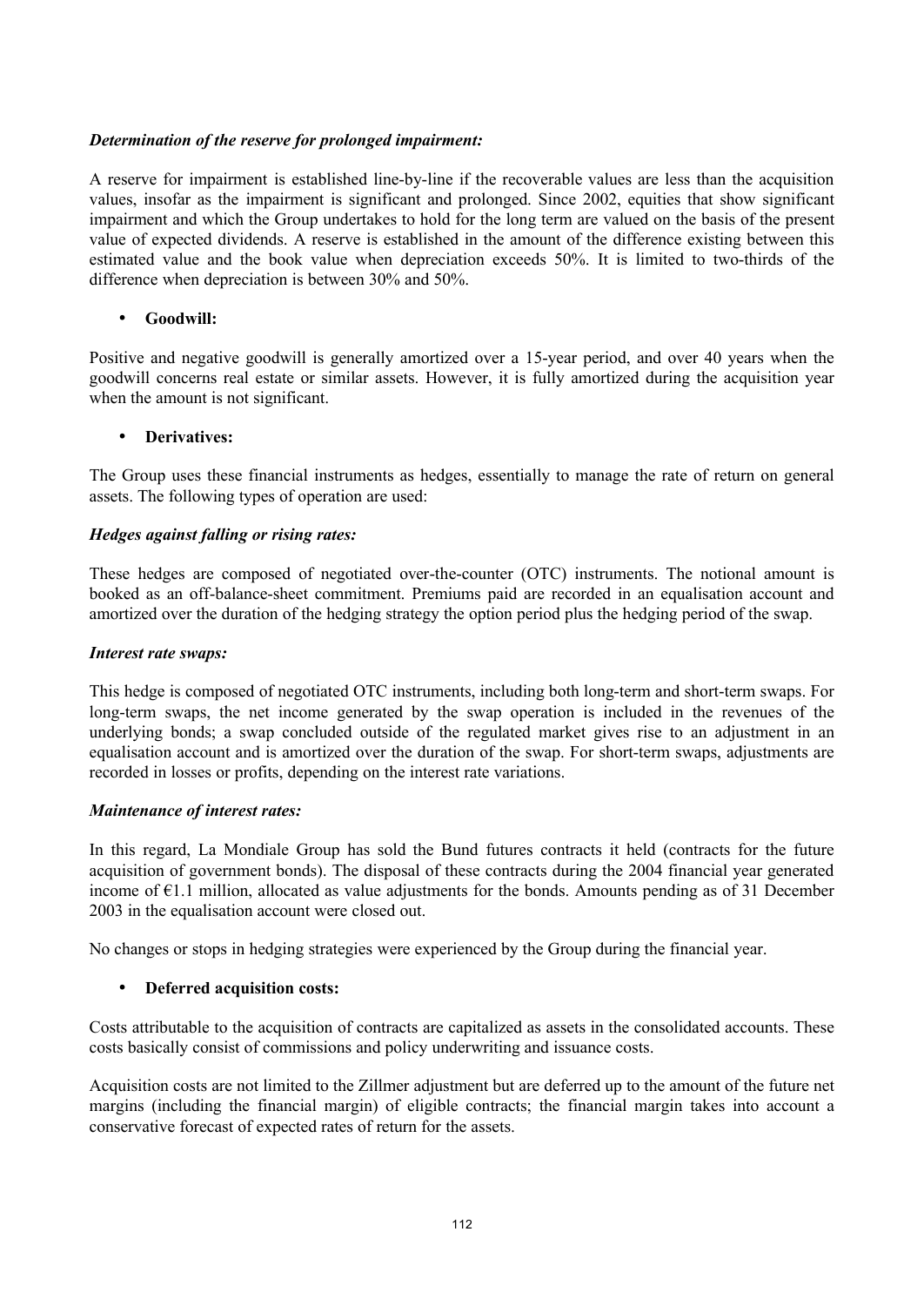***Determination of the reserve for prolonged impairment:***

A reserve for impairment is established line-by-line if the recoverable values are less than the acquisition values, insofar as the impairment is significant and prolonged. Since 2002, equities that show significant impairment and which the Group undertakes to hold for the long term are valued on the basis of the present value of expected dividends. A reserve is established in the amount of the difference existing between this estimated value and the book value when depreciation exceeds 50%. It is limited to two-thirds of the difference when depreciation is between 30% and 50%.

- **Goodwill:**

Positive and negative goodwill is generally amortized over a 15-year period, and over 40 years when the goodwill concerns real estate or similar assets. However, it is fully amortized during the acquisition year when the amount is not significant.

- **Derivatives:**

The Group uses these financial instruments as hedges, essentially to manage the rate of return on general assets. The following types of operation are used:

***Hedges against falling or rising rates:***

These hedges are composed of negotiated over-the-counter (OTC) instruments. The notional amount is booked as an off-balance-sheet commitment. Premiums paid are recorded in an equalisation account and amortized over the duration of the hedging strategy the option period plus the hedging period of the swap.

***Interest rate swaps:***

This hedge is composed of negotiated OTC instruments, including both long-term and short-term swaps. For long-term swaps, the net income generated by the swap operation is included in the revenues of the underlying bonds; a swap concluded outside of the regulated market gives rise to an adjustment in an equalisation account and is amortized over the duration of the swap. For short-term swaps, adjustments are recorded in losses or profits, depending on the interest rate variations.

***Maintenance of interest rates:***

In this regard, La Mondiale Group has sold the Bund futures contracts it held (contracts for the future acquisition of government bonds). The disposal of these contracts during the 2004 financial year generated income of €1.1 million, allocated as value adjustments for the bonds. Amounts pending as of 31 December 2003 in the equalisation account were closed out.

No changes or stops in hedging strategies were experienced by the Group during the financial year.

- **Deferred acquisition costs:**

Costs attributable to the acquisition of contracts are capitalized as assets in the consolidated accounts. These costs basically consist of commissions and policy underwriting and issuance costs.

Acquisition costs are not limited to the Zillmer adjustment but are deferred up to the amount of the future net margins (including the financial margin) of eligible contracts; the financial margin takes into account a conservative forecast of expected rates of return for the assets.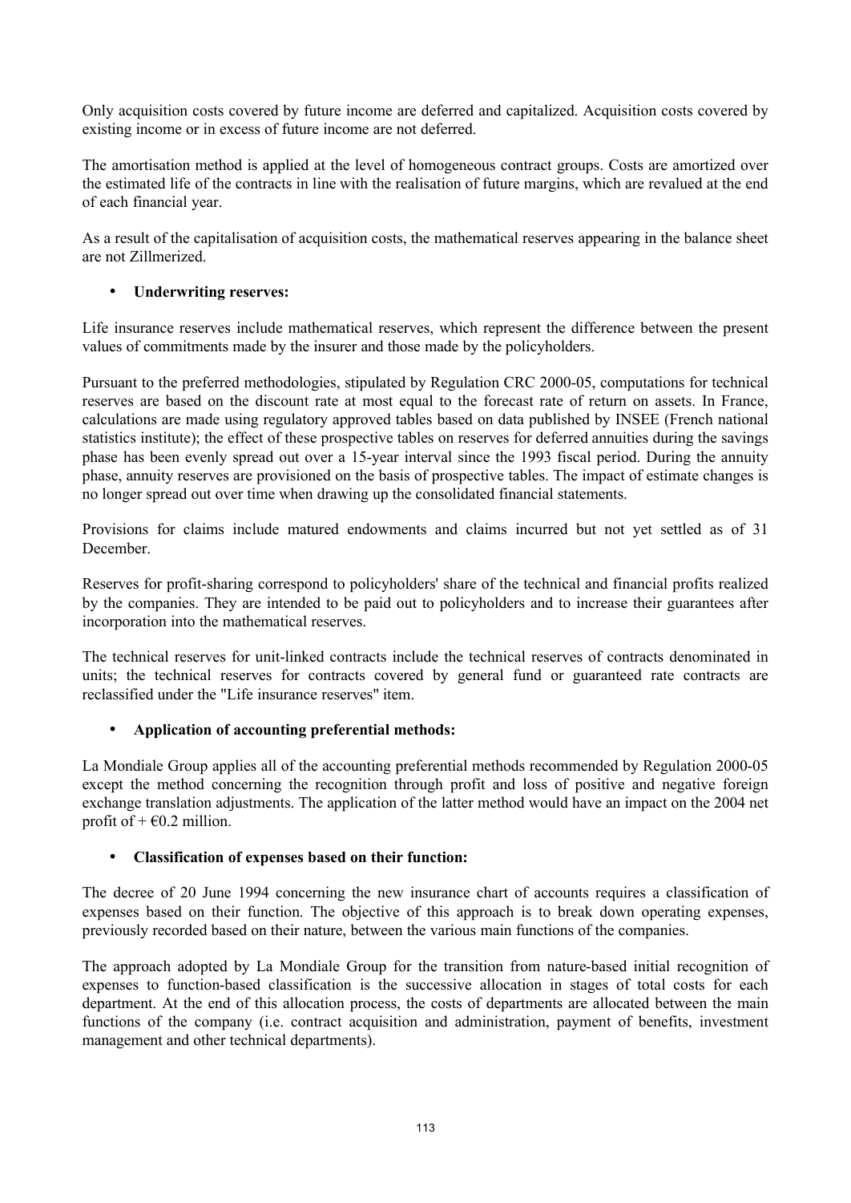Only acquisition costs covered by future income are deferred and capitalized. Acquisition costs covered by existing income or in excess of future income are not deferred.

The amortisation method is applied at the level of homogeneous contract groups. Costs are amortized over the estimated life of the contracts in line with the realisation of future margins, which are revalued at the end of each financial year.

As a result of the capitalisation of acquisition costs, the mathematical reserves appearing in the balance sheet are not Zillmerized.

- **Underwriting reserves:**

Life insurance reserves include mathematical reserves, which represent the difference between the present values of commitments made by the insurer and those made by the policyholders.

Pursuant to the preferred methodologies, stipulated by Regulation CRC 2000-05, computations for technical reserves are based on the discount rate at most equal to the forecast rate of return on assets. In France, calculations are made using regulatory approved tables based on data published by INSEE (French national statistics institute); the effect of these prospective tables on reserves for deferred annuities during the savings phase has been evenly spread out over a 15-year interval since the 1993 fiscal period. During the annuity phase, annuity reserves are provisioned on the basis of prospective tables. The impact of estimate changes is no longer spread out over time when drawing up the consolidated financial statements.

Provisions for claims include matured endowments and claims incurred but not yet settled as of 31 December.

Reserves for profit-sharing correspond to policyholders' share of the technical and financial profits realized by the companies. They are intended to be paid out to policyholders and to increase their guarantees after incorporation into the mathematical reserves.

The technical reserves for unit-linked contracts include the technical reserves of contracts denominated in units; the technical reserves for contracts covered by general fund or guaranteed rate contracts are reclassified under the "Life insurance reserves" item.

- **Application of accounting preferential methods:**

La Mondiale Group applies all of the accounting preferential methods recommended by Regulation 2000-05 except the method concerning the recognition through profit and loss of positive and negative foreign exchange translation adjustments. The application of the latter method would have an impact on the 2004 net profit of + €0.2 million.

- **Classification of expenses based on their function:**

The decree of 20 June 1994 concerning the new insurance chart of accounts requires a classification of expenses based on their function. The objective of this approach is to break down operating expenses, previously recorded based on their nature, between the various main functions of the companies.

The approach adopted by La Mondiale Group for the transition from nature-based initial recognition of expenses to function-based classification is the successive allocation in stages of total costs for each department. At the end of this allocation process, the costs of departments are allocated between the main functions of the company (i.e. contract acquisition and administration, payment of benefits, investment management and other technical departments).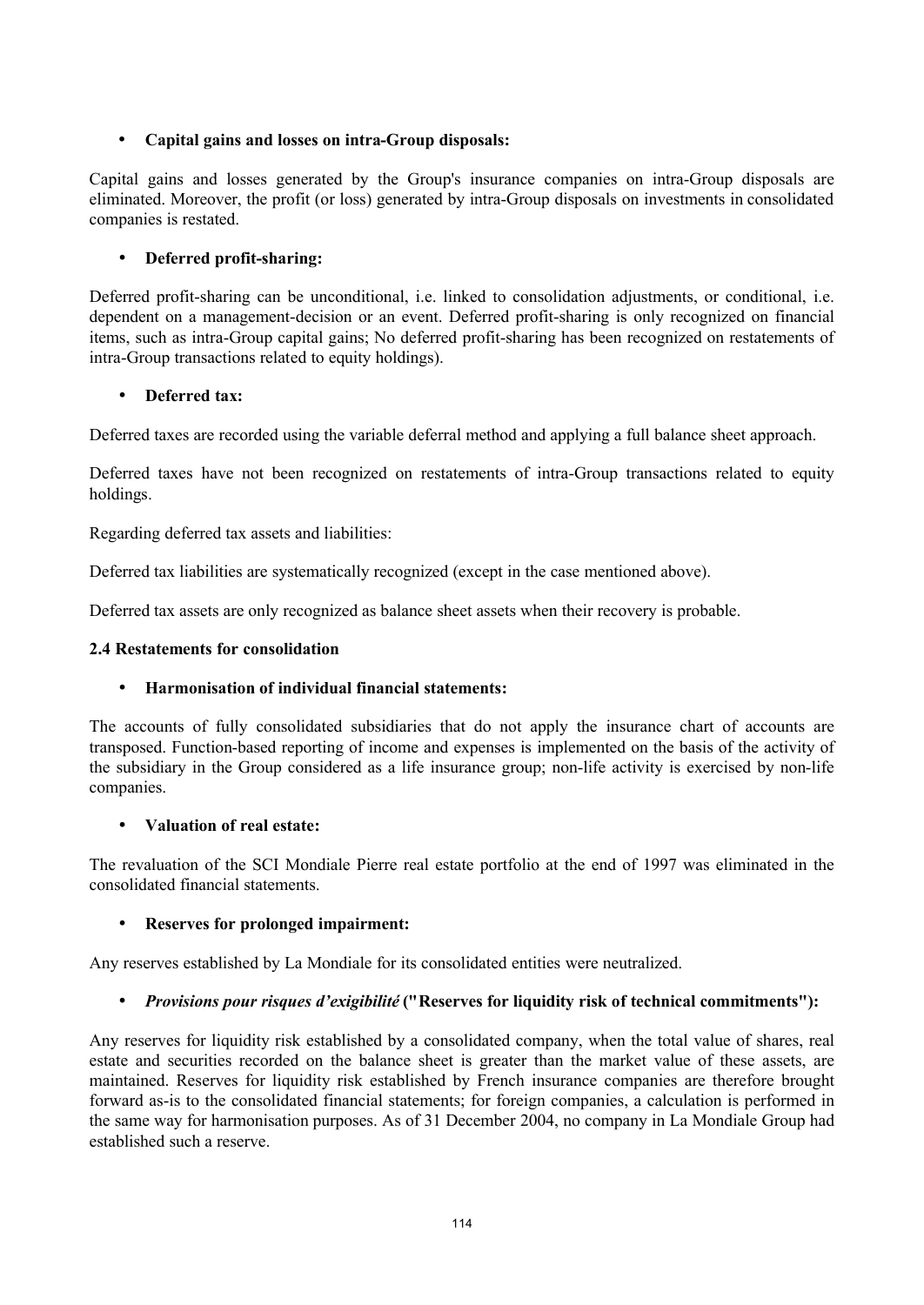- **Capital gains and losses on intra-Group disposals:**

Capital gains and losses generated by the Group's insurance companies on intra-Group disposals are eliminated. Moreover, the profit (or loss) generated by intra-Group disposals on investments in consolidated companies is restated.

- **Deferred profit-sharing:**

Deferred profit-sharing can be unconditional, i.e. linked to consolidation adjustments, or conditional, i.e. dependent on a management-decision or an event. Deferred profit-sharing is only recognized on financial items, such as intra-Group capital gains; No deferred profit-sharing has been recognized on restatements of intra-Group transactions related to equity holdings).

- **Deferred tax:**

Deferred taxes are recorded using the variable deferral method and applying a full balance sheet approach.

Deferred taxes have not been recognized on restatements of intra-Group transactions related to equity holdings.

Regarding deferred tax assets and liabilities:

Deferred tax liabilities are systematically recognized (except in the case mentioned above).

Deferred tax assets are only recognized as balance sheet assets when their recovery is probable.

**2.4 Restatements for consolidation**

- **Harmonisation of individual financial statements:**

The accounts of fully consolidated subsidiaries that do not apply the insurance chart of accounts are transposed. Function-based reporting of income and expenses is implemented on the basis of the activity of the subsidiary in the Group considered as a life insurance group; non-life activity is exercised by non-life companies.

- **Valuation of real estate:**

The revaluation of the SCI Mondiale Pierre real estate portfolio at the end of 1997 was eliminated in the consolidated financial statements.

- **Reserves for prolonged impairment:**

Any reserves established by La Mondiale for its consolidated entities were neutralized.

- ***Provisions pour risques d'exigibilité*** **("Reserves for liquidity risk of technical commitments"):**

Any reserves for liquidity risk established by a consolidated company, when the total value of shares, real estate and securities recorded on the balance sheet is greater than the market value of these assets, are maintained. Reserves for liquidity risk established by French insurance companies are therefore brought forward as-is to the consolidated financial statements; for foreign companies, a calculation is performed in the same way for harmonisation purposes. As of 31 December 2004, no company in La Mondiale Group had established such a reserve.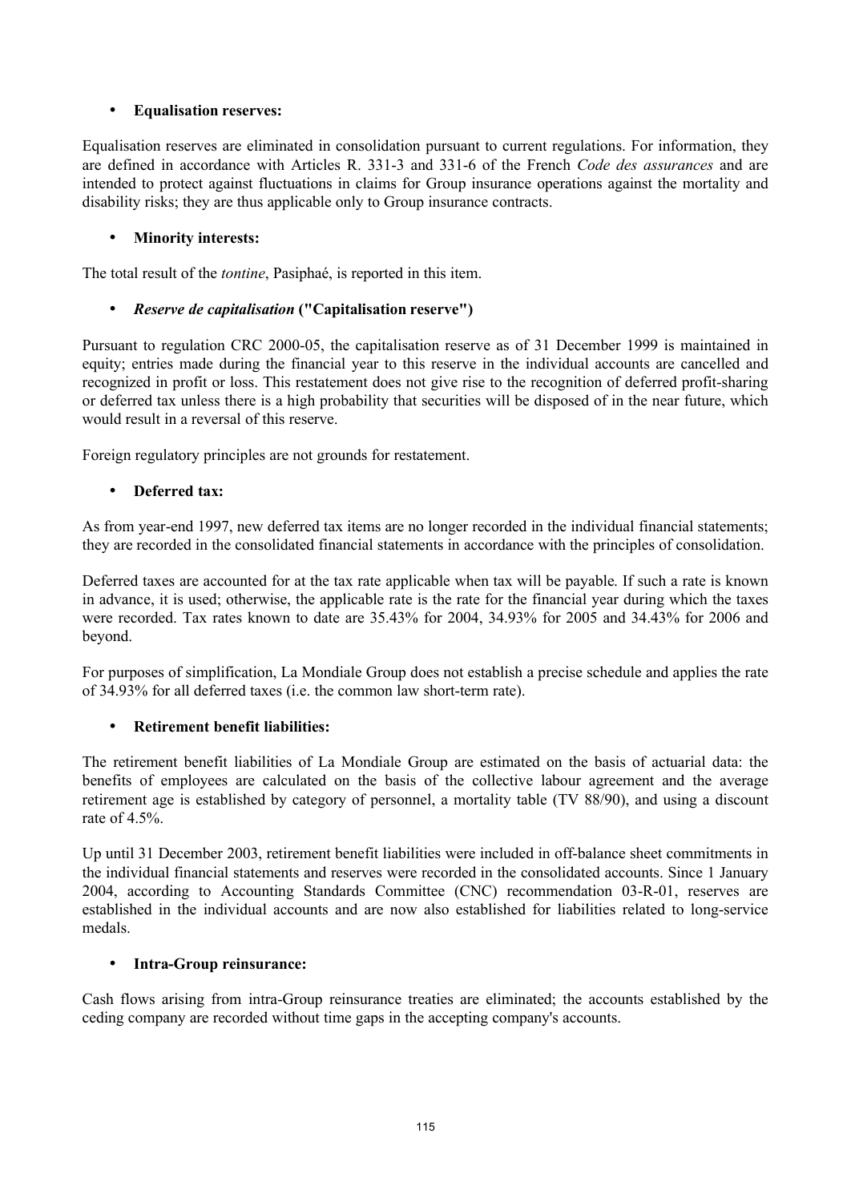- **Equalisation reserves:**

Equalisation reserves are eliminated in consolidation pursuant to current regulations. For information, they are defined in accordance with Articles R. 331-3 and 331-6 of the French *Code des assurances* and are intended to protect against fluctuations in claims for Group insurance operations against the mortality and disability risks; they are thus applicable only to Group insurance contracts.

- **Minority interests:**

The total result of the *tontine*, Pasiphaé, is reported in this item.

- ***Reserve de capitalisation* ("Capitalisation reserve")**

Pursuant to regulation CRC 2000-05, the capitalisation reserve as of 31 December 1999 is maintained in equity; entries made during the financial year to this reserve in the individual accounts are cancelled and recognized in profit or loss. This restatement does not give rise to the recognition of deferred profit-sharing or deferred tax unless there is a high probability that securities will be disposed of in the near future, which would result in a reversal of this reserve.

Foreign regulatory principles are not grounds for restatement.

- **Deferred tax:**

As from year-end 1997, new deferred tax items are no longer recorded in the individual financial statements; they are recorded in the consolidated financial statements in accordance with the principles of consolidation.

Deferred taxes are accounted for at the tax rate applicable when tax will be payable. If such a rate is known in advance, it is used; otherwise, the applicable rate is the rate for the financial year during which the taxes were recorded. Tax rates known to date are 35.43% for 2004, 34.93% for 2005 and 34.43% for 2006 and beyond.

For purposes of simplification, La Mondiale Group does not establish a precise schedule and applies the rate of 34.93% for all deferred taxes (i.e. the common law short-term rate).

- **Retirement benefit liabilities:**

The retirement benefit liabilities of La Mondiale Group are estimated on the basis of actuarial data: the benefits of employees are calculated on the basis of the collective labour agreement and the average retirement age is established by category of personnel, a mortality table (TV 88/90), and using a discount rate of 4.5%.

Up until 31 December 2003, retirement benefit liabilities were included in off-balance sheet commitments in the individual financial statements and reserves were recorded in the consolidated accounts. Since 1 January 2004, according to Accounting Standards Committee (CNC) recommendation 03-R-01, reserves are established in the individual accounts and are now also established for liabilities related to long-service medals.

- **Intra-Group reinsurance:**

Cash flows arising from intra-Group reinsurance treaties are eliminated; the accounts established by the ceding company are recorded without time gaps in the accepting company's accounts.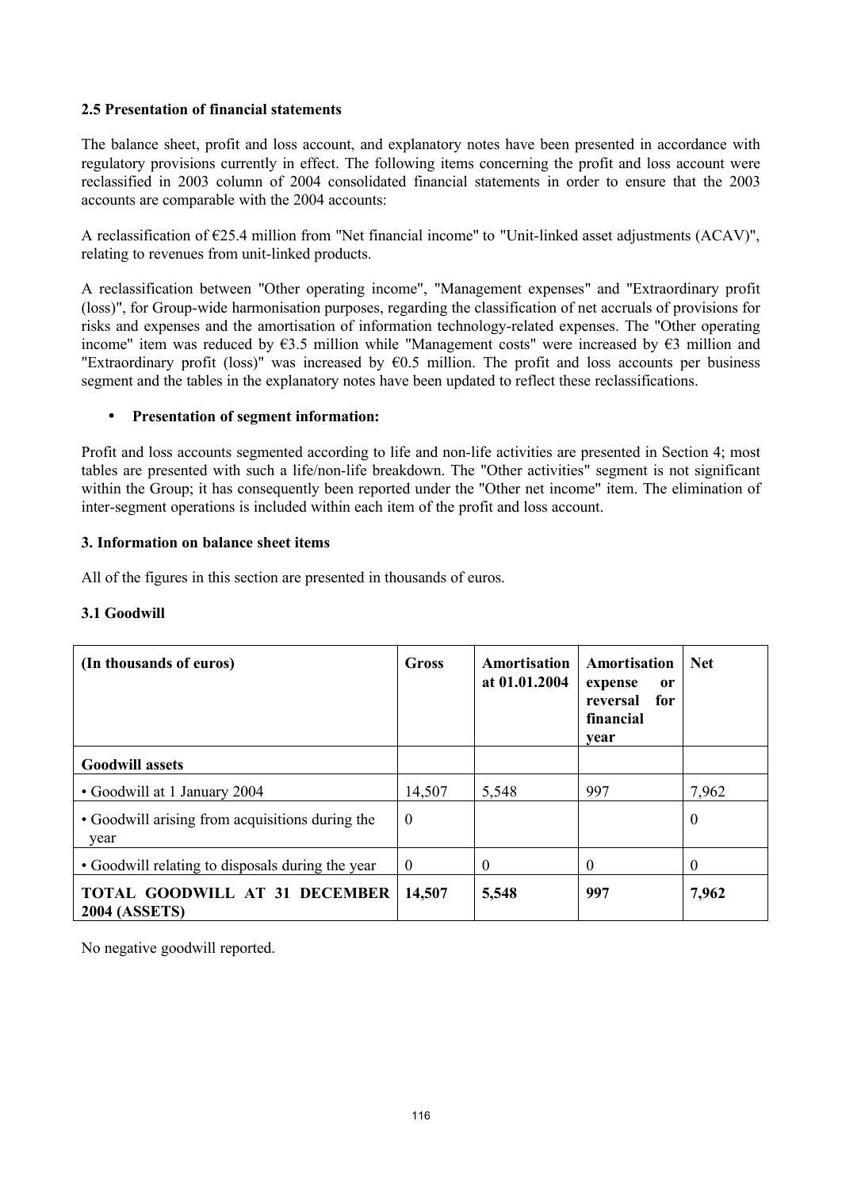### 2.5 Presentation of financial statements

The balance sheet, profit and loss account, and explanatory notes have been presented in accordance with regulatory provisions currently in effect. The following items concerning the profit and loss account were reclassified in 2003 column of 2004 consolidated financial statements in order to ensure that the 2003 accounts are comparable with the 2004 accounts:

A reclassification of €25.4 million from "Net financial income" to "Unit-linked asset adjustments (ACAV)", relating to revenues from unit-linked products.

A reclassification between "Other operating income", "Management expenses" and "Extraordinary profit (loss)", for Group-wide harmonisation purposes, regarding the classification of net accruals of provisions for risks and expenses and the amortisation of information technology-related expenses. The "Other operating income" item was reduced by €3.5 million while "Management costs" were increased by €3 million and "Extraordinary profit (loss)" was increased by €0.5 million. The profit and loss accounts per business segment and the tables in the explanatory notes have been updated to reflect these reclassifications.

- **Presentation of segment information:**

Profit and loss accounts segmented according to life and non-life activities are presented in Section 4; most tables are presented with such a life/non-life breakdown. The "Other activities" segment is not significant within the Group; it has consequently been reported under the "Other net income" item. The elimination of inter-segment operations is included within each item of the profit and loss account.

### 3. Information on balance sheet items

All of the figures in this section are presented in thousands of euros.

### 3.1 Goodwill

| (In thousands of euros) | Gross | Amortisation at 01.01.2004 | Amortisation expense or reversal for financial year | Net |
|---|---|---|---|---|
| **Goodwill assets** | | | | |
| • Goodwill at 1 January 2004 | 14,507 | 5,548 | 997 | 7,962 |
| • Goodwill arising from acquisitions during the year | 0 | | | 0 |
| • Goodwill relating to disposals during the year | 0 | 0 | 0 | 0 |
| **TOTAL GOODWILL AT 31 DECEMBER 2004 (ASSETS)** | **14,507** | **5,548** | **997** | **7,962** |

No negative goodwill reported.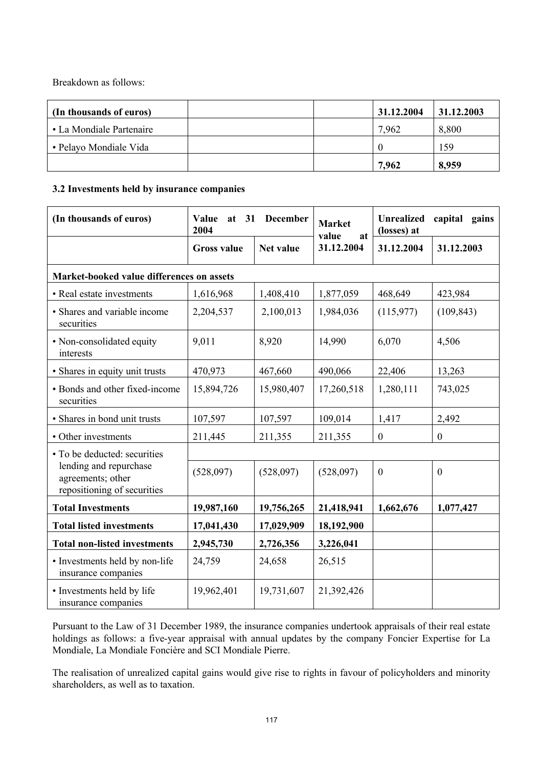Breakdown as follows:

| (In thousands of euros) | | | 31.12.2004 | 31.12.2003 |
|---|---|---|---|---|
| • La Mondiale Partenaire | | | 7,962 | 8,800 |
| • Pelayo Mondiale Vida | | | 0 | 159 |
| | | | **7,962** | **8,959** |

### 3.2 Investments held by insurance companies

| (In thousands of euros) | Value at 31 December 2004 | | Market value at 31.12.2004 | Unrealized capital gains (losses) at | |
|---|---|---|---|---|---|
| | Gross value | Net value | | 31.12.2004 | 31.12.2003 |
| **Market-booked value differences on assets** | | | | | |
| • Real estate investments | 1,616,968 | 1,408,410 | 1,877,059 | 468,649 | 423,984 |
| • Shares and variable income securities | 2,204,537 | 2,100,013 | 1,984,036 | (115,977) | (109,843) |
| • Non-consolidated equity interests | 9,011 | 8,920 | 14,990 | 6,070 | 4,506 |
| • Shares in equity unit trusts | 470,973 | 467,660 | 490,066 | 22,406 | 13,263 |
| • Bonds and other fixed-income securities | 15,894,726 | 15,980,407 | 17,260,518 | 1,280,111 | 743,025 |
| • Shares in bond unit trusts | 107,597 | 107,597 | 109,014 | 1,417 | 2,492 |
| • Other investments | 211,445 | 211,355 | 211,355 | 0 | 0 |
| • To be deducted: securities lending and repurchase agreements; other repositioning of securities | (528,097) | (528,097) | (528,097) | 0 | 0 |
| **Total Investments** | **19,987,160** | **19,756,265** | **21,418,941** | **1,662,676** | **1,077,427** |
| **Total listed investments** | **17,041,430** | **17,029,909** | **18,192,900** | | |
| **Total non-listed investments** | **2,945,730** | **2,726,356** | **3,226,041** | | |
| • Investments held by non-life insurance companies | 24,759 | 24,658 | 26,515 | | |
| • Investments held by life insurance companies | 19,962,401 | 19,731,607 | 21,392,426 | | |

Pursuant to the Law of 31 December 1989, the insurance companies undertook appraisals of their real estate holdings as follows: a five-year appraisal with annual updates by the company Foncier Expertise for La Mondiale, La Mondiale Foncière and SCI Mondiale Pierre.

The realisation of unrealized capital gains would give rise to rights in favour of policyholders and minority shareholders, as well as to taxation.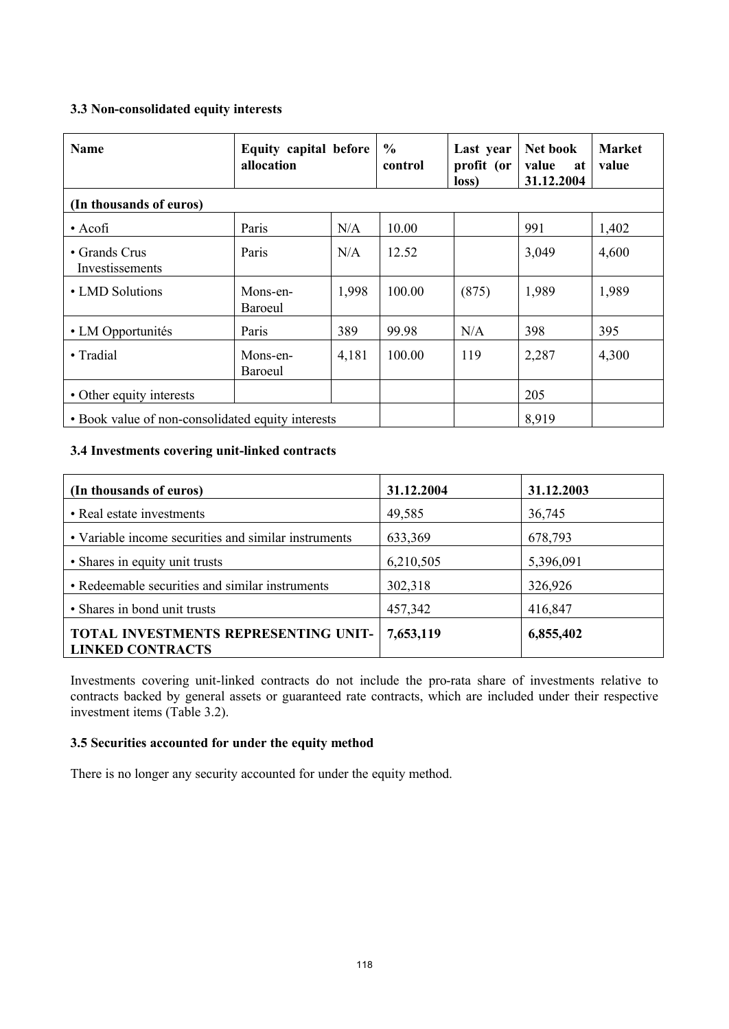### 3.3 Non-consolidated equity interests

| Name | Equity capital before allocation | | % control | Last year profit (or loss) | Net book value at 31.12.2004 | Market value |
|---|---|---|---|---|---|---|
| **(In thousands of euros)** | | | | | | |
| • Acofi | Paris | N/A | 10.00 | | 991 | 1,402 |
| • Grands Crus Investissements | Paris | N/A | 12.52 | | 3,049 | 4,600 |
| • LMD Solutions | Mons-en-Baroeul | 1,998 | 100.00 | (875) | 1,989 | 1,989 |
| • LM Opportunités | Paris | 389 | 99.98 | N/A | 398 | 395 |
| • Tradial | Mons-en-Baroeul | 4,181 | 100.00 | 119 | 2,287 | 4,300 |
| • Other equity interests | | | | | 205 | |
| • Book value of non-consolidated equity interests | | | | | 8,919 | |

### 3.4 Investments covering unit-linked contracts

| (In thousands of euros) | 31.12.2004 | 31.12.2003 |
|---|---|---|
| • Real estate investments | 49,585 | 36,745 |
| • Variable income securities and similar instruments | 633,369 | 678,793 |
| • Shares in equity unit trusts | 6,210,505 | 5,396,091 |
| • Redeemable securities and similar instruments | 302,318 | 326,926 |
| • Shares in bond unit trusts | 457,342 | 416,847 |
| **TOTAL INVESTMENTS REPRESENTING UNIT-LINKED CONTRACTS** | **7,653,119** | **6,855,402** |

Investments covering unit-linked contracts do not include the pro-rata share of investments relative to contracts backed by general assets or guaranteed rate contracts, which are included under their respective investment items (Table 3.2).

### 3.5 Securities accounted for under the equity method

There is no longer any security accounted for under the equity method.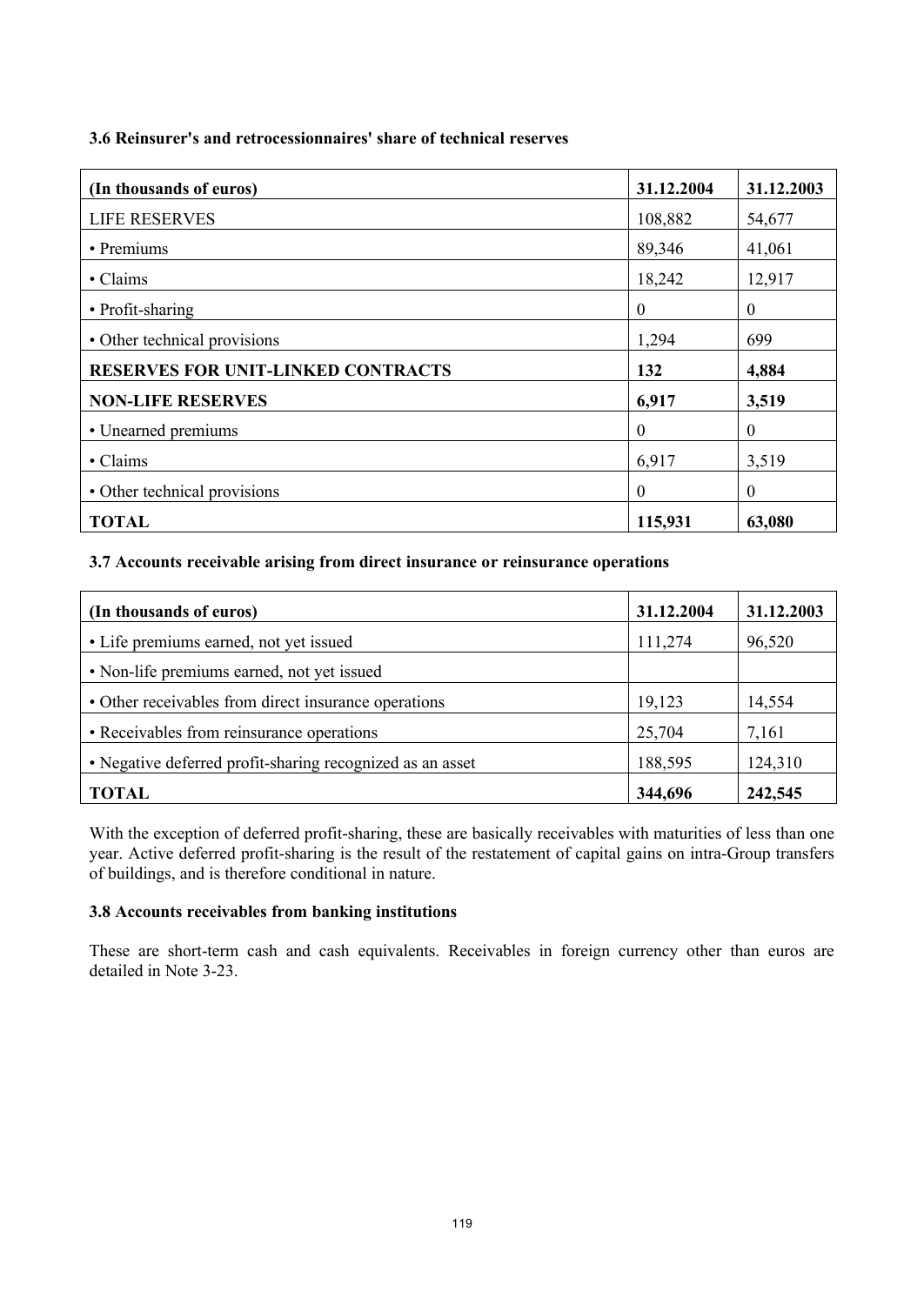### 3.6 Reinsurer's and retrocessionnaires' share of technical reserves

| (In thousands of euros) | 31.12.2004 | 31.12.2003 |
|---|---|---|
| LIFE RESERVES | 108,882 | 54,677 |
| • Premiums | 89,346 | 41,061 |
| • Claims | 18,242 | 12,917 |
| • Profit-sharing | 0 | 0 |
| • Other technical provisions | 1,294 | 699 |
| **RESERVES FOR UNIT-LINKED CONTRACTS** | **132** | **4,884** |
| **NON-LIFE RESERVES** | **6,917** | **3,519** |
| • Unearned premiums | 0 | 0 |
| • Claims | 6,917 | 3,519 |
| • Other technical provisions | 0 | 0 |
| **TOTAL** | **115,931** | **63,080** |

### 3.7 Accounts receivable arising from direct insurance or reinsurance operations

| (In thousands of euros) | 31.12.2004 | 31.12.2003 |
|---|---|---|
| • Life premiums earned, not yet issued | 111,274 | 96,520 |
| • Non-life premiums earned, not yet issued | | |
| • Other receivables from direct insurance operations | 19,123 | 14,554 |
| • Receivables from reinsurance operations | 25,704 | 7,161 |
| • Negative deferred profit-sharing recognized as an asset | 188,595 | 124,310 |
| **TOTAL** | **344,696** | **242,545** |

With the exception of deferred profit-sharing, these are basically receivables with maturities of less than one year. Active deferred profit-sharing is the result of the restatement of capital gains on intra-Group transfers of buildings, and is therefore conditional in nature.

### 3.8 Accounts receivables from banking institutions

These are short-term cash and cash equivalents. Receivables in foreign currency other than euros are detailed in Note 3-23.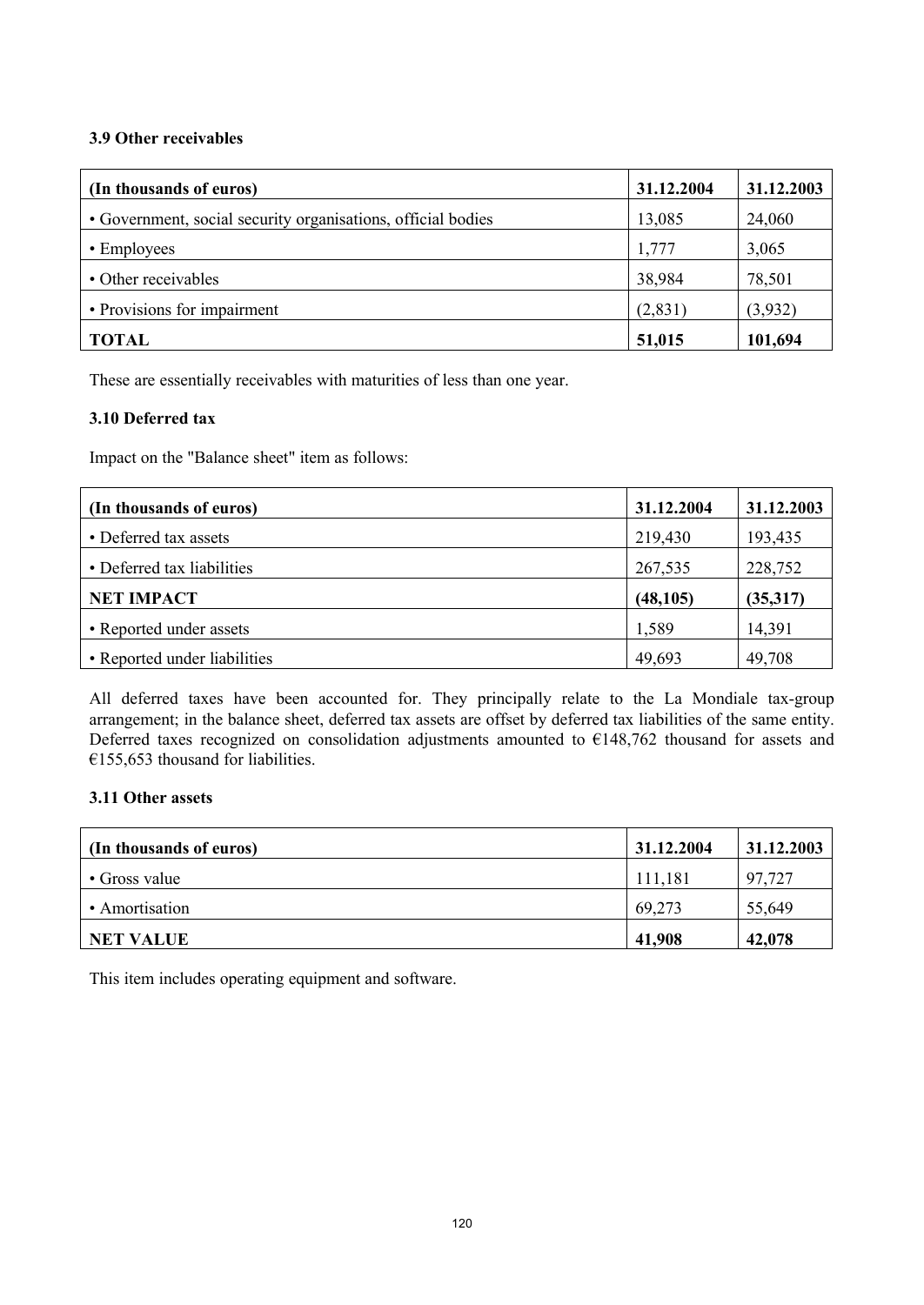### 3.9 Other receivables

| (In thousands of euros) | 31.12.2004 | 31.12.2003 |
|---|---|---|
| • Government, social security organisations, official bodies | 13,085 | 24,060 |
| • Employees | 1,777 | 3,065 |
| • Other receivables | 38,984 | 78,501 |
| • Provisions for impairment | (2,831) | (3,932) |
| **TOTAL** | **51,015** | **101,694** |

These are essentially receivables with maturities of less than one year.

### 3.10 Deferred tax

Impact on the "Balance sheet" item as follows:

| (In thousands of euros) | 31.12.2004 | 31.12.2003 |
|---|---|---|
| • Deferred tax assets | 219,430 | 193,435 |
| • Deferred tax liabilities | 267,535 | 228,752 |
| **NET IMPACT** | **(48,105)** | **(35,317)** |
| • Reported under assets | 1,589 | 14,391 |
| • Reported under liabilities | 49,693 | 49,708 |

All deferred taxes have been accounted for. They principally relate to the La Mondiale tax-group arrangement; in the balance sheet, deferred tax assets are offset by deferred tax liabilities of the same entity. Deferred taxes recognized on consolidation adjustments amounted to €148,762 thousand for assets and €155,653 thousand for liabilities.

### 3.11 Other assets

| (In thousands of euros) | 31.12.2004 | 31.12.2003 |
|---|---|---|
| • Gross value | 111,181 | 97,727 |
| • Amortisation | 69,273 | 55,649 |
| **NET VALUE** | **41,908** | **42,078** |

This item includes operating equipment and software.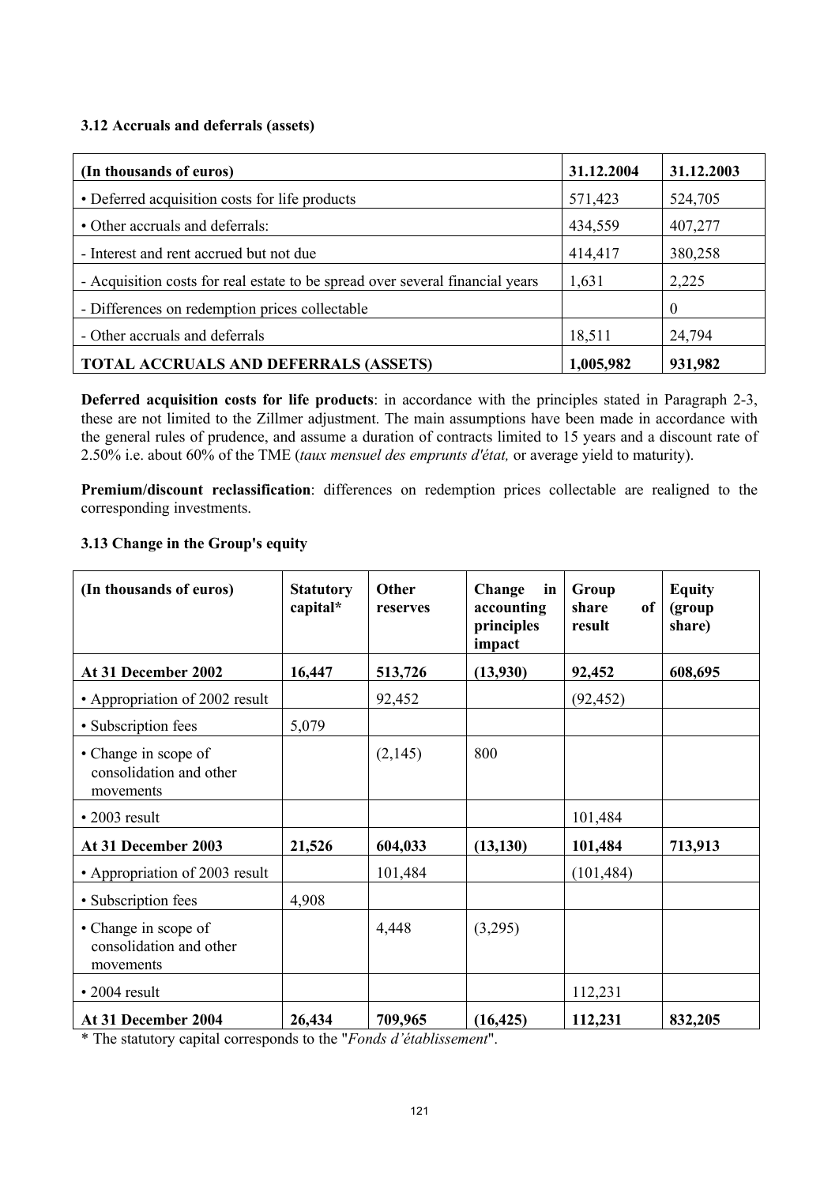### 3.12 Accruals and deferrals (assets)

| (In thousands of euros) | 31.12.2004 | 31.12.2003 |
|---|---|---|
| • Deferred acquisition costs for life products | 571,423 | 524,705 |
| • Other accruals and deferrals: | 434,559 | 407,277 |
| - Interest and rent accrued but not due | 414,417 | 380,258 |
| - Acquisition costs for real estate to be spread over several financial years | 1,631 | 2,225 |
| - Differences on redemption prices collectable | | 0 |
| - Other accruals and deferrals | 18,511 | 24,794 |
| **TOTAL ACCRUALS AND DEFERRALS (ASSETS)** | **1,005,982** | **931,982** |

**Deferred acquisition costs for life products**: in accordance with the principles stated in Paragraph 2-3, these are not limited to the Zillmer adjustment. The main assumptions have been made in accordance with the general rules of prudence, and assume a duration of contracts limited to 15 years and a discount rate of 2.50% i.e. about 60% of the TME (*taux mensuel des emprunts d'état,* or average yield to maturity).

**Premium/discount reclassification**: differences on redemption prices collectable are realigned to the corresponding investments.

### 3.13 Change in the Group's equity

| (In thousands of euros) | Statutory capital* | Other reserves | Change in accounting principles impact | Group share of result | Equity (group share) |
|---|---|---|---|---|---|
| **At 31 December 2002** | **16,447** | **513,726** | **(13,930)** | **92,452** | **608,695** |
| • Appropriation of 2002 result | | 92,452 | | (92,452) | |
| • Subscription fees | 5,079 | | | | |
| • Change in scope of consolidation and other movements | | (2,145) | 800 | | |
| • 2003 result | | | | 101,484 | |
| **At 31 December 2003** | **21,526** | **604,033** | **(13,130)** | **101,484** | **713,913** |
| • Appropriation of 2003 result | | 101,484 | | (101,484) | |
| • Subscription fees | 4,908 | | | | |
| • Change in scope of consolidation and other movements | | 4,448 | (3,295) | | |
| • 2004 result | | | | 112,231 | |
| **At 31 December 2004** | **26,434** | **709,965** | **(16,425)** | **112,231** | **832,205** |

* The statutory capital corresponds to the "*Fonds d'établissement*".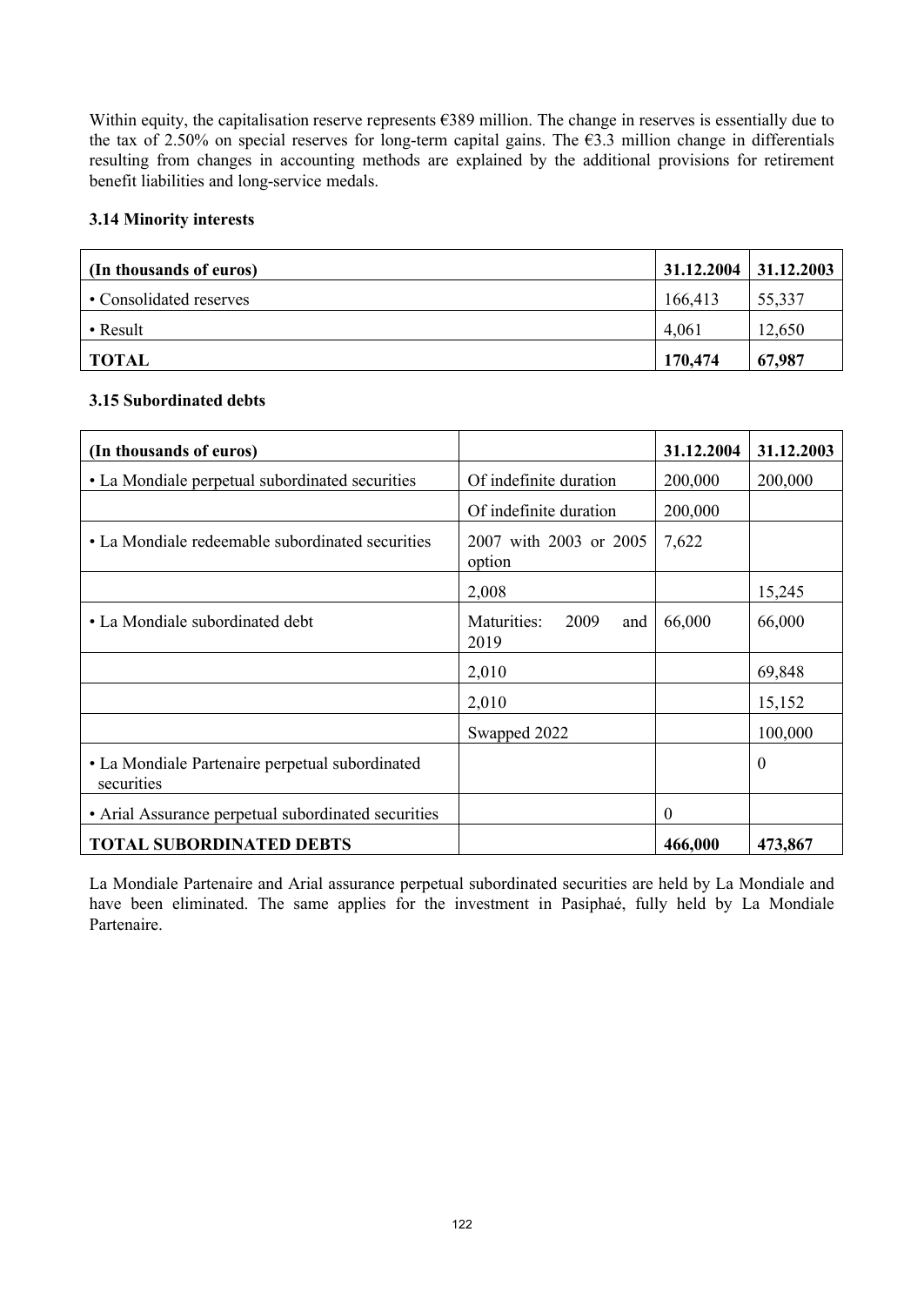Within equity, the capitalisation reserve represents €389 million. The change in reserves is essentially due to the tax of 2.50% on special reserves for long-term capital gains. The €3.3 million change in differentials resulting from changes in accounting methods are explained by the additional provisions for retirement benefit liabilities and long-service medals.

### 3.14 Minority interests

| (In thousands of euros) | 31.12.2004 | 31.12.2003 |
|---|---|---|
| • Consolidated reserves | 166,413 | 55,337 |
| • Result | 4,061 | 12,650 |
| **TOTAL** | **170,474** | **67,987** |

### 3.15 Subordinated debts

| (In thousands of euros) | | 31.12.2004 | 31.12.2003 |
|---|---|---|---|
| • La Mondiale perpetual subordinated securities | Of indefinite duration | 200,000 | 200,000 |
| | Of indefinite duration | 200,000 | |
| • La Mondiale redeemable subordinated securities | 2007 with 2003 or 2005 option | 7,622 | |
| | 2,008 | | 15,245 |
| • La Mondiale subordinated debt | Maturities: 2009 and 2019 | 66,000 | 66,000 |
| | 2,010 | | 69,848 |
| | 2,010 | | 15,152 |
| | Swapped 2022 | | 100,000 |
| • La Mondiale Partenaire perpetual subordinated securities | | | 0 |
| • Arial Assurance perpetual subordinated securities | | 0 | |
| **TOTAL SUBORDINATED DEBTS** | | **466,000** | **473,867** |

La Mondiale Partenaire and Arial assurance perpetual subordinated securities are held by La Mondiale and have been eliminated. The same applies for the investment in Pasiphaé, fully held by La Mondiale Partenaire.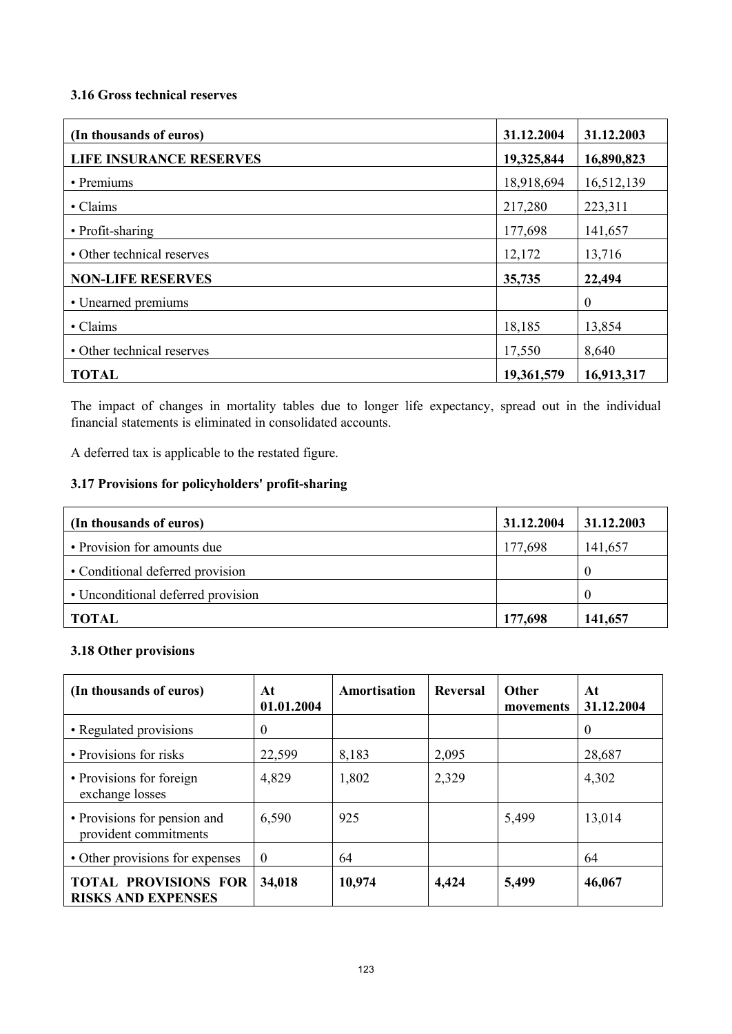### 3.16 Gross technical reserves

| (In thousands of euros) | 31.12.2004 | 31.12.2003 |
|---|---|---|
| **LIFE INSURANCE RESERVES** | **19,325,844** | **16,890,823** |
| • Premiums | 18,918,694 | 16,512,139 |
| • Claims | 217,280 | 223,311 |
| • Profit-sharing | 177,698 | 141,657 |
| • Other technical reserves | 12,172 | 13,716 |
| **NON-LIFE RESERVES** | **35,735** | **22,494** |
| • Unearned premiums | | 0 |
| • Claims | 18,185 | 13,854 |
| • Other technical reserves | 17,550 | 8,640 |
| **TOTAL** | **19,361,579** | **16,913,317** |

The impact of changes in mortality tables due to longer life expectancy, spread out in the individual financial statements is eliminated in consolidated accounts.

A deferred tax is applicable to the restated figure.

### 3.17 Provisions for policyholders' profit-sharing

| (In thousands of euros) | 31.12.2004 | 31.12.2003 |
|---|---|---|
| • Provision for amounts due | 177,698 | 141,657 |
| • Conditional deferred provision | | 0 |
| • Unconditional deferred provision | | 0 |
| **TOTAL** | **177,698** | **141,657** |

### 3.18 Other provisions

| (In thousands of euros) | At 01.01.2004 | Amortisation | Reversal | Other movements | At 31.12.2004 |
|---|---|---|---|---|---|
| • Regulated provisions | 0 | | | | 0 |
| • Provisions for risks | 22,599 | 8,183 | 2,095 | | 28,687 |
| • Provisions for foreign exchange losses | 4,829 | 1,802 | 2,329 | | 4,302 |
| • Provisions for pension and provident commitments | 6,590 | 925 | | 5,499 | 13,014 |
| • Other provisions for expenses | 0 | 64 | | | 64 |
| **TOTAL PROVISIONS FOR RISKS AND EXPENSES** | **34,018** | **10,974** | **4,424** | **5,499** | **46,067** |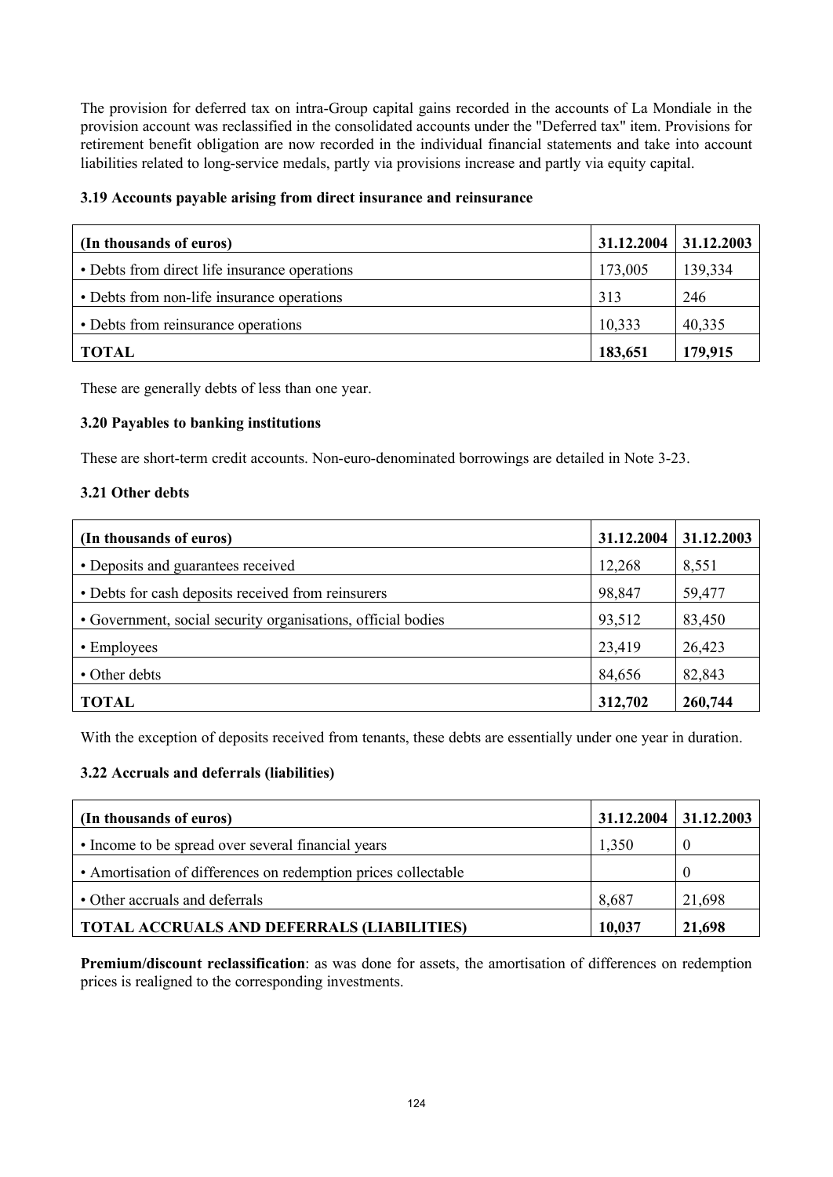The provision for deferred tax on intra-Group capital gains recorded in the accounts of La Mondiale in the provision account was reclassified in the consolidated accounts under the "Deferred tax" item. Provisions for retirement benefit obligation are now recorded in the individual financial statements and take into account liabilities related to long-service medals, partly via provisions increase and partly via equity capital.

### 3.19 Accounts payable arising from direct insurance and reinsurance

| (In thousands of euros) | 31.12.2004 | 31.12.2003 |
|---|---|---|
| • Debts from direct life insurance operations | 173,005 | 139,334 |
| • Debts from non-life insurance operations | 313 | 246 |
| • Debts from reinsurance operations | 10,333 | 40,335 |
| **TOTAL** | **183,651** | **179,915** |

These are generally debts of less than one year.

### 3.20 Payables to banking institutions

These are short-term credit accounts. Non-euro-denominated borrowings are detailed in Note 3-23.

### 3.21 Other debts

| (In thousands of euros) | 31.12.2004 | 31.12.2003 |
|---|---|---|
| • Deposits and guarantees received | 12,268 | 8,551 |
| • Debts for cash deposits received from reinsurers | 98,847 | 59,477 |
| • Government, social security organisations, official bodies | 93,512 | 83,450 |
| • Employees | 23,419 | 26,423 |
| • Other debts | 84,656 | 82,843 |
| **TOTAL** | **312,702** | **260,744** |

With the exception of deposits received from tenants, these debts are essentially under one year in duration.

### 3.22 Accruals and deferrals (liabilities)

| (In thousands of euros) | 31.12.2004 | 31.12.2003 |
|---|---|---|
| • Income to be spread over several financial years | 1,350 | 0 |
| • Amortisation of differences on redemption prices collectable | | 0 |
| • Other accruals and deferrals | 8,687 | 21,698 |
| **TOTAL ACCRUALS AND DEFERRALS (LIABILITIES)** | **10,037** | **21,698** |

**Premium/discount reclassification**: as was done for assets, the amortisation of differences on redemption prices is realigned to the corresponding investments.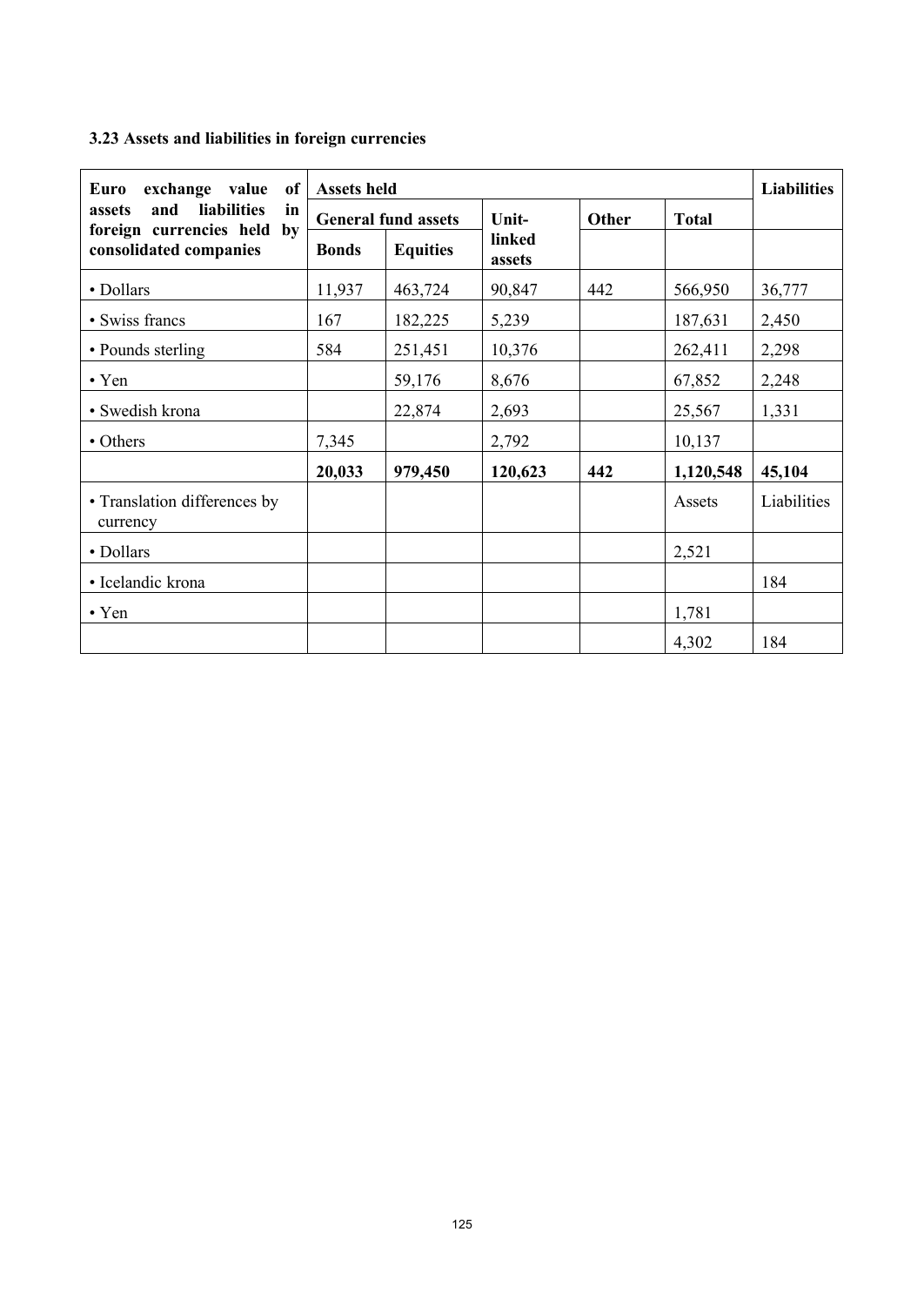### 3.23 Assets and liabilities in foreign currencies

| Euro exchange value of assets and liabilities in foreign currencies held by consolidated companies | Assets held | | | | | Liabilities |
|---|---|---|---|---|---|---|
| | General fund assets | | Unit-linked assets | Other | Total | |
| | Bonds | Equities | | | | |
| • Dollars | 11,937 | 463,724 | 90,847 | 442 | 566,950 | 36,777 |
| • Swiss francs | 167 | 182,225 | 5,239 | | 187,631 | 2,450 |
| • Pounds sterling | 584 | 251,451 | 10,376 | | 262,411 | 2,298 |
| • Yen | | 59,176 | 8,676 | | 67,852 | 2,248 |
| • Swedish krona | | 22,874 | 2,693 | | 25,567 | 1,331 |
| • Others | 7,345 | | 2,792 | | 10,137 | |
| | **20,033** | **979,450** | **120,623** | **442** | **1,120,548** | **45,104** |
| • Translation differences by currency | | | | | Assets | Liabilities |
| • Dollars | | | | | 2,521 | |
| • Icelandic krona | | | | | | 184 |
| • Yen | | | | | 1,781 | |
| | | | | | 4,302 | 184 |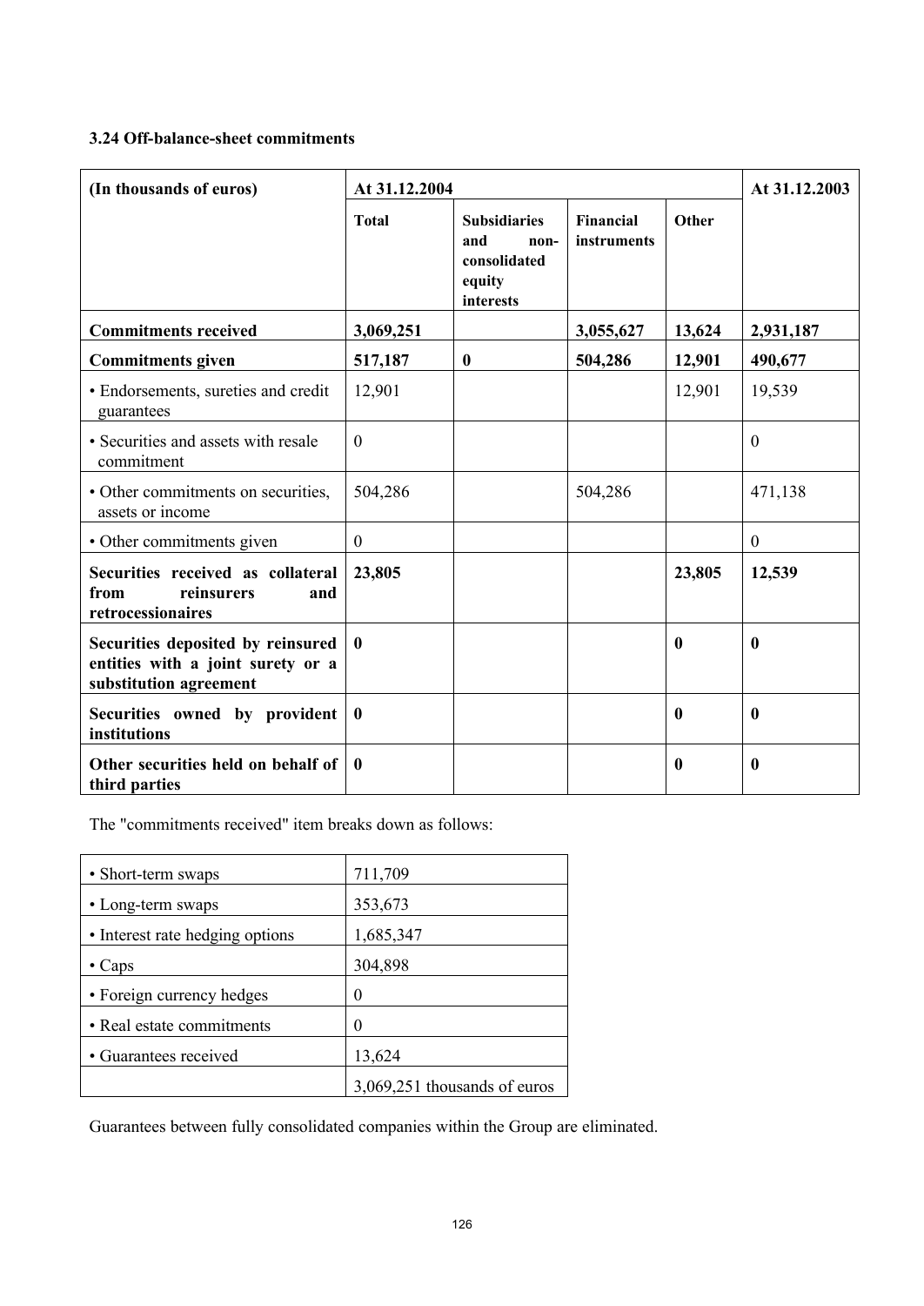### 3.24 Off-balance-sheet commitments

| (In thousands of euros) | At 31.12.2004 | | | | At 31.12.2003 |
|---|---|---|---|---|---|
| | **Total** | **Subsidiaries and non-consolidated equity interests** | **Financial instruments** | **Other** | |
| **Commitments received** | **3,069,251** | | **3,055,627** | **13,624** | **2,931,187** |
| **Commitments given** | **517,187** | **0** | **504,286** | **12,901** | **490,677** |
| • Endorsements, sureties and credit guarantees | 12,901 | | | 12,901 | 19,539 |
| • Securities and assets with resale commitment | 0 | | | | 0 |
| • Other commitments on securities, assets or income | 504,286 | | 504,286 | | 471,138 |
| • Other commitments given | 0 | | | | 0 |
| **Securities received as collateral from reinsurers and retrocessionaires** | **23,805** | | | **23,805** | **12,539** |
| **Securities deposited by reinsured entities with a joint surety or a substitution agreement** | **0** | | | **0** | **0** |
| **Securities owned by provident institutions** | **0** | | | **0** | **0** |
| **Other securities held on behalf of third parties** | **0** | | | **0** | **0** |

The "commitments received" item breaks down as follows:

| | |
|---|---|
| • Short-term swaps | 711,709 |
| • Long-term swaps | 353,673 |
| • Interest rate hedging options | 1,685,347 |
| • Caps | 304,898 |
| • Foreign currency hedges | 0 |
| • Real estate commitments | 0 |
| • Guarantees received | 13,624 |
| | 3,069,251 thousands of euros |

Guarantees between fully consolidated companies within the Group are eliminated.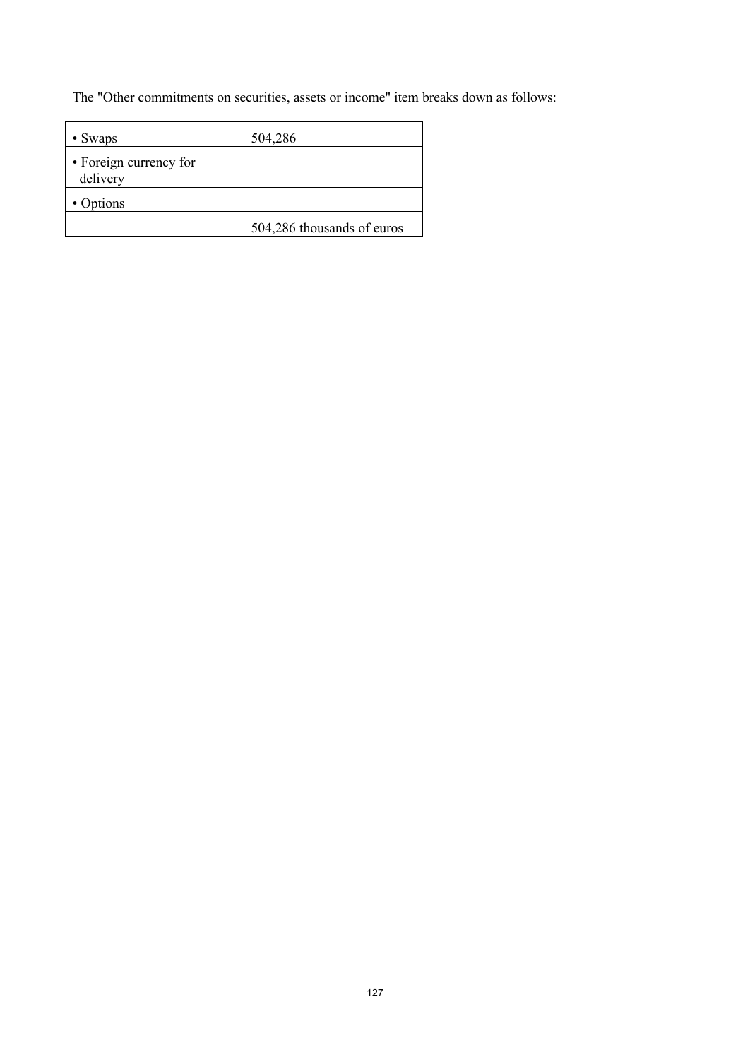The "Other commitments on securities, assets or income" item breaks down as follows:

| | |
|---|---|
| • Swaps | 504,286 |
| • Foreign currency for delivery | |
| • Options | |
| | 504,286 thousands of euros |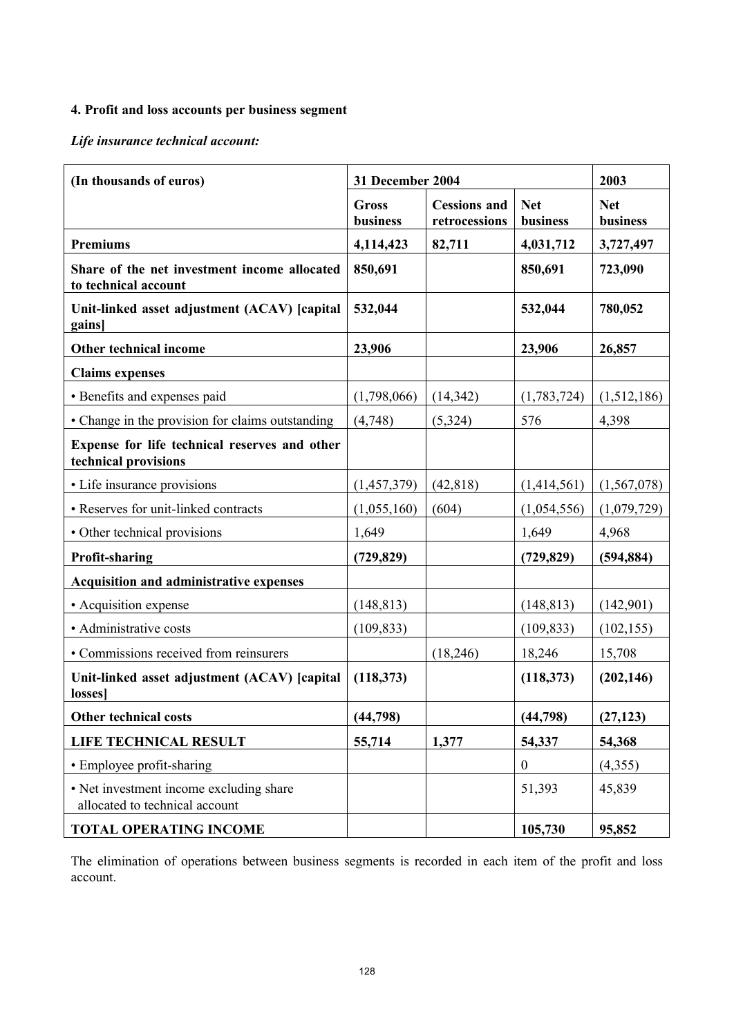#### 4. Profit and loss accounts per business segment

***Life insurance technical account:***

| (In thousands of euros) | 31 December 2004 | | | 2003 |
|---|---|---|---|---|
| | Gross business | Cessions and retrocessions | Net business | Net business |
| **Premiums** | **4,114,423** | **82,711** | **4,031,712** | **3,727,497** |
| **Share of the net investment income allocated to technical account** | **850,691** | | **850,691** | **723,090** |
| **Unit-linked asset adjustment (ACAV) [capital gains]** | **532,044** | | **532,044** | **780,052** |
| **Other technical income** | **23,906** | | **23,906** | **26,857** |
| **Claims expenses** | | | | |
| • Benefits and expenses paid | (1,798,066) | (14,342) | (1,783,724) | (1,512,186) |
| • Change in the provision for claims outstanding | (4,748) | (5,324) | 576 | 4,398 |
| **Expense for life technical reserves and other technical provisions** | | | | |
| • Life insurance provisions | (1,457,379) | (42,818) | (1,414,561) | (1,567,078) |
| • Reserves for unit-linked contracts | (1,055,160) | (604) | (1,054,556) | (1,079,729) |
| • Other technical provisions | 1,649 | | 1,649 | 4,968 |
| **Profit-sharing** | **(729,829)** | | **(729,829)** | **(594,884)** |
| **Acquisition and administrative expenses** | | | | |
| • Acquisition expense | (148,813) | | (148,813) | (142,901) |
| • Administrative costs | (109,833) | | (109,833) | (102,155) |
| • Commissions received from reinsurers | | (18,246) | 18,246 | 15,708 |
| **Unit-linked asset adjustment (ACAV) [capital losses]** | **(118,373)** | | **(118,373)** | **(202,146)** |
| **Other technical costs** | **(44,798)** | | **(44,798)** | **(27,123)** |
| **LIFE TECHNICAL RESULT** | **55,714** | **1,377** | **54,337** | **54,368** |
| • Employee profit-sharing | | | 0 | (4,355) |
| • Net investment income excluding share allocated to technical account | | | 51,393 | 45,839 |
| **TOTAL OPERATING INCOME** | | | **105,730** | **95,852** |

The elimination of operations between business segments is recorded in each item of the profit and loss account.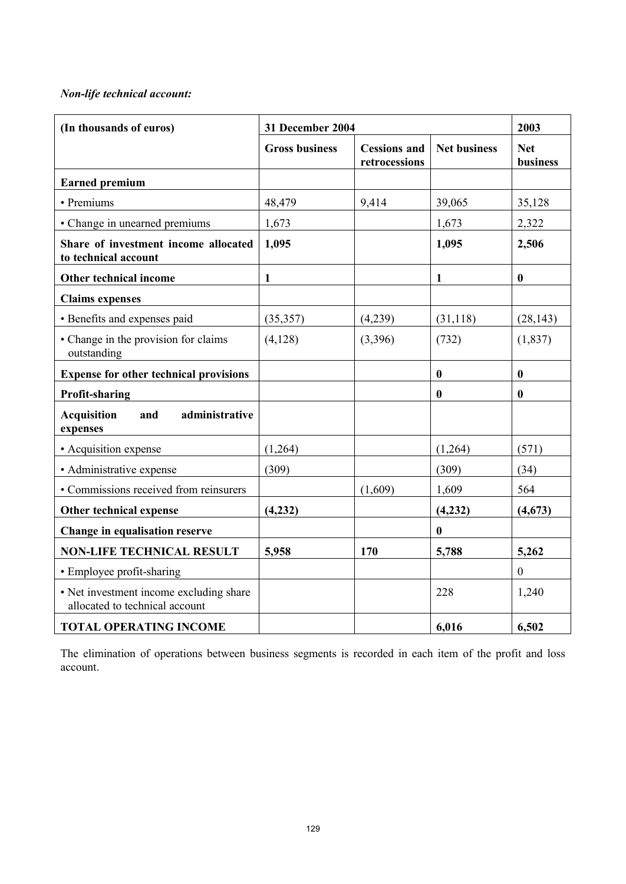*Non-life technical account:*

| (In thousands of euros) | 31 December 2004 | | | 2003 |
|---|---|---|---|---|
| | Gross business | Cessions and retrocessions | Net business | Net business |
| **Earned premium** | | | | |
| • Premiums | 48,479 | 9,414 | 39,065 | 35,128 |
| • Change in unearned premiums | 1,673 | | 1,673 | 2,322 |
| **Share of investment income allocated to technical account** | **1,095** | | **1,095** | **2,506** |
| **Other technical income** | **1** | | **1** | **0** |
| **Claims expenses** | | | | |
| • Benefits and expenses paid | (35,357) | (4,239) | (31,118) | (28,143) |
| • Change in the provision for claims outstanding | (4,128) | (3,396) | (732) | (1,837) |
| **Expense for other technical provisions** | | | **0** | **0** |
| **Profit-sharing** | | | **0** | **0** |
| **Acquisition and administrative expenses** | | | | |
| • Acquisition expense | (1,264) | | (1,264) | (571) |
| • Administrative expense | (309) | | (309) | (34) |
| • Commissions received from reinsurers | | (1,609) | 1,609 | 564 |
| **Other technical expense** | **(4,232)** | | **(4,232)** | **(4,673)** |
| **Change in equalisation reserve** | | | **0** | |
| **NON-LIFE TECHNICAL RESULT** | **5,958** | **170** | **5,788** | **5,262** |
| • Employee profit-sharing | | | | 0 |
| • Net investment income excluding share allocated to technical account | | | 228 | 1,240 |
| **TOTAL OPERATING INCOME** | | | **6,016** | **6,502** |

The elimination of operations between business segments is recorded in each item of the profit and loss account.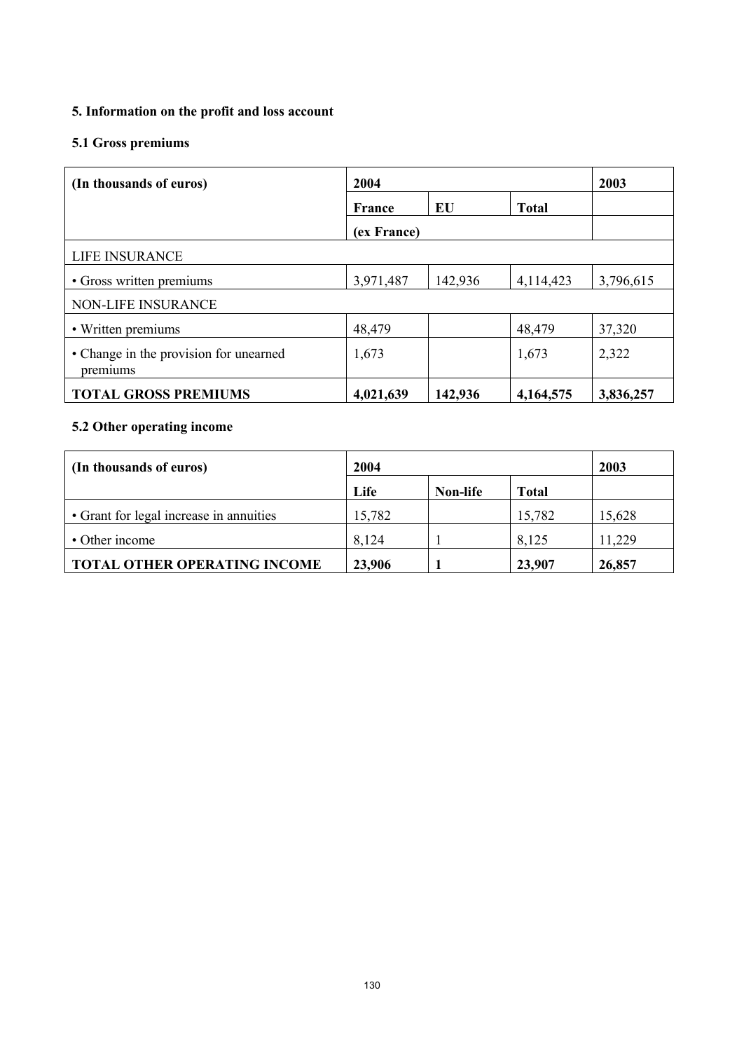## 5. Information on the profit and loss account

### 5.1 Gross premiums

| (In thousands of euros) | 2004 | | | 2003 |
|---|---|---|---|---|
| | France | EU (ex France) | Total | |
| LIFE INSURANCE | | | | |
| • Gross written premiums | 3,971,487 | 142,936 | 4,114,423 | 3,796,615 |
| NON-LIFE INSURANCE | | | | |
| • Written premiums | 48,479 | | 48,479 | 37,320 |
| • Change in the provision for unearned premiums | 1,673 | | 1,673 | 2,322 |
| **TOTAL GROSS PREMIUMS** | **4,021,639** | **142,936** | **4,164,575** | **3,836,257** |

### 5.2 Other operating income

| (In thousands of euros) | 2004 | | | 2003 |
|---|---|---|---|---|
| | Life | Non-life | Total | |
| • Grant for legal increase in annuities | 15,782 | | 15,782 | 15,628 |
| • Other income | 8,124 | 1 | 8,125 | 11,229 |
| **TOTAL OTHER OPERATING INCOME** | **23,906** | **1** | **23,907** | **26,857** |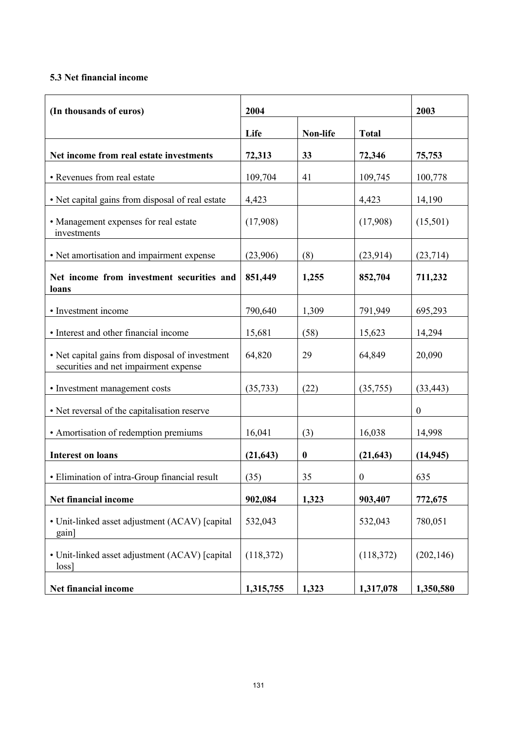### 5.3 Net financial income

| (In thousands of euros) | 2004 | | | 2003 |
|---|---|---|---|---|
| | Life | Non-life | Total | |
| **Net income from real estate investments** | **72,313** | **33** | **72,346** | **75,753** |
| • Revenues from real estate | 109,704 | 41 | 109,745 | 100,778 |
| • Net capital gains from disposal of real estate | 4,423 | | 4,423 | 14,190 |
| • Management expenses for real estate investments | (17,908) | | (17,908) | (15,501) |
| • Net amortisation and impairment expense | (23,906) | (8) | (23,914) | (23,714) |
| **Net income from investment securities and loans** | **851,449** | **1,255** | **852,704** | **711,232** |
| • Investment income | 790,640 | 1,309 | 791,949 | 695,293 |
| • Interest and other financial income | 15,681 | (58) | 15,623 | 14,294 |
| • Net capital gains from disposal of investment securities and net impairment expense | 64,820 | 29 | 64,849 | 20,090 |
| • Investment management costs | (35,733) | (22) | (35,755) | (33,443) |
| • Net reversal of the capitalisation reserve | | | | 0 |
| • Amortisation of redemption premiums | 16,041 | (3) | 16,038 | 14,998 |
| **Interest on loans** | **(21,643)** | **0** | **(21,643)** | **(14,945)** |
| • Elimination of intra-Group financial result | (35) | 35 | 0 | 635 |
| **Net financial income** | **902,084** | **1,323** | **903,407** | **772,675** |
| • Unit-linked asset adjustment (ACAV) [capital gain] | 532,043 | | 532,043 | 780,051 |
| • Unit-linked asset adjustment (ACAV) [capital loss] | (118,372) | | (118,372) | (202,146) |
| **Net financial income** | **1,315,755** | **1,323** | **1,317,078** | **1,350,580** |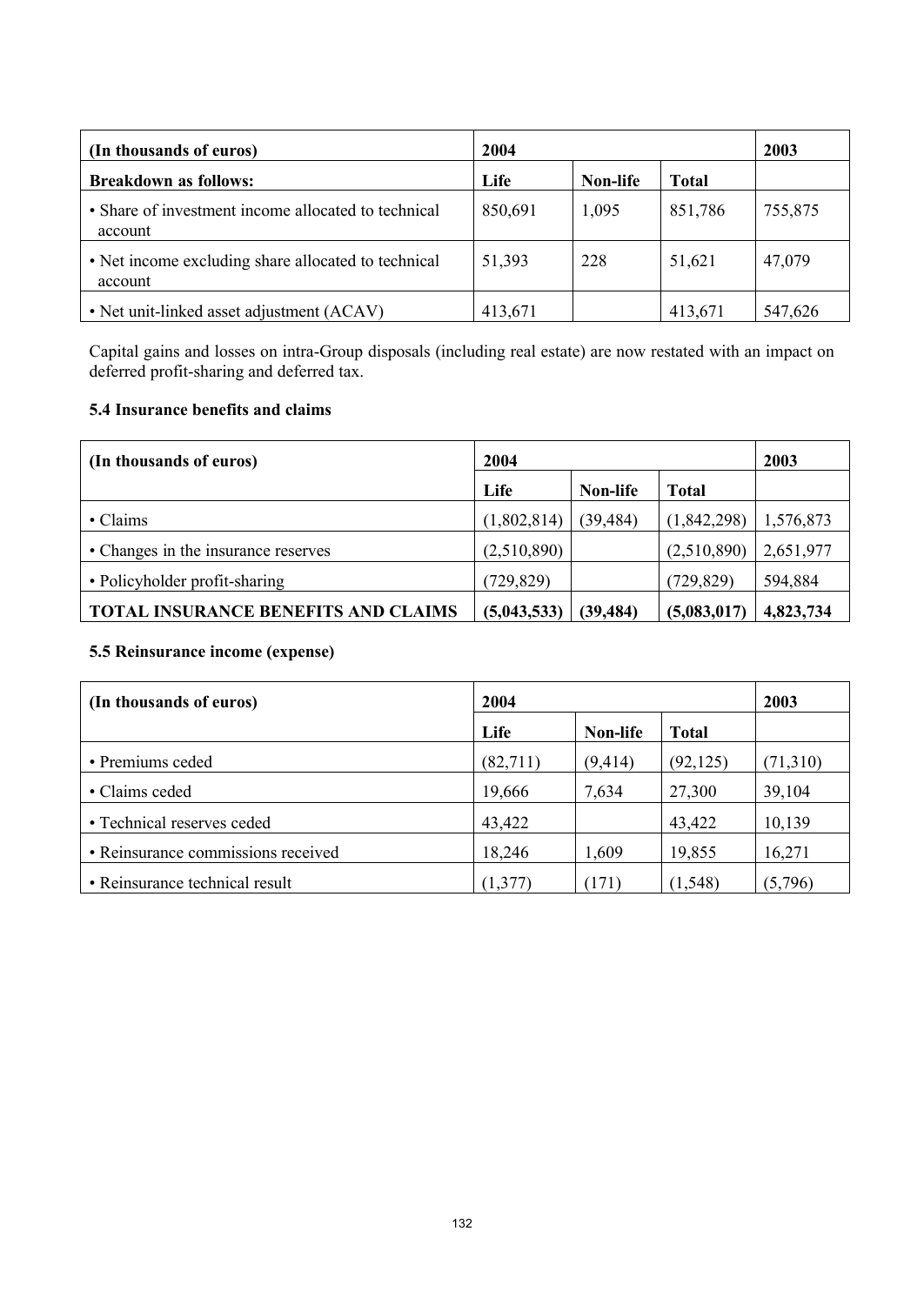| (In thousands of euros) | 2004 | | | 2003 |
|---|---|---|---|---|
| **Breakdown as follows:** | **Life** | **Non-life** | **Total** | |
| • Share of investment income allocated to technical account | 850,691 | 1,095 | 851,786 | 755,875 |
| • Net income excluding share allocated to technical account | 51,393 | 228 | 51,621 | 47,079 |
| • Net unit-linked asset adjustment (ACAV) | 413,671 | | 413,671 | 547,626 |

Capital gains and losses on intra-Group disposals (including real estate) are now restated with an impact on deferred profit-sharing and deferred tax.

### 5.4 Insurance benefits and claims

| (In thousands of euros) | 2004 | | | 2003 |
|---|---|---|---|---|
| | **Life** | **Non-life** | **Total** | |
| • Claims | (1,802,814) | (39,484) | (1,842,298) | 1,576,873 |
| • Changes in the insurance reserves | (2,510,890) | | (2,510,890) | 2,651,977 |
| • Policyholder profit-sharing | (729,829) | | (729,829) | 594,884 |
| **TOTAL INSURANCE BENEFITS AND CLAIMS** | **(5,043,533)** | **(39,484)** | **(5,083,017)** | **4,823,734** |

### 5.5 Reinsurance income (expense)

| (In thousands of euros) | 2004 | | | 2003 |
|---|---|---|---|---|
| | **Life** | **Non-life** | **Total** | |
| • Premiums ceded | (82,711) | (9,414) | (92,125) | (71,310) |
| • Claims ceded | 19,666 | 7,634 | 27,300 | 39,104 |
| • Technical reserves ceded | 43,422 | | 43,422 | 10,139 |
| • Reinsurance commissions received | 18,246 | 1,609 | 19,855 | 16,271 |
| • Reinsurance technical result | (1,377) | (171) | (1,548) | (5,796) |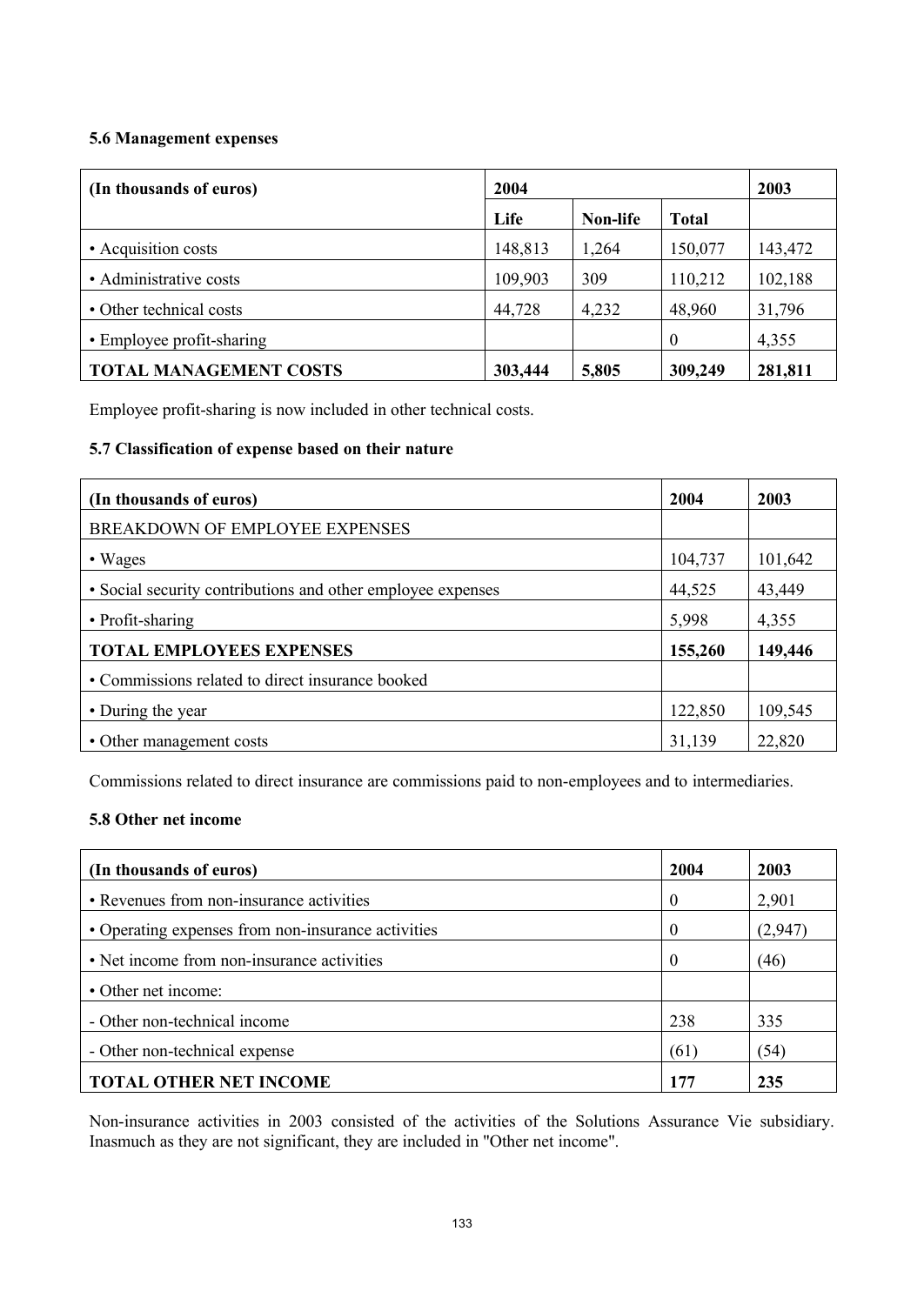### 5.6 Management expenses

| (In thousands of euros) | 2004 | | | 2003 |
|---|---|---|---|---|
| | Life | Non-life | Total | |
| • Acquisition costs | 148,813 | 1,264 | 150,077 | 143,472 |
| • Administrative costs | 109,903 | 309 | 110,212 | 102,188 |
| • Other technical costs | 44,728 | 4,232 | 48,960 | 31,796 |
| • Employee profit-sharing | | | 0 | 4,355 |
| **TOTAL MANAGEMENT COSTS** | **303,444** | **5,805** | **309,249** | **281,811** |

Employee profit-sharing is now included in other technical costs.

### 5.7 Classification of expense based on their nature

| (In thousands of euros) | 2004 | 2003 |
|---|---|---|
| BREAKDOWN OF EMPLOYEE EXPENSES | | |
| • Wages | 104,737 | 101,642 |
| • Social security contributions and other employee expenses | 44,525 | 43,449 |
| • Profit-sharing | 5,998 | 4,355 |
| **TOTAL EMPLOYEES EXPENSES** | **155,260** | **149,446** |
| • Commissions related to direct insurance booked | | |
| • During the year | 122,850 | 109,545 |
| • Other management costs | 31,139 | 22,820 |

Commissions related to direct insurance are commissions paid to non-employees and to intermediaries.

### 5.8 Other net income

| (In thousands of euros) | 2004 | 2003 |
|---|---|---|
| • Revenues from non-insurance activities | 0 | 2,901 |
| • Operating expenses from non-insurance activities | 0 | (2,947) |
| • Net income from non-insurance activities | 0 | (46) |
| • Other net income: | | |
| - Other non-technical income | 238 | 335 |
| - Other non-technical expense | (61) | (54) |
| **TOTAL OTHER NET INCOME** | **177** | **235** |

Non-insurance activities in 2003 consisted of the activities of the Solutions Assurance Vie subsidiary. Inasmuch as they are not significant, they are included in "Other net income".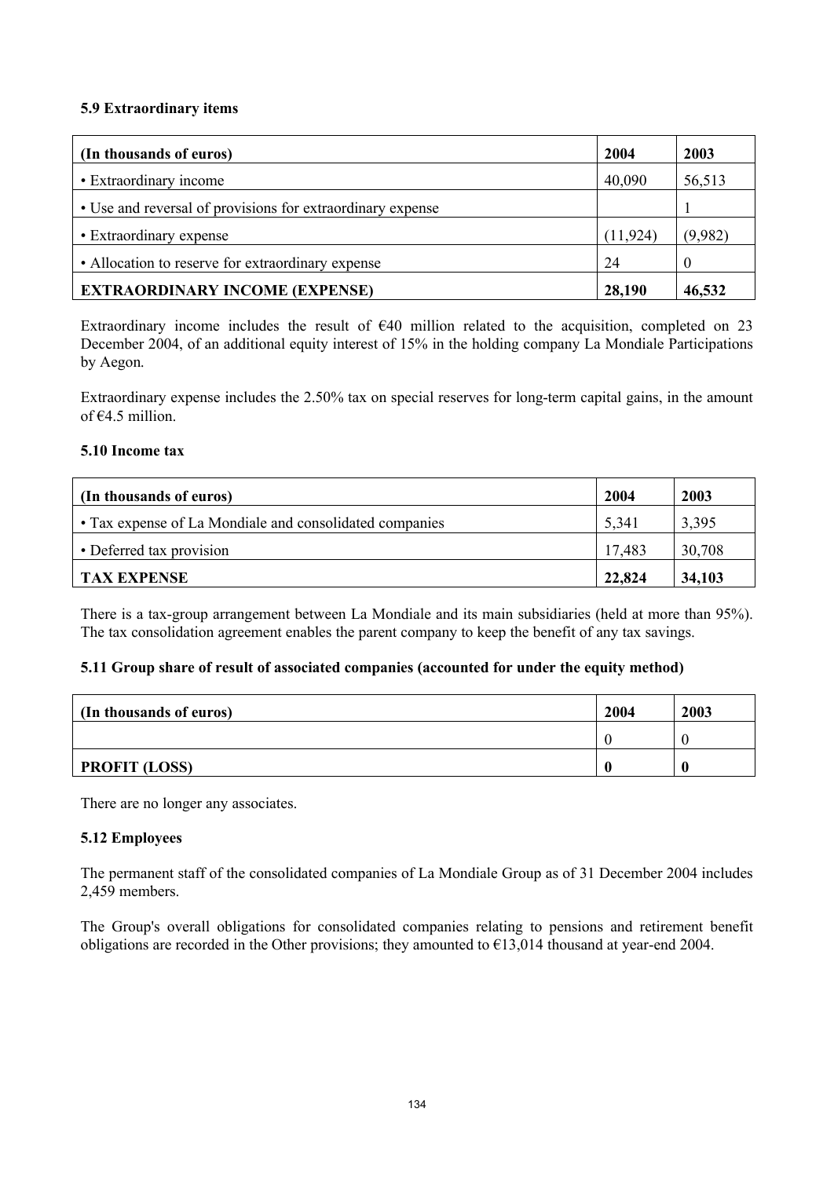### 5.9 Extraordinary items

| (In thousands of euros) | 2004 | 2003 |
|---|---|---|
| • Extraordinary income | 40,090 | 56,513 |
| • Use and reversal of provisions for extraordinary expense | | 1 |
| • Extraordinary expense | (11,924) | (9,982) |
| • Allocation to reserve for extraordinary expense | 24 | 0 |
| **EXTRAORDINARY INCOME (EXPENSE)** | **28,190** | **46,532** |

Extraordinary income includes the result of €40 million related to the acquisition, completed on 23 December 2004, of an additional equity interest of 15% in the holding company La Mondiale Participations by Aegon.

Extraordinary expense includes the 2.50% tax on special reserves for long-term capital gains, in the amount of €4.5 million.

### 5.10 Income tax

| (In thousands of euros) | 2004 | 2003 |
|---|---|---|
| • Tax expense of La Mondiale and consolidated companies | 5,341 | 3,395 |
| • Deferred tax provision | 17,483 | 30,708 |
| **TAX EXPENSE** | **22,824** | **34,103** |

There is a tax-group arrangement between La Mondiale and its main subsidiaries (held at more than 95%). The tax consolidation agreement enables the parent company to keep the benefit of any tax savings.

### 5.11 Group share of result of associated companies (accounted for under the equity method)

| (In thousands of euros) | 2004 | 2003 |
|---|---|---|
| | 0 | 0 |
| **PROFIT (LOSS)** | **0** | **0** |

There are no longer any associates.

### 5.12 Employees

The permanent staff of the consolidated companies of La Mondiale Group as of 31 December 2004 includes 2,459 members.

The Group's overall obligations for consolidated companies relating to pensions and retirement benefit obligations are recorded in the Other provisions; they amounted to €13,014 thousand at year-end 2004.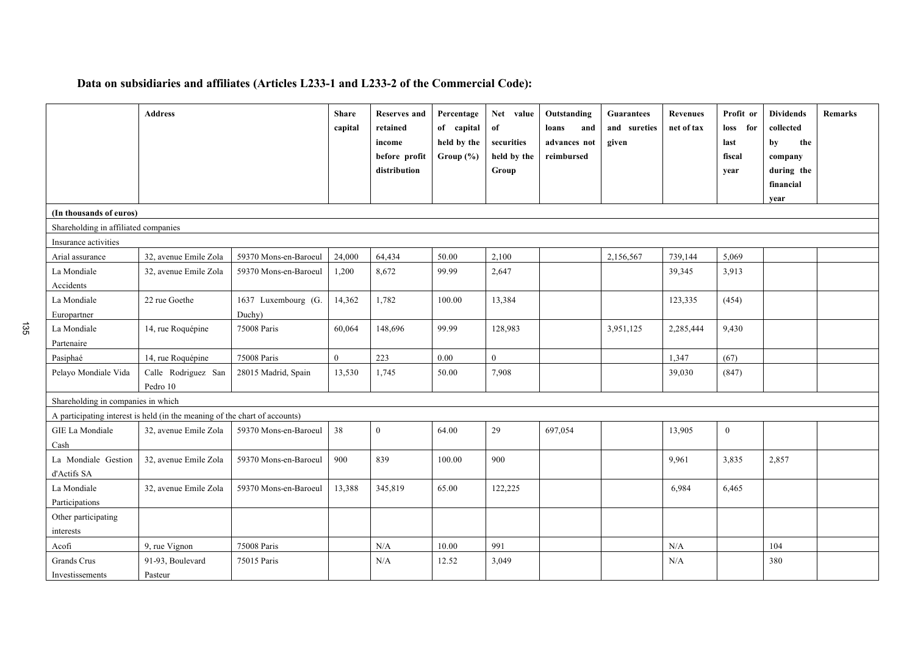**Data on subsidiaries and affiliates (Articles L233-1 and L233-2 of the Commercial Code):**

| | Address | | Share capital | Reserves and retained income before profit distribution | Percentage of capital held by the Group (%) | Net value of securities held by the Group | Outstanding loans and advances not reimbursed | Guarantees and sureties given | Revenues net of tax | Profit or loss for last fiscal year | Dividends collected by the company during the financial year | Remarks |
|---|---|---|---|---|---|---|---|---|---|---|---|---|
| **(In thousands of euros)** | | | | | | | | | | | | |
| Shareholding in affiliated companies | | | | | | | | | | | | |
| Insurance activities | | | | | | | | | | | | |
| Arial assurance | 32, avenue Emile Zola | 59370 Mons-en-Baroeul | 24,000 | 64,434 | 50.00 | 2,100 | | 2,156,567 | 739,144 | 5,069 | | |
| La Mondiale Accidents | 32, avenue Emile Zola | 59370 Mons-en-Baroeul | 1,200 | 8,672 | 99.99 | 2,647 | | | 39,345 | 3,913 | | |
| La Mondiale Europartner | 22 rue Goethe | 1637 Luxembourg (G. Duchy) | 14,362 | 1,782 | 100.00 | 13,384 | | | 123,335 | (454) | | |
| La Mondiale Partenaire | 14, rue Roquépine | 75008 Paris | 60,064 | 148,696 | 99.99 | 128,983 | | 3,951,125 | 2,285,444 | 9,430 | | |
| Pasiphaé | 14, rue Roquépine | 75008 Paris | 0 | 223 | 0.00 | 0 | | | 1,347 | (67) | | |
| Pelayo Mondiale Vida | Calle Rodriguez San Pedro 10 | 28015 Madrid, Spain | 13,530 | 1,745 | 50.00 | 7,908 | | | 39,030 | (847) | | |
| Shareholding in companies in which | | | | | | | | | | | | |
| A participating interest is held (in the meaning of the chart of accounts) | | | | | | | | | | | | |
| GIE La Mondiale Cash | 32, avenue Emile Zola | 59370 Mons-en-Baroeul | 38 | 0 | 64.00 | 29 | 697,054 | | 13,905 | 0 | | |
| La Mondiale Gestion d'Actifs SA | 32, avenue Emile Zola | 59370 Mons-en-Baroeul | 900 | 839 | 100.00 | 900 | | | 9,961 | 3,835 | 2,857 | |
| La Mondiale Participations | 32, avenue Emile Zola | 59370 Mons-en-Baroeul | 13,388 | 345,819 | 65.00 | 122,225 | | | 6,984 | 6,465 | | |
| Other participating interests | | | | | | | | | | | | |
| Acofi | 9, rue Vignon | 75008 Paris | | N/A | 10.00 | 991 | | | N/A | | 104 | |
| Grands Crus Investissements | 91-93, Boulevard Pasteur | 75015 Paris | | N/A | 12.52 | 3,049 | | | N/A | | 380 | |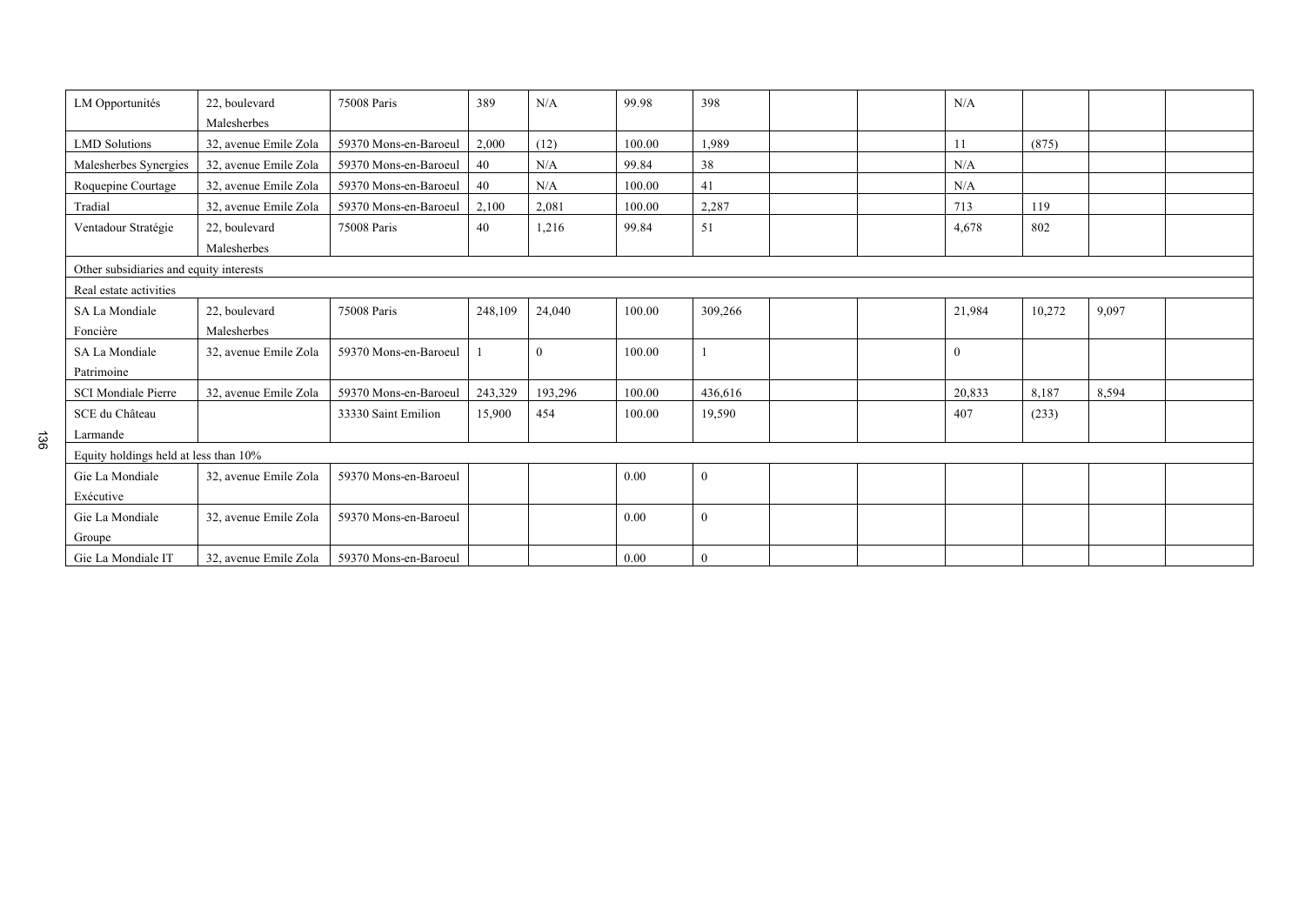| | | | | | | | | | | | | |
|---|---|---|---|---|---|---|---|---|---|---|---|---|
| LM Opportunités | 22, boulevard Malesherbes | 75008 Paris | 389 | N/A | 99.98 | 398 | | | N/A | | | |
| LMD Solutions | 32, avenue Emile Zola | 59370 Mons-en-Baroeul | 2,000 | (12) | 100.00 | 1,989 | | | 11 | (875) | | |
| Malesherbes Synergies | 32, avenue Emile Zola | 59370 Mons-en-Baroeul | 40 | N/A | 99.84 | 38 | | | N/A | | | |
| Roquepine Courtage | 32, avenue Emile Zola | 59370 Mons-en-Baroeul | 40 | N/A | 100.00 | 41 | | | N/A | | | |
| Tradial | 32, avenue Emile Zola | 59370 Mons-en-Baroeul | 2,100 | 2,081 | 100.00 | 2,287 | | | 713 | 119 | | |
| Ventadour Stratégie | 22, boulevard Malesherbes | 75008 Paris | 40 | 1,216 | 99.84 | 51 | | | 4,678 | 802 | | |
| Other subsidiaries and equity interests | | | | | | | | | | | | |
| Real estate activities | | | | | | | | | | | | |
| SA La Mondiale Foncière | 22, boulevard Malesherbes | 75008 Paris | 248,109 | 24,040 | 100.00 | 309,266 | | | 21,984 | 10,272 | 9,097 | |
| SA La Mondiale Patrimoine | 32, avenue Emile Zola | 59370 Mons-en-Baroeul | 1 | 0 | 100.00 | 1 | | | 0 | | | |
| SCI Mondiale Pierre | 32, avenue Emile Zola | 59370 Mons-en-Baroeul | 243,329 | 193,296 | 100.00 | 436,616 | | | 20,833 | 8,187 | 8,594 | |
| SCE du Château Larmande | | 33330 Saint Emilion | 15,900 | 454 | 100.00 | 19,590 | | | 407 | (233) | | |
| Equity holdings held at less than 10% | | | | | | | | | | | | |
| Gie La Mondiale Exécutive | 32, avenue Emile Zola | 59370 Mons-en-Baroeul | | | 0.00 | 0 | | | | | | |
| Gie La Mondiale Groupe | 32, avenue Emile Zola | 59370 Mons-en-Baroeul | | | 0.00 | 0 | | | | | | |
| Gie La Mondiale IT | 32, avenue Emile Zola | 59370 Mons-en-Baroeul | | | 0.00 | 0 | | | | | | |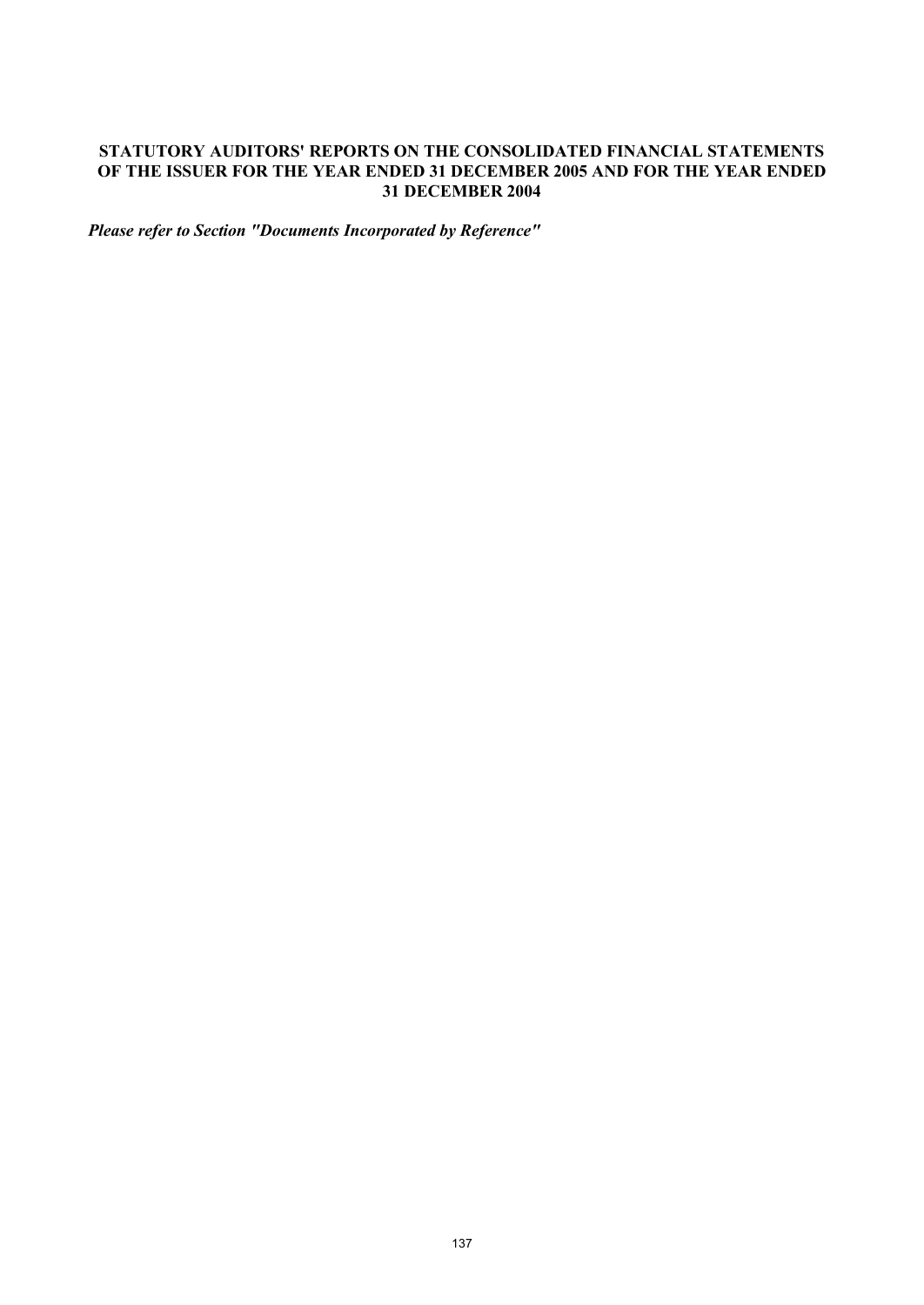## STATUTORY AUDITORS' REPORTS ON THE CONSOLIDATED FINANCIAL STATEMENTS OF THE ISSUER FOR THE YEAR ENDED 31 DECEMBER 2005 AND FOR THE YEAR ENDED 31 DECEMBER 2004

***Please refer to Section "Documents Incorporated by Reference"***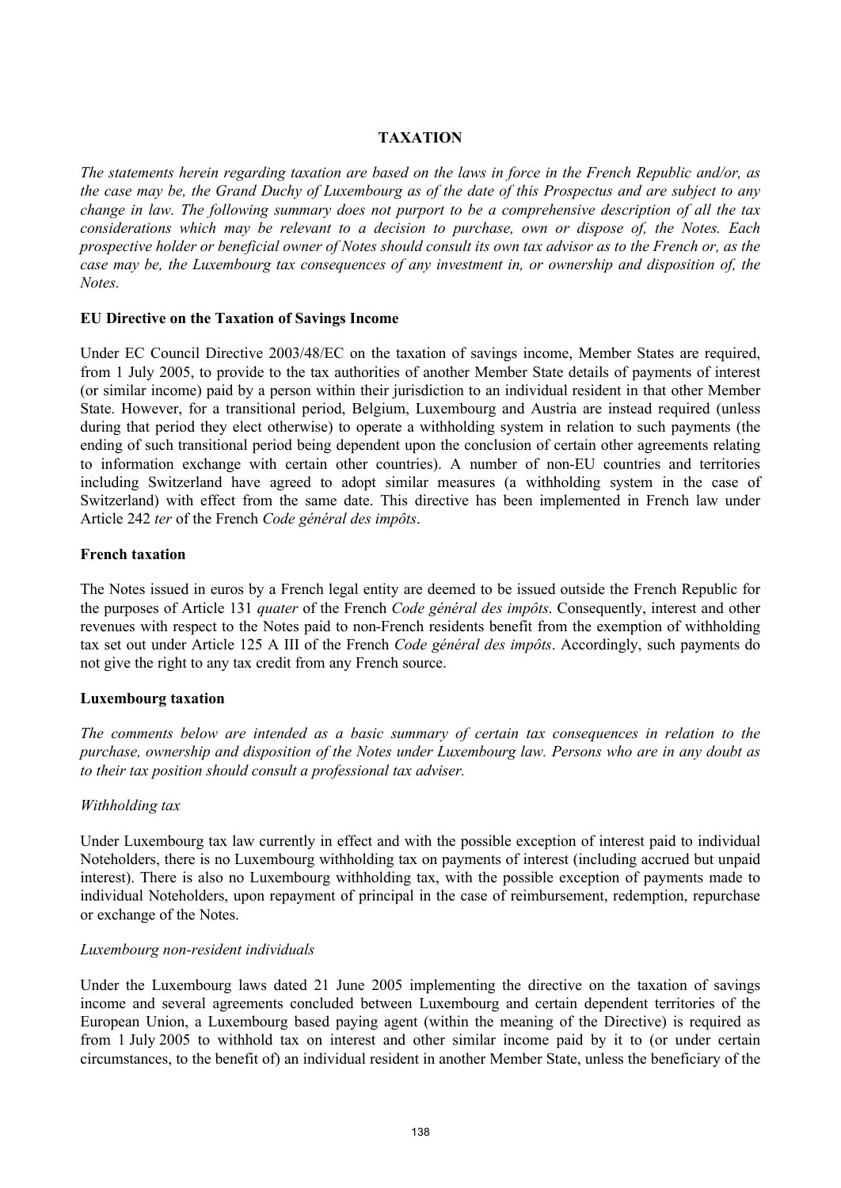## TAXATION

*The statements herein regarding taxation are based on the laws in force in the French Republic and/or, as the case may be, the Grand Duchy of Luxembourg as of the date of this Prospectus and are subject to any change in law. The following summary does not purport to be a comprehensive description of all the tax considerations which may be relevant to a decision to purchase, own or dispose of, the Notes. Each prospective holder or beneficial owner of Notes should consult its own tax advisor as to the French or, as the case may be, the Luxembourg tax consequences of any investment in, or ownership and disposition of, the Notes.*

### EU Directive on the Taxation of Savings Income

Under EC Council Directive 2003/48/EC on the taxation of savings income, Member States are required, from 1 July 2005, to provide to the tax authorities of another Member State details of payments of interest (or similar income) paid by a person within their jurisdiction to an individual resident in that other Member State. However, for a transitional period, Belgium, Luxembourg and Austria are instead required (unless during that period they elect otherwise) to operate a withholding system in relation to such payments (the ending of such transitional period being dependent upon the conclusion of certain other agreements relating to information exchange with certain other countries). A number of non-EU countries and territories including Switzerland have agreed to adopt similar measures (a withholding system in the case of Switzerland) with effect from the same date. This directive has been implemented in French law under Article 242 *ter* of the French *Code général des impôts*.

### French taxation

The Notes issued in euros by a French legal entity are deemed to be issued outside the French Republic for the purposes of Article 131 *quater* of the French *Code général des impôts*. Consequently, interest and other revenues with respect to the Notes paid to non-French residents benefit from the exemption of withholding tax set out under Article 125 A III of the French *Code général des impôts*. Accordingly, such payments do not give the right to any tax credit from any French source.

### Luxembourg taxation

*The comments below are intended as a basic summary of certain tax consequences in relation to the purchase, ownership and disposition of the Notes under Luxembourg law. Persons who are in any doubt as to their tax position should consult a professional tax adviser.*

*Withholding tax*

Under Luxembourg tax law currently in effect and with the possible exception of interest paid to individual Noteholders, there is no Luxembourg withholding tax on payments of interest (including accrued but unpaid interest). There is also no Luxembourg withholding tax, with the possible exception of payments made to individual Noteholders, upon repayment of principal in the case of reimbursement, redemption, repurchase or exchange of the Notes.

*Luxembourg non-resident individuals*

Under the Luxembourg laws dated 21 June 2005 implementing the directive on the taxation of savings income and several agreements concluded between Luxembourg and certain dependent territories of the European Union, a Luxembourg based paying agent (within the meaning of the Directive) is required as from 1 July 2005 to withhold tax on interest and other similar income paid by it to (or under certain circumstances, to the benefit of) an individual resident in another Member State, unless the beneficiary of the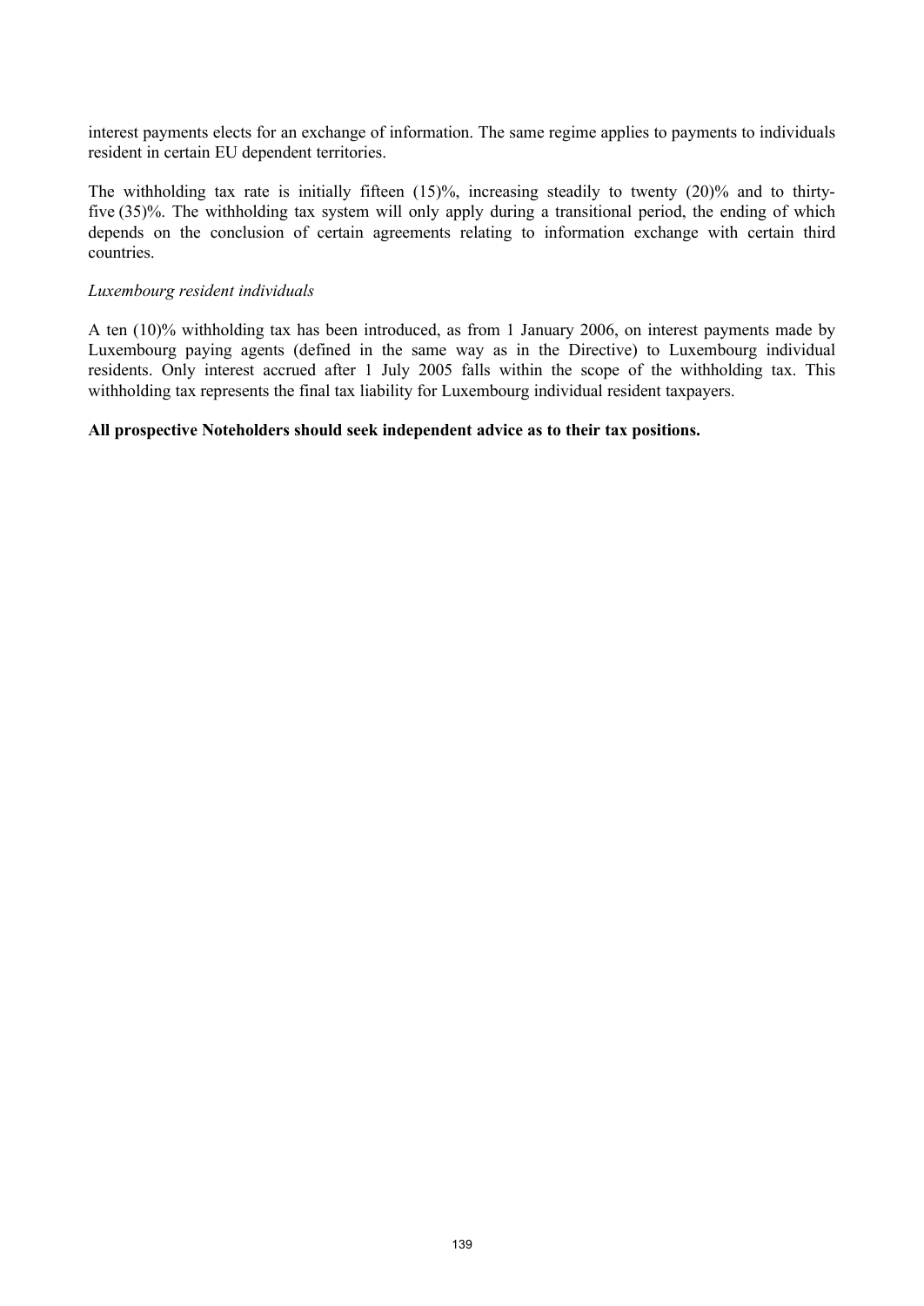interest payments elects for an exchange of information. The same regime applies to payments to individuals resident in certain EU dependent territories.

The withholding tax rate is initially fifteen (15)%, increasing steadily to twenty (20)% and to thirty-five (35)%. The withholding tax system will only apply during a transitional period, the ending of which depends on the conclusion of certain agreements relating to information exchange with certain third countries.

*Luxembourg resident individuals*

A ten (10)% withholding tax has been introduced, as from 1 January 2006, on interest payments made by Luxembourg paying agents (defined in the same way as in the Directive) to Luxembourg individual residents. Only interest accrued after 1 July 2005 falls within the scope of the withholding tax. This withholding tax represents the final tax liability for Luxembourg individual resident taxpayers.

**All prospective Noteholders should seek independent advice as to their tax positions.**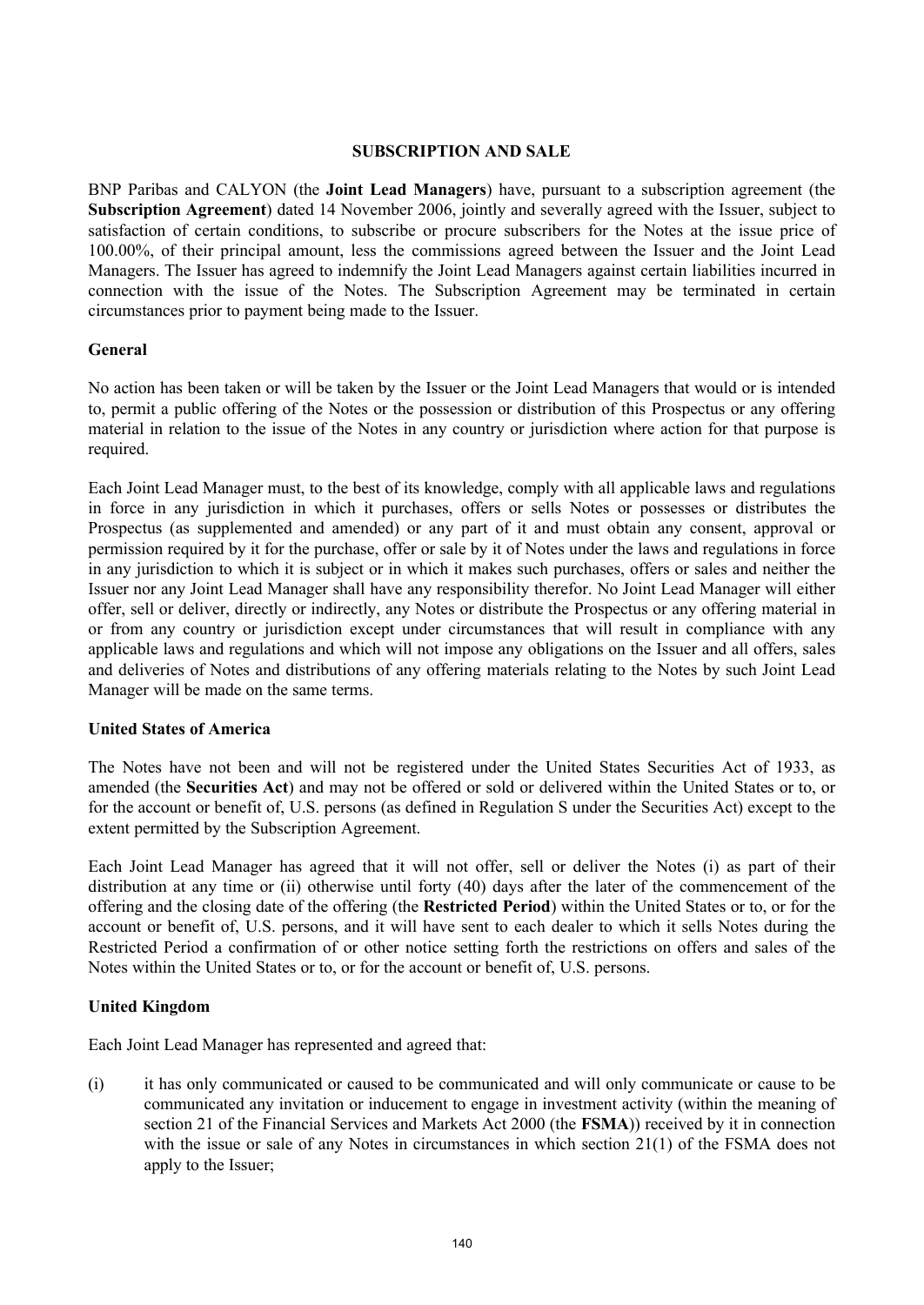## SUBSCRIPTION AND SALE

BNP Paribas and CALYON (the **Joint Lead Managers**) have, pursuant to a subscription agreement (the **Subscription Agreement**) dated 14 November 2006, jointly and severally agreed with the Issuer, subject to satisfaction of certain conditions, to subscribe or procure subscribers for the Notes at the issue price of 100.00%, of their principal amount, less the commissions agreed between the Issuer and the Joint Lead Managers. The Issuer has agreed to indemnify the Joint Lead Managers against certain liabilities incurred in connection with the issue of the Notes. The Subscription Agreement may be terminated in certain circumstances prior to payment being made to the Issuer.

### General

No action has been taken or will be taken by the Issuer or the Joint Lead Managers that would or is intended to, permit a public offering of the Notes or the possession or distribution of this Prospectus or any offering material in relation to the issue of the Notes in any country or jurisdiction where action for that purpose is required.

Each Joint Lead Manager must, to the best of its knowledge, comply with all applicable laws and regulations in force in any jurisdiction in which it purchases, offers or sells Notes or possesses or distributes the Prospectus (as supplemented and amended) or any part of it and must obtain any consent, approval or permission required by it for the purchase, offer or sale by it of Notes under the laws and regulations in force in any jurisdiction to which it is subject or in which it makes such purchases, offers or sales and neither the Issuer nor any Joint Lead Manager shall have any responsibility therefor. No Joint Lead Manager will either offer, sell or deliver, directly or indirectly, any Notes or distribute the Prospectus or any offering material in or from any country or jurisdiction except under circumstances that will result in compliance with any applicable laws and regulations and which will not impose any obligations on the Issuer and all offers, sales and deliveries of Notes and distributions of any offering materials relating to the Notes by such Joint Lead Manager will be made on the same terms.

### United States of America

The Notes have not been and will not be registered under the United States Securities Act of 1933, as amended (the **Securities Act**) and may not be offered or sold or delivered within the United States or to, or for the account or benefit of, U.S. persons (as defined in Regulation S under the Securities Act) except to the extent permitted by the Subscription Agreement.

Each Joint Lead Manager has agreed that it will not offer, sell or deliver the Notes (i) as part of their distribution at any time or (ii) otherwise until forty (40) days after the later of the commencement of the offering and the closing date of the offering (the **Restricted Period**) within the United States or to, or for the account or benefit of, U.S. persons, and it will have sent to each dealer to which it sells Notes during the Restricted Period a confirmation of or other notice setting forth the restrictions on offers and sales of the Notes within the United States or to, or for the account or benefit of, U.S. persons.

### United Kingdom

Each Joint Lead Manager has represented and agreed that:

(i) it has only communicated or caused to be communicated and will only communicate or cause to be communicated any invitation or inducement to engage in investment activity (within the meaning of section 21 of the Financial Services and Markets Act 2000 (the **FSMA**)) received by it in connection with the issue or sale of any Notes in circumstances in which section 21(1) of the FSMA does not apply to the Issuer;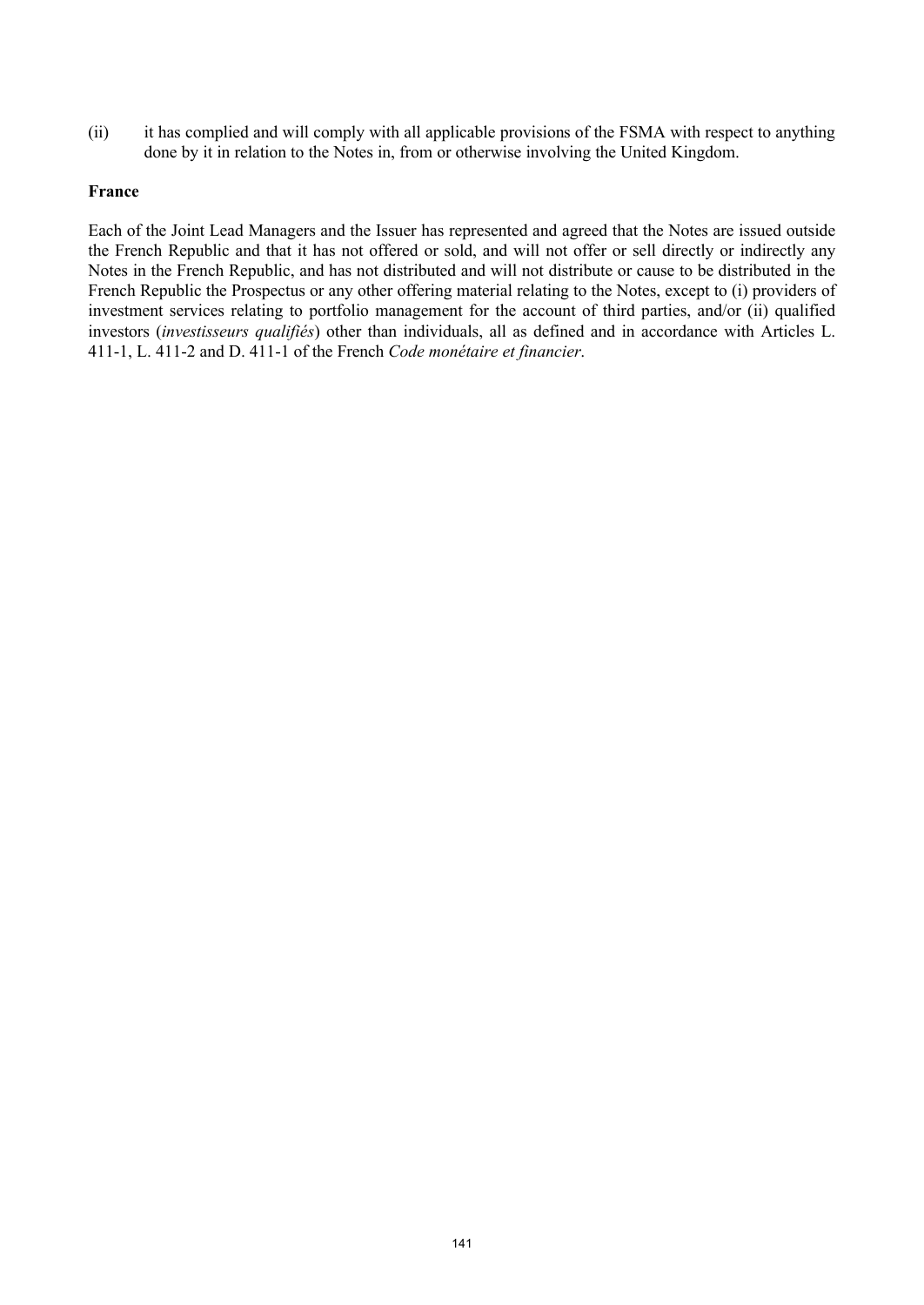(ii) it has complied and will comply with all applicable provisions of the FSMA with respect to anything done by it in relation to the Notes in, from or otherwise involving the United Kingdom.

**France**

Each of the Joint Lead Managers and the Issuer has represented and agreed that the Notes are issued outside the French Republic and that it has not offered or sold, and will not offer or sell directly or indirectly any Notes in the French Republic, and has not distributed and will not distribute or cause to be distributed in the French Republic the Prospectus or any other offering material relating to the Notes, except to (i) providers of investment services relating to portfolio management for the account of third parties, and/or (ii) qualified investors (*investisseurs qualifiés*) other than individuals, all as defined and in accordance with Articles L. 411-1, L. 411-2 and D. 411-1 of the French *Code monétaire et financier*.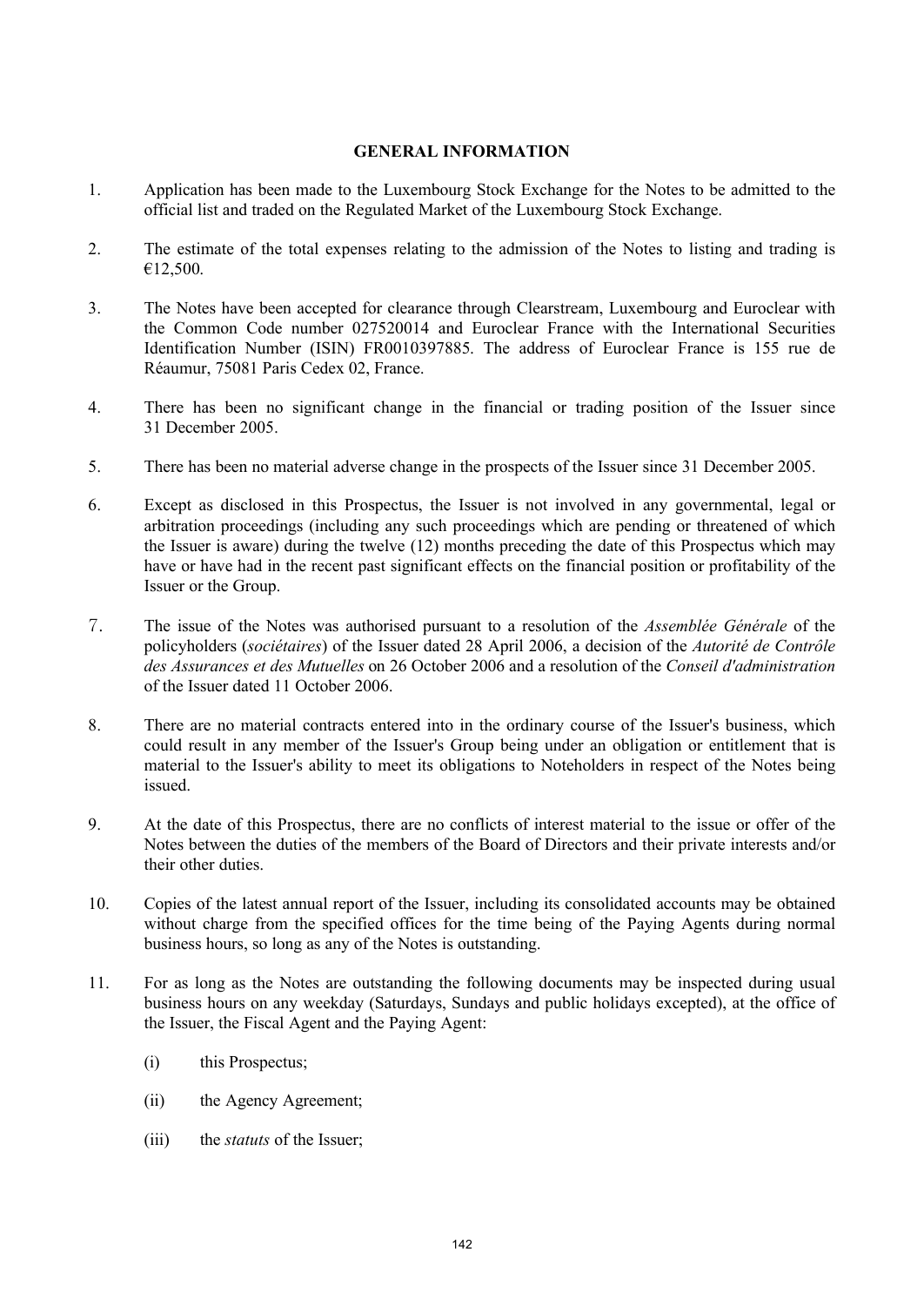## GENERAL INFORMATION

1. Application has been made to the Luxembourg Stock Exchange for the Notes to be admitted to the official list and traded on the Regulated Market of the Luxembourg Stock Exchange.

2. The estimate of the total expenses relating to the admission of the Notes to listing and trading is €12,500.

3. The Notes have been accepted for clearance through Clearstream, Luxembourg and Euroclear with the Common Code number 027520014 and Euroclear France with the International Securities Identification Number (ISIN) FR0010397885. The address of Euroclear France is 155 rue de Réaumur, 75081 Paris Cedex 02, France.

4. There has been no significant change in the financial or trading position of the Issuer since 31 December 2005.

5. There has been no material adverse change in the prospects of the Issuer since 31 December 2005.

6. Except as disclosed in this Prospectus, the Issuer is not involved in any governmental, legal or arbitration proceedings (including any such proceedings which are pending or threatened of which the Issuer is aware) during the twelve (12) months preceding the date of this Prospectus which may have or have had in the recent past significant effects on the financial position or profitability of the Issuer or the Group.

7. The issue of the Notes was authorised pursuant to a resolution of the *Assemblée Générale* of the policyholders (*sociétaires*) of the Issuer dated 28 April 2006, a decision of the *Autorité de Contrôle des Assurances et des Mutuelles* on 26 October 2006 and a resolution of the *Conseil d'administration* of the Issuer dated 11 October 2006.

8. There are no material contracts entered into in the ordinary course of the Issuer's business, which could result in any member of the Issuer's Group being under an obligation or entitlement that is material to the Issuer's ability to meet its obligations to Noteholders in respect of the Notes being issued.

9. At the date of this Prospectus, there are no conflicts of interest material to the issue or offer of the Notes between the duties of the members of the Board of Directors and their private interests and/or their other duties.

10. Copies of the latest annual report of the Issuer, including its consolidated accounts may be obtained without charge from the specified offices for the time being of the Paying Agents during normal business hours, so long as any of the Notes is outstanding.

11. For as long as the Notes are outstanding the following documents may be inspected during usual business hours on any weekday (Saturdays, Sundays and public holidays excepted), at the office of the Issuer, the Fiscal Agent and the Paying Agent:

    (i) this Prospectus;

    (ii) the Agency Agreement;

    (iii) the *statuts* of the Issuer;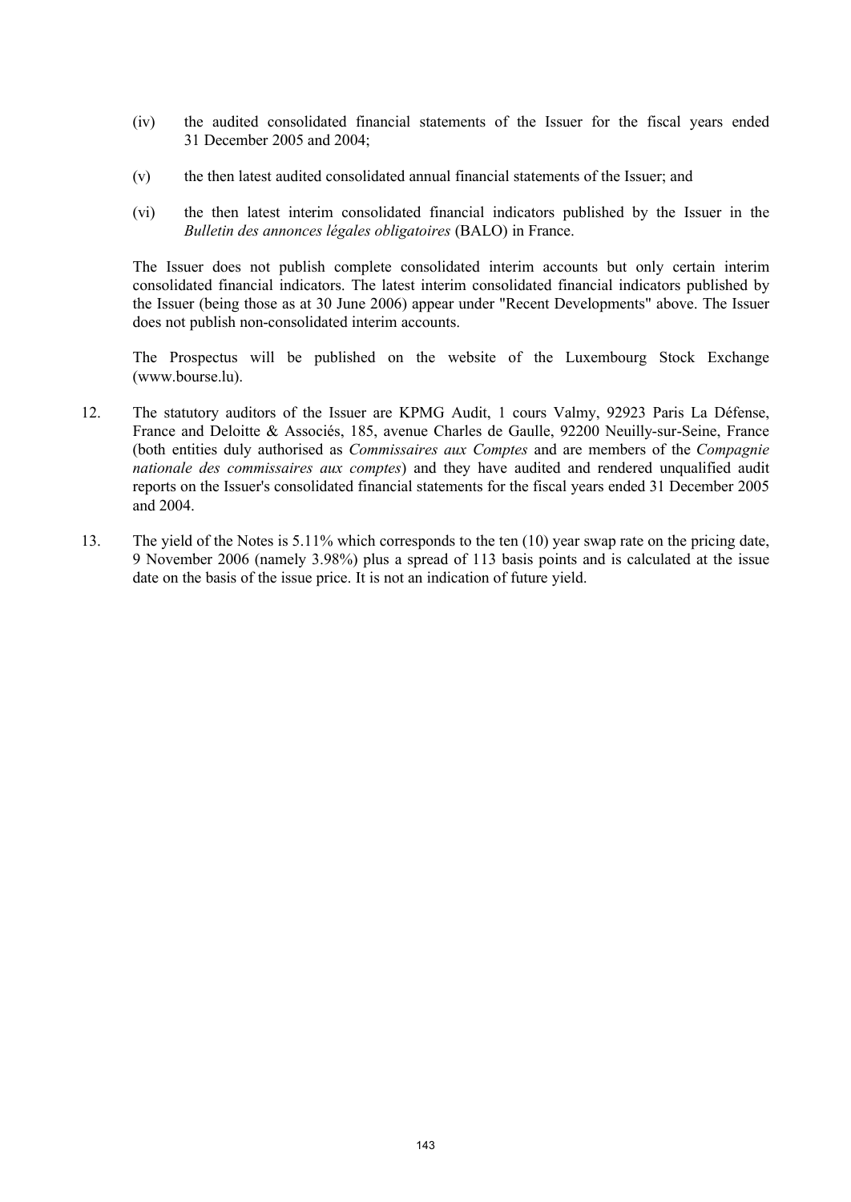(iv) the audited consolidated financial statements of the Issuer for the fiscal years ended 31 December 2005 and 2004;

(v) the then latest audited consolidated annual financial statements of the Issuer; and

(vi) the then latest interim consolidated financial indicators published by the Issuer in the *Bulletin des annonces légales obligatoires* (BALO) in France.

The Issuer does not publish complete consolidated interim accounts but only certain interim consolidated financial indicators. The latest interim consolidated financial indicators published by the Issuer (being those as at 30 June 2006) appear under "Recent Developments" above. The Issuer does not publish non-consolidated interim accounts.

The Prospectus will be published on the website of the Luxembourg Stock Exchange (www.bourse.lu).

12. The statutory auditors of the Issuer are KPMG Audit, 1 cours Valmy, 92923 Paris La Défense, France and Deloitte & Associés, 185, avenue Charles de Gaulle, 92200 Neuilly-sur-Seine, France (both entities duly authorised as *Commissaires aux Comptes* and are members of the *Compagnie nationale des commissaires aux comptes*) and they have audited and rendered unqualified audit reports on the Issuer's consolidated financial statements for the fiscal years ended 31 December 2005 and 2004.

13. The yield of the Notes is 5.11% which corresponds to the ten (10) year swap rate on the pricing date, 9 November 2006 (namely 3.98%) plus a spread of 113 basis points and is calculated at the issue date on the basis of the issue price. It is not an indication of future yield.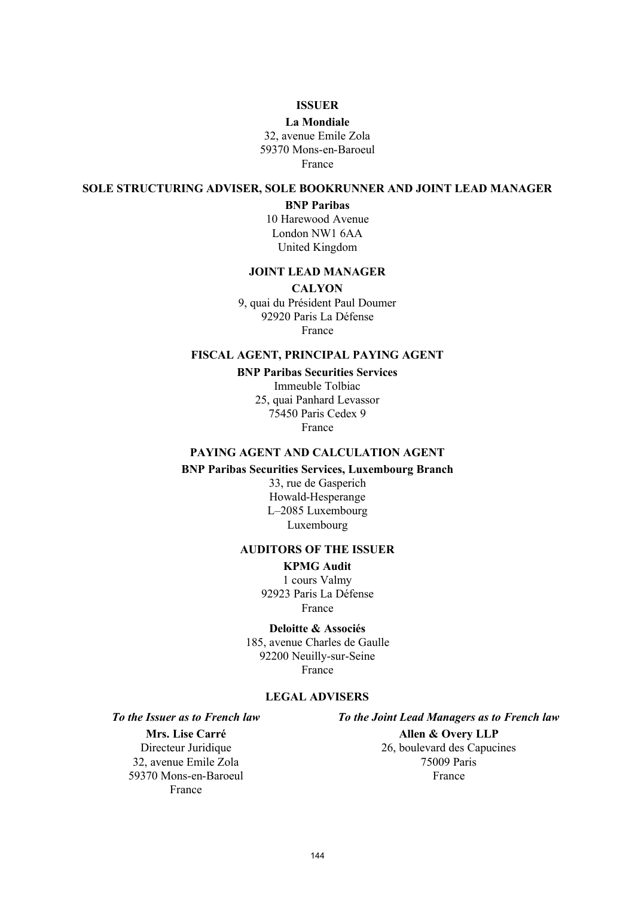**ISSUER**

**La Mondiale**
32, avenue Emile Zola
59370 Mons-en-Baroeul
France

**SOLE STRUCTURING ADVISER, SOLE BOOKRUNNER AND JOINT LEAD MANAGER**

**BNP Paribas**
10 Harewood Avenue
London NW1 6AA
United Kingdom

**JOINT LEAD MANAGER**

**CALYON**
9, quai du Président Paul Doumer
92920 Paris La Défense
France

**FISCAL AGENT, PRINCIPAL PAYING AGENT**

**BNP Paribas Securities Services**
Immeuble Tolbiac
25, quai Panhard Levassor
75450 Paris Cedex 9
France

**PAYING AGENT AND CALCULATION AGENT**

**BNP Paribas Securities Services, Luxembourg Branch**
33, rue de Gasperich
Howald-Hesperange
L–2085 Luxembourg
Luxembourg

**AUDITORS OF THE ISSUER**

**KPMG Audit**
1 cours Valmy
92923 Paris La Défense
France

**Deloitte & Associés**
185, avenue Charles de Gaulle
92200 Neuilly-sur-Seine
France

**LEGAL ADVISERS**

***To the Issuer as to French law***

**Mrs. Lise Carré**
Directeur Juridique
32, avenue Emile Zola
59370 Mons-en-Baroeul
France

***To the Joint Lead Managers as to French law***

**Allen & Overy LLP**
26, boulevard des Capucines
75009 Paris
France